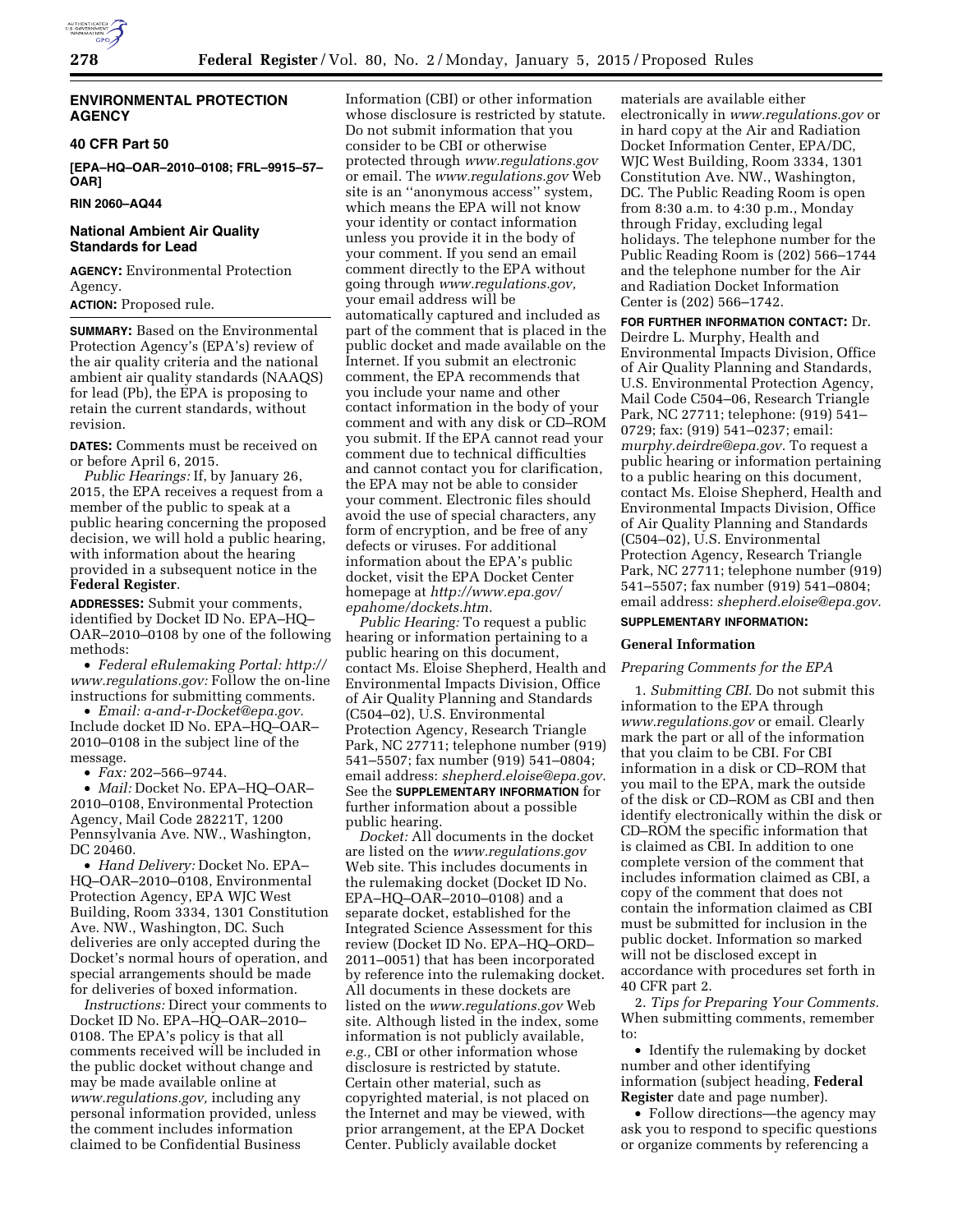## ENVIRONMENTAL PROTECTION AGENCY

### 40 CFR Part 50

**[EPA–HQ–OAR–2010–0108; FRL–9915–57–OAR]**

**RIN 2060–AQ44**

### National Ambient Air Quality Standards for Lead

**AGENCY:** Environmental Protection Agency.

**ACTION:** Proposed rule.

**SUMMARY:** Based on the Environmental Protection Agency's (EPA's) review of the air quality criteria and the national ambient air quality standards (NAAQS) for lead (Pb), the EPA is proposing to retain the current standards, without revision.

**DATES:** Comments must be received on or before April 6, 2015.

*Public Hearings:* If, by January 26, 2015, the EPA receives a request from a member of the public to speak at a public hearing concerning the proposed decision, we will hold a public hearing, with information about the hearing provided in a subsequent notice in the **Federal Register**.

**ADDRESSES:** Submit your comments, identified by Docket ID No. EPA–HQ–OAR–2010–0108 by one of the following methods:

- *Federal eRulemaking Portal: http://www.regulations.gov:* Follow the on-line instructions for submitting comments.
- *Email: a-and-r-Docket@epa.gov.* Include docket ID No. EPA–HQ–OAR–2010–0108 in the subject line of the message.
- *Fax:* 202–566–9744.
- *Mail:* Docket No. EPA–HQ–OAR–2010–0108, Environmental Protection Agency, Mail Code 28221T, 1200 Pennsylvania Ave. NW., Washington, DC 20460.
- *Hand Delivery:* Docket No. EPA–HQ–OAR–2010–0108, Environmental Protection Agency, EPA WJC West Building, Room 3334, 1301 Constitution Ave. NW., Washington, DC. Such deliveries are only accepted during the Docket's normal hours of operation, and special arrangements should be made for deliveries of boxed information.

*Instructions:* Direct your comments to Docket ID No. EPA–HQ–OAR–2010–0108. The EPA's policy is that all comments received will be included in the public docket without change and may be made available online at *www.regulations.gov,* including any personal information provided, unless the comment includes information claimed to be Confidential Business Information (CBI) or other information whose disclosure is restricted by statute. Do not submit information that you consider to be CBI or otherwise protected through *www.regulations.gov* or email. The *www.regulations.gov* Web site is an ''anonymous access'' system, which means the EPA will not know your identity or contact information unless you provide it in the body of your comment. If you send an email comment directly to the EPA without going through *www.regulations.gov,* your email address will be automatically captured and included as part of the comment that is placed in the public docket and made available on the Internet. If you submit an electronic comment, the EPA recommends that you include your name and other contact information in the body of your comment and with any disk or CD–ROM you submit. If the EPA cannot read your comment due to technical difficulties and cannot contact you for clarification, the EPA may not be able to consider your comment. Electronic files should avoid the use of special characters, any form of encryption, and be free of any defects or viruses. For additional information about the EPA's public docket, visit the EPA Docket Center homepage at *http://www.epa.gov/epahome/dockets.htm.*

*Public Hearing:* To request a public hearing or information pertaining to a public hearing on this document, contact Ms. Eloise Shepherd, Health and Environmental Impacts Division, Office of Air Quality Planning and Standards (C504–02), U.S. Environmental Protection Agency, Research Triangle Park, NC 27711; telephone number (919) 541–5507; fax number (919) 541–0804; email address: *shepherd.eloise@epa.gov.* See the **SUPPLEMENTARY INFORMATION** for further information about a possible public hearing.

*Docket:* All documents in the docket are listed on the *www.regulations.gov* Web site. This includes documents in the rulemaking docket (Docket ID No. EPA–HQ–OAR–2010–0108) and a separate docket, established for the Integrated Science Assessment for this review (Docket ID No. EPA–HQ–ORD–2011–0051) that has been incorporated by reference into the rulemaking docket. All documents in these dockets are listed on the *www.regulations.gov* Web site. Although listed in the index, some information is not publicly available, *e.g.,* CBI or other information whose disclosure is restricted by statute. Certain other material, such as copyrighted material, is not placed on the Internet and may be viewed, with prior arrangement, at the EPA Docket Center. Publicly available docket materials are available either electronically in *www.regulations.gov* or in hard copy at the Air and Radiation Docket Information Center, EPA/DC, WJC West Building, Room 3334, 1301 Constitution Ave. NW., Washington, DC. The Public Reading Room is open from 8:30 a.m. to 4:30 p.m., Monday through Friday, excluding legal holidays. The telephone number for the Public Reading Room is (202) 566–1744 and the telephone number for the Air and Radiation Docket Information Center is (202) 566–1742.

**FOR FURTHER INFORMATION CONTACT:** Dr. Deirdre L. Murphy, Health and Environmental Impacts Division, Office of Air Quality Planning and Standards, U.S. Environmental Protection Agency, Mail Code C504–06, Research Triangle Park, NC 27711; telephone: (919) 541–0729; fax: (919) 541–0237; email: *murphy.deirdre@epa.gov.* To request a public hearing or information pertaining to a public hearing on this document, contact Ms. Eloise Shepherd, Health and Environmental Impacts Division, Office of Air Quality Planning and Standards (C504–02), U.S. Environmental Protection Agency, Research Triangle Park, NC 27711; telephone number (919) 541–5507; fax number (919) 541–0804; email address: *shepherd.eloise@epa.gov.*

**SUPPLEMENTARY INFORMATION:**

#### General Information

*Preparing Comments for the EPA*

1. *Submitting CBI.* Do not submit this information to the EPA through *www.regulations.gov* or email. Clearly mark the part or all of the information that you claim to be CBI. For CBI information in a disk or CD–ROM that you mail to the EPA, mark the outside of the disk or CD–ROM as CBI and then identify electronically within the disk or CD–ROM the specific information that is claimed as CBI. In addition to one complete version of the comment that includes information claimed as CBI, a copy of the comment that does not contain the information claimed as CBI must be submitted for inclusion in the public docket. Information so marked will not be disclosed except in accordance with procedures set forth in 40 CFR part 2.

2. *Tips for Preparing Your Comments.* When submitting comments, remember to:

- Identify the rulemaking by docket number and other identifying information (subject heading, **Federal Register** date and page number).
- Follow directions—the agency may ask you to respond to specific questions or organize comments by referencing a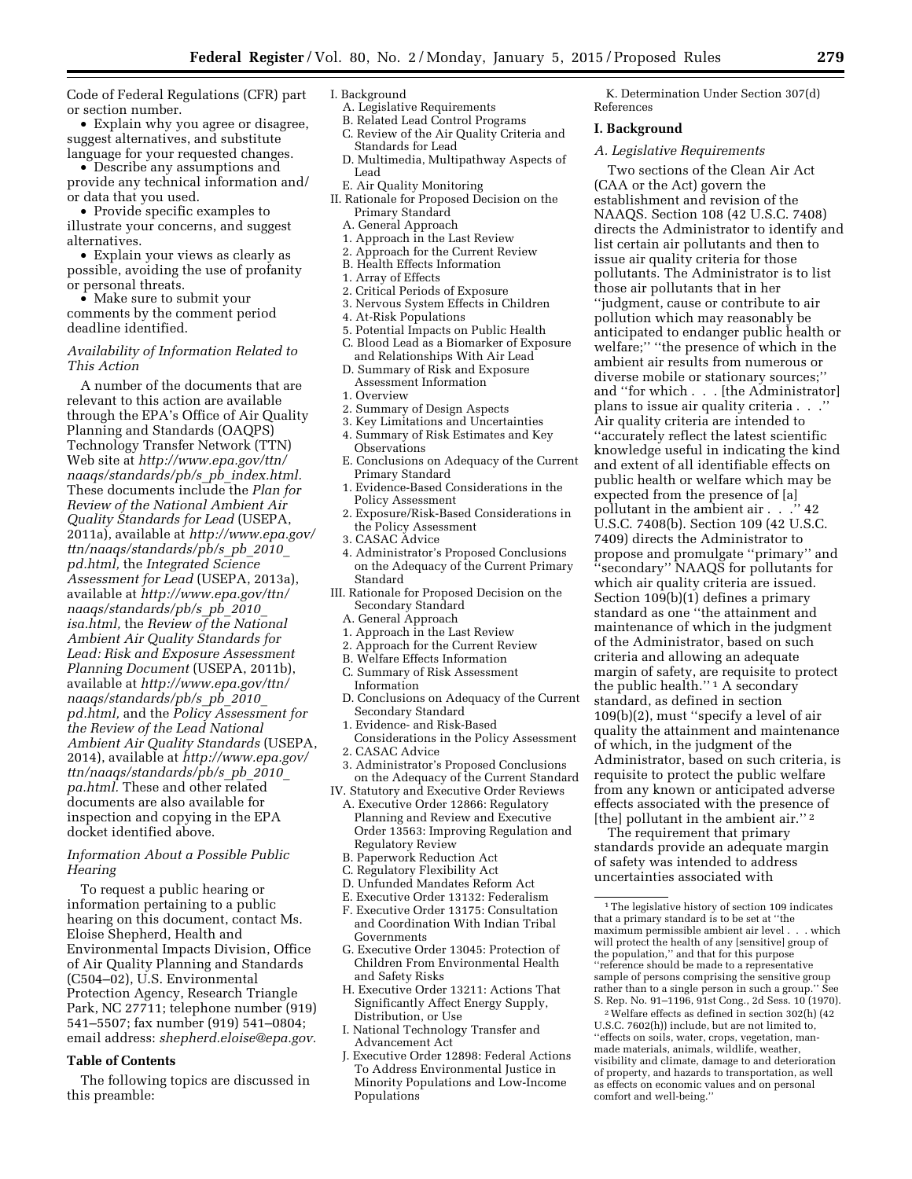Code of Federal Regulations (CFR) part or section number.

- Explain why you agree or disagree, suggest alternatives, and substitute language for your requested changes.
- Describe any assumptions and provide any technical information and/or data that you used.
- Provide specific examples to illustrate your concerns, and suggest alternatives.
- Explain your views as clearly as possible, avoiding the use of profanity or personal threats.
- Make sure to submit your comments by the comment period deadline identified.

*Availability of Information Related to This Action*

A number of the documents that are relevant to this action are available through the EPA's Office of Air Quality Planning and Standards (OAQPS) Technology Transfer Network (TTN) Web site at *http://www.epa.gov/ttn/naaqs/standards/pb/s_pb_index.html.* These documents include the *Plan for Review of the National Ambient Air Quality Standards for Lead* (USEPA, 2011a), available at *http://www.epa.gov/ttn/naaqs/standards/pb/s_pb_2010_pd.html,* the *Integrated Science Assessment for Lead* (USEPA, 2013a), available at *http://www.epa.gov/ttn/naaqs/standards/pb/s_pb_2010_isa.html,* the *Review of the National Ambient Air Quality Standards for Lead: Risk and Exposure Assessment Planning Document* (USEPA, 2011b), available at *http://www.epa.gov/ttn/naaqs/standards/pb/s_pb_2010_pd.html,* and the *Policy Assessment for the Review of the Lead National Ambient Air Quality Standards* (USEPA, 2014), available at *http://www.epa.gov/ttn/naaqs/standards/pb/s_pb_2010_pa.html.* These and other related documents are also available for inspection and copying in the EPA docket identified above.

*Information About a Possible Public Hearing*

To request a public hearing or information pertaining to a public hearing on this document, contact Ms. Eloise Shepherd, Health and Environmental Impacts Division, Office of Air Quality Planning and Standards (C504–02), U.S. Environmental Protection Agency, Research Triangle Park, NC 27711; telephone number (919) 541–5507; fax number (919) 541–0804; email address: *shepherd.eloise@epa.gov.*

**Table of Contents**

The following topics are discussed in this preamble:

I. Background
  A. Legislative Requirements
  B. Related Lead Control Programs
  C. Review of the Air Quality Criteria and Standards for Lead
  D. Multimedia, Multipathway Aspects of Lead
  E. Air Quality Monitoring
II. Rationale for Proposed Decision on the Primary Standard
  A. General Approach
  1. Approach in the Last Review
  2. Approach for the Current Review
  B. Health Effects Information
  1. Array of Effects
  2. Critical Periods of Exposure
  3. Nervous System Effects in Children
  4. At-Risk Populations
  5. Potential Impacts on Public Health
  C. Blood Lead as a Biomarker of Exposure and Relationships With Air Lead
  D. Summary of Risk and Exposure Assessment Information
  1. Overview
  2. Summary of Design Aspects
  3. Key Limitations and Uncertainties
  4. Summary of Risk Estimates and Key Observations
  E. Conclusions on Adequacy of the Current Primary Standard
  1. Evidence-Based Considerations in the Policy Assessment
  2. Exposure/Risk-Based Considerations in the Policy Assessment
  3. CASAC Advice
  4. Administrator's Proposed Conclusions on the Adequacy of the Current Primary Standard
III. Rationale for Proposed Decision on the Secondary Standard
  A. General Approach
  1. Approach in the Last Review
  2. Approach for the Current Review
  B. Welfare Effects Information
  C. Summary of Risk Assessment Information
  D. Conclusions on Adequacy of the Current Secondary Standard
  1. Evidence- and Risk-Based Considerations in the Policy Assessment
  2. CASAC Advice
  3. Administrator's Proposed Conclusions on the Adequacy of the Current Standard
IV. Statutory and Executive Order Reviews
  A. Executive Order 12866: Regulatory Planning and Review and Executive Order 13563: Improving Regulation and Regulatory Review
  B. Paperwork Reduction Act
  C. Regulatory Flexibility Act
  D. Unfunded Mandates Reform Act
  E. Executive Order 13132: Federalism
  F. Executive Order 13175: Consultation and Coordination With Indian Tribal Governments
  G. Executive Order 13045: Protection of Children From Environmental Health and Safety Risks
  H. Executive Order 13211: Actions That Significantly Affect Energy Supply, Distribution, or Use
  I. National Technology Transfer and Advancement Act
  J. Executive Order 12898: Federal Actions To Address Environmental Justice in Minority Populations and Low-Income Populations
  K. Determination Under Section 307(d)
References

**I. Background**

*A. Legislative Requirements*

Two sections of the Clean Air Act (CAA or the Act) govern the establishment and revision of the NAAQS. Section 108 (42 U.S.C. 7408) directs the Administrator to identify and list certain air pollutants and then to issue air quality criteria for those pollutants. The Administrator is to list those air pollutants that in her "judgment, cause or contribute to air pollution which may reasonably be anticipated to endanger public health or welfare;" "the presence of which in the ambient air results from numerous or diverse mobile or stationary sources;" and "for which . . . [the Administrator] plans to issue air quality criteria . . ." Air quality criteria are intended to "accurately reflect the latest scientific knowledge useful in indicating the kind and extent of all identifiable effects on public health or welfare which may be expected from the presence of [a] pollutant in the ambient air . . ." 42 U.S.C. 7408(b). Section 109 (42 U.S.C. 7409) directs the Administrator to propose and promulgate "primary" and "secondary" NAAQS for pollutants for which air quality criteria are issued. Section 109(b)(1) defines a primary standard as one "the attainment and maintenance of which in the judgment of the Administrator, based on such criteria and allowing an adequate margin of safety, are requisite to protect the public health." [1] A secondary standard, as defined in section 109(b)(2), must "specify a level of air quality the attainment and maintenance of which, in the judgment of the Administrator, based on such criteria, is requisite to protect the public welfare from any known or anticipated adverse effects associated with the presence of [the] pollutant in the ambient air." [2]

The requirement that primary standards provide an adequate margin of safety was intended to address uncertainties associated with

[1] The legislative history of section 109 indicates that a primary standard is to be set at "the maximum permissible ambient air level . . . which will protect the health of any [sensitive] group of the population," and that for this purpose "reference should be made to a representative sample of persons comprising the sensitive group rather than to a single person in such a group." See S. Rep. No. 91–1196, 91st Cong., 2d Sess. 10 (1970).

[2] Welfare effects as defined in section 302(h) (42 U.S.C. 7602(h)) include, but are not limited to, "effects on soils, water, crops, vegetation, man-made materials, animals, wildlife, weather, visibility and climate, damage to and deterioration of property, and hazards to transportation, as well as effects on economic values and on personal comfort and well-being."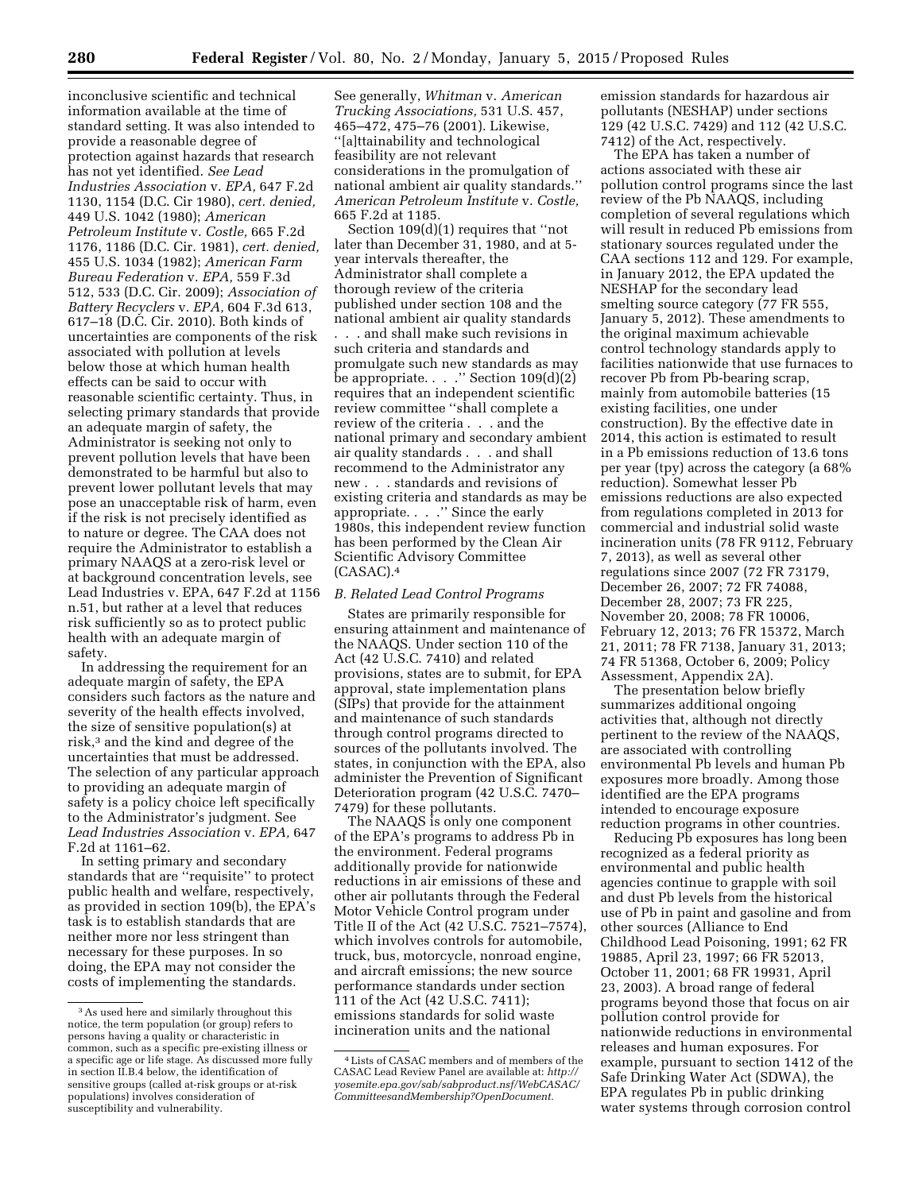inconclusive scientific and technical information available at the time of standard setting. It was also intended to provide a reasonable degree of protection against hazards that research has not yet identified. *See Lead Industries Association* v. *EPA,* 647 F.2d 1130, 1154 (D.C. Cir 1980), *cert. denied,* 449 U.S. 1042 (1980); *American Petroleum Institute* v. *Costle,* 665 F.2d 1176, 1186 (D.C. Cir. 1981), *cert. denied,* 455 U.S. 1034 (1982); *American Farm Bureau Federation* v. *EPA,* 559 F.3d 512, 533 (D.C. Cir. 2009); *Association of Battery Recyclers* v. *EPA,* 604 F.3d 613, 617–18 (D.C. Cir. 2010). Both kinds of uncertainties are components of the risk associated with pollution at levels below those at which human health effects can be said to occur with reasonable scientific certainty. Thus, in selecting primary standards that provide an adequate margin of safety, the Administrator is seeking not only to prevent pollution levels that have been demonstrated to be harmful but also to prevent lower pollutant levels that may pose an unacceptable risk of harm, even if the risk is not precisely identified as to nature or degree. The CAA does not require the Administrator to establish a primary NAAQS at a zero-risk level or at background concentration levels, see Lead Industries v. EPA, 647 F.2d at 1156 n.51, but rather at a level that reduces risk sufficiently so as to protect public health with an adequate margin of safety.

In addressing the requirement for an adequate margin of safety, the EPA considers such factors as the nature and severity of the health effects involved, the size of sensitive population(s) at risk,[3] and the kind and degree of the uncertainties that must be addressed. The selection of any particular approach to providing an adequate margin of safety is a policy choice left specifically to the Administrator's judgment. See *Lead Industries Association* v. *EPA,* 647 F.2d at 1161–62.

In setting primary and secondary standards that are ''requisite'' to protect public health and welfare, respectively, as provided in section 109(b), the EPA's task is to establish standards that are neither more nor less stringent than necessary for these purposes. In so doing, the EPA may not consider the costs of implementing the standards. See generally, *Whitman* v. *American Trucking Associations,* 531 U.S. 457, 465–472, 475–76 (2001). Likewise, ''[a]ttainability and technological feasibility are not relevant considerations in the promulgation of national ambient air quality standards.'' *American Petroleum Institute* v. *Costle,* 665 F.2d at 1185.

Section 109(d)(1) requires that ''not later than December 31, 1980, and at 5-year intervals thereafter, the Administrator shall complete a thorough review of the criteria published under section 108 and the national ambient air quality standards . . . and shall make such revisions in such criteria and standards and promulgate such new standards as may be appropriate. . . .'' Section 109(d)(2) requires that an independent scientific review committee ''shall complete a review of the criteria . . . and the national primary and secondary ambient air quality standards . . . and shall recommend to the Administrator any new . . . standards and revisions of existing criteria and standards as may be appropriate. . . .'' Since the early 1980s, this independent review function has been performed by the Clean Air Scientific Advisory Committee (CASAC).[4]

*B. Related Lead Control Programs*

States are primarily responsible for ensuring attainment and maintenance of the NAAQS. Under section 110 of the Act (42 U.S.C. 7410) and related provisions, states are to submit, for EPA approval, state implementation plans (SIPs) that provide for the attainment and maintenance of such standards through control programs directed to sources of the pollutants involved. The states, in conjunction with the EPA, also administer the Prevention of Significant Deterioration program (42 U.S.C. 7470–7479) for these pollutants.

The NAAQS is only one component of the EPA's programs to address Pb in the environment. Federal programs additionally provide for nationwide reductions in air emissions of these and other air pollutants through the Federal Motor Vehicle Control program under Title II of the Act (42 U.S.C. 7521–7574), which involves controls for automobile, truck, bus, motorcycle, nonroad engine, and aircraft emissions; the new source performance standards under section 111 of the Act (42 U.S.C. 7411); emissions standards for solid waste incineration units and the national emission standards for hazardous air pollutants (NESHAP) under sections 129 (42 U.S.C. 7429) and 112 (42 U.S.C. 7412) of the Act, respectively.

The EPA has taken a number of actions associated with these air pollution control programs since the last review of the Pb NAAQS, including completion of several regulations which will result in reduced Pb emissions from stationary sources regulated under the CAA sections 112 and 129. For example, in January 2012, the EPA updated the NESHAP for the secondary lead smelting source category (77 FR 555, January 5, 2012). These amendments to the original maximum achievable control technology standards apply to facilities nationwide that use furnaces to recover Pb from Pb-bearing scrap, mainly from automobile batteries (15 existing facilities, one under construction). By the effective date in 2014, this action is estimated to result in a Pb emissions reduction of 13.6 tons per year (tpy) across the category (a 68% reduction). Somewhat lesser Pb emissions reductions are also expected from regulations completed in 2013 for commercial and industrial solid waste incineration units (78 FR 9112, February 7, 2013), as well as several other regulations since 2007 (72 FR 73179, December 26, 2007; 72 FR 74088, December 28, 2007; 73 FR 225, November 20, 2008; 78 FR 10006, February 12, 2013; 76 FR 15372, March 21, 2011; 78 FR 7138, January 31, 2013; 74 FR 51368, October 6, 2009; Policy Assessment, Appendix 2A).

The presentation below briefly summarizes additional ongoing activities that, although not directly pertinent to the review of the NAAQS, are associated with controlling environmental Pb levels and human Pb exposures more broadly. Among those identified are the EPA programs intended to encourage exposure reduction programs in other countries.

Reducing Pb exposures has long been recognized as a federal priority as environmental and public health agencies continue to grapple with soil and dust Pb levels from the historical use of Pb in paint and gasoline and from other sources (Alliance to End Childhood Lead Poisoning, 1991; 62 FR 19885, April 23, 1997; 66 FR 52013, October 11, 2001; 68 FR 19931, April 23, 2003). A broad range of federal programs beyond those that focus on air pollution control provide for nationwide reductions in environmental releases and human exposures. For example, pursuant to section 1412 of the Safe Drinking Water Act (SDWA), the EPA regulates Pb in public drinking water systems through corrosion control

---

[3] As used here and similarly throughout this notice, the term population (or group) refers to persons having a quality or characteristic in common, such as a specific pre-existing illness or a specific age or life stage. As discussed more fully in section II.B.4 below, the identification of sensitive groups (called at-risk groups or at-risk populations) involves consideration of susceptibility and vulnerability.

[4] Lists of CASAC members and of members of the CASAC Lead Review Panel are available at: *http://yosemite.epa.gov/sab/sabproduct.nsf/WebCASAC/CommitteesandMembership?OpenDocument.*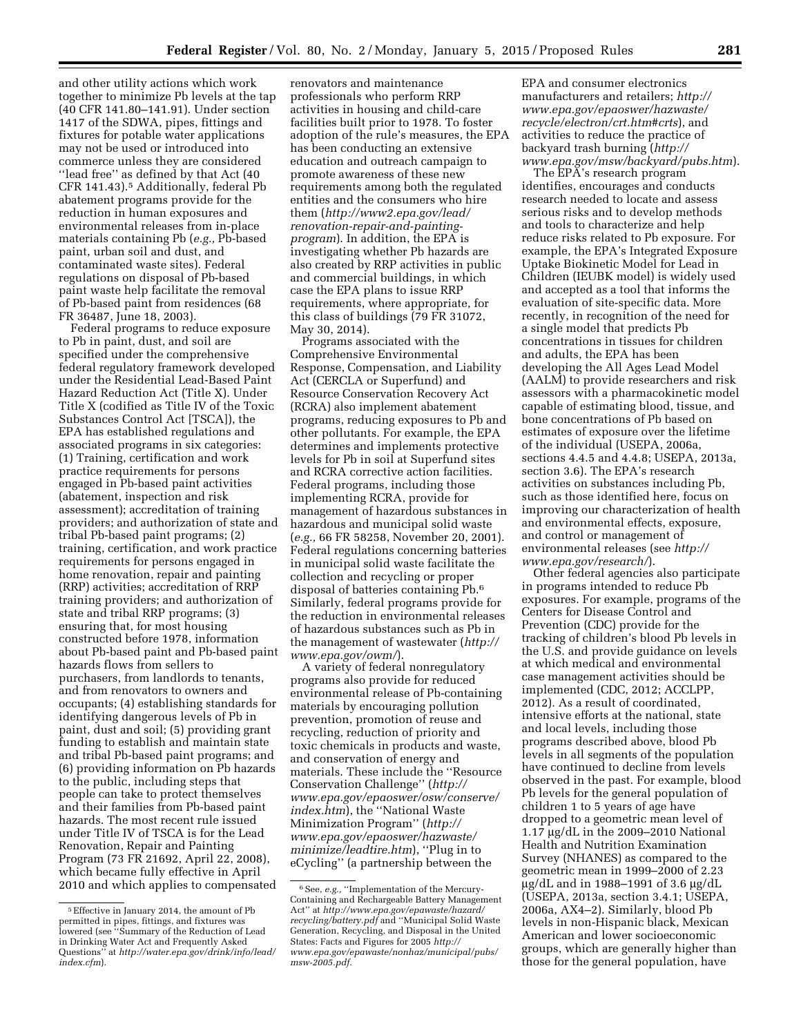and other utility actions which work together to minimize Pb levels at the tap (40 CFR 141.80–141.91). Under section 1417 of the SDWA, pipes, fittings and fixtures for potable water applications may not be used or introduced into commerce unless they are considered ''lead free'' as defined by that Act (40 CFR 141.43).[5] Additionally, federal Pb abatement programs provide for the reduction in human exposures and environmental releases from in-place materials containing Pb (*e.g.,* Pb-based paint, urban soil and dust, and contaminated waste sites). Federal regulations on disposal of Pb-based paint waste help facilitate the removal of Pb-based paint from residences (68 FR 36487, June 18, 2003).

Federal programs to reduce exposure to Pb in paint, dust, and soil are specified under the comprehensive federal regulatory framework developed under the Residential Lead-Based Paint Hazard Reduction Act (Title X). Under Title X (codified as Title IV of the Toxic Substances Control Act [TSCA]), the EPA has established regulations and associated programs in six categories: (1) Training, certification and work practice requirements for persons engaged in Pb-based paint activities (abatement, inspection and risk assessment); accreditation of training providers; and authorization of state and tribal Pb-based paint programs; (2) training, certification, and work practice requirements for persons engaged in home renovation, repair and painting (RRP) activities; accreditation of RRP training providers; and authorization of state and tribal RRP programs; (3) ensuring that, for most housing constructed before 1978, information about Pb-based paint and Pb-based paint hazards flows from sellers to purchasers, from landlords to tenants, and from renovators to owners and occupants; (4) establishing standards for identifying dangerous levels of Pb in paint, dust and soil; (5) providing grant funding to establish and maintain state and tribal Pb-based paint programs; and (6) providing information on Pb hazards to the public, including steps that people can take to protect themselves and their families from Pb-based paint hazards. The most recent rule issued under Title IV of TSCA is for the Lead Renovation, Repair and Painting Program (73 FR 21692, April 22, 2008), which became fully effective in April 2010 and which applies to compensated renovators and maintenance professionals who perform RRP activities in housing and child-care facilities built prior to 1978. To foster adoption of the rule's measures, the EPA has been conducting an extensive education and outreach campaign to promote awareness of these new requirements among both the regulated entities and the consumers who hire them (*http://www2.epa.gov/lead/renovation-repair-and-painting-program*). In addition, the EPA is investigating whether Pb hazards are also created by RRP activities in public and commercial buildings, in which case the EPA plans to issue RRP requirements, where appropriate, for this class of buildings (79 FR 31072, May 30, 2014).

Programs associated with the Comprehensive Environmental Response, Compensation, and Liability Act (CERCLA or Superfund) and Resource Conservation Recovery Act (RCRA) also implement abatement programs, reducing exposures to Pb and other pollutants. For example, the EPA determines and implements protective levels for Pb in soil at Superfund sites and RCRA corrective action facilities. Federal programs, including those implementing RCRA, provide for management of hazardous substances in hazardous and municipal solid waste (*e.g.,* 66 FR 58258, November 20, 2001). Federal regulations concerning batteries in municipal solid waste facilitate the collection and recycling or proper disposal of batteries containing Pb.[6] Similarly, federal programs provide for the reduction in environmental releases of hazardous substances such as Pb in the management of wastewater (*http://www.epa.gov/owm/*).

A variety of federal nonregulatory programs also provide for reduced environmental release of Pb-containing materials by encouraging pollution prevention, promotion of reuse and recycling, reduction of priority and toxic chemicals in products and waste, and conservation of energy and materials. These include the ''Resource Conservation Challenge'' (*http://www.epa.gov/epaoswer/osw/conserve/index.htm*), the ''National Waste Minimization Program'' (*http://www.epa.gov/epaoswer/hazwaste/minimize/leadtire.htm*), ''Plug in to eCycling'' (a partnership between the EPA and consumer electronics manufacturers and retailers; *http://www.epa.gov/epaoswer/hazwaste/recycle/electron/crt.htm#crts*), and activities to reduce the practice of backyard trash burning (*http://www.epa.gov/msw/backyard/pubs.htm*).

The EPA's research program identifies, encourages and conducts research needed to locate and assess serious risks and to develop methods and tools to characterize and help reduce risks related to Pb exposure. For example, the EPA's Integrated Exposure Uptake Biokinetic Model for Lead in Children (IEUBK model) is widely used and accepted as a tool that informs the evaluation of site-specific data. More recently, in recognition of the need for a single model that predicts Pb concentrations in tissues for children and adults, the EPA has been developing the All Ages Lead Model (AALM) to provide researchers and risk assessors with a pharmacokinetic model capable of estimating blood, tissue, and bone concentrations of Pb based on estimates of exposure over the lifetime of the individual (USEPA, 2006a, sections 4.4.5 and 4.4.8; USEPA, 2013a, section 3.6). The EPA's research activities on substances including Pb, such as those identified here, focus on improving our characterization of health and environmental effects, exposure, and control or management of environmental releases (see *http://www.epa.gov/research/*).

Other federal agencies also participate in programs intended to reduce Pb exposures. For example, programs of the Centers for Disease Control and Prevention (CDC) provide for the tracking of children's blood Pb levels in the U.S. and provide guidance on levels at which medical and environmental case management activities should be implemented (CDC, 2012; ACCLPP, 2012). As a result of coordinated, intensive efforts at the national, state and local levels, including those programs described above, blood Pb levels in all segments of the population have continued to decline from levels observed in the past. For example, blood Pb levels for the general population of children 1 to 5 years of age have dropped to a geometric mean level of 1.17 μg/dL in the 2009–2010 National Health and Nutrition Examination Survey (NHANES) as compared to the geometric mean in 1999–2000 of 2.23 μg/dL and in 1988–1991 of 3.6 μg/dL (USEPA, 2013a, section 3.4.1; USEPA, 2006a, AX4–2). Similarly, blood Pb levels in non-Hispanic black, Mexican American and lower socioeconomic groups, which are generally higher than those for the general population, have

---

[5] Effective in January 2014, the amount of Pb permitted in pipes, fittings, and fixtures was lowered (see ''Summary of the Reduction of Lead in Drinking Water Act and Frequently Asked Questions'' at *http://water.epa.gov/drink/info/lead/index.cfm*).

[6] See, *e.g.,* ''Implementation of the Mercury-Containing and Rechargeable Battery Management Act'' at *http://www.epa.gov/epawaste/hazard/recycling/battery.pdf* and ''Municipal Solid Waste Generation, Recycling, and Disposal in the United States: Facts and Figures for 2005 *http://www.epa.gov/epawaste/nonhaz/municipal/pubs/msw-2005.pdf.*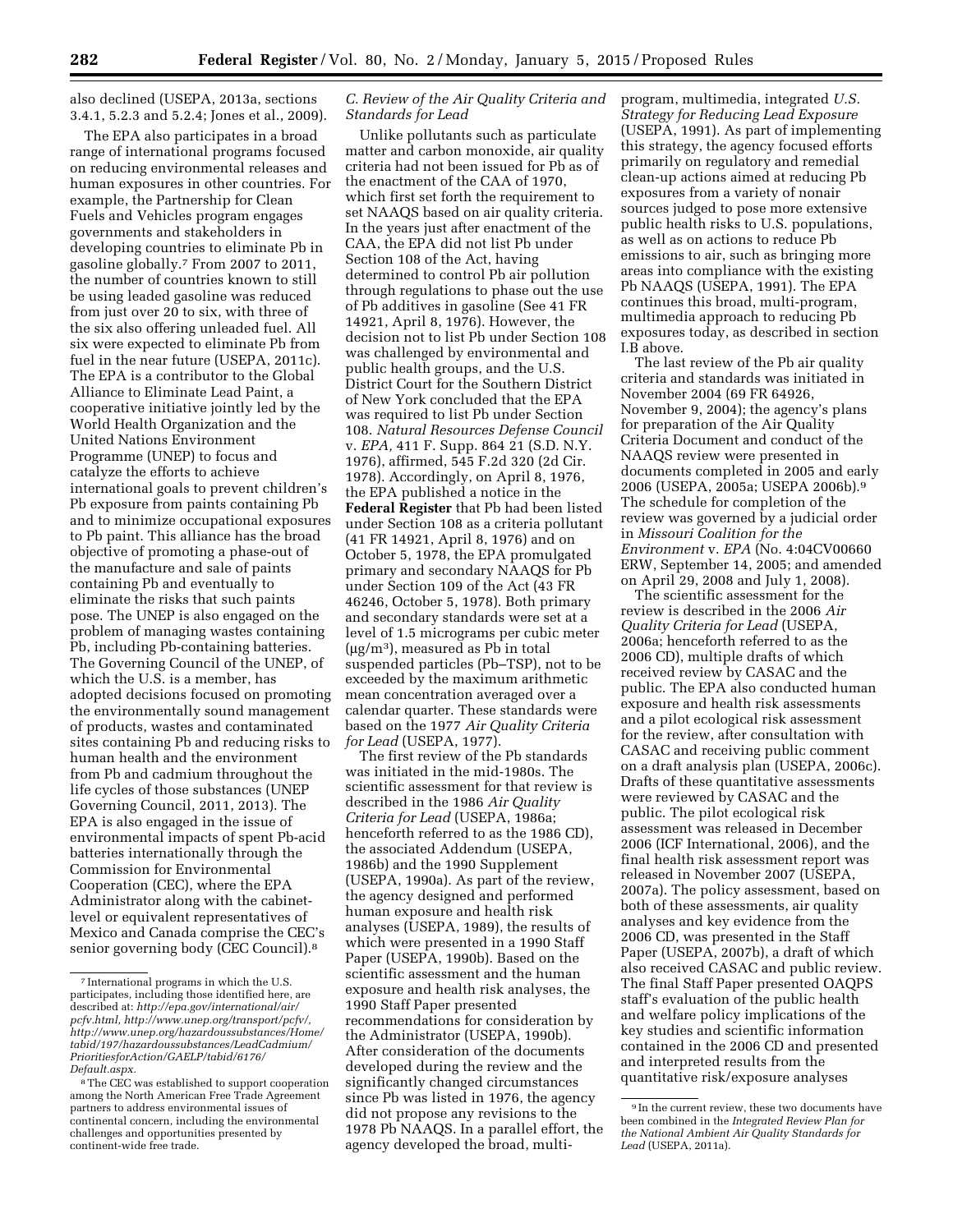also declined (USEPA, 2013a, sections 3.4.1, 5.2.3 and 5.2.4; Jones et al., 2009).

The EPA also participates in a broad range of international programs focused on reducing environmental releases and human exposures in other countries. For example, the Partnership for Clean Fuels and Vehicles program engages governments and stakeholders in developing countries to eliminate Pb in gasoline globally.[7] From 2007 to 2011, the number of countries known to still be using leaded gasoline was reduced from just over 20 to six, with three of the six also offering unleaded fuel. All six were expected to eliminate Pb from fuel in the near future (USEPA, 2011c). The EPA is a contributor to the Global Alliance to Eliminate Lead Paint, a cooperative initiative jointly led by the World Health Organization and the United Nations Environment Programme (UNEP) to focus and catalyze the efforts to achieve international goals to prevent children's Pb exposure from paints containing Pb and to minimize occupational exposures to Pb paint. This alliance has the broad objective of promoting a phase-out of the manufacture and sale of paints containing Pb and eventually to eliminate the risks that such paints pose. The UNEP is also engaged on the problem of managing wastes containing Pb, including Pb-containing batteries. The Governing Council of the UNEP, of which the U.S. is a member, has adopted decisions focused on promoting the environmentally sound management of products, wastes and contaminated sites containing Pb and reducing risks to human health and the environment from Pb and cadmium throughout the life cycles of those substances (UNEP Governing Council, 2011, 2013). The EPA is also engaged in the issue of environmental impacts of spent Pb-acid batteries internationally through the Commission for Environmental Cooperation (CEC), where the EPA Administrator along with the cabinet-level or equivalent representatives of Mexico and Canada comprise the CEC's senior governing body (CEC Council).[8]

### C. Review of the Air Quality Criteria and Standards for Lead

Unlike pollutants such as particulate matter and carbon monoxide, air quality criteria had not been issued for Pb as of the enactment of the CAA of 1970, which first set forth the requirement to set NAAQS based on air quality criteria. In the years just after enactment of the CAA, the EPA did not list Pb under Section 108 of the Act, having determined to control Pb air pollution through regulations to phase out the use of Pb additives in gasoline (See 41 FR 14921, April 8, 1976). However, the decision not to list Pb under Section 108 was challenged by environmental and public health groups, and the U.S. District Court for the Southern District of New York concluded that the EPA was required to list Pb under Section 108. *Natural Resources Defense Council* v. *EPA,* 411 F. Supp. 864 21 (S.D. N.Y. 1976), affirmed, 545 F.2d 320 (2d Cir. 1978). Accordingly, on April 8, 1976, the EPA published a notice in the **Federal Register** that Pb had been listed under Section 108 as a criteria pollutant (41 FR 14921, April 8, 1976) and on October 5, 1978, the EPA promulgated primary and secondary NAAQS for Pb under Section 109 of the Act (43 FR 46246, October 5, 1978). Both primary and secondary standards were set at a level of 1.5 micrograms per cubic meter (μg/m$^3$), measured as Pb in total suspended particles (Pb–TSP), not to be exceeded by the maximum arithmetic mean concentration averaged over a calendar quarter. These standards were based on the 1977 *Air Quality Criteria for Lead* (USEPA, 1977).

The first review of the Pb standards was initiated in the mid-1980s. The scientific assessment for that review is described in the 1986 *Air Quality Criteria for Lead* (USEPA, 1986a; henceforth referred to as the 1986 CD), the associated Addendum (USEPA, 1986b) and the 1990 Supplement (USEPA, 1990a). As part of the review, the agency designed and performed human exposure and health risk analyses (USEPA, 1989), the results of which were presented in a 1990 Staff Paper (USEPA, 1990b). Based on the scientific assessment and the human exposure and health risk analyses, the 1990 Staff Paper presented recommendations for consideration by the Administrator (USEPA, 1990b). After consideration of the documents developed during the review and the significantly changed circumstances since Pb was listed in 1976, the agency did not propose any revisions to the 1978 Pb NAAQS. In a parallel effort, the agency developed the broad, multi-program, multimedia, integrated *U.S. Strategy for Reducing Lead Exposure* (USEPA, 1991). As part of implementing this strategy, the agency focused efforts primarily on regulatory and remedial clean-up actions aimed at reducing Pb exposures from a variety of nonair sources judged to pose more extensive public health risks to U.S. populations, as well as on actions to reduce Pb emissions to air, such as bringing more areas into compliance with the existing Pb NAAQS (USEPA, 1991). The EPA continues this broad, multi-program, multimedia approach to reducing Pb exposures today, as described in section I.B above.

The last review of the Pb air quality criteria and standards was initiated in November 2004 (69 FR 64926, November 9, 2004); the agency's plans for preparation of the Air Quality Criteria Document and conduct of the NAAQS review were presented in documents completed in 2005 and early 2006 (USEPA, 2005a; USEPA 2006b).[9] The schedule for completion of the review was governed by a judicial order in *Missouri Coalition for the Environment* v. *EPA* (No. 4:04CV00660 ERW, September 14, 2005; and amended on April 29, 2008 and July 1, 2008).

The scientific assessment for the review is described in the 2006 *Air Quality Criteria for Lead* (USEPA, 2006a; henceforth referred to as the 2006 CD), multiple drafts of which received review by CASAC and the public. The EPA also conducted human exposure and health risk assessments and a pilot ecological risk assessment for the review, after consultation with CASAC and receiving public comment on a draft analysis plan (USEPA, 2006c). Drafts of these quantitative assessments were reviewed by CASAC and the public. The pilot ecological risk assessment was released in December 2006 (ICF International, 2006), and the final health risk assessment report was released in November 2007 (USEPA, 2007a). The policy assessment, based on both of these assessments, air quality analyses and key evidence from the 2006 CD, was presented in the Staff Paper (USEPA, 2007b), a draft of which also received CASAC and public review. The final Staff Paper presented OAQPS staff's evaluation of the public health and welfare policy implications of the key studies and scientific information contained in the 2006 CD and presented and interpreted results from the quantitative risk/exposure analyses

---

[7] International programs in which the U.S. participates, including those identified here, are described at: *http://epa.gov/international/air/pcfv.html, http://www.unep.org/transport/pcfv/, http://www.unep.org/hazardoussubstances/Home/tabid/197/hazardoussubstances/LeadCadmium/PrioritiesforAction/GAELP/tabid/6176/Default.aspx.*

[8] The CEC was established to support cooperation among the North American Free Trade Agreement partners to address environmental issues of continental concern, including the environmental challenges and opportunities presented by continent-wide free trade.

[9] In the current review, these two documents have been combined in the *Integrated Review Plan for the National Ambient Air Quality Standards for Lead* (USEPA, 2011a).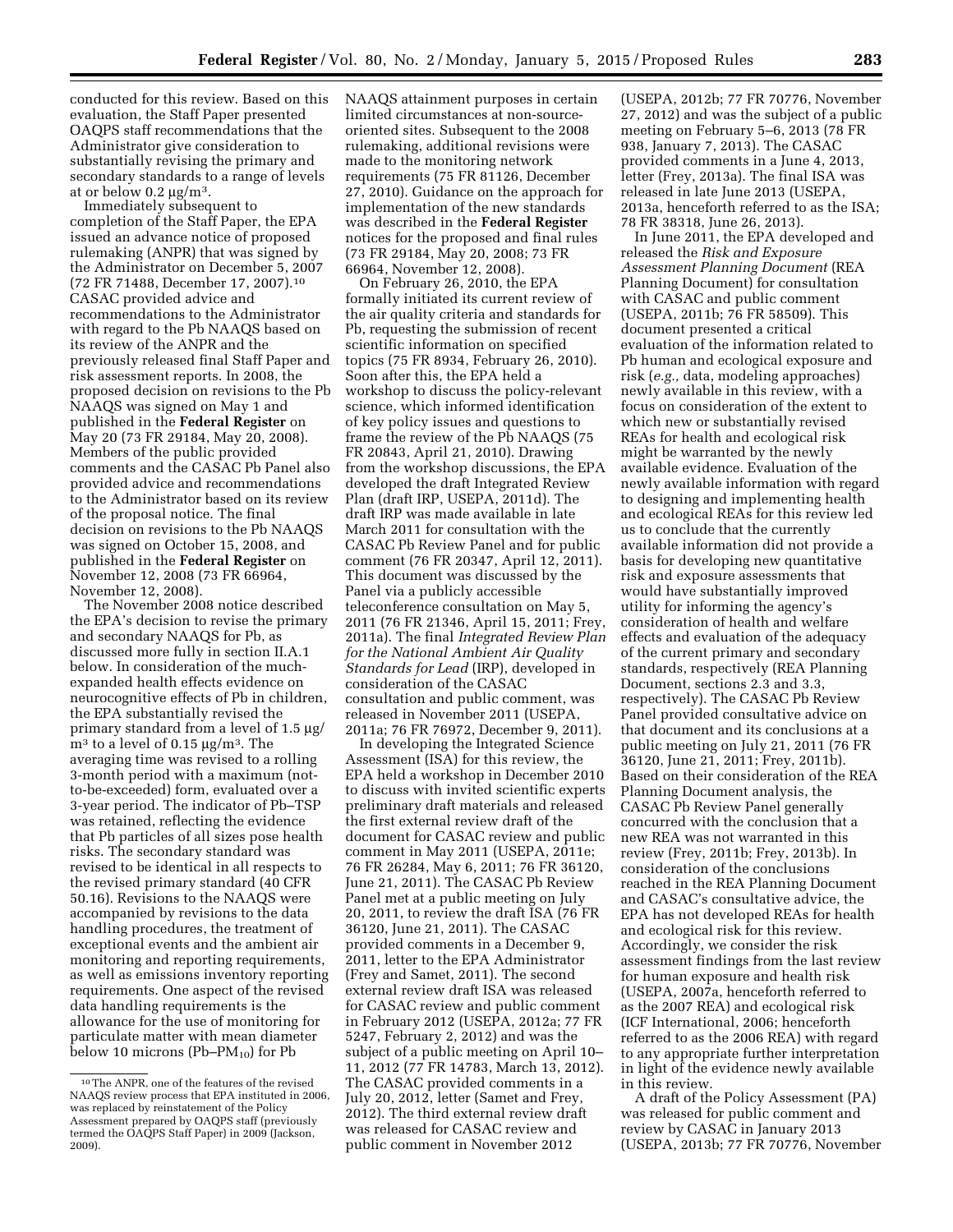conducted for this review. Based on this evaluation, the Staff Paper presented OAQPS staff recommendations that the Administrator give consideration to substantially revising the primary and secondary standards to a range of levels at or below 0.2 μg/m$^3$.

Immediately subsequent to completion of the Staff Paper, the EPA issued an advance notice of proposed rulemaking (ANPR) that was signed by the Administrator on December 5, 2007 (72 FR 71488, December 17, 2007).[10] CASAC provided advice and recommendations to the Administrator with regard to the Pb NAAQS based on its review of the ANPR and the previously released final Staff Paper and risk assessment reports. In 2008, the proposed decision on revisions to the Pb NAAQS was signed on May 1 and published in the **Federal Register** on May 20 (73 FR 29184, May 20, 2008). Members of the public provided comments and the CASAC Pb Panel also provided advice and recommendations to the Administrator based on its review of the proposal notice. The final decision on revisions to the Pb NAAQS was signed on October 15, 2008, and published in the **Federal Register** on November 12, 2008 (73 FR 66964, November 12, 2008).

The November 2008 notice described the EPA's decision to revise the primary and secondary NAAQS for Pb, as discussed more fully in section II.A.1 below. In consideration of the much-expanded health effects evidence on neurocognitive effects of Pb in children, the EPA substantially revised the primary standard from a level of 1.5 μg/m$^3$ to a level of 0.15 μg/m$^3$. The averaging time was revised to a rolling 3-month period with a maximum (not-to-be-exceeded) form, evaluated over a 3-year period. The indicator of Pb–TSP was retained, reflecting the evidence that Pb particles of all sizes pose health risks. The secondary standard was revised to be identical in all respects to the revised primary standard (40 CFR 50.16). Revisions to the NAAQS were accompanied by revisions to the data handling procedures, the treatment of exceptional events and the ambient air monitoring and reporting requirements, as well as emissions inventory reporting requirements. One aspect of the revised data handling requirements is the allowance for the use of monitoring for particulate matter with mean diameter below 10 microns (Pb–$PM_{10}$) for Pb NAAQS attainment purposes in certain limited circumstances at non-source-oriented sites. Subsequent to the 2008 rulemaking, additional revisions were made to the monitoring network requirements (75 FR 81126, December 27, 2010). Guidance on the approach for implementation of the new standards was described in the **Federal Register** notices for the proposed and final rules (73 FR 29184, May 20, 2008; 73 FR 66964, November 12, 2008).

On February 26, 2010, the EPA formally initiated its current review of the air quality criteria and standards for Pb, requesting the submission of recent scientific information on specified topics (75 FR 8934, February 26, 2010). Soon after this, the EPA held a workshop to discuss the policy-relevant science, which informed identification of key policy issues and questions to frame the review of the Pb NAAQS (75 FR 20843, April 21, 2010). Drawing from the workshop discussions, the EPA developed the draft Integrated Review Plan (draft IRP, USEPA, 2011d). The draft IRP was made available in late March 2011 for consultation with the CASAC Pb Review Panel and for public comment (76 FR 20347, April 12, 2011). This document was discussed by the Panel via a publicly accessible teleconference consultation on May 5, 2011 (76 FR 21346, April 15, 2011; Frey, 2011a). The final *Integrated Review Plan for the National Ambient Air Quality Standards for Lead* (IRP), developed in consideration of the CASAC consultation and public comment, was released in November 2011 (USEPA, 2011a; 76 FR 76972, December 9, 2011).

In developing the Integrated Science Assessment (ISA) for this review, the EPA held a workshop in December 2010 to discuss with invited scientific experts preliminary draft materials and released the first external review draft of the document for CASAC review and public comment in May 2011 (USEPA, 2011e; 76 FR 26284, May 6, 2011; 76 FR 36120, June 21, 2011). The CASAC Pb Review Panel met at a public meeting on July 20, 2011, to review the draft ISA (76 FR 36120, June 21, 2011). The CASAC provided comments in a December 9, 2011, letter to the EPA Administrator (Frey and Samet, 2011). The second external review draft ISA was released for CASAC review and public comment in February 2012 (USEPA, 2012a; 77 FR 5247, February 2, 2012) and was the subject of a public meeting on April 10–11, 2012 (77 FR 14783, March 13, 2012). The CASAC provided comments in a July 20, 2012, letter (Samet and Frey, 2012). The third external review draft was released for CASAC review and public comment in November 2012 (USEPA, 2012b; 77 FR 70776, November 27, 2012) and was the subject of a public meeting on February 5–6, 2013 (78 FR 938, January 7, 2013). The CASAC provided comments in a June 4, 2013, letter (Frey, 2013a). The final ISA was released in late June 2013 (USEPA, 2013a, henceforth referred to as the ISA; 78 FR 38318, June 26, 2013).

In June 2011, the EPA developed and released the *Risk and Exposure Assessment Planning Document* (REA Planning Document) for consultation with CASAC and public comment (USEPA, 2011b; 76 FR 58509). This document presented a critical evaluation of the information related to Pb human and ecological exposure and risk (*e.g.,* data, modeling approaches) newly available in this review, with a focus on consideration of the extent to which new or substantially revised REAs for health and ecological risk might be warranted by the newly available evidence. Evaluation of the newly available information with regard to designing and implementing health and ecological REAs for this review led us to conclude that the currently available information did not provide a basis for developing new quantitative risk and exposure assessments that would have substantially improved utility for informing the agency's consideration of health and welfare effects and evaluation of the adequacy of the current primary and secondary standards, respectively (REA Planning Document, sections 2.3 and 3.3, respectively). The CASAC Pb Review Panel provided consultative advice on that document and its conclusions at a public meeting on July 21, 2011 (76 FR 36120, June 21, 2011; Frey, 2011b). Based on their consideration of the REA Planning Document analysis, the CASAC Pb Review Panel generally concurred with the conclusion that a new REA was not warranted in this review (Frey, 2011b; Frey, 2013b). In consideration of the conclusions reached in the REA Planning Document and CASAC's consultative advice, the EPA has not developed REAs for health and ecological risk for this review. Accordingly, we consider the risk assessment findings from the last review for human exposure and health risk (USEPA, 2007a, henceforth referred to as the 2007 REA) and ecological risk (ICF International, 2006; henceforth referred to as the 2006 REA) with regard to any appropriate further interpretation in light of the evidence newly available in this review.

A draft of the Policy Assessment (PA) was released for public comment and review by CASAC in January 2013 (USEPA, 2013b; 77 FR 70776, November

[10] The ANPR, one of the features of the revised NAAQS review process that EPA instituted in 2006, was replaced by reinstatement of the Policy Assessment prepared by OAQPS staff (previously termed the OAQPS Staff Paper) in 2009 (Jackson, 2009).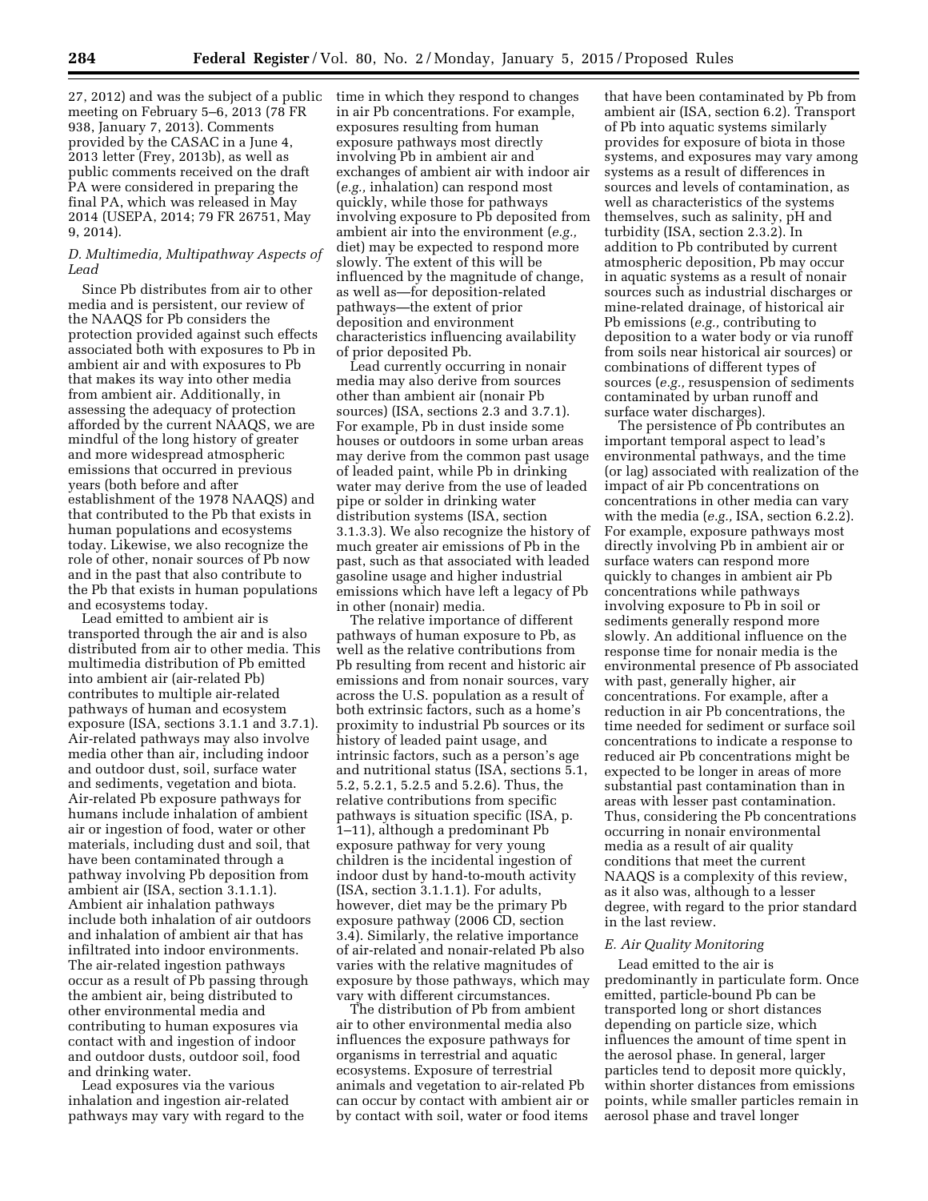27, 2012) and was the subject of a public meeting on February 5–6, 2013 (78 FR 938, January 7, 2013). Comments provided by the CASAC in a June 4, 2013 letter (Frey, 2013b), as well as public comments received on the draft PA were considered in preparing the final PA, which was released in May 2014 (USEPA, 2014; 79 FR 26751, May 9, 2014).

### *D. Multimedia, Multipathway Aspects of Lead*

Since Pb distributes from air to other media and is persistent, our review of the NAAQS for Pb considers the protection provided against such effects associated both with exposures to Pb in ambient air and with exposures to Pb that makes its way into other media from ambient air. Additionally, in assessing the adequacy of protection afforded by the current NAAQS, we are mindful of the long history of greater and more widespread atmospheric emissions that occurred in previous years (both before and after establishment of the 1978 NAAQS) and that contributed to the Pb that exists in human populations and ecosystems today. Likewise, we also recognize the role of other, nonair sources of Pb now and in the past that also contribute to the Pb that exists in human populations and ecosystems today.

Lead emitted to ambient air is transported through the air and is also distributed from air to other media. This multimedia distribution of Pb emitted into ambient air (air-related Pb) contributes to multiple air-related pathways of human and ecosystem exposure (ISA, sections 3.1.1 and 3.7.1). Air-related pathways may also involve media other than air, including indoor and outdoor dust, soil, surface water and sediments, vegetation and biota. Air-related Pb exposure pathways for humans include inhalation of ambient air or ingestion of food, water or other materials, including dust and soil, that have been contaminated through a pathway involving Pb deposition from ambient air (ISA, section 3.1.1.1). Ambient air inhalation pathways include both inhalation of air outdoors and inhalation of ambient air that has infiltrated into indoor environments. The air-related ingestion pathways occur as a result of Pb passing through the ambient air, being distributed to other environmental media and contributing to human exposures via contact with and ingestion of indoor and outdoor dusts, outdoor soil, food and drinking water.

Lead exposures via the various inhalation and ingestion air-related pathways may vary with regard to the time in which they respond to changes in air Pb concentrations. For example, exposures resulting from human exposure pathways most directly involving Pb in ambient air and exchanges of ambient air with indoor air (*e.g.,* inhalation) can respond most quickly, while those for pathways involving exposure to Pb deposited from ambient air into the environment (*e.g.,* diet) may be expected to respond more slowly. The extent of this will be influenced by the magnitude of change, as well as—for deposition-related pathways—the extent of prior deposition and environment characteristics influencing availability of prior deposited Pb.

Lead currently occurring in nonair media may also derive from sources other than ambient air (nonair Pb sources) (ISA, sections 2.3 and 3.7.1). For example, Pb in dust inside some houses or outdoors in some urban areas may derive from the common past usage of leaded paint, while Pb in drinking water may derive from the use of leaded pipe or solder in drinking water distribution systems (ISA, section 3.1.3.3). We also recognize the history of much greater air emissions of Pb in the past, such as that associated with leaded gasoline usage and higher industrial emissions which have left a legacy of Pb in other (nonair) media.

The relative importance of different pathways of human exposure to Pb, as well as the relative contributions from Pb resulting from recent and historic air emissions and from nonair sources, vary across the U.S. population as a result of both extrinsic factors, such as a home's proximity to industrial Pb sources or its history of leaded paint usage, and intrinsic factors, such as a person's age and nutritional status (ISA, sections 5.1, 5.2, 5.2.1, 5.2.5 and 5.2.6). Thus, the relative contributions from specific pathways is situation specific (ISA, p. 1–11), although a predominant Pb exposure pathway for very young children is the incidental ingestion of indoor dust by hand-to-mouth activity (ISA, section 3.1.1.1). For adults, however, diet may be the primary Pb exposure pathway (2006 CD, section 3.4). Similarly, the relative importance of air-related and nonair-related Pb also varies with the relative magnitudes of exposure by those pathways, which may vary with different circumstances.

The distribution of Pb from ambient air to other environmental media also influences the exposure pathways for organisms in terrestrial and aquatic ecosystems. Exposure of terrestrial animals and vegetation to air-related Pb can occur by contact with ambient air or by contact with soil, water or food items that have been contaminated by Pb from ambient air (ISA, section 6.2). Transport of Pb into aquatic systems similarly provides for exposure of biota in those systems, and exposures may vary among systems as a result of differences in sources and levels of contamination, as well as characteristics of the systems themselves, such as salinity, pH and turbidity (ISA, section 2.3.2). In addition to Pb contributed by current atmospheric deposition, Pb may occur in aquatic systems as a result of nonair sources such as industrial discharges or mine-related drainage, of historical air Pb emissions (*e.g.,* contributing to deposition to a water body or via runoff from soils near historical air sources) or combinations of different types of sources (*e.g.,* resuspension of sediments contaminated by urban runoff and surface water discharges).

The persistence of Pb contributes an important temporal aspect to lead's environmental pathways, and the time (or lag) associated with realization of the impact of air Pb concentrations on concentrations in other media can vary with the media (*e.g.,* ISA, section 6.2.2). For example, exposure pathways most directly involving Pb in ambient air or surface waters can respond more quickly to changes in ambient air Pb concentrations while pathways involving exposure to Pb in soil or sediments generally respond more slowly. An additional influence on the response time for nonair media is the environmental presence of Pb associated with past, generally higher, air concentrations. For example, after a reduction in air Pb concentrations, the time needed for sediment or surface soil concentrations to indicate a response to reduced air Pb concentrations might be expected to be longer in areas of more substantial past contamination than in areas with lesser past contamination. Thus, considering the Pb concentrations occurring in nonair environmental media as a result of air quality conditions that meet the current NAAQS is a complexity of this review, as it also was, although to a lesser degree, with regard to the prior standard in the last review.

### *E. Air Quality Monitoring*

Lead emitted to the air is predominantly in particulate form. Once emitted, particle-bound Pb can be transported long or short distances depending on particle size, which influences the amount of time spent in the aerosol phase. In general, larger particles tend to deposit more quickly, within shorter distances from emissions points, while smaller particles remain in aerosol phase and travel longer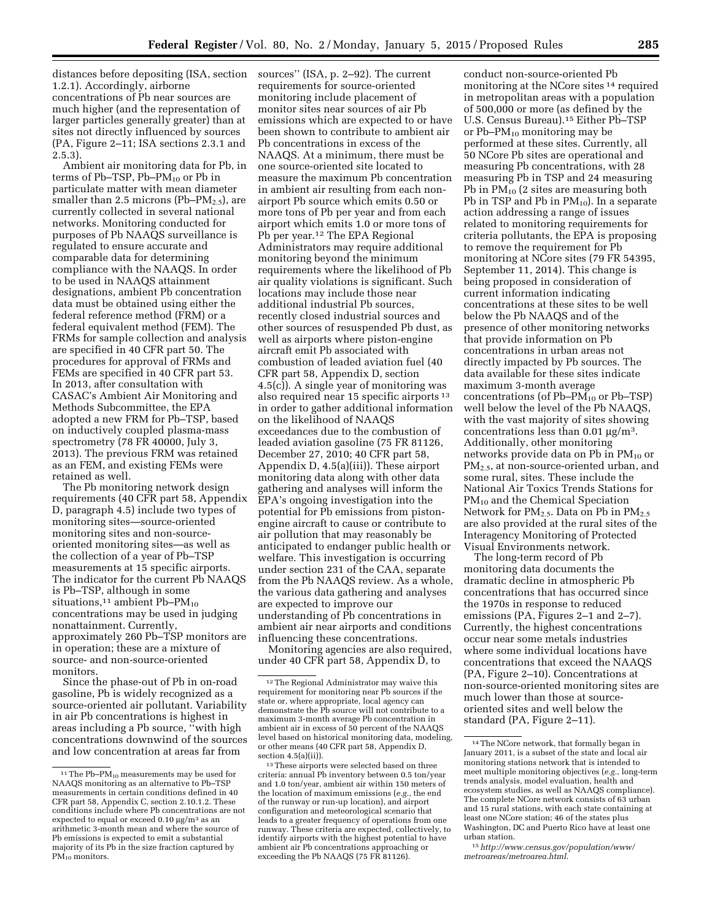distances before depositing (ISA, section 1.2.1). Accordingly, airborne concentrations of Pb near sources are much higher (and the representation of larger particles generally greater) than at sites not directly influenced by sources (PA, Figure 2–11; ISA sections 2.3.1 and 2.5.3).

Ambient air monitoring data for Pb, in terms of Pb–TSP, Pb–$PM_{10}$ or Pb in particulate matter with mean diameter smaller than 2.5 microns (Pb–$PM_{2.5}$), are currently collected in several national networks. Monitoring conducted for purposes of Pb NAAQS surveillance is regulated to ensure accurate and comparable data for determining compliance with the NAAQS. In order to be used in NAAQS attainment designations, ambient Pb concentration data must be obtained using either the federal reference method (FRM) or a federal equivalent method (FEM). The FRMs for sample collection and analysis are specified in 40 CFR part 50. The procedures for approval of FRMs and FEMs are specified in 40 CFR part 53. In 2013, after consultation with CASAC's Ambient Air Monitoring and Methods Subcommittee, the EPA adopted a new FRM for Pb–TSP, based on inductively coupled plasma-mass spectrometry (78 FR 40000, July 3, 2013). The previous FRM was retained as an FEM, and existing FEMs were retained as well.

The Pb monitoring network design requirements (40 CFR part 58, Appendix D, paragraph 4.5) include two types of monitoring sites—source-oriented monitoring sites and non-source-oriented monitoring sites—as well as the collection of a year of Pb–TSP measurements at 15 specific airports. The indicator for the current Pb NAAQS is Pb–TSP, although in some situations,[11] ambient Pb–$PM_{10}$ concentrations may be used in judging nonattainment. Currently, approximately 260 Pb–TSP monitors are in operation; these are a mixture of source- and non-source-oriented monitors.

Since the phase-out of Pb in on-road gasoline, Pb is widely recognized as a source-oriented air pollutant. Variability in air Pb concentrations is highest in areas including a Pb source, "with high concentrations downwind of the sources and low concentration at areas far from sources" (ISA, p. 2–92). The current requirements for source-oriented monitoring include placement of monitor sites near sources of air Pb emissions which are expected to or have been shown to contribute to ambient air Pb concentrations in excess of the NAAQS. At a minimum, there must be one source-oriented site located to measure the maximum Pb concentration in ambient air resulting from each non-airport Pb source which emits 0.50 or more tons of Pb per year and from each airport which emits 1.0 or more tons of Pb per year.[12] The EPA Regional Administrators may require additional monitoring beyond the minimum requirements where the likelihood of Pb air quality violations is significant. Such locations may include those near additional industrial Pb sources, recently closed industrial sources and other sources of resuspended Pb dust, as well as airports where piston-engine aircraft emit Pb associated with combustion of leaded aviation fuel (40 CFR part 58, Appendix D, section 4.5(c)). A single year of monitoring was also required near 15 specific airports[13] in order to gather additional information on the likelihood of NAAQS exceedances due to the combustion of leaded aviation gasoline (75 FR 81126, December 27, 2010; 40 CFR part 58, Appendix D, 4.5(a)(iii)). These airport monitoring data along with other data gathering and analyses will inform the EPA's ongoing investigation into the potential for Pb emissions from piston-engine aircraft to cause or contribute to air pollution that may reasonably be anticipated to endanger public health or welfare. This investigation is occurring under section 231 of the CAA, separate from the Pb NAAQS review. As a whole, the various data gathering and analyses are expected to improve our understanding of Pb concentrations in ambient air near airports and conditions influencing these concentrations.

Monitoring agencies are also required, under 40 CFR part 58, Appendix D, to conduct non-source-oriented Pb monitoring at the NCore sites[14] required in metropolitan areas with a population of 500,000 or more (as defined by the U.S. Census Bureau).[15] Either Pb–TSP or Pb–$PM_{10}$ monitoring may be performed at these sites. Currently, all 50 NCore Pb sites are operational and measuring Pb concentrations, with 28 measuring Pb in TSP and 24 measuring Pb in $PM_{10}$ (2 sites are measuring both Pb in TSP and Pb in $PM_{10}$). In a separate action addressing a range of issues related to monitoring requirements for criteria pollutants, the EPA is proposing to remove the requirement for Pb monitoring at NCore sites (79 FR 54395, September 11, 2014). This change is being proposed in consideration of current information indicating concentrations at these sites to be well below the Pb NAAQS and of the presence of other monitoring networks that provide information on Pb concentrations in urban areas not directly impacted by Pb sources. The data available for these sites indicate maximum 3-month average concentrations (of Pb–$PM_{10}$ or Pb–TSP) well below the level of the Pb NAAQS, with the vast majority of sites showing concentrations less than 0.01 µg/m³. Additionally, other monitoring networks provide data on Pb in $PM_{10}$ or $PM_{2.5}$, at non-source-oriented urban, and some rural, sites. These include the National Air Toxics Trends Stations for $PM_{10}$ and the Chemical Speciation Network for $PM_{2.5}$. Data on Pb in $PM_{2.5}$ are also provided at the rural sites of the Interagency Monitoring of Protected Visual Environments network.

The long-term record of Pb monitoring data documents the dramatic decline in atmospheric Pb concentrations that has occurred since the 1970s in response to reduced emissions (PA, Figures 2–1 and 2–7). Currently, the highest concentrations occur near some metals industries where some individual locations have concentrations that exceed the NAAQS (PA, Figure 2–10). Concentrations at non-source-oriented monitoring sites are much lower than those at source-oriented sites and well below the standard (PA, Figure 2–11).

---

[11] The Pb–$PM_{10}$ measurements may be used for NAAQS monitoring as an alternative to Pb–TSP measurements in certain conditions defined in 40 CFR part 58, Appendix C, section 2.10.1.2. These conditions include where Pb concentrations are not expected to equal or exceed 0.10 µg/m³ as an arithmetic 3-month mean and where the source of Pb emissions is expected to emit a substantial majority of its Pb in the size fraction captured by $PM_{10}$ monitors.

[12] The Regional Administrator may waive this requirement for monitoring near Pb sources if the state or, where appropriate, local agency can demonstrate the Pb source will not contribute to a maximum 3-month average Pb concentration in ambient air in excess of 50 percent of the NAAQS level based on historical monitoring data, modeling, or other means (40 CFR part 58, Appendix D, section 4.5(a)(ii)).

[13] These airports were selected based on three criteria: annual Pb inventory between 0.5 ton/year and 1.0 ton/year, ambient air within 150 meters of the location of maximum emissions (*e.g.*, the end of the runway or run-up location), and airport configuration and meteorological scenario that leads to a greater frequency of operations from one runway. These criteria are expected, collectively, to identify airports with the highest potential to have ambient air Pb concentrations approaching or exceeding the Pb NAAQS (75 FR 81126).

[14] The NCore network, that formally began in January 2011, is a subset of the state and local air monitoring stations network that is intended to meet multiple monitoring objectives (*e.g.*, long-term trends analysis, model evaluation, health and ecosystem studies, as well as NAAQS compliance). The complete NCore network consists of 63 urban and 15 rural stations, with each state containing at least one NCore station; 46 of the states plus Washington, DC and Puerto Rico have at least one urban station.

[15] *http://www.census.gov/population/www/metroareas/metroarea.html.*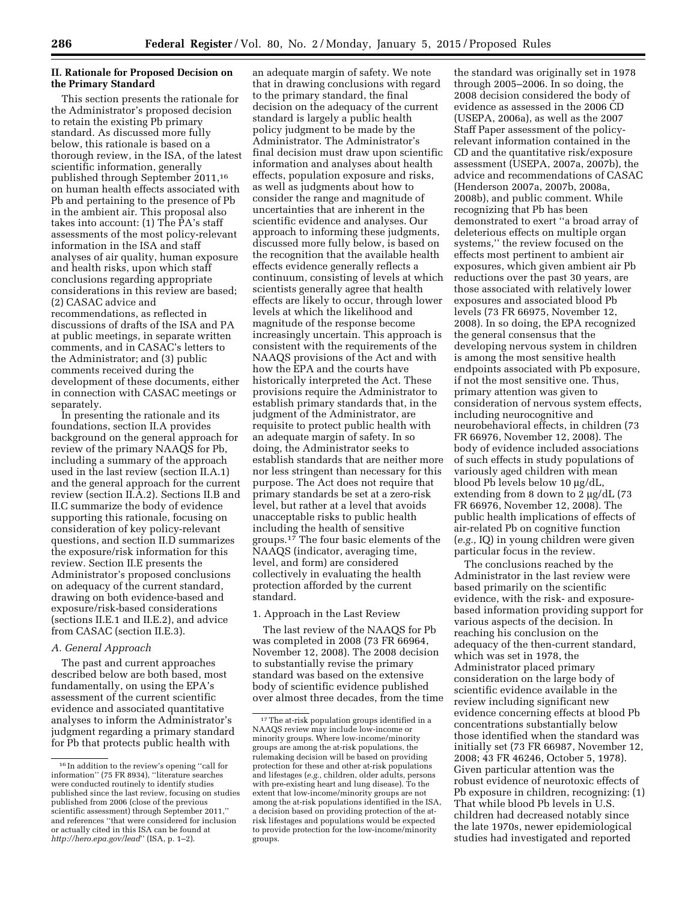## II. Rationale for Proposed Decision on the Primary Standard

This section presents the rationale for the Administrator's proposed decision to retain the existing Pb primary standard. As discussed more fully below, this rationale is based on a thorough review, in the ISA, of the latest scientific information, generally published through September 2011,[16] on human health effects associated with Pb and pertaining to the presence of Pb in the ambient air. This proposal also takes into account: (1) The PA's staff assessments of the most policy-relevant information in the ISA and staff analyses of air quality, human exposure and health risks, upon which staff conclusions regarding appropriate considerations in this review are based; (2) CASAC advice and recommendations, as reflected in discussions of drafts of the ISA and PA at public meetings, in separate written comments, and in CASAC's letters to the Administrator; and (3) public comments received during the development of these documents, either in connection with CASAC meetings or separately.

In presenting the rationale and its foundations, section II.A provides background on the general approach for review of the primary NAAQS for Pb, including a summary of the approach used in the last review (section II.A.1) and the general approach for the current review (section II.A.2). Sections II.B and II.C summarize the body of evidence supporting this rationale, focusing on consideration of key policy-relevant questions, and section II.D summarizes the exposure/risk information for this review. Section II.E presents the Administrator's proposed conclusions on adequacy of the current standard, drawing on both evidence-based and exposure/risk-based considerations (sections II.E.1 and II.E.2), and advice from CASAC (section II.E.3).

### A. General Approach

The past and current approaches described below are both based, most fundamentally, on using the EPA's assessment of the current scientific evidence and associated quantitative analyses to inform the Administrator's judgment regarding a primary standard for Pb that protects public health with an adequate margin of safety. We note that in drawing conclusions with regard to the primary standard, the final decision on the adequacy of the current standard is largely a public health policy judgment to be made by the Administrator. The Administrator's final decision must draw upon scientific information and analyses about health effects, population exposure and risks, as well as judgments about how to consider the range and magnitude of uncertainties that are inherent in the scientific evidence and analyses. Our approach to informing these judgments, discussed more fully below, is based on the recognition that the available health effects evidence generally reflects a continuum, consisting of levels at which scientists generally agree that health effects are likely to occur, through lower levels at which the likelihood and magnitude of the response become increasingly uncertain. This approach is consistent with the requirements of the NAAQS provisions of the Act and with how the EPA and the courts have historically interpreted the Act. These provisions require the Administrator to establish primary standards that, in the judgment of the Administrator, are requisite to protect public health with an adequate margin of safety. In so doing, the Administrator seeks to establish standards that are neither more nor less stringent than necessary for this purpose. The Act does not require that primary standards be set at a zero-risk level, but rather at a level that avoids unacceptable risks to public health including the health of sensitive groups.[17] The four basic elements of the NAAQS (indicator, averaging time, level, and form) are considered collectively in evaluating the health protection afforded by the current standard.

#### 1. Approach in the Last Review

The last review of the NAAQS for Pb was completed in 2008 (73 FR 66964, November 12, 2008). The 2008 decision to substantially revise the primary standard was based on the extensive body of scientific evidence published over almost three decades, from the time the standard was originally set in 1978 through 2005–2006. In so doing, the 2008 decision considered the body of evidence as assessed in the 2006 CD (USEPA, 2006a), as well as the 2007 Staff Paper assessment of the policy-relevant information contained in the CD and the quantitative risk/exposure assessment (USEPA, 2007a, 2007b), the advice and recommendations of CASAC (Henderson 2007a, 2007b, 2008a, 2008b), and public comment. While recognizing that Pb has been demonstrated to exert "a broad array of deleterious effects on multiple organ systems," the review focused on the effects most pertinent to ambient air exposures, which given ambient air Pb reductions over the past 30 years, are those associated with relatively lower exposures and associated blood Pb levels (73 FR 66975, November 12, 2008). In so doing, the EPA recognized the general consensus that the developing nervous system in children is among the most sensitive health endpoints associated with Pb exposure, if not the most sensitive one. Thus, primary attention was given to consideration of nervous system effects, including neurocognitive and neurobehavioral effects, in children (73 FR 66976, November 12, 2008). The body of evidence included associations of such effects in study populations of variously aged children with mean blood Pb levels below 10 μg/dL, extending from 8 down to 2 μg/dL (73 FR 66976, November 12, 2008). The public health implications of effects of air-related Pb on cognitive function (*e.g.,* IQ) in young children were given particular focus in the review.

The conclusions reached by the Administrator in the last review were based primarily on the scientific evidence, with the risk- and exposure-based information providing support for various aspects of the decision. In reaching his conclusion on the adequacy of the then-current standard, which was set in 1978, the Administrator placed primary consideration on the large body of scientific evidence available in the review including significant new evidence concerning effects at blood Pb concentrations substantially below those identified when the standard was initially set (73 FR 66987, November 12, 2008; 43 FR 46246, October 5, 1978). Given particular attention was the robust evidence of neurotoxic effects of Pb exposure in children, recognizing: (1) That while blood Pb levels in U.S. children had decreased notably since the late 1970s, newer epidemiological studies had investigated and reported

---

[16] In addition to the review's opening "call for information" (75 FR 8934), "literature searches were conducted routinely to identify studies published since the last review, focusing on studies published from 2006 (close of the previous scientific assessment) through September 2011," and references "that were considered for inclusion or actually cited in this ISA can be found at *http://hero.epa.gov/lead*" (ISA, p. 1–2).

[17] The at-risk population groups identified in a NAAQS review may include low-income or minority groups. Where low-income/minority groups are among the at-risk populations, the rulemaking decision will be based on providing protection for these and other at-risk populations and lifestages (*e.g.,* children, older adults, persons with pre-existing heart and lung disease). To the extent that low-income/minority groups are not among the at-risk populations identified in the ISA, a decision based on providing protection of the at-risk lifestages and populations would be expected to provide protection for the low-income/minority groups.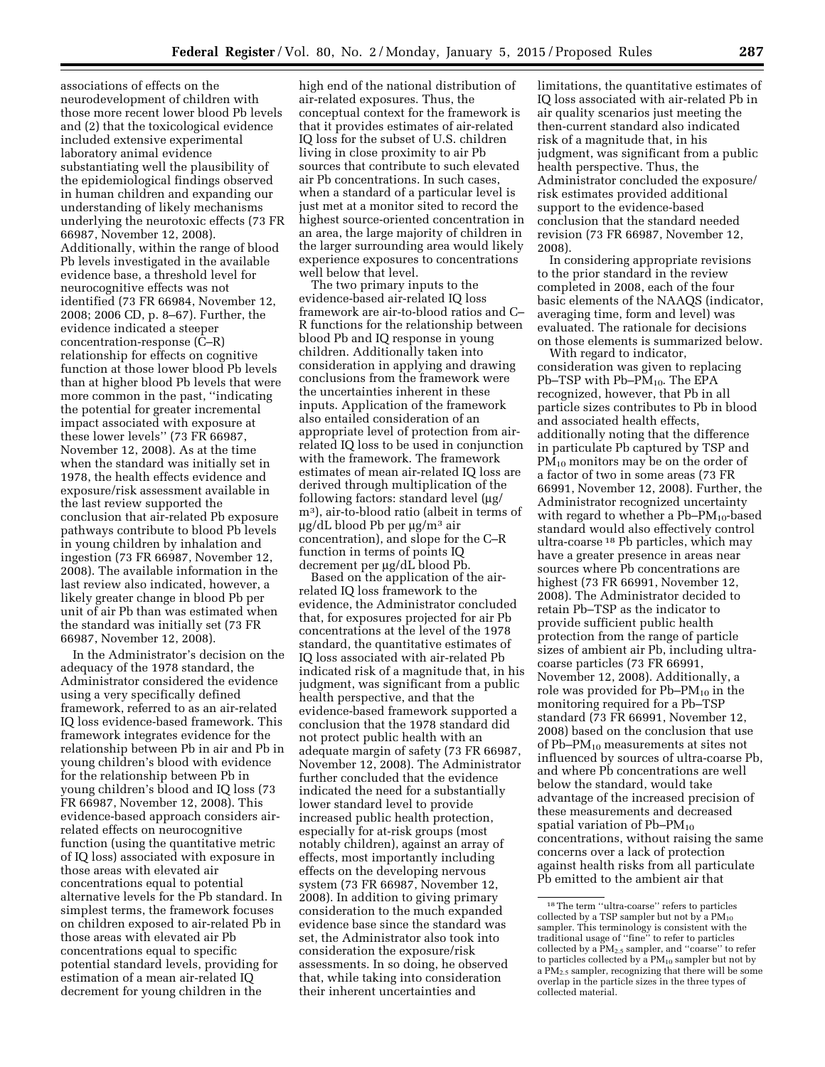associations of effects on the neurodevelopment of children with those more recent lower blood Pb levels and (2) that the toxicological evidence included extensive experimental laboratory animal evidence substantiating well the plausibility of the epidemiological findings observed in human children and expanding our understanding of likely mechanisms underlying the neurotoxic effects (73 FR 66987, November 12, 2008). Additionally, within the range of blood Pb levels investigated in the available evidence base, a threshold level for neurocognitive effects was not identified (73 FR 66984, November 12, 2008; 2006 CD, p. 8–67). Further, the evidence indicated a steeper concentration-response (C–R) relationship for effects on cognitive function at those lower blood Pb levels than at higher blood Pb levels that were more common in the past, ''indicating the potential for greater incremental impact associated with exposure at these lower levels'' (73 FR 66987, November 12, 2008). As at the time when the standard was initially set in 1978, the health effects evidence and exposure/risk assessment available in the last review supported the conclusion that air-related Pb exposure pathways contribute to blood Pb levels in young children by inhalation and ingestion (73 FR 66987, November 12, 2008). The available information in the last review also indicated, however, a likely greater change in blood Pb per unit of air Pb than was estimated when the standard was initially set (73 FR 66987, November 12, 2008).

In the Administrator's decision on the adequacy of the 1978 standard, the Administrator considered the evidence using a very specifically defined framework, referred to as an air-related IQ loss evidence-based framework. This framework integrates evidence for the relationship between Pb in air and Pb in young children's blood with evidence for the relationship between Pb in young children's blood and IQ loss (73 FR 66987, November 12, 2008). This evidence-based approach considers air-related effects on neurocognitive function (using the quantitative metric of IQ loss) associated with exposure in those areas with elevated air concentrations equal to potential alternative levels for the Pb standard. In simplest terms, the framework focuses on children exposed to air-related Pb in those areas with elevated air Pb concentrations equal to specific potential standard levels, providing for estimation of a mean air-related IQ decrement for young children in the high end of the national distribution of air-related exposures. Thus, the conceptual context for the framework is that it provides estimates of air-related IQ loss for the subset of U.S. children living in close proximity to air Pb sources that contribute to such elevated air Pb concentrations. In such cases, when a standard of a particular level is just met at a monitor sited to record the highest source-oriented concentration in an area, the large majority of children in the larger surrounding area would likely experience exposures to concentrations well below that level.

The two primary inputs to the evidence-based air-related IQ loss framework are air-to-blood ratios and C–R functions for the relationship between blood Pb and IQ response in young children. Additionally taken into consideration in applying and drawing conclusions from the framework were the uncertainties inherent in these inputs. Application of the framework also entailed consideration of an appropriate level of protection from air-related IQ loss to be used in conjunction with the framework. The framework estimates of mean air-related IQ loss are derived through multiplication of the following factors: standard level (μg/m$^3$), air-to-blood ratio (albeit in terms of μg/dL blood Pb per μg/m$^3$ air concentration), and slope for the C–R function in terms of points IQ decrement per μg/dL blood Pb.

Based on the application of the air-related IQ loss framework to the evidence, the Administrator concluded that, for exposures projected for air Pb concentrations at the level of the 1978 standard, the quantitative estimates of IQ loss associated with air-related Pb indicated risk of a magnitude that, in his judgment, was significant from a public health perspective, and that the evidence-based framework supported a conclusion that the 1978 standard did not protect public health with an adequate margin of safety (73 FR 66987, November 12, 2008). The Administrator further concluded that the evidence indicated the need for a substantially lower standard level to provide increased public health protection, especially for at-risk groups (most notably children), against an array of effects, most importantly including effects on the developing nervous system (73 FR 66987, November 12, 2008). In addition to giving primary consideration to the much expanded evidence base since the standard was set, the Administrator also took into consideration the exposure/risk assessments. In so doing, he observed that, while taking into consideration their inherent uncertainties and limitations, the quantitative estimates of IQ loss associated with air-related Pb in air quality scenarios just meeting the then-current standard also indicated risk of a magnitude that, in his judgment, was significant from a public health perspective. Thus, the Administrator concluded the exposure/risk estimates provided additional support to the evidence-based conclusion that the standard needed revision (73 FR 66987, November 12, 2008).

In considering appropriate revisions to the prior standard in the review completed in 2008, each of the four basic elements of the NAAQS (indicator, averaging time, form and level) was evaluated. The rationale for decisions on those elements is summarized below.

With regard to indicator, consideration was given to replacing Pb–TSP with Pb–$PM_{10}$. The EPA recognized, however, that Pb in all particle sizes contributes to Pb in blood and associated health effects, additionally noting that the difference in particulate Pb captured by TSP and $PM_{10}$ monitors may be on the order of a factor of two in some areas (73 FR 66991, November 12, 2008). Further, the Administrator recognized uncertainty with regard to whether a Pb–$PM_{10}$-based standard would also effectively control ultra-coarse [18] Pb particles, which may have a greater presence in areas near sources where Pb concentrations are highest (73 FR 66991, November 12, 2008). The Administrator decided to retain Pb–TSP as the indicator to provide sufficient public health protection from the range of particle sizes of ambient air Pb, including ultra-coarse particles (73 FR 66991, November 12, 2008). Additionally, a role was provided for Pb–$PM_{10}$ in the monitoring required for a Pb–TSP standard (73 FR 66991, November 12, 2008) based on the conclusion that use of Pb–$PM_{10}$ measurements at sites not influenced by sources of ultra-coarse Pb, and where Pb concentrations are well below the standard, would take advantage of the increased precision of these measurements and decreased spatial variation of Pb–$PM_{10}$ concentrations, without raising the same concerns over a lack of protection against health risks from all particulate Pb emitted to the ambient air that

---

[18] The term ''ultra-coarse'' refers to particles collected by a TSP sampler but not by a $PM_{10}$ sampler. This terminology is consistent with the traditional usage of ''fine'' to refer to particles collected by a $PM_{2.5}$ sampler, and ''coarse'' to refer to particles collected by a $PM_{10}$ sampler but not by a $PM_{2.5}$ sampler, recognizing that there will be some overlap in the particle sizes in the three types of collected material.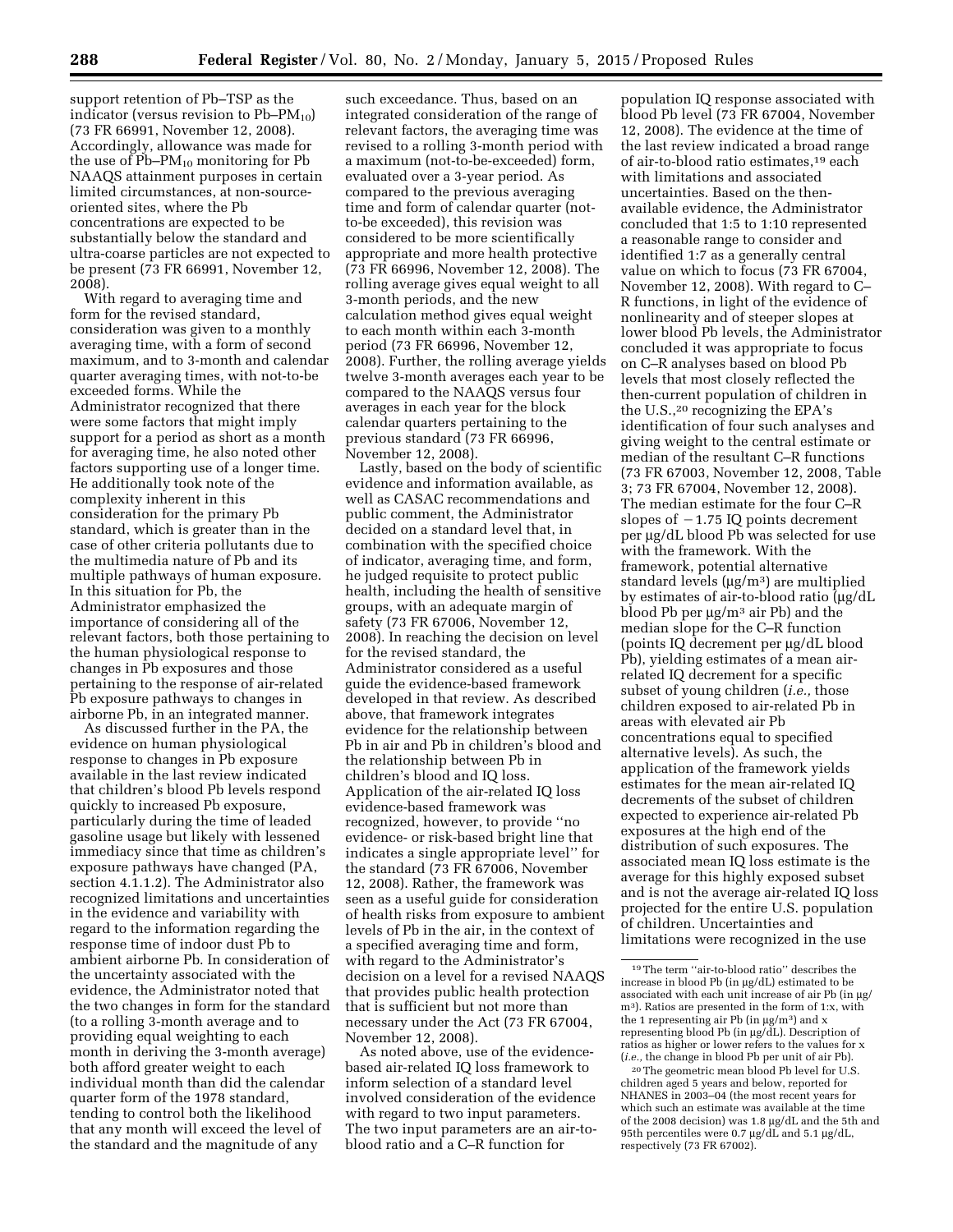support retention of Pb–TSP as the indicator (versus revision to Pb–$PM_{10}$) (73 FR 66991, November 12, 2008). Accordingly, allowance was made for the use of Pb–$PM_{10}$ monitoring for Pb NAAQS attainment purposes in certain limited circumstances, at non-source-oriented sites, where the Pb concentrations are expected to be substantially below the standard and ultra-coarse particles are not expected to be present (73 FR 66991, November 12, 2008).

With regard to averaging time and form for the revised standard, consideration was given to a monthly averaging time, with a form of second maximum, and to 3-month and calendar quarter averaging times, with not-to-be exceeded forms. While the Administrator recognized that there were some factors that might imply support for a period as short as a month for averaging time, he also noted other factors supporting use of a longer time. He additionally took note of the complexity inherent in this consideration for the primary Pb standard, which is greater than in the case of other criteria pollutants due to the multimedia nature of Pb and its multiple pathways of human exposure. In this situation for Pb, the Administrator emphasized the importance of considering all of the relevant factors, both those pertaining to the human physiological response to changes in Pb exposures and those pertaining to the response of air-related Pb exposure pathways to changes in airborne Pb, in an integrated manner.

As discussed further in the PA, the evidence on human physiological response to changes in Pb exposure available in the last review indicated that children's blood Pb levels respond quickly to increased Pb exposure, particularly during the time of leaded gasoline usage but likely with lessened immediacy since that time as children's exposure pathways have changed (PA, section 4.1.1.2). The Administrator also recognized limitations and uncertainties in the evidence and variability with regard to the information regarding the response time of indoor dust Pb to ambient airborne Pb. In consideration of the uncertainty associated with the evidence, the Administrator noted that the two changes in form for the standard (to a rolling 3-month average and to providing equal weighting to each month in deriving the 3-month average) both afford greater weight to each individual month than did the calendar quarter form of the 1978 standard, tending to control both the likelihood that any month will exceed the level of the standard and the magnitude of any such exceedance. Thus, based on an integrated consideration of the range of relevant factors, the averaging time was revised to a rolling 3-month period with a maximum (not-to-be-exceeded) form, evaluated over a 3-year period. As compared to the previous averaging time and form of calendar quarter (not-to-be exceeded), this revision was considered to be more scientifically appropriate and more health protective (73 FR 66996, November 12, 2008). The rolling average gives equal weight to all 3-month periods, and the new calculation method gives equal weight to each month within each 3-month period (73 FR 66996, November 12, 2008). Further, the rolling average yields twelve 3-month averages each year to be compared to the NAAQS versus four averages in each year for the block calendar quarters pertaining to the previous standard (73 FR 66996, November 12, 2008).

Lastly, based on the body of scientific evidence and information available, as well as CASAC recommendations and public comment, the Administrator decided on a standard level that, in combination with the specified choice of indicator, averaging time, and form, he judged requisite to protect public health, including the health of sensitive groups, with an adequate margin of safety (73 FR 67006, November 12, 2008). In reaching the decision on level for the revised standard, the Administrator considered as a useful guide the evidence-based framework developed in that review. As described above, that framework integrates evidence for the relationship between Pb in air and Pb in children's blood and the relationship between Pb in children's blood and IQ loss. Application of the air-related IQ loss evidence-based framework was recognized, however, to provide ''no evidence- or risk-based bright line that indicates a single appropriate level'' for the standard (73 FR 67006, November 12, 2008). Rather, the framework was seen as a useful guide for consideration of health risks from exposure to ambient levels of Pb in the air, in the context of a specified averaging time and form, with regard to the Administrator's decision on a level for a revised NAAQS that provides public health protection that is sufficient but not more than necessary under the Act (73 FR 67004, November 12, 2008).

As noted above, use of the evidence-based air-related IQ loss framework to inform selection of a standard level involved consideration of the evidence with regard to two input parameters. The two input parameters are an air-to-blood ratio and a C–R function for population IQ response associated with blood Pb level (73 FR 67004, November 12, 2008). The evidence at the time of the last review indicated a broad range of air-to-blood ratio estimates,[19] each with limitations and associated uncertainties. Based on the then-available evidence, the Administrator concluded that 1:5 to 1:10 represented a reasonable range to consider and identified 1:7 as a generally central value on which to focus (73 FR 67004, November 12, 2008). With regard to C–R functions, in light of the evidence of nonlinearity and of steeper slopes at lower blood Pb levels, the Administrator concluded it was appropriate to focus on C–R analyses based on blood Pb levels that most closely reflected the then-current population of children in the U.S.,[20] recognizing the EPA's identification of four such analyses and giving weight to the central estimate or median of the resultant C–R functions (73 FR 67003, November 12, 2008, Table 3; 73 FR 67004, November 12, 2008). The median estimate for the four C–R slopes of −1.75 IQ points decrement per μg/dL blood Pb was selected for use with the framework. With the framework, potential alternative standard levels (μg/m³) are multiplied by estimates of air-to-blood ratio (μg/dL blood Pb per μg/m³ air Pb) and the median slope for the C–R function (points IQ decrement per μg/dL blood Pb), yielding estimates of a mean air-related IQ decrement for a specific subset of young children (*i.e.,* those children exposed to air-related Pb in areas with elevated air Pb concentrations equal to specified alternative levels). As such, the application of the framework yields estimates for the mean air-related IQ decrements of the subset of children expected to experience air-related Pb exposures at the high end of the distribution of such exposures. The associated mean IQ loss estimate is the average for this highly exposed subset and is not the average air-related IQ loss projected for the entire U.S. population of children. Uncertainties and limitations were recognized in the use

---

[19] The term ''air-to-blood ratio'' describes the increase in blood Pb (in μg/dL) estimated to be associated with each unit increase of air Pb (in μg/m³). Ratios are presented in the form of 1:x, with the 1 representing air Pb (in μg/m³) and x representing blood Pb (in μg/dL). Description of ratios as higher or lower refers to the values for x (*i.e.,* the change in blood Pb per unit of air Pb).

[20] The geometric mean blood Pb level for U.S. children aged 5 years and below, reported for NHANES in 2003–04 (the most recent years for which such an estimate was available at the time of the 2008 decision) was 1.8 μg/dL and the 5th and 95th percentiles were 0.7 μg/dL and 5.1 μg/dL, respectively (73 FR 67002).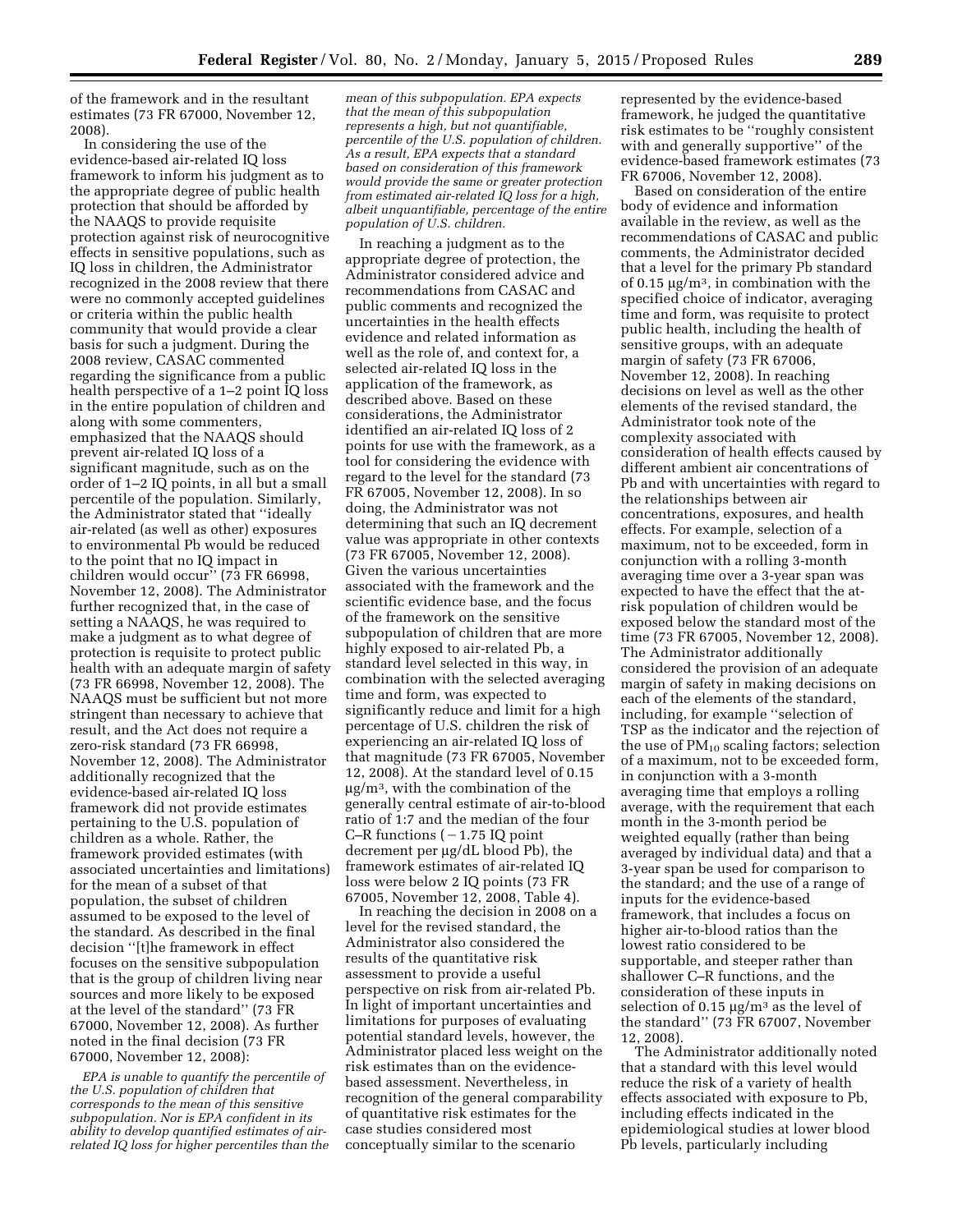of the framework and in the resultant estimates (73 FR 67000, November 12, 2008).

In considering the use of the evidence-based air-related IQ loss framework to inform his judgment as to the appropriate degree of public health protection that should be afforded by the NAAQS to provide requisite protection against risk of neurocognitive effects in sensitive populations, such as IQ loss in children, the Administrator recognized in the 2008 review that there were no commonly accepted guidelines or criteria within the public health community that would provide a clear basis for such a judgment. During the 2008 review, CASAC commented regarding the significance from a public health perspective of a 1–2 point IQ loss in the entire population of children and along with some commenters, emphasized that the NAAQS should prevent air-related IQ loss of a significant magnitude, such as on the order of 1–2 IQ points, in all but a small percentile of the population. Similarly, the Administrator stated that ''ideally air-related (as well as other) exposures to environmental Pb would be reduced to the point that no IQ impact in children would occur'' (73 FR 66998, November 12, 2008). The Administrator further recognized that, in the case of setting a NAAQS, he was required to make a judgment as to what degree of protection is requisite to protect public health with an adequate margin of safety (73 FR 66998, November 12, 2008). The NAAQS must be sufficient but not more stringent than necessary to achieve that result, and the Act does not require a zero-risk standard (73 FR 66998, November 12, 2008). The Administrator additionally recognized that the evidence-based air-related IQ loss framework did not provide estimates pertaining to the U.S. population of children as a whole. Rather, the framework provided estimates (with associated uncertainties and limitations) for the mean of a subset of that population, the subset of children assumed to be exposed to the level of the standard. As described in the final decision ''[t]he framework in effect focuses on the sensitive subpopulation that is the group of children living near sources and more likely to be exposed at the level of the standard'' (73 FR 67000, November 12, 2008). As further noted in the final decision (73 FR 67000, November 12, 2008):

*EPA is unable to quantify the percentile of the U.S. population of children that corresponds to the mean of this sensitive subpopulation. Nor is EPA confident in its ability to develop quantified estimates of air-related IQ loss for higher percentiles than the mean of this subpopulation. EPA expects that the mean of this subpopulation represents a high, but not quantifiable, percentile of the U.S. population of children. As a result, EPA expects that a standard based on consideration of this framework would provide the same or greater protection from estimated air-related IQ loss for a high, albeit unquantifiable, percentage of the entire population of U.S. children.*

In reaching a judgment as to the appropriate degree of protection, the Administrator considered advice and recommendations from CASAC and public comments and recognized the uncertainties in the health effects evidence and related information as well as the role of, and context for, a selected air-related IQ loss in the application of the framework, as described above. Based on these considerations, the Administrator identified an air-related IQ loss of 2 points for use with the framework, as a tool for considering the evidence with regard to the level for the standard (73 FR 67005, November 12, 2008). In so doing, the Administrator was not determining that such an IQ decrement value was appropriate in other contexts (73 FR 67005, November 12, 2008). Given the various uncertainties associated with the framework and the scientific evidence base, and the focus of the framework on the sensitive subpopulation of children that are more highly exposed to air-related Pb, a standard level selected in this way, in combination with the selected averaging time and form, was expected to significantly reduce and limit for a high percentage of U.S. children the risk of experiencing an air-related IQ loss of that magnitude (73 FR 67005, November 12, 2008). At the standard level of 0.15 μg/m³, with the combination of the generally central estimate of air-to-blood ratio of 1:7 and the median of the four C–R functions (−1.75 IQ point decrement per μg/dL blood Pb), the framework estimates of air-related IQ loss were below 2 IQ points (73 FR 67005, November 12, 2008, Table 4).

In reaching the decision in 2008 on a level for the revised standard, the Administrator also considered the results of the quantitative risk assessment to provide a useful perspective on risk from air-related Pb. In light of important uncertainties and limitations for purposes of evaluating potential standard levels, however, the Administrator placed less weight on the risk estimates than on the evidence-based assessment. Nevertheless, in recognition of the general comparability of quantitative risk estimates for the case studies considered most conceptually similar to the scenario represented by the evidence-based framework, he judged the quantitative risk estimates to be ''roughly consistent with and generally supportive'' of the evidence-based framework estimates (73 FR 67006, November 12, 2008).

Based on consideration of the entire body of evidence and information available in the review, as well as the recommendations of CASAC and public comments, the Administrator decided that a level for the primary Pb standard of 0.15 μg/m³, in combination with the specified choice of indicator, averaging time and form, was requisite to protect public health, including the health of sensitive groups, with an adequate margin of safety (73 FR 67006, November 12, 2008). In reaching decisions on level as well as the other elements of the revised standard, the Administrator took note of the complexity associated with consideration of health effects caused by different ambient air concentrations of Pb and with uncertainties with regard to the relationships between air concentrations, exposures, and health effects. For example, selection of a maximum, not to be exceeded, form in conjunction with a rolling 3-month averaging time over a 3-year span was expected to have the effect that the at-risk population of children would be exposed below the standard most of the time (73 FR 67005, November 12, 2008). The Administrator additionally considered the provision of an adequate margin of safety in making decisions on each of the elements of the standard, including, for example ''selection of TSP as the indicator and the rejection of the use of $PM_{10}$ scaling factors; selection of a maximum, not to be exceeded form, in conjunction with a 3-month averaging time that employs a rolling average, with the requirement that each month in the 3-month period be weighted equally (rather than being averaged by individual data) and that a 3-year span be used for comparison to the standard; and the use of a range of inputs for the evidence-based framework, that includes a focus on higher air-to-blood ratios than the lowest ratio considered to be supportable, and steeper rather than shallower C–R functions, and the consideration of these inputs in selection of 0.15 μg/m³ as the level of the standard'' (73 FR 67007, November 12, 2008).

The Administrator additionally noted that a standard with this level would reduce the risk of a variety of health effects associated with exposure to Pb, including effects indicated in the epidemiological studies at lower blood Pb levels, particularly including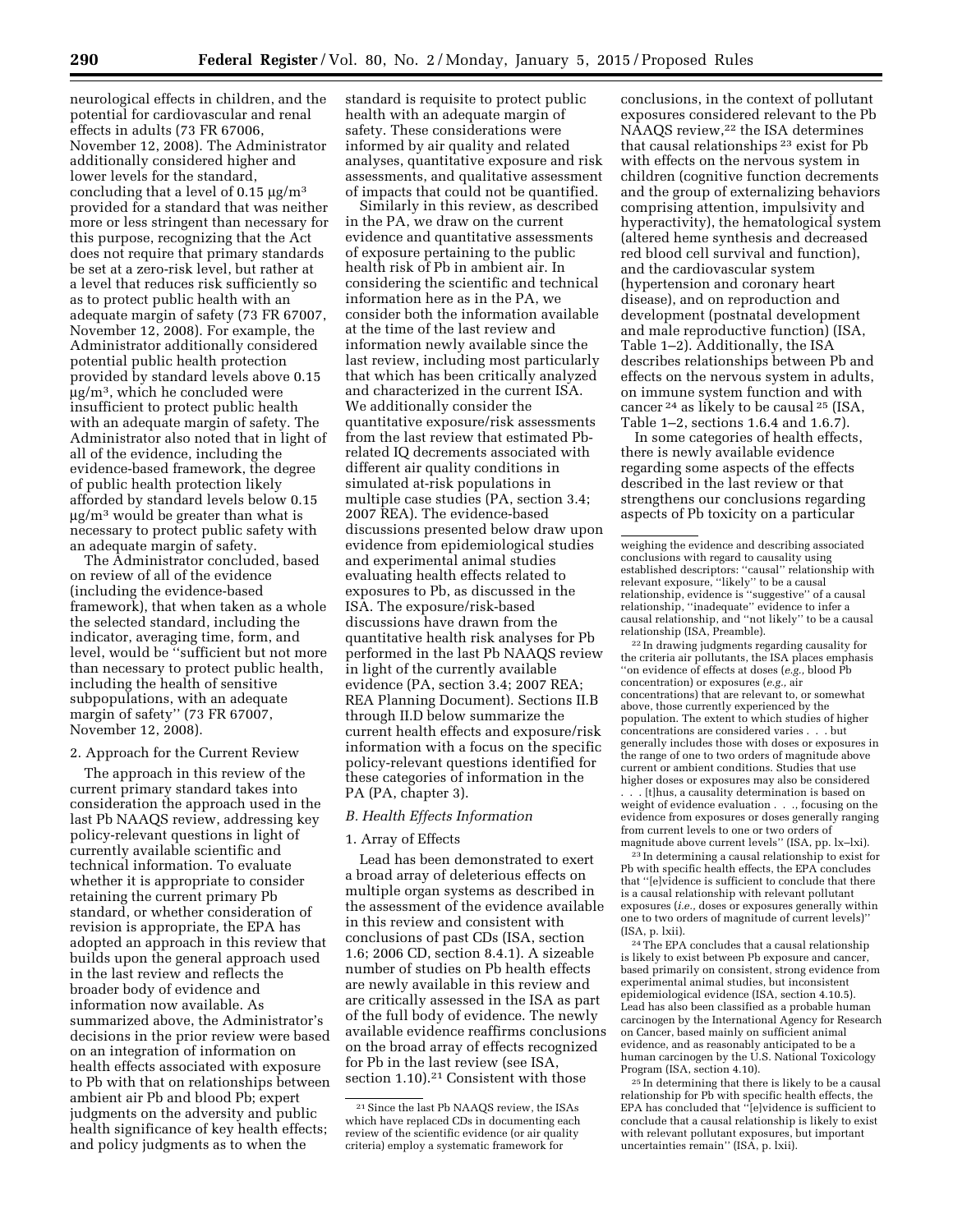neurological effects in children, and the potential for cardiovascular and renal effects in adults (73 FR 67006, November 12, 2008). The Administrator additionally considered higher and lower levels for the standard, concluding that a level of 0.15 μg/m$^3$ provided for a standard that was neither more or less stringent than necessary for this purpose, recognizing that the Act does not require that primary standards be set at a zero-risk level, but rather at a level that reduces risk sufficiently so as to protect public health with an adequate margin of safety (73 FR 67007, November 12, 2008). For example, the Administrator additionally considered potential public health protection provided by standard levels above 0.15 μg/m$^3$, which he concluded were insufficient to protect public health with an adequate margin of safety. The Administrator also noted that in light of all of the evidence, including the evidence-based framework, the degree of public health protection likely afforded by standard levels below 0.15 μg/m$^3$ would be greater than what is necessary to protect public safety with an adequate margin of safety.

The Administrator concluded, based on review of all of the evidence (including the evidence-based framework), that when taken as a whole the selected standard, including the indicator, averaging time, form, and level, would be ''sufficient but not more than necessary to protect public health, including the health of sensitive subpopulations, with an adequate margin of safety'' (73 FR 67007, November 12, 2008).

2. Approach for the Current Review

The approach in this review of the current primary standard takes into consideration the approach used in the last Pb NAAQS review, addressing key policy-relevant questions in light of currently available scientific and technical information. To evaluate whether it is appropriate to consider retaining the current primary Pb standard, or whether consideration of revision is appropriate, the EPA has adopted an approach in this review that builds upon the general approach used in the last review and reflects the broader body of evidence and information now available. As summarized above, the Administrator's decisions in the prior review were based on an integration of information on health effects associated with exposure to Pb with that on relationships between ambient air Pb and blood Pb; expert judgments on the adversity and public health significance of key health effects; and policy judgments as to when the standard is requisite to protect public health with an adequate margin of safety. These considerations were informed by air quality and related analyses, quantitative exposure and risk assessments, and qualitative assessment of impacts that could not be quantified.

Similarly in this review, as described in the PA, we draw on the current evidence and quantitative assessments of exposure pertaining to the public health risk of Pb in ambient air. In considering the scientific and technical information here as in the PA, we consider both the information available at the time of the last review and information newly available since the last review, including most particularly that which has been critically analyzed and characterized in the current ISA. We additionally consider the quantitative exposure/risk assessments from the last review that estimated Pb-related IQ decrements associated with different air quality conditions in simulated at-risk populations in multiple case studies (PA, section 3.4; 2007 REA). The evidence-based discussions presented below draw upon evidence from epidemiological studies and experimental animal studies evaluating health effects related to exposures to Pb, as discussed in the ISA. The exposure/risk-based discussions have drawn from the quantitative health risk analyses for Pb performed in the last Pb NAAQS review in light of the currently available evidence (PA, section 3.4; 2007 REA; REA Planning Document). Sections II.B through II.D below summarize the current health effects and exposure/risk information with a focus on the specific policy-relevant questions identified for these categories of information in the PA (PA, chapter 3).

*B. Health Effects Information*

1. Array of Effects

Lead has been demonstrated to exert a broad array of deleterious effects on multiple organ systems as described in the assessment of the evidence available in this review and consistent with conclusions of past CDs (ISA, section 1.6; 2006 CD, section 8.4.1). A sizeable number of studies on Pb health effects are newly available in this review and are critically assessed in the ISA as part of the full body of evidence. The newly available evidence reaffirms conclusions on the broad array of effects recognized for Pb in the last review (see ISA, section 1.10).[21] Consistent with those conclusions, in the context of pollutant exposures considered relevant to the Pb NAAQS review,[22] the ISA determines that causal relationships [23] exist for Pb with effects on the nervous system in children (cognitive function decrements and the group of externalizing behaviors comprising attention, impulsivity and hyperactivity), the hematological system (altered heme synthesis and decreased red blood cell survival and function), and the cardiovascular system (hypertension and coronary heart disease), and on reproduction and development (postnatal development and male reproductive function) (ISA, Table 1–2). Additionally, the ISA describes relationships between Pb and effects on the nervous system in adults, on immune system function and with cancer [24] as likely to be causal [25] (ISA, Table 1–2, sections 1.6.4 and 1.6.7).

In some categories of health effects, there is newly available evidence regarding some aspects of the effects described in the last review or that strengthens our conclusions regarding aspects of Pb toxicity on a particular

[21] Since the last Pb NAAQS review, the ISAs which have replaced CDs in documenting each review of the scientific evidence (or air quality criteria) employ a systematic framework for weighing the evidence and describing associated conclusions with regard to causality using established descriptors: ''causal'' relationship with relevant exposure, ''likely'' to be a causal relationship, evidence is ''suggestive'' of a causal relationship, ''inadequate'' evidence to infer a causal relationship, and ''not likely'' to be a causal relationship (ISA, Preamble).

[22] In drawing judgments regarding causality for the criteria air pollutants, the ISA places emphasis ''on evidence of effects at doses (*e.g.,* blood Pb concentration) or exposures (*e.g.,* air concentrations) that are relevant to, or somewhat above, those currently experienced by the population. The extent to which studies of higher concentrations are considered varies . . . but generally includes those with doses or exposures in the range of one to two orders of magnitude above current or ambient conditions. Studies that use higher doses or exposures may also be considered . . . [t]hus, a causality determination is based on weight of evidence evaluation . . ., focusing on the evidence from exposures or doses generally ranging from current levels to one or two orders of magnitude above current levels'' (ISA, pp. lx–lxi).

[23] In determining a causal relationship to exist for Pb with specific health effects, the EPA concludes that ''[e]vidence is sufficient to conclude that there is a causal relationship with relevant pollutant exposures (*i.e.,* doses or exposures generally within one to two orders of magnitude of current levels)'' (ISA, p. lxii).

[24] The EPA concludes that a causal relationship is likely to exist between Pb exposure and cancer, based primarily on consistent, strong evidence from experimental animal studies, but inconsistent epidemiological evidence (ISA, section 4.10.5). Lead has also been classified as a probable human carcinogen by the International Agency for Research on Cancer, based mainly on sufficient animal evidence, and as reasonably anticipated to be a human carcinogen by the U.S. National Toxicology Program (ISA, section 4.10).

[25] In determining that there is likely to be a causal relationship for Pb with specific health effects, the EPA has concluded that ''[e]vidence is sufficient to conclude that a causal relationship is likely to exist with relevant pollutant exposures, but important uncertainties remain'' (ISA, p. lxii).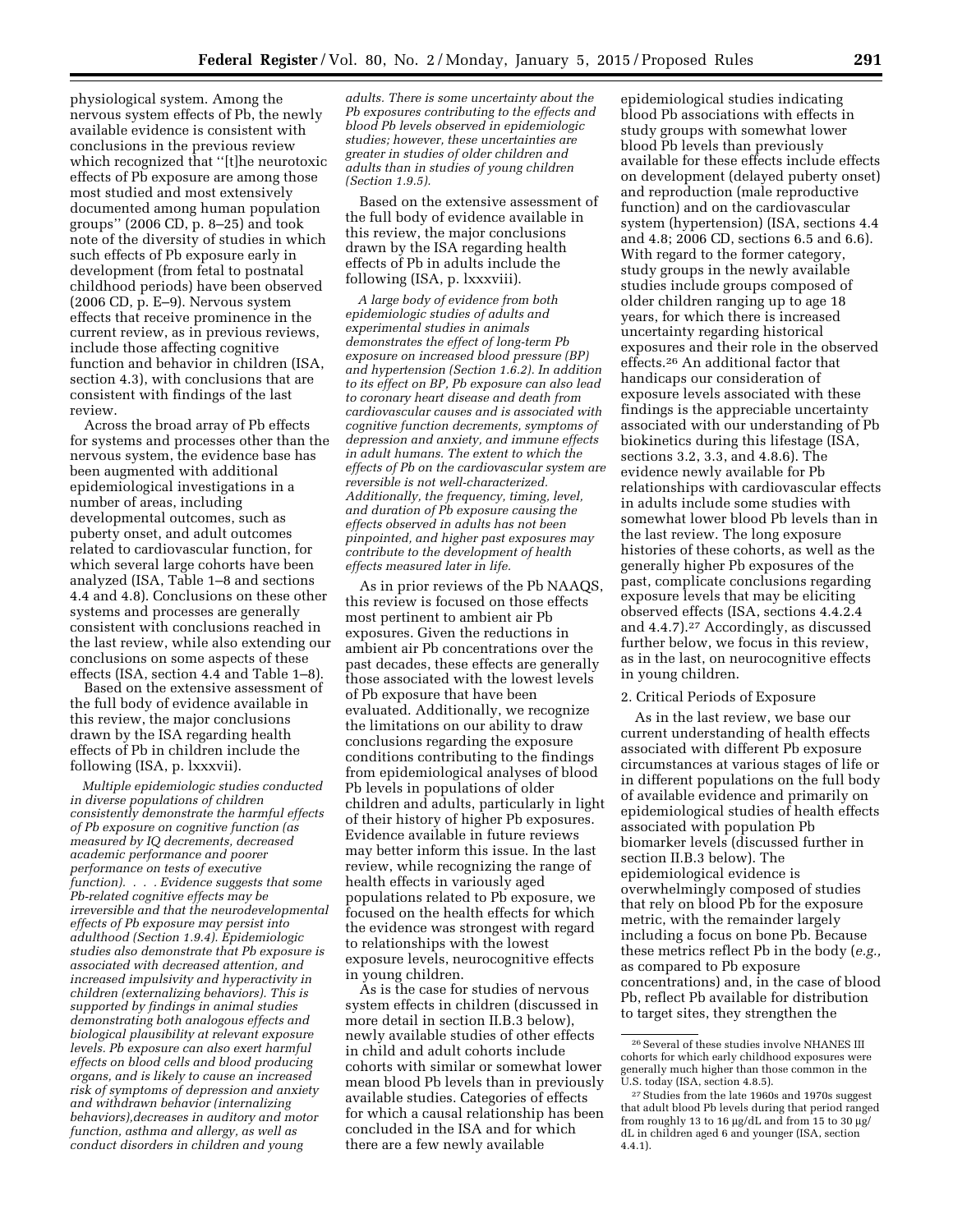physiological system. Among the nervous system effects of Pb, the newly available evidence is consistent with conclusions in the previous review which recognized that ''[t]he neurotoxic effects of Pb exposure are among those most studied and most extensively documented among human population groups'' (2006 CD, p. 8–25) and took note of the diversity of studies in which such effects of Pb exposure early in development (from fetal to postnatal childhood periods) have been observed (2006 CD, p. E–9). Nervous system effects that receive prominence in the current review, as in previous reviews, include those affecting cognitive function and behavior in children (ISA, section 4.3), with conclusions that are consistent with findings of the last review.

Across the broad array of Pb effects for systems and processes other than the nervous system, the evidence base has been augmented with additional epidemiological investigations in a number of areas, including developmental outcomes, such as puberty onset, and adult outcomes related to cardiovascular function, for which several large cohorts have been analyzed (ISA, Table 1–8 and sections 4.4 and 4.8). Conclusions on these other systems and processes are generally consistent with conclusions reached in the last review, while also extending our conclusions on some aspects of these effects (ISA, section 4.4 and Table 1–8).

Based on the extensive assessment of the full body of evidence available in this review, the major conclusions drawn by the ISA regarding health effects of Pb in children include the following (ISA, p. lxxxvii).

*Multiple epidemiologic studies conducted in diverse populations of children consistently demonstrate the harmful effects of Pb exposure on cognitive function (as measured by IQ decrements, decreased academic performance and poorer performance on tests of executive function). . . . Evidence suggests that some Pb-related cognitive effects may be irreversible and that the neurodevelopmental effects of Pb exposure may persist into adulthood (Section 1.9.4). Epidemiologic studies also demonstrate that Pb exposure is associated with decreased attention, and increased impulsivity and hyperactivity in children (externalizing behaviors). This is supported by findings in animal studies demonstrating both analogous effects and biological plausibility at relevant exposure levels. Pb exposure can also exert harmful effects on blood cells and blood producing organs, and is likely to cause an increased risk of symptoms of depression and anxiety and withdrawn behavior (internalizing behaviors),decreases in auditory and motor function, asthma and allergy, as well as conduct disorders in children and young adults. There is some uncertainty about the Pb exposures contributing to the effects and blood Pb levels observed in epidemiologic studies; however, these uncertainties are greater in studies of older children and adults than in studies of young children (Section 1.9.5).*

Based on the extensive assessment of the full body of evidence available in this review, the major conclusions drawn by the ISA regarding health effects of Pb in adults include the following (ISA, p. lxxxviii).

*A large body of evidence from both epidemiologic studies of adults and experimental studies in animals demonstrates the effect of long-term Pb exposure on increased blood pressure (BP) and hypertension (Section 1.6.2). In addition to its effect on BP, Pb exposure can also lead to coronary heart disease and death from cardiovascular causes and is associated with cognitive function decrements, symptoms of depression and anxiety, and immune effects in adult humans. The extent to which the effects of Pb on the cardiovascular system are reversible is not well-characterized. Additionally, the frequency, timing, level, and duration of Pb exposure causing the effects observed in adults has not been pinpointed, and higher past exposures may contribute to the development of health effects measured later in life.*

As in prior reviews of the Pb NAAQS, this review is focused on those effects most pertinent to ambient air Pb exposures. Given the reductions in ambient air Pb concentrations over the past decades, these effects are generally those associated with the lowest levels of Pb exposure that have been evaluated. Additionally, we recognize the limitations on our ability to draw conclusions regarding the exposure conditions contributing to the findings from epidemiological analyses of blood Pb levels in populations of older children and adults, particularly in light of their history of higher Pb exposures. Evidence available in future reviews may better inform this issue. In the last review, while recognizing the range of health effects in variously aged populations related to Pb exposure, we focused on the health effects for which the evidence was strongest with regard to relationships with the lowest exposure levels, neurocognitive effects in young children.

As is the case for studies of nervous system effects in children (discussed in more detail in section II.B.3 below), newly available studies of other effects in child and adult cohorts include cohorts with similar or somewhat lower mean blood Pb levels than in previously available studies. Categories of effects for which a causal relationship has been concluded in the ISA and for which there are a few newly available epidemiological studies indicating blood Pb associations with effects in study groups with somewhat lower blood Pb levels than previously available for these effects include effects on development (delayed puberty onset) and reproduction (male reproductive function) and on the cardiovascular system (hypertension) (ISA, sections 4.4 and 4.8; 2006 CD, sections 6.5 and 6.6). With regard to the former category, study groups in the newly available studies include groups composed of older children ranging up to age 18 years, for which there is increased uncertainty regarding historical exposures and their role in the observed effects.[26] An additional factor that handicaps our consideration of exposure levels associated with these findings is the appreciable uncertainty associated with our understanding of Pb biokinetics during this lifestage (ISA, sections 3.2, 3.3, and 4.8.6). The evidence newly available for Pb relationships with cardiovascular effects in adults include some studies with somewhat lower blood Pb levels than in the last review. The long exposure histories of these cohorts, as well as the generally higher Pb exposures of the past, complicate conclusions regarding exposure levels that may be eliciting observed effects (ISA, sections 4.4.2.4 and 4.4.7).[27] Accordingly, as discussed further below, we focus in this review, as in the last, on neurocognitive effects in young children.

2. Critical Periods of Exposure

As in the last review, we base our current understanding of health effects associated with different Pb exposure circumstances at various stages of life or in different populations on the full body of available evidence and primarily on epidemiological studies of health effects associated with population Pb biomarker levels (discussed further in section II.B.3 below). The epidemiological evidence is overwhelmingly composed of studies that rely on blood Pb for the exposure metric, with the remainder largely including a focus on bone Pb. Because these metrics reflect Pb in the body (*e.g.,* as compared to Pb exposure concentrations) and, in the case of blood Pb, reflect Pb available for distribution to target sites, they strengthen the

[26] Several of these studies involve NHANES III cohorts for which early childhood exposures were generally much higher than those common in the U.S. today (ISA, section 4.8.5).

[27] Studies from the late 1960s and 1970s suggest that adult blood Pb levels during that period ranged from roughly 13 to 16 µg/dL and from 15 to 30 µg/dL in children aged 6 and younger (ISA, section 4.4.1).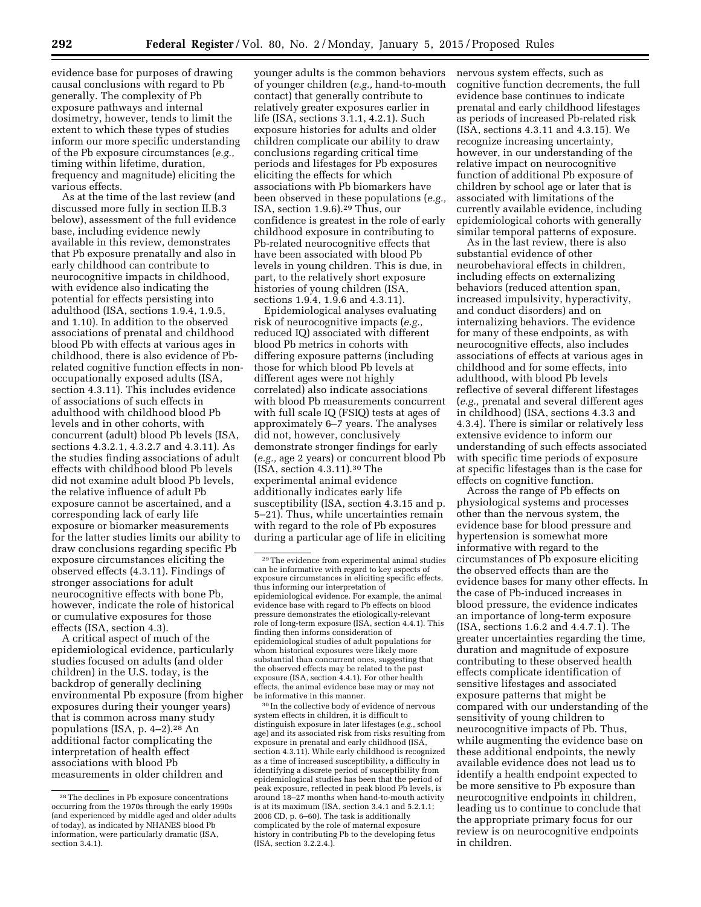evidence base for purposes of drawing causal conclusions with regard to Pb generally. The complexity of Pb exposure pathways and internal dosimetry, however, tends to limit the extent to which these types of studies inform our more specific understanding of the Pb exposure circumstances (*e.g.,* timing within lifetime, duration, frequency and magnitude) eliciting the various effects.

As at the time of the last review (and discussed more fully in section II.B.3 below), assessment of the full evidence base, including evidence newly available in this review, demonstrates that Pb exposure prenatally and also in early childhood can contribute to neurocognitive impacts in childhood, with evidence also indicating the potential for effects persisting into adulthood (ISA, sections 1.9.4, 1.9.5, and 1.10). In addition to the observed associations of prenatal and childhood blood Pb with effects at various ages in childhood, there is also evidence of Pb-related cognitive function effects in non-occupationally exposed adults (ISA, section 4.3.11). This includes evidence of associations of such effects in adulthood with childhood blood Pb levels and in other cohorts, with concurrent (adult) blood Pb levels (ISA, sections 4.3.2.1, 4.3.2.7 and 4.3.11). As the studies finding associations of adult effects with childhood blood Pb levels did not examine adult blood Pb levels, the relative influence of adult Pb exposure cannot be ascertained, and a corresponding lack of early life exposure or biomarker measurements for the latter studies limits our ability to draw conclusions regarding specific Pb exposure circumstances eliciting the observed effects (4.3.11). Findings of stronger associations for adult neurocognitive effects with bone Pb, however, indicate the role of historical or cumulative exposures for those effects (ISA, section 4.3).

A critical aspect of much of the epidemiological evidence, particularly studies focused on adults (and older children) in the U.S. today, is the backdrop of generally declining environmental Pb exposure (from higher exposures during their younger years) that is common across many study populations (ISA, p. 4–2).[28] An additional factor complicating the interpretation of health effect associations with blood Pb measurements in older children and younger adults is the common behaviors of younger children (*e.g.,* hand-to-mouth contact) that generally contribute to relatively greater exposures earlier in life (ISA, sections 3.1.1, 4.2.1). Such exposure histories for adults and older children complicate our ability to draw conclusions regarding critical time periods and lifestages for Pb exposures eliciting the effects for which associations with Pb biomarkers have been observed in these populations (*e.g.,* ISA, section 1.9.6).[29] Thus, our confidence is greatest in the role of early childhood exposure in contributing to Pb-related neurocognitive effects that have been associated with blood Pb levels in young children. This is due, in part, to the relatively short exposure histories of young children (ISA, sections 1.9.4, 1.9.6 and 4.3.11).

Epidemiological analyses evaluating risk of neurocognitive impacts (*e.g.,* reduced IQ) associated with different blood Pb metrics in cohorts with differing exposure patterns (including those for which blood Pb levels at different ages were not highly correlated) also indicate associations with blood Pb measurements concurrent with full scale IQ (FSIQ) tests at ages of approximately 6–7 years. The analyses did not, however, conclusively demonstrate stronger findings for early (*e.g.,* age 2 years) or concurrent blood Pb (ISA, section 4.3.11).[30] The experimental animal evidence additionally indicates early life susceptibility (ISA, section 4.3.15 and p. 5–21). Thus, while uncertainties remain with regard to the role of Pb exposures during a particular age of life in eliciting nervous system effects, such as cognitive function decrements, the full evidence base continues to indicate prenatal and early childhood lifestages as periods of increased Pb-related risk (ISA, sections 4.3.11 and 4.3.15). We recognize increasing uncertainty, however, in our understanding of the relative impact on neurocognitive function of additional Pb exposure of children by school age or later that is associated with limitations of the currently available evidence, including epidemiological cohorts with generally similar temporal patterns of exposure.

As in the last review, there is also substantial evidence of other neurobehavioral effects in children, including effects on externalizing behaviors (reduced attention span, increased impulsivity, hyperactivity, and conduct disorders) and on internalizing behaviors. The evidence for many of these endpoints, as with neurocognitive effects, also includes associations of effects at various ages in childhood and for some effects, into adulthood, with blood Pb levels reflective of several different lifestages (*e.g.,* prenatal and several different ages in childhood) (ISA, sections 4.3.3 and 4.3.4). There is similar or relatively less extensive evidence to inform our understanding of such effects associated with specific time periods of exposure at specific lifestages than is the case for effects on cognitive function.

Across the range of Pb effects on physiological systems and processes other than the nervous system, the evidence base for blood pressure and hypertension is somewhat more informative with regard to the circumstances of Pb exposure eliciting the observed effects than are the evidence bases for many other effects. In the case of Pb-induced increases in blood pressure, the evidence indicates an importance of long-term exposure (ISA, sections 1.6.2 and 4.4.7.1). The greater uncertainties regarding the time, duration and magnitude of exposure contributing to these observed health effects complicate identification of sensitive lifestages and associated exposure patterns that might be compared with our understanding of the sensitivity of young children to neurocognitive impacts of Pb. Thus, while augmenting the evidence base on these additional endpoints, the newly available evidence does not lead us to identify a health endpoint expected to be more sensitive to Pb exposure than neurocognitive endpoints in children, leading us to continue to conclude that the appropriate primary focus for our review is on neurocognitive endpoints in children.

---

[28] The declines in Pb exposure concentrations occurring from the 1970s through the early 1990s (and experienced by middle aged and older adults of today), as indicated by NHANES blood Pb information, were particularly dramatic (ISA, section 3.4.1).

[29] The evidence from experimental animal studies can be informative with regard to key aspects of exposure circumstances in eliciting specific effects, thus informing our interpretation of epidemiological evidence. For example, the animal evidence base with regard to Pb effects on blood pressure demonstrates the etiologically-relevant role of long-term exposure (ISA, section 4.4.1). This finding then informs consideration of epidemiological studies of adult populations for whom historical exposures were likely more substantial than concurrent ones, suggesting that the observed effects may be related to the past exposure (ISA, section 4.4.1). For other health effects, the animal evidence base may or may not be informative in this manner.

[30] In the collective body of evidence of nervous system effects in children, it is difficult to distinguish exposure in later lifestages (*e.g.,* school age) and its associated risk from risks resulting from exposure in prenatal and early childhood (ISA, section 4.3.11). While early childhood is recognized as a time of increased susceptibility, a difficulty in identifying a discrete period of susceptibility from epidemiological studies has been that the period of peak exposure, reflected in peak blood Pb levels, is around 18–27 months when hand-to-mouth activity is at its maximum (ISA, section 3.4.1 and 5.2.1.1; 2006 CD, p. 6–60). The task is additionally complicated by the role of maternal exposure history in contributing Pb to the developing fetus (ISA, section 3.2.2.4.).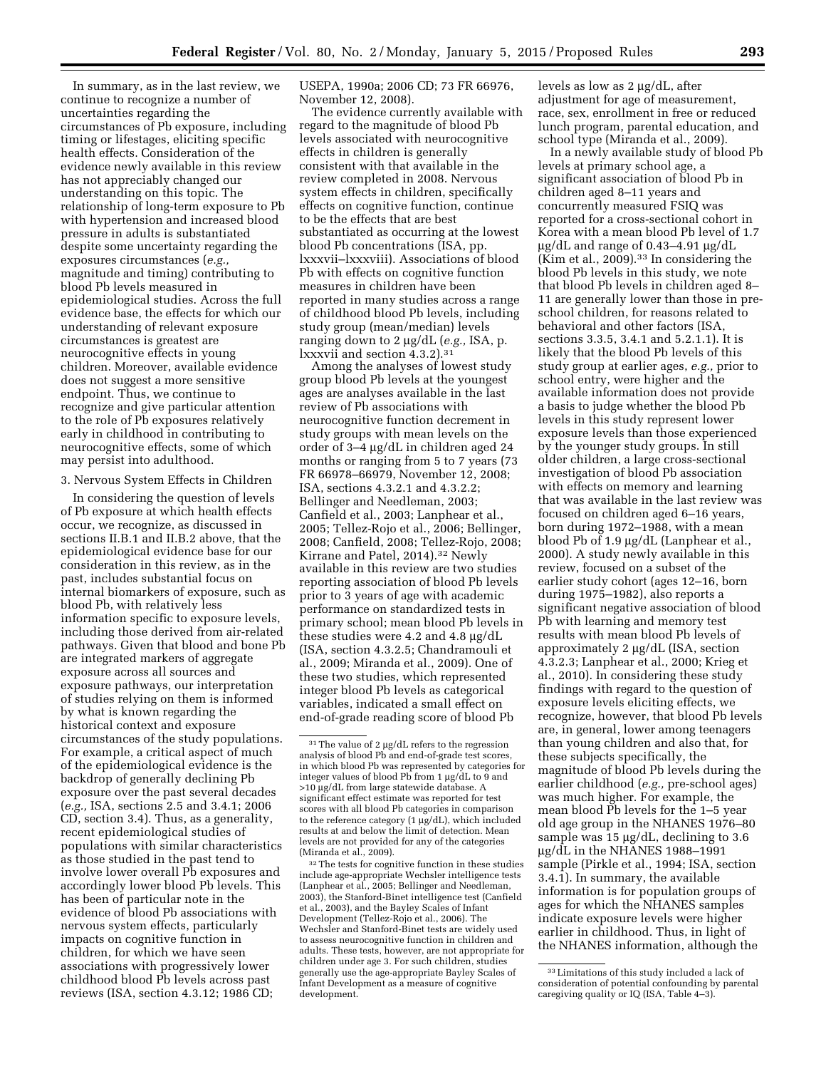In summary, as in the last review, we continue to recognize a number of uncertainties regarding the circumstances of Pb exposure, including timing or lifestages, eliciting specific health effects. Consideration of the evidence newly available in this review has not appreciably changed our understanding on this topic. The relationship of long-term exposure to Pb with hypertension and increased blood pressure in adults is substantiated despite some uncertainty regarding the exposures circumstances (*e.g.,* magnitude and timing) contributing to blood Pb levels measured in epidemiological studies. Across the full evidence base, the effects for which our understanding of relevant exposure circumstances is greatest are neurocognitive effects in young children. Moreover, available evidence does not suggest a more sensitive endpoint. Thus, we continue to recognize and give particular attention to the role of Pb exposures relatively early in childhood in contributing to neurocognitive effects, some of which may persist into adulthood.

3. Nervous System Effects in Children

In considering the question of levels of Pb exposure at which health effects occur, we recognize, as discussed in sections II.B.1 and II.B.2 above, that the epidemiological evidence base for our consideration in this review, as in the past, includes substantial focus on internal biomarkers of exposure, such as blood Pb, with relatively less information specific to exposure levels, including those derived from air-related pathways. Given that blood and bone Pb are integrated markers of aggregate exposure across all sources and exposure pathways, our interpretation of studies relying on them is informed by what is known regarding the historical context and exposure circumstances of the study populations. For example, a critical aspect of much of the epidemiological evidence is the backdrop of generally declining Pb exposure over the past several decades (*e.g.,* ISA, sections 2.5 and 3.4.1; 2006 CD, section 3.4). Thus, as a generality, recent epidemiological studies of populations with similar characteristics as those studied in the past tend to involve lower overall Pb exposures and accordingly lower blood Pb levels. This has been of particular note in the evidence of blood Pb associations with nervous system effects, particularly impacts on cognitive function in children, for which we have seen associations with progressively lower childhood blood Pb levels across past reviews (ISA, section 4.3.12; 1986 CD; USEPA, 1990a; 2006 CD; 73 FR 66976, November 12, 2008).

The evidence currently available with regard to the magnitude of blood Pb levels associated with neurocognitive effects in children is generally consistent with that available in the review completed in 2008. Nervous system effects in children, specifically effects on cognitive function, continue to be the effects that are best substantiated as occurring at the lowest blood Pb concentrations (ISA, pp. lxxxvii–lxxxviii). Associations of blood Pb with effects on cognitive function measures in children have been reported in many studies across a range of childhood blood Pb levels, including study group (mean/median) levels ranging down to 2 µg/dL (*e.g.,* ISA, p. lxxxvii and section 4.3.2).[31]

Among the analyses of lowest study group blood Pb levels at the youngest ages are analyses available in the last review of Pb associations with neurocognitive function decrement in study groups with mean levels on the order of 3–4 µg/dL in children aged 24 months or ranging from 5 to 7 years (73 FR 66978–66979, November 12, 2008; ISA, sections 4.3.2.1 and 4.3.2.2; Bellinger and Needleman, 2003; Canfield et al., 2003; Lanphear et al., 2005; Tellez-Rojo et al., 2006; Bellinger, 2008; Canfield, 2008; Tellez-Rojo, 2008; Kirrane and Patel, 2014).[32] Newly available in this review are two studies reporting association of blood Pb levels prior to 3 years of age with academic performance on standardized tests in primary school; mean blood Pb levels in these studies were 4.2 and 4.8 µg/dL (ISA, section 4.3.2.5; Chandramouli et al., 2009; Miranda et al., 2009). One of these two studies, which represented integer blood Pb levels as categorical variables, indicated a small effect on end-of-grade reading score of blood Pb levels as low as 2 µg/dL, after adjustment for age of measurement, race, sex, enrollment in free or reduced lunch program, parental education, and school type (Miranda et al., 2009).

In a newly available study of blood Pb levels at primary school age, a significant association of blood Pb in children aged 8–11 years and concurrently measured FSIQ was reported for a cross-sectional cohort in Korea with a mean blood Pb level of 1.7 µg/dL and range of 0.43–4.91 µg/dL (Kim et al., 2009).[33] In considering the blood Pb levels in this study, we note that blood Pb levels in children aged 8–11 are generally lower than those in pre-school children, for reasons related to behavioral and other factors (ISA, sections 3.3.5, 3.4.1 and 5.2.1.1). It is likely that the blood Pb levels of this study group at earlier ages, *e.g.,* prior to school entry, were higher and the available information does not provide a basis to judge whether the blood Pb levels in this study represent lower exposure levels than those experienced by the younger study groups. In still older children, a large cross-sectional investigation of blood Pb association with effects on memory and learning that was available in the last review was focused on children aged 6–16 years, born during 1972–1988, with a mean blood Pb of 1.9 µg/dL (Lanphear et al., 2000). A study newly available in this review, focused on a subset of the earlier study cohort (ages 12–16, born during 1975–1982), also reports a significant negative association of blood Pb with learning and memory test results with mean blood Pb levels of approximately 2 µg/dL (ISA, section 4.3.2.3; Lanphear et al., 2000; Krieg et al., 2010). In considering these study findings with regard to the question of exposure levels eliciting effects, we recognize, however, that blood Pb levels are, in general, lower among teenagers than young children and also that, for these subjects specifically, the magnitude of blood Pb levels during the earlier childhood (*e.g.,* pre-school ages) was much higher. For example, the mean blood Pb levels for the 1–5 year old age group in the NHANES 1976–80 sample was 15 µg/dL, declining to 3.6 µg/dL in the NHANES 1988–1991 sample (Pirkle et al., 1994; ISA, section 3.4.1). In summary, the available information is for population groups of ages for which the NHANES samples indicate exposure levels were higher earlier in childhood. Thus, in light of the NHANES information, although the

---

[31] The value of 2 µg/dL refers to the regression analysis of blood Pb and end-of-grade test scores, in which blood Pb was represented by categories for integer values of blood Pb from 1 µg/dL to 9 and >10 µg/dL from large statewide database. A significant effect estimate was reported for test scores with all blood Pb categories in comparison to the reference category (1 µg/dL), which included results at and below the limit of detection. Mean levels are not provided for any of the categories (Miranda et al., 2009).

[32] The tests for cognitive function in these studies include age-appropriate Wechsler intelligence tests (Lanphear et al., 2005; Bellinger and Needleman, 2003), the Stanford-Binet intelligence test (Canfield et al., 2003), and the Bayley Scales of Infant Development (Tellez-Rojo et al., 2006). The Wechsler and Stanford-Binet tests are widely used to assess neurocognitive function in children and adults. These tests, however, are not appropriate for children under age 3. For such children, studies generally use the age-appropriate Bayley Scales of Infant Development as a measure of cognitive development.

[33] Limitations of this study included a lack of consideration of potential confounding by parental caregiving quality or IQ (ISA, Table 4–3).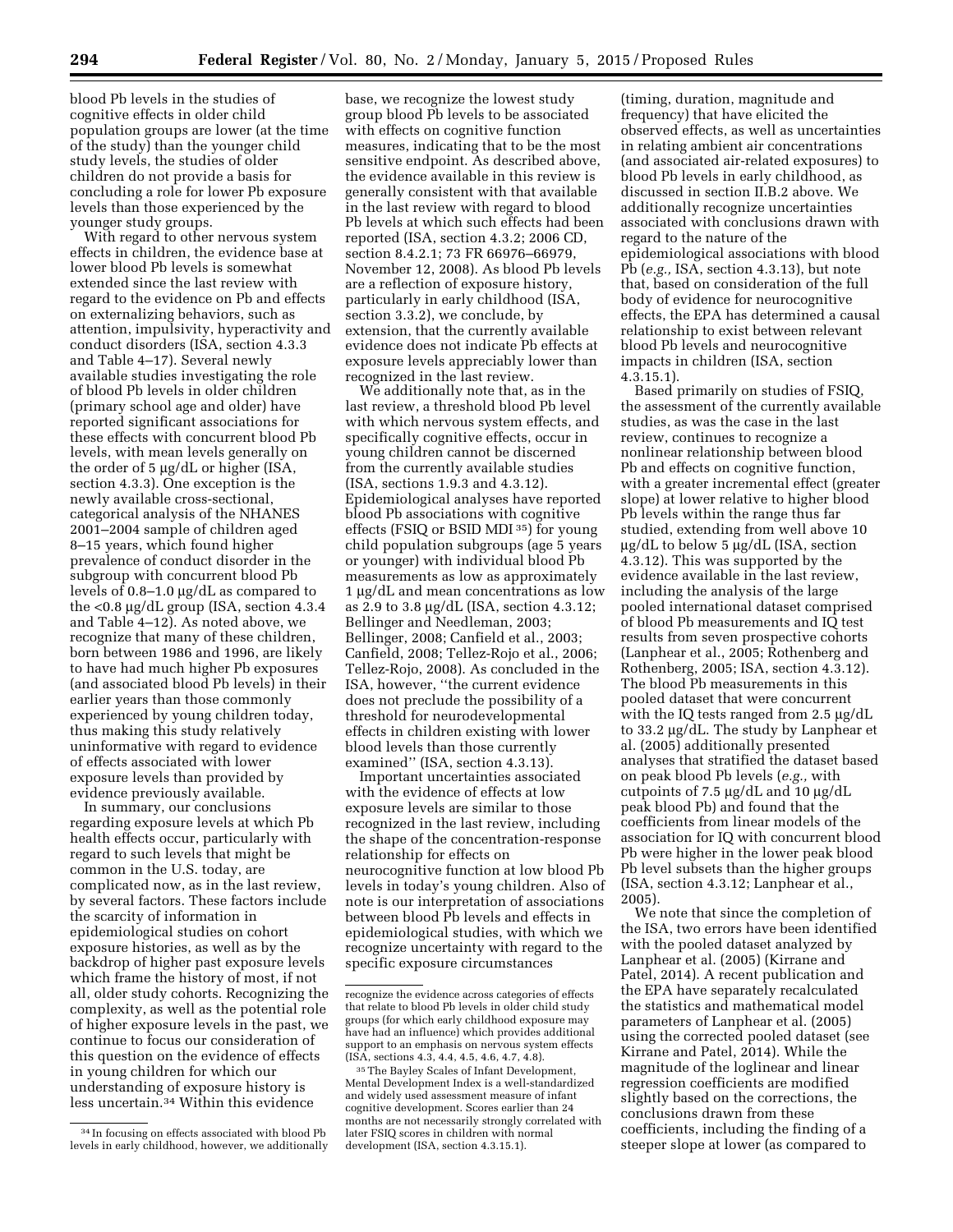blood Pb levels in the studies of cognitive effects in older child population groups are lower (at the time of the study) than the younger child study levels, the studies of older children do not provide a basis for concluding a role for lower Pb exposure levels than those experienced by the younger study groups.

With regard to other nervous system effects in children, the evidence base at lower blood Pb levels is somewhat extended since the last review with regard to the evidence on Pb and effects on externalizing behaviors, such as attention, impulsivity, hyperactivity and conduct disorders (ISA, section 4.3.3 and Table 4–17). Several newly available studies investigating the role of blood Pb levels in older children (primary school age and older) have reported significant associations for these effects with concurrent blood Pb levels, with mean levels generally on the order of 5 μg/dL or higher (ISA, section 4.3.3). One exception is the newly available cross-sectional, categorical analysis of the NHANES 2001–2004 sample of children aged 8–15 years, which found higher prevalence of conduct disorder in the subgroup with concurrent blood Pb levels of 0.8–1.0 μg/dL as compared to the <0.8 μg/dL group (ISA, section 4.3.4 and Table 4–12). As noted above, we recognize that many of these children, born between 1986 and 1996, are likely to have had much higher Pb exposures (and associated blood Pb levels) in their earlier years than those commonly experienced by young children today, thus making this study relatively uninformative with regard to evidence of effects associated with lower exposure levels than provided by evidence previously available.

In summary, our conclusions regarding exposure levels at which Pb health effects occur, particularly with regard to such levels that might be common in the U.S. today, are complicated now, as in the last review, by several factors. These factors include the scarcity of information in epidemiological studies on cohort exposure histories, as well as by the backdrop of higher past exposure levels which frame the history of most, if not all, older study cohorts. Recognizing the complexity, as well as the potential role of higher exposure levels in the past, we continue to focus our consideration of this question on the evidence of effects in young children for which our understanding of exposure history is less uncertain.[34] Within this evidence base, we recognize the lowest study group blood Pb levels to be associated with effects on cognitive function measures, indicating that to be the most sensitive endpoint. As described above, the evidence available in this review is generally consistent with that available in the last review with regard to blood Pb levels at which such effects had been reported (ISA, section 4.3.2; 2006 CD, section 8.4.2.1; 73 FR 66976–66979, November 12, 2008). As blood Pb levels are a reflection of exposure history, particularly in early childhood (ISA, section 3.3.2), we conclude, by extension, that the currently available evidence does not indicate Pb effects at exposure levels appreciably lower than recognized in the last review.

We additionally note that, as in the last review, a threshold blood Pb level with which nervous system effects, and specifically cognitive effects, occur in young children cannot be discerned from the currently available studies (ISA, sections 1.9.3 and 4.3.12). Epidemiological analyses have reported blood Pb associations with cognitive effects (FSIQ or BSID MDI[35]) for young child population subgroups (age 5 years or younger) with individual blood Pb measurements as low as approximately 1 μg/dL and mean concentrations as low as 2.9 to 3.8 μg/dL (ISA, section 4.3.12; Bellinger and Needleman, 2003; Bellinger, 2008; Canfield et al., 2003; Canfield, 2008; Tellez-Rojo et al., 2006; Tellez-Rojo, 2008). As concluded in the ISA, however, ''the current evidence does not preclude the possibility of a threshold for neurodevelopmental effects in children existing with lower blood levels than those currently examined'' (ISA, section 4.3.13).

Important uncertainties associated with the evidence of effects at low exposure levels are similar to those recognized in the last review, including the shape of the concentration-response relationship for effects on neurocognitive function at low blood Pb levels in today's young children. Also of note is our interpretation of associations between blood Pb levels and effects in epidemiological studies, with which we recognize uncertainty with regard to the specific exposure circumstances (timing, duration, magnitude and frequency) that have elicited the observed effects, as well as uncertainties in relating ambient air concentrations (and associated air-related exposures) to blood Pb levels in early childhood, as discussed in section II.B.2 above. We additionally recognize uncertainties associated with conclusions drawn with regard to the nature of the epidemiological associations with blood Pb (*e.g.,* ISA, section 4.3.13), but note that, based on consideration of the full body of evidence for neurocognitive effects, the EPA has determined a causal relationship to exist between relevant blood Pb levels and neurocognitive impacts in children (ISA, section 4.3.15.1).

Based primarily on studies of FSIQ, the assessment of the currently available studies, as was the case in the last review, continues to recognize a nonlinear relationship between blood Pb and effects on cognitive function, with a greater incremental effect (greater slope) at lower relative to higher blood Pb levels within the range thus far studied, extending from well above 10 μg/dL to below 5 μg/dL (ISA, section 4.3.12). This was supported by the evidence available in the last review, including the analysis of the large pooled international dataset comprised of blood Pb measurements and IQ test results from seven prospective cohorts (Lanphear et al., 2005; Rothenberg and Rothenberg, 2005; ISA, section 4.3.12). The blood Pb measurements in this pooled dataset that were concurrent with the IQ tests ranged from 2.5 μg/dL to 33.2 μg/dL. The study by Lanphear et al. (2005) additionally presented analyses that stratified the dataset based on peak blood Pb levels (*e.g.,* with cutpoints of 7.5 μg/dL and 10 μg/dL peak blood Pb) and found that the coefficients from linear models of the association for IQ with concurrent blood Pb were higher in the lower peak blood Pb level subsets than the higher groups (ISA, section 4.3.12; Lanphear et al., 2005).

We note that since the completion of the ISA, two errors have been identified with the pooled dataset analyzed by Lanphear et al. (2005) (Kirrane and Patel, 2014). A recent publication and the EPA have separately recalculated the statistics and mathematical model parameters of Lanphear et al. (2005) using the corrected pooled dataset (see Kirrane and Patel, 2014). While the magnitude of the loglinear and linear regression coefficients are modified slightly based on the corrections, the conclusions drawn from these coefficients, including the finding of a steeper slope at lower (as compared to

---

[34] In focusing on effects associated with blood Pb levels in early childhood, however, we additionally recognize the evidence across categories of effects that relate to blood Pb levels in older child study groups (for which early childhood exposure may have had an influence) which provides additional support to an emphasis on nervous system effects (ISA, sections 4.3, 4.4, 4.5, 4.6, 4.7, 4.8).

[35] The Bayley Scales of Infant Development, Mental Development Index is a well-standardized and widely used assessment measure of infant cognitive development. Scores earlier than 24 months are not necessarily strongly correlated with later FSIQ scores in children with normal development (ISA, section 4.3.15.1).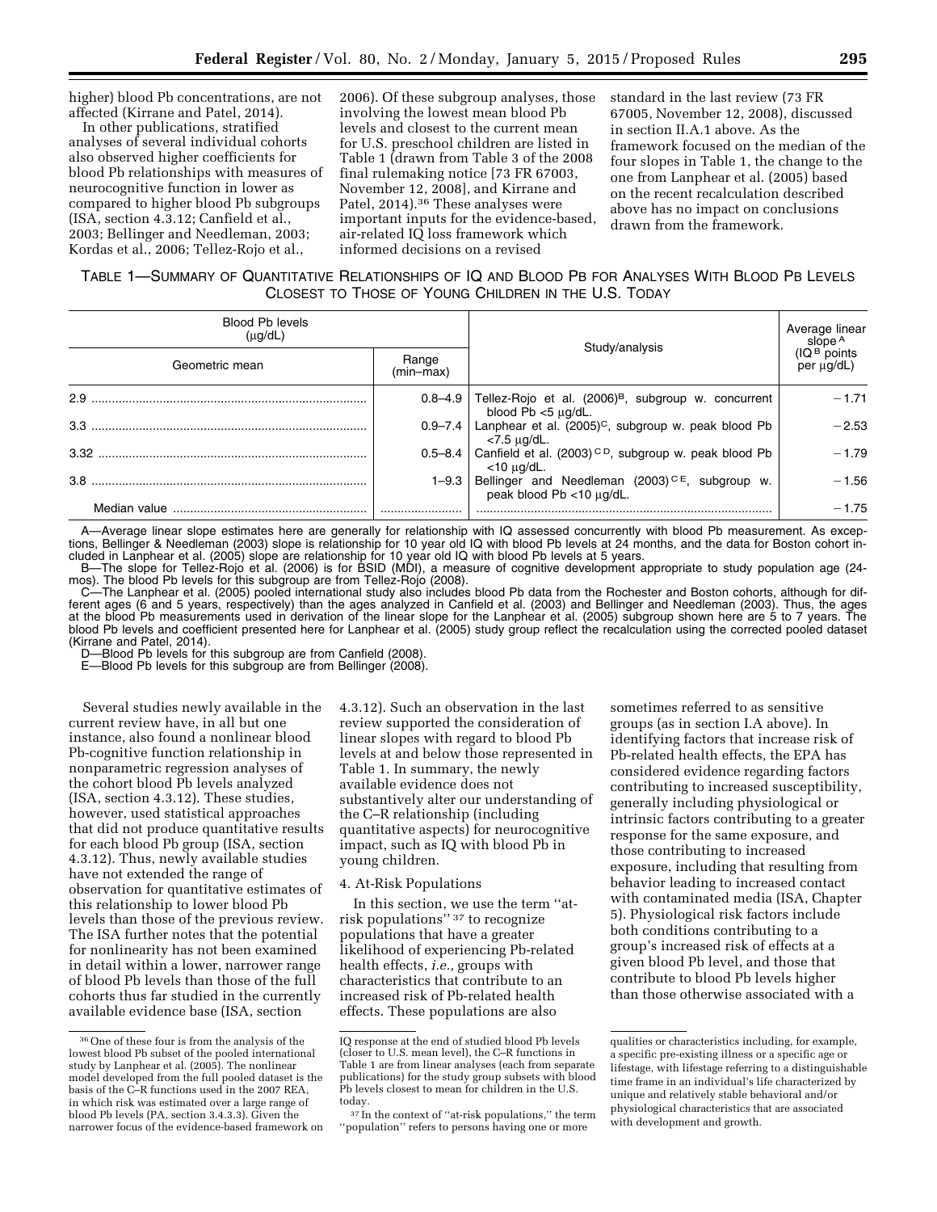higher) blood Pb concentrations, are not affected (Kirrane and Patel, 2014).

In other publications, stratified analyses of several individual cohorts also observed higher coefficients for blood Pb relationships with measures of neurocognitive function in lower as compared to higher blood Pb subgroups (ISA, section 4.3.12; Canfield et al., 2003; Bellinger and Needleman, 2003; Kordas et al., 2006; Tellez-Rojo et al., 2006). Of these subgroup analyses, those involving the lowest mean blood Pb levels and closest to the current mean for U.S. preschool children are listed in Table 1 (drawn from Table 3 of the 2008 final rulemaking notice [73 FR 67003, November 12, 2008], and Kirrane and Patel, 2014).[36] These analyses were important inputs for the evidence-based, air-related IQ loss framework which informed decisions on a revised standard in the last review (73 FR 67005, November 12, 2008), discussed in section II.A.1 above. As the framework focused on the median of the four slopes in Table 1, the change to the one from Lanphear et al. (2005) based on the recent recalculation described above has no impact on conclusions drawn from the framework.

TABLE 1—SUMMARY OF QUANTITATIVE RELATIONSHIPS OF IQ AND BLOOD PB FOR ANALYSES WITH BLOOD PB LEVELS CLOSEST TO THOSE OF YOUNG CHILDREN IN THE U.S. TODAY

| Blood Pb levels (μg/dL) | | Study/analysis | Average linear slope[A] (IQ[B] points per μg/dL) |
|---|---|---|---|
| Geometric mean | Range (min–max) | | |
| 2.9 | 0.8–4.9 | Tellez-Rojo et al. (2006)[B], subgroup w. concurrent blood Pb <5 μg/dL. | −1.71 |
| 3.3 | 0.9–7.4 | Lanphear et al. (2005)[C], subgroup w. peak blood Pb <7.5 μg/dL. | −2.53 |
| 3.32 | 0.5–8.4 | Canfield et al. (2003)[C D], subgroup w. peak blood Pb <10 μg/dL. | −1.79 |
| 3.8 | 1–9.3 | Bellinger and Needleman (2003)[C E], subgroup w. peak blood Pb <10 μg/dL. | −1.56 |
| Median value | | | −1.75 |

A—Average linear slope estimates here are generally for relationship with IQ assessed concurrently with blood Pb measurement. As exceptions, Bellinger & Needleman (2003) slope is relationship for 10 year old IQ with blood Pb levels at 24 months, and the data for Boston cohort included in Lanphear et al. (2005) slope are relationship for 10 year old IQ with blood Pb levels at 5 years.

B—The slope for Tellez-Rojo et al. (2006) is for BSID (MDI), a measure of cognitive development appropriate to study population age (24-mos). The blood Pb levels for this subgroup are from Tellez-Rojo (2008).

C—The Lanphear et al. (2005) pooled international study also includes blood Pb data from the Rochester and Boston cohorts, although for different ages (6 and 5 years, respectively) than the ages analyzed in Canfield et al. (2003) and Bellinger and Needleman (2003). Thus, the ages at the blood Pb measurements used in derivation of the linear slope for the Lanphear et al. (2005) subgroup shown here are 5 to 7 years. The blood Pb levels and coefficient presented here for Lanphear et al. (2005) study group reflect the recalculation using the corrected pooled dataset (Kirrane and Patel, 2014).

D—Blood Pb levels for this subgroup are from Canfield (2008).

E—Blood Pb levels for this subgroup are from Bellinger (2008).

Several studies newly available in the current review have, in all but one instance, also found a nonlinear blood Pb-cognitive function relationship in nonparametric regression analyses of the cohort blood Pb levels analyzed (ISA, section 4.3.12). These studies, however, used statistical approaches that did not produce quantitative results for each blood Pb group (ISA, section 4.3.12). Thus, newly available studies have not extended the range of observation for quantitative estimates of this relationship to lower blood Pb levels than those of the previous review. The ISA further notes that the potential for nonlinearity has not been examined in detail within a lower, narrower range of blood Pb levels than those of the full cohorts thus far studied in the currently available evidence base (ISA, section 4.3.12). Such an observation in the last review supported the consideration of linear slopes with regard to blood Pb levels at and below those represented in Table 1. In summary, the newly available evidence does not substantively alter our understanding of the C–R relationship (including quantitative aspects) for neurocognitive impact, such as IQ with blood Pb in young children.

4. At-Risk Populations

In this section, we use the term ''at-risk populations'' [37] to recognize populations that have a greater likelihood of experiencing Pb-related health effects, *i.e.,* groups with characteristics that contribute to an increased risk of Pb-related health effects. These populations are also sometimes referred to as sensitive groups (as in section I.A above). In identifying factors that increase risk of Pb-related health effects, the EPA has considered evidence regarding factors contributing to increased susceptibility, generally including physiological or intrinsic factors contributing to a greater response for the same exposure, and those contributing to increased exposure, including that resulting from behavior leading to increased contact with contaminated media (ISA, Chapter 5). Physiological risk factors include both conditions contributing to a group's increased risk of effects at a given blood Pb level, and those that contribute to blood Pb levels higher than those otherwise associated with a

[36] One of these four is from the analysis of the lowest blood Pb subset of the pooled international study by Lanphear et al. (2005). The nonlinear model developed from the full pooled dataset is the basis of the C–R functions used in the 2007 REA, in which risk was estimated over a large range of blood Pb levels (PA, section 3.4.3.3). Given the narrower focus of the evidence-based framework on IQ response at the end of studied blood Pb levels (closer to U.S. mean level), the C–R functions in Table 1 are from linear analyses (each from separate publications) for the study group subsets with blood Pb levels closest to mean for children in the U.S. today.

[37] In the context of ''at-risk populations,'' the term ''population'' refers to persons having one or more qualities or characteristics including, for example, a specific pre-existing illness or a specific age or lifestage, with lifestage referring to a distinguishable time frame in an individual's life characterized by unique and relatively stable behavioral and/or physiological characteristics that are associated with development and growth.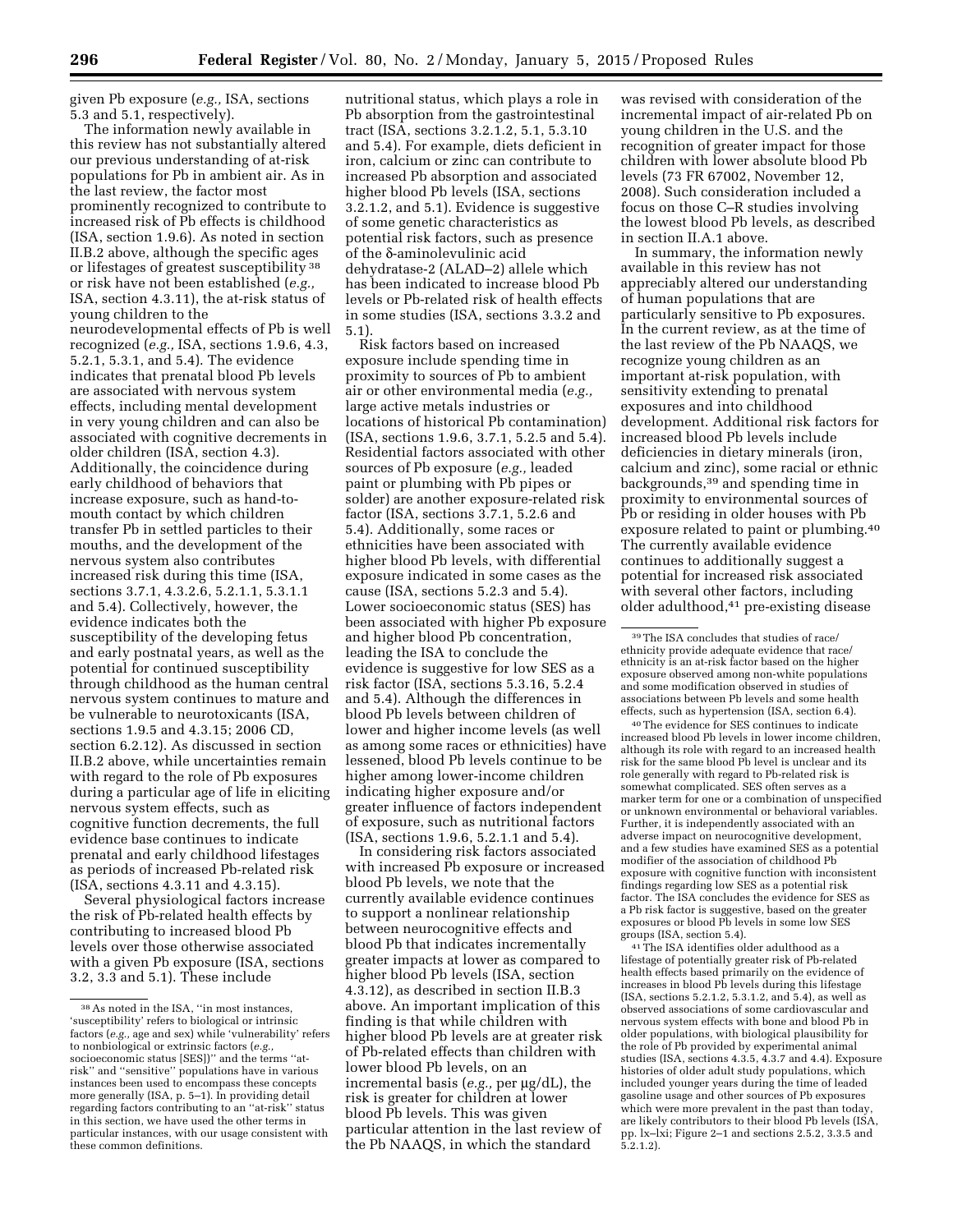given Pb exposure (*e.g.,* ISA, sections 5.3 and 5.1, respectively).

The information newly available in this review has not substantially altered our previous understanding of at-risk populations for Pb in ambient air. As in the last review, the factor most prominently recognized to contribute to increased risk of Pb effects is childhood (ISA, section 1.9.6). As noted in section II.B.2 above, although the specific ages or lifestages of greatest susceptibility [38] or risk have not been established (*e.g.,* ISA, section 4.3.11), the at-risk status of young children to the neurodevelopmental effects of Pb is well recognized (*e.g.,* ISA, sections 1.9.6, 4.3, 5.2.1, 5.3.1, and 5.4). The evidence indicates that prenatal blood Pb levels are associated with nervous system effects, including mental development in very young children and can also be associated with cognitive decrements in older children (ISA, section 4.3). Additionally, the coincidence during early childhood of behaviors that increase exposure, such as hand-to-mouth contact by which children transfer Pb in settled particles to their mouths, and the development of the nervous system also contributes increased risk during this time (ISA, sections 3.7.1, 4.3.2.6, 5.2.1.1, 5.3.1.1 and 5.4). Collectively, however, the evidence indicates both the susceptibility of the developing fetus and early postnatal years, as well as the potential for continued susceptibility through childhood as the human central nervous system continues to mature and be vulnerable to neurotoxicants (ISA, sections 1.9.5 and 4.3.15; 2006 CD, section 6.2.12). As discussed in section II.B.2 above, while uncertainties remain with regard to the role of Pb exposures during a particular age of life in eliciting nervous system effects, such as cognitive function decrements, the full evidence base continues to indicate prenatal and early childhood lifestages as periods of increased Pb-related risk (ISA, sections 4.3.11 and 4.3.15).

Several physiological factors increase the risk of Pb-related health effects by contributing to increased blood Pb levels over those otherwise associated with a given Pb exposure (ISA, sections 3.2, 3.3 and 5.1). These include nutritional status, which plays a role in Pb absorption from the gastrointestinal tract (ISA, sections 3.2.1.2, 5.1, 5.3.10 and 5.4). For example, diets deficient in iron, calcium or zinc can contribute to increased Pb absorption and associated higher blood Pb levels (ISA, sections 3.2.1.2, and 5.1). Evidence is suggestive of some genetic characteristics as potential risk factors, such as presence of the δ-aminolevulinic acid dehydratase-2 (ALAD–2) allele which has been indicated to increase blood Pb levels or Pb-related risk of health effects in some studies (ISA, sections 3.3.2 and 5.1).

Risk factors based on increased exposure include spending time in proximity to sources of Pb to ambient air or other environmental media (*e.g.,* large active metals industries or locations of historical Pb contamination) (ISA, sections 1.9.6, 3.7.1, 5.2.5 and 5.4). Residential factors associated with other sources of Pb exposure (*e.g.,* leaded paint or plumbing with Pb pipes or solder) are another exposure-related risk factor (ISA, sections 3.7.1, 5.2.6 and 5.4). Additionally, some races or ethnicities have been associated with higher blood Pb levels, with differential exposure indicated in some cases as the cause (ISA, sections 5.2.3 and 5.4). Lower socioeconomic status (SES) has been associated with higher Pb exposure and higher blood Pb concentration, leading the ISA to conclude the evidence is suggestive for low SES as a risk factor (ISA, sections 5.3.16, 5.2.4 and 5.4). Although the differences in blood Pb levels between children of lower and higher income levels (as well as among some races or ethnicities) have lessened, blood Pb levels continue to be higher among lower-income children indicating higher exposure and/or greater influence of factors independent of exposure, such as nutritional factors (ISA, sections 1.9.6, 5.2.1.1 and 5.4).

In considering risk factors associated with increased Pb exposure or increased blood Pb levels, we note that the currently available evidence continues to support a nonlinear relationship between neurocognitive effects and blood Pb that indicates incrementally greater impacts at lower as compared to higher blood Pb levels (ISA, section 4.3.12), as described in section II.B.3 above. An important implication of this finding is that while children with higher blood Pb levels are at greater risk of Pb-related effects than children with lower blood Pb levels, on an incremental basis (*e.g.,* per µg/dL), the risk is greater for children at lower blood Pb levels. This was given particular attention in the last review of the Pb NAAQS, in which the standard was revised with consideration of the incremental impact of air-related Pb on young children in the U.S. and the recognition of greater impact for those children with lower absolute blood Pb levels (73 FR 67002, November 12, 2008). Such consideration included a focus on those C–R studies involving the lowest blood Pb levels, as described in section II.A.1 above.

In summary, the information newly available in this review has not appreciably altered our understanding of human populations that are particularly sensitive to Pb exposures. In the current review, as at the time of the last review of the Pb NAAQS, we recognize young children as an important at-risk population, with sensitivity extending to prenatal exposures and into childhood development. Additional risk factors for increased blood Pb levels include deficiencies in dietary minerals (iron, calcium and zinc), some racial or ethnic backgrounds,[39] and spending time in proximity to environmental sources of Pb or residing in older houses with Pb exposure related to paint or plumbing.[40] The currently available evidence continues to additionally suggest a potential for increased risk associated with several other factors, including older adulthood,[41] pre-existing disease

---

[38] As noted in the ISA, "in most instances, 'susceptibility' refers to biological or intrinsic factors (*e.g.,* age and sex) while 'vulnerability' refers to nonbiological or extrinsic factors (*e.g.,* socioeconomic status [SES])" and the terms "at-risk" and "sensitive" populations have in various instances been used to encompass these concepts more generally (ISA, p. 5–1). In providing detail regarding factors contributing to an "at-risk" status in this section, we have used the other terms in particular instances, with our usage consistent with these common definitions.

[39] The ISA concludes that studies of race/ethnicity provide adequate evidence that race/ethnicity is an at-risk factor based on the higher exposure observed among non-white populations and some modification observed in studies of associations between Pb levels and some health effects, such as hypertension (ISA, section 6.4).

[40] The evidence for SES continues to indicate increased blood Pb levels in lower income children, although its role with regard to an increased health risk for the same blood Pb level is unclear and its role generally with regard to Pb-related risk is somewhat complicated. SES often serves as a marker term for one or a combination of unspecified or unknown environmental or behavioral variables. Further, it is independently associated with an adverse impact on neurocognitive development, and a few studies have examined SES as a potential modifier of the association of childhood Pb exposure with cognitive function with inconsistent findings regarding low SES as a potential risk factor. The ISA concludes the evidence for SES as a Pb risk factor is suggestive, based on the greater exposures or blood Pb levels in some low SES groups (ISA, section 5.4).

[41] The ISA identifies older adulthood as a lifestage of potentially greater risk of Pb-related health effects based primarily on the evidence of increases in blood Pb levels during this lifestage (ISA, sections 5.2.1.2, 5.3.1.2, and 5.4), as well as observed associations of some cardiovascular and nervous system effects with bone and blood Pb in older populations, with biological plausibility for the role of Pb provided by experimental animal studies (ISA, sections 4.3.5, 4.3.7 and 4.4). Exposure histories of older adult study populations, which included younger years during the time of leaded gasoline usage and other sources of Pb exposures which were more prevalent in the past than today, are likely contributors to their blood Pb levels (ISA, pp. lx–lxi; Figure 2–1 and sections 2.5.2, 3.3.5 and 5.2.1.2).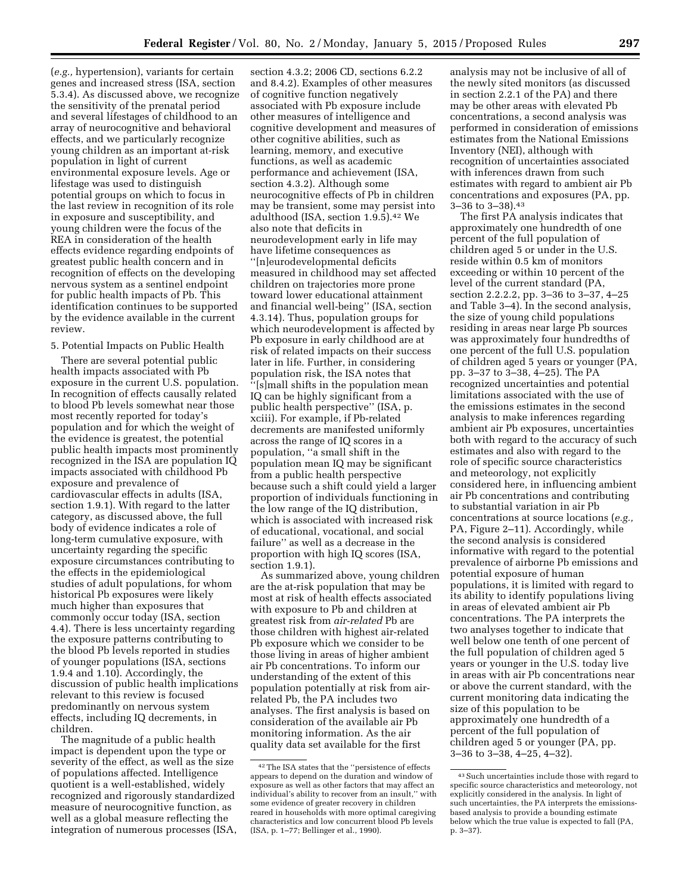(*e.g.,* hypertension), variants for certain genes and increased stress (ISA, section 5.3.4). As discussed above, we recognize the sensitivity of the prenatal period and several lifestages of childhood to an array of neurocognitive and behavioral effects, and we particularly recognize young children as an important at-risk population in light of current environmental exposure levels. Age or lifestage was used to distinguish potential groups on which to focus in the last review in recognition of its role in exposure and susceptibility, and young children were the focus of the REA in consideration of the health effects evidence regarding endpoints of greatest public health concern and in recognition of effects on the developing nervous system as a sentinel endpoint for public health impacts of Pb. This identification continues to be supported by the evidence available in the current review.

5. Potential Impacts on Public Health

There are several potential public health impacts associated with Pb exposure in the current U.S. population. In recognition of effects causally related to blood Pb levels somewhat near those most recently reported for today's population and for which the weight of the evidence is greatest, the potential public health impacts most prominently recognized in the ISA are population IQ impacts associated with childhood Pb exposure and prevalence of cardiovascular effects in adults (ISA, section 1.9.1). With regard to the latter category, as discussed above, the full body of evidence indicates a role of long-term cumulative exposure, with uncertainty regarding the specific exposure circumstances contributing to the effects in the epidemiological studies of adult populations, for whom historical Pb exposures were likely much higher than exposures that commonly occur today (ISA, section 4.4). There is less uncertainty regarding the exposure patterns contributing to the blood Pb levels reported in studies of younger populations (ISA, sections 1.9.4 and 1.10). Accordingly, the discussion of public health implications relevant to this review is focused predominantly on nervous system effects, including IQ decrements, in children.

The magnitude of a public health impact is dependent upon the type or severity of the effect, as well as the size of populations affected. Intelligence quotient is a well-established, widely recognized and rigorously standardized measure of neurocognitive function, as well as a global measure reflecting the integration of numerous processes (ISA, section 4.3.2; 2006 CD, sections 6.2.2 and 8.4.2). Examples of other measures of cognitive function negatively associated with Pb exposure include other measures of intelligence and cognitive development and measures of other cognitive abilities, such as learning, memory, and executive functions, as well as academic performance and achievement (ISA, section 4.3.2). Although some neurocognitive effects of Pb in children may be transient, some may persist into adulthood (ISA, section 1.9.5).[42] We also note that deficits in neurodevelopment early in life may have lifetime consequences as ''[n]eurodevelopmental deficits measured in childhood may set affected children on trajectories more prone toward lower educational attainment and financial well-being'' (ISA, section 4.3.14). Thus, population groups for which neurodevelopment is affected by Pb exposure in early childhood are at risk of related impacts on their success later in life. Further, in considering population risk, the ISA notes that ''[s]mall shifts in the population mean IQ can be highly significant from a public health perspective'' (ISA, p. xciii). For example, if Pb-related decrements are manifested uniformly across the range of IQ scores in a population, ''a small shift in the population mean IQ may be significant from a public health perspective because such a shift could yield a larger proportion of individuals functioning in the low range of the IQ distribution, which is associated with increased risk of educational, vocational, and social failure'' as well as a decrease in the proportion with high IQ scores (ISA, section 1.9.1).

As summarized above, young children are the at-risk population that may be most at risk of health effects associated with exposure to Pb and children at greatest risk from *air-related* Pb are those children with highest air-related Pb exposure which we consider to be those living in areas of higher ambient air Pb concentrations. To inform our understanding of the extent of this population potentially at risk from air-related Pb, the PA includes two analyses. The first analysis is based on consideration of the available air Pb monitoring information. As the air quality data set available for the first analysis may not be inclusive of all of the newly sited monitors (as discussed in section 2.2.1 of the PA) and there may be other areas with elevated Pb concentrations, a second analysis was performed in consideration of emissions estimates from the National Emissions Inventory (NEI), although with recognition of uncertainties associated with inferences drawn from such estimates with regard to ambient air Pb concentrations and exposures (PA, pp. 3–36 to 3–38).[43]

The first PA analysis indicates that approximately one hundredth of one percent of the full population of children aged 5 or under in the U.S. reside within 0.5 km of monitors exceeding or within 10 percent of the level of the current standard (PA, section 2.2.2.2, pp. 3–36 to 3–37, 4–25 and Table 3–4). In the second analysis, the size of young child populations residing in areas near large Pb sources was approximately four hundredths of one percent of the full U.S. population of children aged 5 years or younger (PA, pp. 3–37 to 3–38, 4–25). The PA recognized uncertainties and potential limitations associated with the use of the emissions estimates in the second analysis to make inferences regarding ambient air Pb exposures, uncertainties both with regard to the accuracy of such estimates and also with regard to the role of specific source characteristics and meteorology, not explicitly considered here, in influencing ambient air Pb concentrations and contributing to substantial variation in air Pb concentrations at source locations (*e.g.,* PA, Figure 2–11). Accordingly, while the second analysis is considered informative with regard to the potential prevalence of airborne Pb emissions and potential exposure of human populations, it is limited with regard to its ability to identify populations living in areas of elevated ambient air Pb concentrations. The PA interprets the two analyses together to indicate that well below one tenth of one percent of the full population of children aged 5 years or younger in the U.S. today live in areas with air Pb concentrations near or above the current standard, with the current monitoring data indicating the size of this population to be approximately one hundredth of a percent of the full population of children aged 5 or younger (PA, pp. 3–36 to 3–38, 4–25, 4–32).

[42] The ISA states that the ''persistence of effects appears to depend on the duration and window of exposure as well as other factors that may affect an individual's ability to recover from an insult,'' with some evidence of greater recovery in children reared in households with more optimal caregiving characteristics and low concurrent blood Pb levels (ISA, p. 1–77; Bellinger et al., 1990).

[43] Such uncertainties include those with regard to specific source characteristics and meteorology, not explicitly considered in the analysis. In light of such uncertainties, the PA interprets the emissions-based analysis to provide a bounding estimate below which the true value is expected to fall (PA, p. 3–37).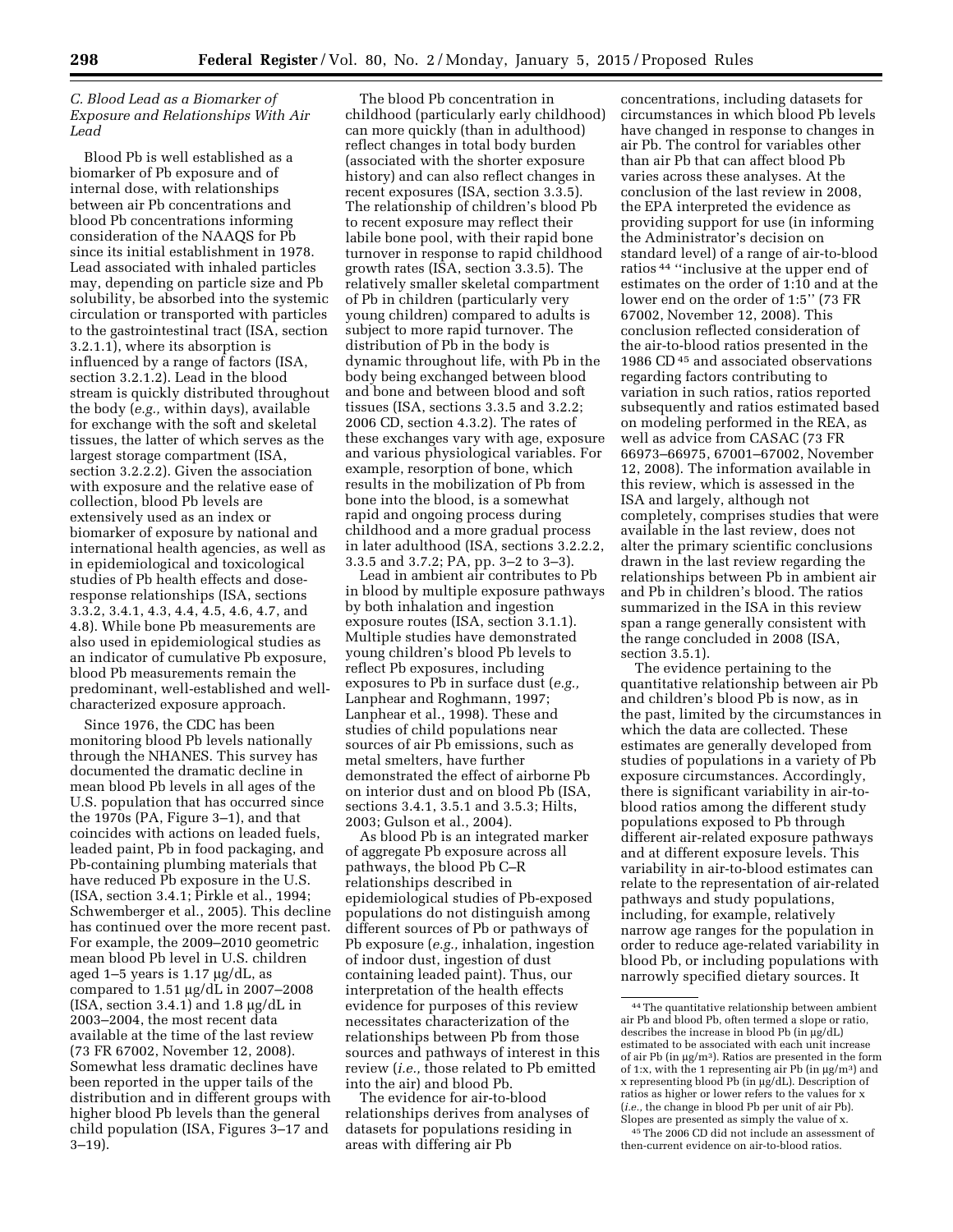### C. Blood Lead as a Biomarker of Exposure and Relationships With Air Lead

Blood Pb is well established as a biomarker of Pb exposure and of internal dose, with relationships between air Pb concentrations and blood Pb concentrations informing consideration of the NAAQS for Pb since its initial establishment in 1978. Lead associated with inhaled particles may, depending on particle size and Pb solubility, be absorbed into the systemic circulation or transported with particles to the gastrointestinal tract (ISA, section 3.2.1.1), where its absorption is influenced by a range of factors (ISA, section 3.2.1.2). Lead in the blood stream is quickly distributed throughout the body (*e.g.,* within days), available for exchange with the soft and skeletal tissues, the latter of which serves as the largest storage compartment (ISA, section 3.2.2.2). Given the association with exposure and the relative ease of collection, blood Pb levels are extensively used as an index or biomarker of exposure by national and international health agencies, as well as in epidemiological and toxicological studies of Pb health effects and dose-response relationships (ISA, sections 3.3.2, 3.4.1, 4.3, 4.4, 4.5, 4.6, 4.7, and 4.8). While bone Pb measurements are also used in epidemiological studies as an indicator of cumulative Pb exposure, blood Pb measurements remain the predominant, well-established and well-characterized exposure approach.

Since 1976, the CDC has been monitoring blood Pb levels nationally through the NHANES. This survey has documented the dramatic decline in mean blood Pb levels in all ages of the U.S. population that has occurred since the 1970s (PA, Figure 3–1), and that coincides with actions on leaded fuels, leaded paint, Pb in food packaging, and Pb-containing plumbing materials that have reduced Pb exposure in the U.S. (ISA, section 3.4.1; Pirkle et al., 1994; Schwemberger et al., 2005). This decline has continued over the more recent past. For example, the 2009–2010 geometric mean blood Pb level in U.S. children aged 1–5 years is 1.17 μg/dL, as compared to 1.51 μg/dL in 2007–2008 (ISA, section 3.4.1) and 1.8 μg/dL in 2003–2004, the most recent data available at the time of the last review (73 FR 67002, November 12, 2008). Somewhat less dramatic declines have been reported in the upper tails of the distribution and in different groups with higher blood Pb levels than the general child population (ISA, Figures 3–17 and 3–19).

The blood Pb concentration in childhood (particularly early childhood) can more quickly (than in adulthood) reflect changes in total body burden (associated with the shorter exposure history) and can also reflect changes in recent exposures (ISA, section 3.3.5). The relationship of children's blood Pb to recent exposure may reflect their labile bone pool, with their rapid bone turnover in response to rapid childhood growth rates (ISA, section 3.3.5). The relatively smaller skeletal compartment of Pb in children (particularly very young children) compared to adults is subject to more rapid turnover. The distribution of Pb in the body is dynamic throughout life, with Pb in the body being exchanged between blood and bone and between blood and soft tissues (ISA, sections 3.3.5 and 3.2.2; 2006 CD, section 4.3.2). The rates of these exchanges vary with age, exposure and various physiological variables. For example, resorption of bone, which results in the mobilization of Pb from bone into the blood, is a somewhat rapid and ongoing process during childhood and a more gradual process in later adulthood (ISA, sections 3.2.2.2, 3.3.5 and 3.7.2; PA, pp. 3–2 to 3–3).

Lead in ambient air contributes to Pb in blood by multiple exposure pathways by both inhalation and ingestion exposure routes (ISA, section 3.1.1). Multiple studies have demonstrated young children's blood Pb levels to reflect Pb exposures, including exposures to Pb in surface dust (*e.g.,* Lanphear and Roghmann, 1997; Lanphear et al., 1998). These and studies of child populations near sources of air Pb emissions, such as metal smelters, have further demonstrated the effect of airborne Pb on interior dust and on blood Pb (ISA, sections 3.4.1, 3.5.1 and 3.5.3; Hilts, 2003; Gulson et al., 2004).

As blood Pb is an integrated marker of aggregate Pb exposure across all pathways, the blood Pb C–R relationships described in epidemiological studies of Pb-exposed populations do not distinguish among different sources of Pb or pathways of Pb exposure (*e.g.,* inhalation, ingestion of indoor dust, ingestion of dust containing leaded paint). Thus, our interpretation of the health effects evidence for purposes of this review necessitates characterization of the relationships between Pb from those sources and pathways of interest in this review (*i.e.,* those related to Pb emitted into the air) and blood Pb.

The evidence for air-to-blood relationships derives from analyses of datasets for populations residing in areas with differing air Pb concentrations, including datasets for circumstances in which blood Pb levels have changed in response to changes in air Pb. The control for variables other than air Pb that can affect blood Pb varies across these analyses. At the conclusion of the last review in 2008, the EPA interpreted the evidence as providing support for use (in informing the Administrator's decision on standard level) of a range of air-to-blood ratios[44] "inclusive at the upper end of estimates on the order of 1:10 and at the lower end on the order of 1:5" (73 FR 67002, November 12, 2008). This conclusion reflected consideration of the air-to-blood ratios presented in the 1986 CD[45] and associated observations regarding factors contributing to variation in such ratios, ratios reported subsequently and ratios estimated based on modeling performed in the REA, as well as advice from CASAC (73 FR 66973–66975, 67001–67002, November 12, 2008). The information available in this review, which is assessed in the ISA and largely, although not completely, comprises studies that were available in the last review, does not alter the primary scientific conclusions drawn in the last review regarding the relationships between Pb in ambient air and Pb in children's blood. The ratios summarized in the ISA in this review span a range generally consistent with the range concluded in 2008 (ISA, section 3.5.1).

The evidence pertaining to the quantitative relationship between air Pb and children's blood Pb is now, as in the past, limited by the circumstances in which the data are collected. These estimates are generally developed from studies of populations in a variety of Pb exposure circumstances. Accordingly, there is significant variability in air-to-blood ratios among the different study populations exposed to Pb through different air-related exposure pathways and at different exposure levels. This variability in air-to-blood estimates can relate to the representation of air-related pathways and study populations, including, for example, relatively narrow age ranges for the population in order to reduce age-related variability in blood Pb, or including populations with narrowly specified dietary sources. It

---

[44] The quantitative relationship between ambient air Pb and blood Pb, often termed a slope or ratio, describes the increase in blood Pb (in μg/dL) estimated to be associated with each unit increase of air Pb (in μg/m³). Ratios are presented in the form of 1:x, with the 1 representing air Pb (in μg/m³) and x representing blood Pb (in μg/dL). Description of ratios as higher or lower refers to the values for x (*i.e.,* the change in blood Pb per unit of air Pb). Slopes are presented as simply the value of x.

[45] The 2006 CD did not include an assessment of then-current evidence on air-to-blood ratios.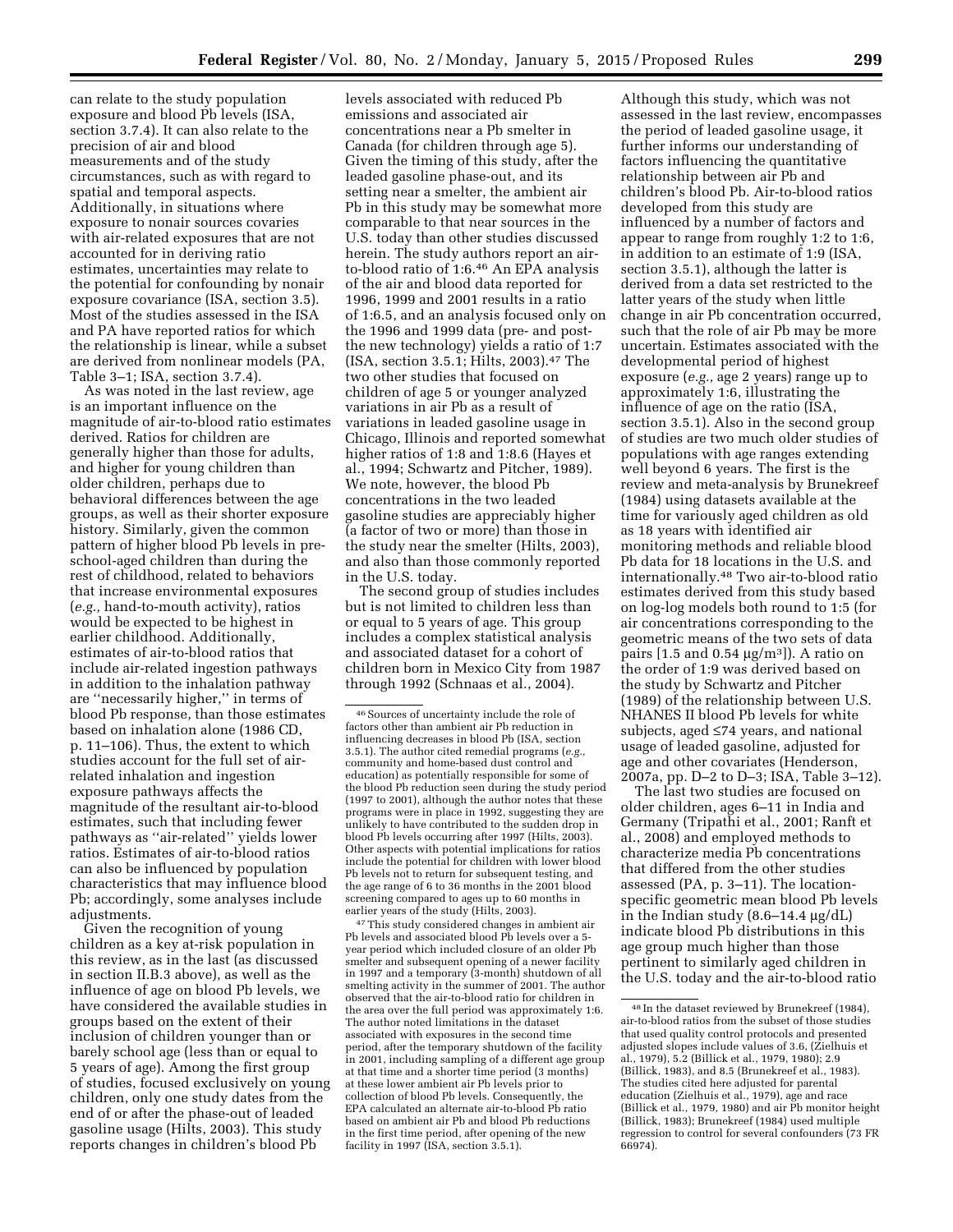can relate to the study population exposure and blood Pb levels (ISA, section 3.7.4). It can also relate to the precision of air and blood measurements and of the study circumstances, such as with regard to spatial and temporal aspects. Additionally, in situations where exposure to nonair sources covaries with air-related exposures that are not accounted for in deriving ratio estimates, uncertainties may relate to the potential for confounding by nonair exposure covariance (ISA, section 3.5). Most of the studies assessed in the ISA and PA have reported ratios for which the relationship is linear, while a subset are derived from nonlinear models (PA, Table 3–1; ISA, section 3.7.4).

As was noted in the last review, age is an important influence on the magnitude of air-to-blood ratio estimates derived. Ratios for children are generally higher than those for adults, and higher for young children than older children, perhaps due to behavioral differences between the age groups, as well as their shorter exposure history. Similarly, given the common pattern of higher blood Pb levels in pre-school-aged children than during the rest of childhood, related to behaviors that increase environmental exposures (*e.g.,* hand-to-mouth activity), ratios would be expected to be highest in earlier childhood. Additionally, estimates of air-to-blood ratios that include air-related ingestion pathways in addition to the inhalation pathway are ''necessarily higher,'' in terms of blood Pb response, than those estimates based on inhalation alone (1986 CD, p. 11–106). Thus, the extent to which studies account for the full set of air-related inhalation and ingestion exposure pathways affects the magnitude of the resultant air-to-blood estimates, such that including fewer pathways as ''air-related'' yields lower ratios. Estimates of air-to-blood ratios can also be influenced by population characteristics that may influence blood Pb; accordingly, some analyses include adjustments.

Given the recognition of young children as a key at-risk population in this review, as in the last (as discussed in section II.B.3 above), as well as the influence of age on blood Pb levels, we have considered the available studies in groups based on the extent of their inclusion of children younger than or barely school age (less than or equal to 5 years of age). Among the first group of studies, focused exclusively on young children, only one study dates from the end of or after the phase-out of leaded gasoline usage (Hilts, 2003). This study reports changes in children's blood Pb levels associated with reduced Pb emissions and associated air concentrations near a Pb smelter in Canada (for children through age 5). Given the timing of this study, after the leaded gasoline phase-out, and its setting near a smelter, the ambient air Pb in this study may be somewhat more comparable to that near sources in the U.S. today than other studies discussed herein. The study authors report an air-to-blood ratio of 1:6.[46] An EPA analysis of the air and blood data reported for 1996, 1999 and 2001 results in a ratio of 1:6.5, and an analysis focused only on the 1996 and 1999 data (pre- and post-the new technology) yields a ratio of 1:7 (ISA, section 3.5.1; Hilts, 2003).[47] The two other studies that focused on children of age 5 or younger analyzed variations in air Pb as a result of variations in leaded gasoline usage in Chicago, Illinois and reported somewhat higher ratios of 1:8 and 1:8.6 (Hayes et al., 1994; Schwartz and Pitcher, 1989). We note, however, the blood Pb concentrations in the two leaded gasoline studies are appreciably higher (a factor of two or more) than those in the study near the smelter (Hilts, 2003), and also than those commonly reported in the U.S. today.

The second group of studies includes but is not limited to children less than or equal to 5 years of age. This group includes a complex statistical analysis and associated dataset for a cohort of children born in Mexico City from 1987 through 1992 (Schnaas et al., 2004). Although this study, which was not assessed in the last review, encompasses the period of leaded gasoline usage, it further informs our understanding of factors influencing the quantitative relationship between air Pb and children's blood Pb. Air-to-blood ratios developed from this study are influenced by a number of factors and appear to range from roughly 1:2 to 1:6, in addition to an estimate of 1:9 (ISA, section 3.5.1), although the latter is derived from a data set restricted to the latter years of the study when little change in air Pb concentration occurred, such that the role of air Pb may be more uncertain. Estimates associated with the developmental period of highest exposure (*e.g.,* age 2 years) range up to approximately 1:6, illustrating the influence of age on the ratio (ISA, section 3.5.1). Also in the second group of studies are two much older studies of populations with age ranges extending well beyond 6 years. The first is the review and meta-analysis by Brunekreef (1984) using datasets available at the time for variously aged children as old as 18 years with identified air monitoring methods and reliable blood Pb data for 18 locations in the U.S. and internationally.[48] Two air-to-blood ratio estimates derived from this study based on log-log models both round to 1:5 (for air concentrations corresponding to the geometric means of the two sets of data pairs [1.5 and 0.54 μg/m³]). A ratio on the order of 1:9 was derived based on the study by Schwartz and Pitcher (1989) of the relationship between U.S. NHANES II blood Pb levels for white subjects, aged ≤74 years, and national usage of leaded gasoline, adjusted for age and other covariates (Henderson, 2007a, pp. D–2 to D–3; ISA, Table 3–12).

The last two studies are focused on older children, ages 6–11 in India and Germany (Tripathi et al., 2001; Ranft et al., 2008) and employed methods to characterize media Pb concentrations that differed from the other studies assessed (PA, p. 3–11). The location-specific geometric mean blood Pb levels in the Indian study (8.6–14.4 μg/dL) indicate blood Pb distributions in this age group much higher than those pertinent to similarly aged children in the U.S. today and the air-to-blood ratio

---

[46] Sources of uncertainty include the role of factors other than ambient air Pb reduction in influencing decreases in blood Pb (ISA, section 3.5.1). The author cited remedial programs (*e.g.,* community and home-based dust control and education) as potentially responsible for some of the blood Pb reduction seen during the study period (1997 to 2001), although the author notes that these programs were in place in 1992, suggesting they are unlikely to have contributed to the sudden drop in blood Pb levels occurring after 1997 (Hilts, 2003). Other aspects with potential implications for ratios include the potential for children with lower blood Pb levels not to return for subsequent testing, and the age range of 6 to 36 months in the 2001 blood screening compared to ages up to 60 months in earlier years of the study (Hilts, 2003).

[47] This study considered changes in ambient air Pb levels and associated blood Pb levels over a 5-year period which included closure of an older Pb smelter and subsequent opening of a newer facility in 1997 and a temporary (3-month) shutdown of all smelting activity in the summer of 2001. The author observed that the air-to-blood ratio for children in the area over the full period was approximately 1:6. The author noted limitations in the dataset associated with exposures in the second time period, after the temporary shutdown of the facility in 2001, including sampling of a different age group at that time and a shorter time period (3 months) at these lower ambient air Pb levels prior to collection of blood Pb levels. Consequently, the EPA calculated an alternate air-to-blood Pb ratio based on ambient air Pb and blood Pb reductions in the first time period, after opening of the new facility in 1997 (ISA, section 3.5.1).

[48] In the dataset reviewed by Brunekreef (1984), air-to-blood ratios from the subset of those studies that used quality control protocols and presented adjusted slopes include values of 3.6, (Zielhuis et al., 1979), 5.2 (Billick et al., 1979, 1980); 2.9 (Billick, 1983), and 8.5 (Brunekreef et al., 1983). The studies cited here adjusted for parental education (Zielhuis et al., 1979), age and race (Billick et al., 1979, 1980) and air Pb monitor height (Billick, 1983); Brunekreef (1984) used multiple regression to control for several confounders (73 FR 66974).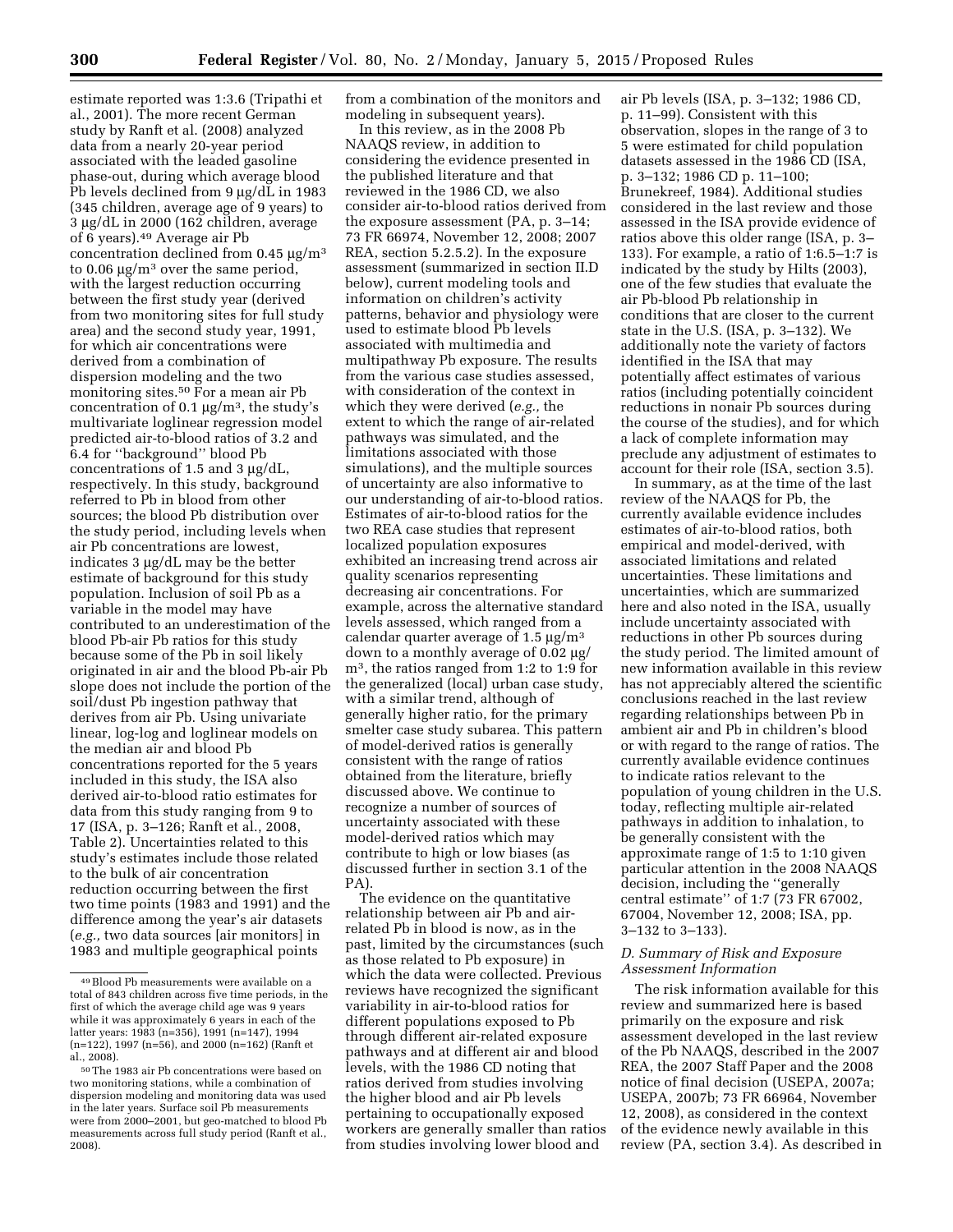estimate reported was 1:3.6 (Tripathi et al., 2001). The more recent German study by Ranft et al. (2008) analyzed data from a nearly 20-year period associated with the leaded gasoline phase-out, during which average blood Pb levels declined from 9 µg/dL in 1983 (345 children, average age of 9 years) to 3 µg/dL in 2000 (162 children, average of 6 years).[49] Average air Pb concentration declined from 0.45 µg/m$^3$ to 0.06 µg/m$^3$ over the same period, with the largest reduction occurring between the first study year (derived from two monitoring sites for full study area) and the second study year, 1991, for which air concentrations were derived from a combination of dispersion modeling and the two monitoring sites.[50] For a mean air Pb concentration of 0.1 µg/m$^3$, the study's multivariate loglinear regression model predicted air-to-blood ratios of 3.2 and 6.4 for "background" blood Pb concentrations of 1.5 and 3 µg/dL, respectively. In this study, background referred to Pb in blood from other sources; the blood Pb distribution over the study period, including levels when air Pb concentrations are lowest, indicates 3 µg/dL may be the better estimate of background for this study population. Inclusion of soil Pb as a variable in the model may have contributed to an underestimation of the blood Pb-air Pb ratios for this study because some of the Pb in soil likely originated in air and the blood Pb-air Pb slope does not include the portion of the soil/dust Pb ingestion pathway that derives from air Pb. Using univariate linear, log-log and loglinear models on the median air and blood Pb concentrations reported for the 5 years included in this study, the ISA also derived air-to-blood ratio estimates for data from this study ranging from 9 to 17 (ISA, p. 3–126; Ranft et al., 2008, Table 2). Uncertainties related to this study's estimates include those related to the bulk of air concentration reduction occurring between the first two time points (1983 and 1991) and the difference among the year's air datasets (*e.g.,* two data sources [air monitors] in 1983 and multiple geographical points from a combination of the monitors and modeling in subsequent years).

In this review, as in the 2008 Pb NAAQS review, in addition to considering the evidence presented in the published literature and that reviewed in the 1986 CD, we also consider air-to-blood ratios derived from the exposure assessment (PA, p. 3–14; 73 FR 66974, November 12, 2008; 2007 REA, section 5.2.5.2). In the exposure assessment (summarized in section II.D below), current modeling tools and information on children's activity patterns, behavior and physiology were used to estimate blood Pb levels associated with multimedia and multipathway Pb exposure. The results from the various case studies assessed, with consideration of the context in which they were derived (*e.g.,* the extent to which the range of air-related pathways was simulated, and the limitations associated with those simulations), and the multiple sources of uncertainty are also informative to our understanding of air-to-blood ratios. Estimates of air-to-blood ratios for the two REA case studies that represent localized population exposures exhibited an increasing trend across air quality scenarios representing decreasing air concentrations. For example, across the alternative standard levels assessed, which ranged from a calendar quarter average of 1.5 µg/m$^3$ down to a monthly average of 0.02 µg/m$^3$, the ratios ranged from 1:2 to 1:9 for the generalized (local) urban case study, with a similar trend, although of generally higher ratio, for the primary smelter case study subarea. This pattern of model-derived ratios is generally consistent with the range of ratios obtained from the literature, briefly discussed above. We continue to recognize a number of sources of uncertainty associated with these model-derived ratios which may contribute to high or low biases (as discussed further in section 3.1 of the PA).

The evidence on the quantitative relationship between air Pb and air-related Pb in blood is now, as in the past, limited by the circumstances (such as those related to Pb exposure) in which the data were collected. Previous reviews have recognized the significant variability in air-to-blood ratios for different populations exposed to Pb through different air-related exposure pathways and at different air and blood levels, with the 1986 CD noting that ratios derived from studies involving the higher blood and air Pb levels pertaining to occupationally exposed workers are generally smaller than ratios from studies involving lower blood and air Pb levels (ISA, p. 3–132; 1986 CD, p. 11–99). Consistent with this observation, slopes in the range of 3 to 5 were estimated for child population datasets assessed in the 1986 CD (ISA, p. 3–132; 1986 CD p. 11–100; Brunekreef, 1984). Additional studies considered in the last review and those assessed in the ISA provide evidence of ratios above this older range (ISA, p. 3–133). For example, a ratio of 1:6.5–1:7 is indicated by the study by Hilts (2003), one of the few studies that evaluate the air Pb-blood Pb relationship in conditions that are closer to the current state in the U.S. (ISA, p. 3–132). We additionally note the variety of factors identified in the ISA that may potentially affect estimates of various ratios (including potentially coincident reductions in nonair Pb sources during the course of the studies), and for which a lack of complete information may preclude any adjustment of estimates to account for their role (ISA, section 3.5).

In summary, as at the time of the last review of the NAAQS for Pb, the currently available evidence includes estimates of air-to-blood ratios, both empirical and model-derived, with associated limitations and related uncertainties. These limitations and uncertainties, which are summarized here and also noted in the ISA, usually include uncertainty associated with reductions in other Pb sources during the study period. The limited amount of new information available in this review has not appreciably altered the scientific conclusions reached in the last review regarding relationships between Pb in ambient air and Pb in children's blood or with regard to the range of ratios. The currently available evidence continues to indicate ratios relevant to the population of young children in the U.S. today, reflecting multiple air-related pathways in addition to inhalation, to be generally consistent with the approximate range of 1:5 to 1:10 given particular attention in the 2008 NAAQS decision, including the "generally central estimate" of 1:7 (73 FR 67002, 67004, November 12, 2008; ISA, pp. 3–132 to 3–133).

### *D. Summary of Risk and Exposure Assessment Information*

The risk information available for this review and summarized here is based primarily on the exposure and risk assessment developed in the last review of the Pb NAAQS, described in the 2007 REA, the 2007 Staff Paper and the 2008 notice of final decision (USEPA, 2007a; USEPA, 2007b; 73 FR 66964, November 12, 2008), as considered in the context of the evidence newly available in this review (PA, section 3.4). As described in

---

[49] Blood Pb measurements were available on a total of 843 children across five time periods, in the first of which the average child age was 9 years while it was approximately 6 years in each of the latter years: 1983 (n=356), 1991 (n=147), 1994 (n=122), 1997 (n=56), and 2000 (n=162) (Ranft et al., 2008).

[50] The 1983 air Pb concentrations were based on two monitoring stations, while a combination of dispersion modeling and monitoring data was used in the later years. Surface soil Pb measurements were from 2000–2001, but geo-matched to blood Pb measurements across full study period (Ranft et al., 2008).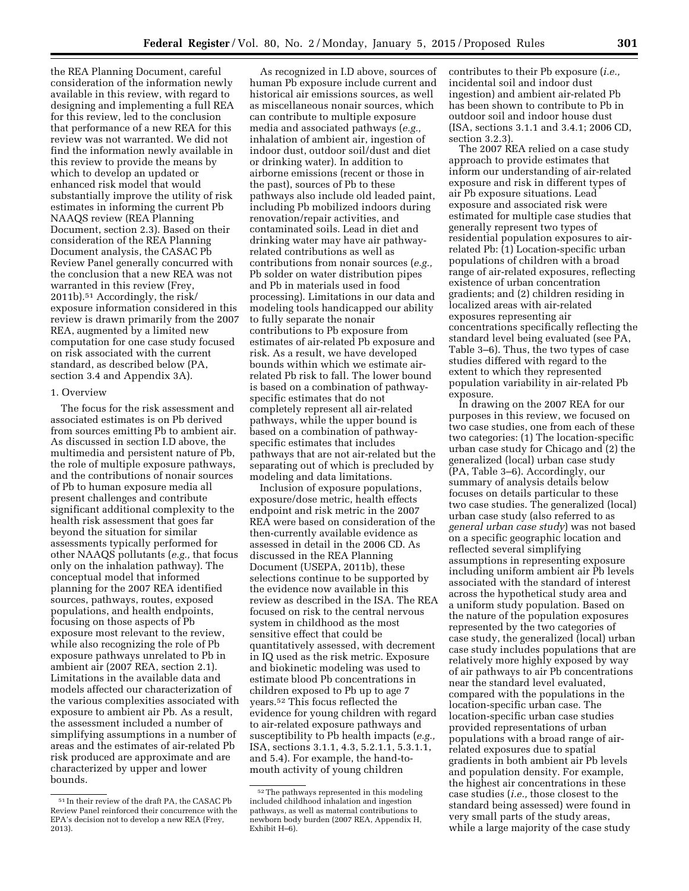the REA Planning Document, careful consideration of the information newly available in this review, with regard to designing and implementing a full REA for this review, led to the conclusion that performance of a new REA for this review was not warranted. We did not find the information newly available in this review to provide the means by which to develop an updated or enhanced risk model that would substantially improve the utility of risk estimates in informing the current Pb NAAQS review (REA Planning Document, section 2.3). Based on their consideration of the REA Planning Document analysis, the CASAC Pb Review Panel generally concurred with the conclusion that a new REA was not warranted in this review (Frey, 2011b).[51] Accordingly, the risk/exposure information considered in this review is drawn primarily from the 2007 REA, augmented by a limited new computation for one case study focused on risk associated with the current standard, as described below (PA, section 3.4 and Appendix 3A).

1. Overview

The focus for the risk assessment and associated estimates is on Pb derived from sources emitting Pb to ambient air. As discussed in section I.D above, the multimedia and persistent nature of Pb, the role of multiple exposure pathways, and the contributions of nonair sources of Pb to human exposure media all present challenges and contribute significant additional complexity to the health risk assessment that goes far beyond the situation for similar assessments typically performed for other NAAQS pollutants (*e.g.,* that focus only on the inhalation pathway). The conceptual model that informed planning for the 2007 REA identified sources, pathways, routes, exposed populations, and health endpoints, focusing on those aspects of Pb exposure most relevant to the review, while also recognizing the role of Pb exposure pathways unrelated to Pb in ambient air (2007 REA, section 2.1). Limitations in the available data and models affected our characterization of the various complexities associated with exposure to ambient air Pb. As a result, the assessment included a number of simplifying assumptions in a number of areas and the estimates of air-related Pb risk produced are approximate and are characterized by upper and lower bounds.

As recognized in I.D above, sources of human Pb exposure include current and historical air emissions sources, as well as miscellaneous nonair sources, which can contribute to multiple exposure media and associated pathways (*e.g.,* inhalation of ambient air, ingestion of indoor dust, outdoor soil/dust and diet or drinking water). In addition to airborne emissions (recent or those in the past), sources of Pb to these pathways also include old leaded paint, including Pb mobilized indoors during renovation/repair activities, and contaminated soils. Lead in diet and drinking water may have air pathway-related contributions as well as contributions from nonair sources (*e.g.,* Pb solder on water distribution pipes and Pb in materials used in food processing). Limitations in our data and modeling tools handicapped our ability to fully separate the nonair contributions to Pb exposure from estimates of air-related Pb exposure and risk. As a result, we have developed bounds within which we estimate air-related Pb risk to fall. The lower bound is based on a combination of pathway-specific estimates that do not completely represent all air-related pathways, while the upper bound is based on a combination of pathway-specific estimates that includes pathways that are not air-related but the separating out of which is precluded by modeling and data limitations.

Inclusion of exposure populations, exposure/dose metric, health effects endpoint and risk metric in the 2007 REA were based on consideration of the then-currently available evidence as assessed in detail in the 2006 CD. As discussed in the REA Planning Document (USEPA, 2011b), these selections continue to be supported by the evidence now available in this review as described in the ISA. The REA focused on risk to the central nervous system in childhood as the most sensitive effect that could be quantitatively assessed, with decrement in IQ used as the risk metric. Exposure and biokinetic modeling was used to estimate blood Pb concentrations in children exposed to Pb up to age 7 years.[52] This focus reflected the evidence for young children with regard to air-related exposure pathways and susceptibility to Pb health impacts (*e.g.,* ISA, sections 3.1.1, 4.3, 5.2.1.1, 5.3.1.1, and 5.4). For example, the hand-to-mouth activity of young children contributes to their Pb exposure (*i.e.,* incidental soil and indoor dust ingestion) and ambient air-related Pb has been shown to contribute to Pb in outdoor soil and indoor house dust (ISA, sections 3.1.1 and 3.4.1; 2006 CD, section 3.2.3).

The 2007 REA relied on a case study approach to provide estimates that inform our understanding of air-related exposure and risk in different types of air Pb exposure situations. Lead exposure and associated risk were estimated for multiple case studies that generally represent two types of residential population exposures to air-related Pb: (1) Location-specific urban populations of children with a broad range of air-related exposures, reflecting existence of urban concentration gradients; and (2) children residing in localized areas with air-related exposures representing air concentrations specifically reflecting the standard level being evaluated (see PA, Table 3–6). Thus, the two types of case studies differed with regard to the extent to which they represented population variability in air-related Pb exposure.

In drawing on the 2007 REA for our purposes in this review, we focused on two case studies, one from each of these two categories: (1) The location-specific urban case study for Chicago and (2) the generalized (local) urban case study (PA, Table 3–6). Accordingly, our summary of analysis details below focuses on details particular to these two case studies. The generalized (local) urban case study (also referred to as *general urban case study*) was not based on a specific geographic location and reflected several simplifying assumptions in representing exposure including uniform ambient air Pb levels associated with the standard of interest across the hypothetical study area and a uniform study population. Based on the nature of the population exposures represented by the two categories of case study, the generalized (local) urban case study includes populations that are relatively more highly exposed by way of air pathways to air Pb concentrations near the standard level evaluated, compared with the populations in the location-specific urban case. The location-specific urban case studies provided representations of urban populations with a broad range of air-related exposures due to spatial gradients in both ambient air Pb levels and population density. For example, the highest air concentrations in these case studies (*i.e.,* those closest to the standard being assessed) were found in very small parts of the study areas, while a large majority of the case study

[51] In their review of the draft PA, the CASAC Pb Review Panel reinforced their concurrence with the EPA's decision not to develop a new REA (Frey, 2013).

[52] The pathways represented in this modeling included childhood inhalation and ingestion pathways, as well as maternal contributions to newborn body burden (2007 REA, Appendix H, Exhibit H–6).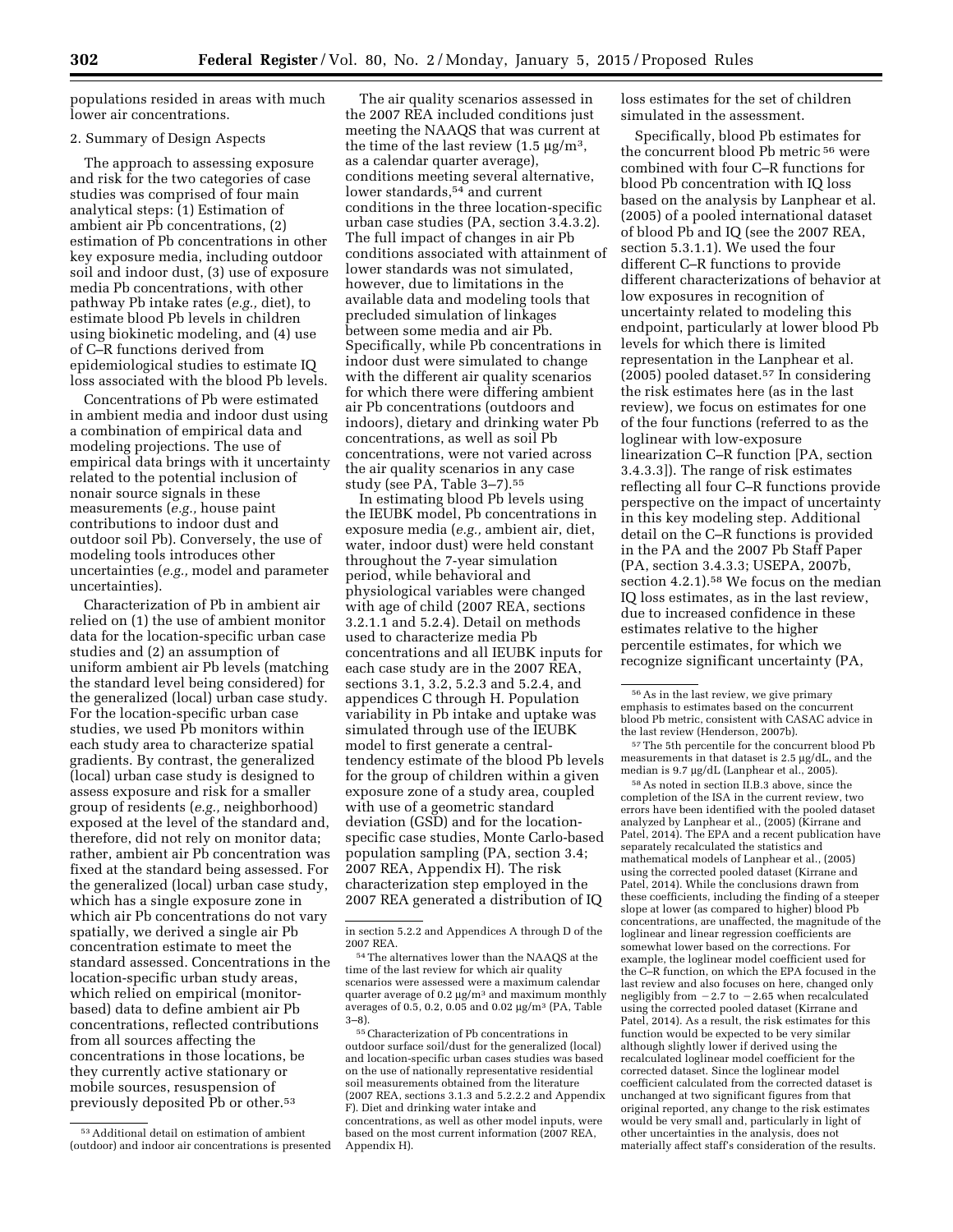populations resided in areas with much lower air concentrations.

2. Summary of Design Aspects

The approach to assessing exposure and risk for the two categories of case studies was comprised of four main analytical steps: (1) Estimation of ambient air Pb concentrations, (2) estimation of Pb concentrations in other key exposure media, including outdoor soil and indoor dust, (3) use of exposure media Pb concentrations, with other pathway Pb intake rates (*e.g.,* diet), to estimate blood Pb levels in children using biokinetic modeling, and (4) use of C–R functions derived from epidemiological studies to estimate IQ loss associated with the blood Pb levels.

Concentrations of Pb were estimated in ambient media and indoor dust using a combination of empirical data and modeling projections. The use of empirical data brings with it uncertainty related to the potential inclusion of nonair source signals in these measurements (*e.g.,* house paint contributions to indoor dust and outdoor soil Pb). Conversely, the use of modeling tools introduces other uncertainties (*e.g.,* model and parameter uncertainties).

Characterization of Pb in ambient air relied on (1) the use of ambient monitor data for the location-specific urban case studies and (2) an assumption of uniform ambient air Pb levels (matching the standard level being considered) for the generalized (local) urban case study. For the location-specific urban case studies, we used Pb monitors within each study area to characterize spatial gradients. By contrast, the generalized (local) urban case study is designed to assess exposure and risk for a smaller group of residents (*e.g.,* neighborhood) exposed at the level of the standard and, therefore, did not rely on monitor data; rather, ambient air Pb concentration was fixed at the standard being assessed. For the generalized (local) urban case study, which has a single exposure zone in which air Pb concentrations do not vary spatially, we derived a single air Pb concentration estimate to meet the standard assessed. Concentrations in the location-specific urban study areas, which relied on empirical (monitor-based) data to define ambient air Pb concentrations, reflected contributions from all sources affecting the concentrations in those locations, be they currently active stationary or mobile sources, resuspension of previously deposited Pb or other.[53]

The air quality scenarios assessed in the 2007 REA included conditions just meeting the NAAQS that was current at the time of the last review (1.5 μg/m$^3$, as a calendar quarter average), conditions meeting several alternative, lower standards,[54] and current conditions in the three location-specific urban case studies (PA, section 3.4.3.2). The full impact of changes in air Pb conditions associated with attainment of lower standards was not simulated, however, due to limitations in the available data and modeling tools that precluded simulation of linkages between some media and air Pb. Specifically, while Pb concentrations in indoor dust were simulated to change with the different air quality scenarios for which there were differing ambient air Pb concentrations (outdoors and indoors), dietary and drinking water Pb concentrations, as well as soil Pb concentrations, were not varied across the air quality scenarios in any case study (see PA, Table 3–7).[55]

In estimating blood Pb levels using the IEUBK model, Pb concentrations in exposure media (*e.g.,* ambient air, diet, water, indoor dust) were held constant throughout the 7-year simulation period, while behavioral and physiological variables were changed with age of child (2007 REA, sections 3.2.1.1 and 5.2.4). Detail on methods used to characterize media Pb concentrations and all IEUBK inputs for each case study are in the 2007 REA, sections 3.1, 3.2, 5.2.3 and 5.2.4, and appendices C through H. Population variability in Pb intake and uptake was simulated through use of the IEUBK model to first generate a central-tendency estimate of the blood Pb levels for the group of children within a given exposure zone of a study area, coupled with use of a geometric standard deviation (GSD) and for the location-specific case studies, Monte Carlo-based population sampling (PA, section 3.4; 2007 REA, Appendix H). The risk characterization step employed in the 2007 REA generated a distribution of IQ loss estimates for the set of children simulated in the assessment.

Specifically, blood Pb estimates for the concurrent blood Pb metric[56] were combined with four C–R functions for blood Pb concentration with IQ loss based on the analysis by Lanphear et al. (2005) of a pooled international dataset of blood Pb and IQ (see the 2007 REA, section 5.3.1.1). We used the four different C–R functions to provide different characterizations of behavior at low exposures in recognition of uncertainty related to modeling this endpoint, particularly at lower blood Pb levels for which there is limited representation in the Lanphear et al. (2005) pooled dataset.[57] In considering the risk estimates here (as in the last review), we focus on estimates for one of the four functions (referred to as the loglinear with low-exposure linearization C–R function [PA, section 3.4.3.3]). The range of risk estimates reflecting all four C–R functions provide perspective on the impact of uncertainty in this key modeling step. Additional detail on the C–R functions is provided in the PA and the 2007 Pb Staff Paper (PA, section 3.4.3.3; USEPA, 2007b, section 4.2.1).[58] We focus on the median IQ loss estimates, as in the last review, due to increased confidence in these estimates relative to the higher percentile estimates, for which we recognize significant uncertainty (PA,

---

[53] Additional detail on estimation of ambient (outdoor) and indoor air concentrations is presented in section 5.2.2 and Appendices A through D of the 2007 REA.

[54] The alternatives lower than the NAAQS at the time of the last review for which air quality scenarios were assessed were a maximum calendar quarter average of 0.2 μg/m$^3$ and maximum monthly averages of 0.5, 0.2, 0.05 and 0.02 μg/m$^3$ (PA, Table 3–8).

[55] Characterization of Pb concentrations in outdoor surface soil/dust for the generalized (local) and location-specific urban cases studies was based on the use of nationally representative residential soil measurements obtained from the literature (2007 REA, sections 3.1.3 and 5.2.2.2 and Appendix F). Diet and drinking water intake and concentrations, as well as other model inputs, were based on the most current information (2007 REA, Appendix H).

[56] As in the last review, we give primary emphasis to estimates based on the concurrent blood Pb metric, consistent with CASAC advice in the last review (Henderson, 2007b).

[57] The 5th percentile for the concurrent blood Pb measurements in that dataset is 2.5 μg/dL, and the median is 9.7 μg/dL (Lanphear et al., 2005).

[58] As noted in section II.B.3 above, since the completion of the ISA in the current review, two errors have been identified with the pooled dataset analyzed by Lanphear et al., (2005) (Kirrane and Patel, 2014). The EPA and a recent publication have separately recalculated the statistics and mathematical models of Lanphear et al., (2005) using the corrected pooled dataset (Kirrane and Patel, 2014). While the conclusions drawn from these coefficients, including the finding of a steeper slope at lower (as compared to higher) blood Pb concentrations, are unaffected, the magnitude of the loglinear and linear regression coefficients are somewhat lower based on the corrections. For example, the loglinear model coefficient used for the C–R function, on which the EPA focused in the last review and also focuses on here, changed only negligibly from −2.7 to −2.65 when recalculated using the corrected pooled dataset (Kirrane and Patel, 2014). As a result, the risk estimates for this function would be expected to be very similar although slightly lower if derived using the recalculated loglinear model coefficient for the corrected dataset. Since the loglinear model coefficient calculated from the corrected dataset is unchanged at two significant figures from that original reported, any change to the risk estimates would be very small and, particularly in light of other uncertainties in the analysis, does not materially affect staff's consideration of the results.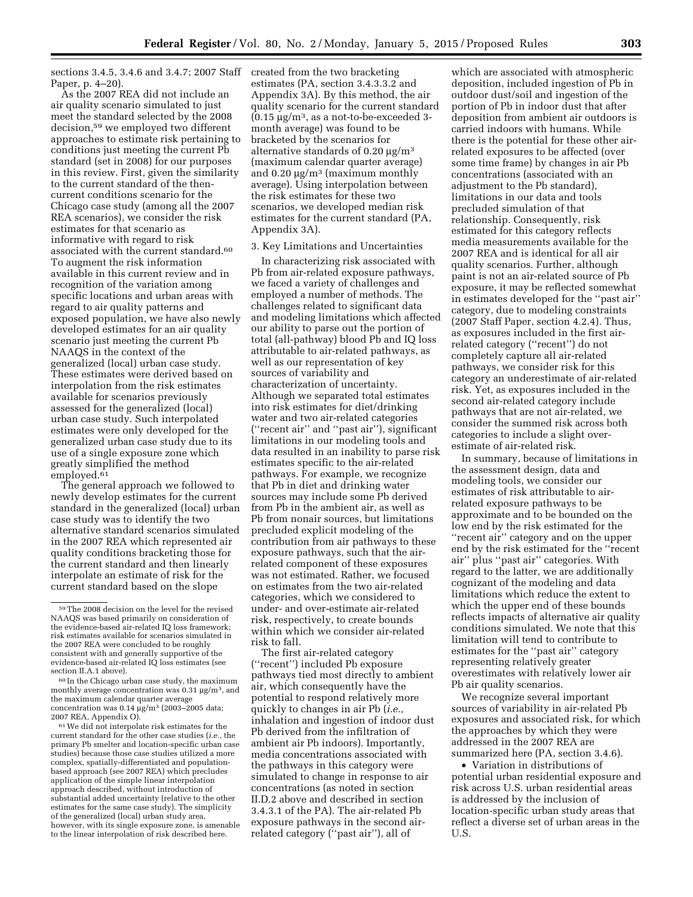sections 3.4.5, 3.4.6 and 3.4.7; 2007 Staff Paper, p. 4–20).

As the 2007 REA did not include an air quality scenario simulated to just meet the standard selected by the 2008 decision,[59] we employed two different approaches to estimate risk pertaining to conditions just meeting the current Pb standard (set in 2008) for our purposes in this review. First, given the similarity to the current standard of the then-current conditions scenario for the Chicago case study (among all the 2007 REA scenarios), we consider the risk estimates for that scenario as informative with regard to risk associated with the current standard.[60] To augment the risk information available in this current review and in recognition of the variation among specific locations and urban areas with regard to air quality patterns and exposed population, we have also newly developed estimates for an air quality scenario just meeting the current Pb NAAQS in the context of the generalized (local) urban case study. These estimates were derived based on interpolation from the risk estimates available for scenarios previously assessed for the generalized (local) urban case study. Such interpolated estimates were only developed for the generalized urban case study due to its use of a single exposure zone which greatly simplified the method employed.[61]

The general approach we followed to newly develop estimates for the current standard in the generalized (local) urban case study was to identify the two alternative standard scenarios simulated in the 2007 REA which represented air quality conditions bracketing those for the current standard and then linearly interpolate an estimate of risk for the current standard based on the slope created from the two bracketing estimates (PA, section 3.4.3.3.2 and Appendix 3A). By this method, the air quality scenario for the current standard (0.15 µg/m³, as a not-to-be-exceeded 3-month average) was found to be bracketed by the scenarios for alternative standards of 0.20 µg/m³ (maximum calendar quarter average) and 0.20 µg/m³ (maximum monthly average). Using interpolation between the risk estimates for these two scenarios, we developed median risk estimates for the current standard (PA, Appendix 3A).

3. Key Limitations and Uncertainties

In characterizing risk associated with Pb from air-related exposure pathways, we faced a variety of challenges and employed a number of methods. The challenges related to significant data and modeling limitations which affected our ability to parse out the portion of total (all-pathway) blood Pb and IQ loss attributable to air-related pathways, as well as our representation of key sources of variability and characterization of uncertainty. Although we separated total estimates into risk estimates for diet/drinking water and two air-related categories (''recent air'' and ''past air''), significant limitations in our modeling tools and data resulted in an inability to parse risk estimates specific to the air-related pathways. For example, we recognize that Pb in diet and drinking water sources may include some Pb derived from Pb in the ambient air, as well as Pb from nonair sources, but limitations precluded explicit modeling of the contribution from air pathways to these exposure pathways, such that the air-related component of these exposures was not estimated. Rather, we focused on estimates from the two air-related categories, which we considered to under- and over-estimate air-related risk, respectively, to create bounds within which we consider air-related risk to fall.

The first air-related category (''recent'') included Pb exposure pathways tied most directly to ambient air, which consequently have the potential to respond relatively more quickly to changes in air Pb (*i.e.,* inhalation and ingestion of indoor dust Pb derived from the infiltration of ambient air Pb indoors). Importantly, media concentrations associated with the pathways in this category were simulated to change in response to air concentrations (as noted in section II.D.2 above and described in section 3.4.3.1 of the PA). The air-related Pb exposure pathways in the second air-related category (''past air''), all of which are associated with atmospheric deposition, included ingestion of Pb in outdoor dust/soil and ingestion of the portion of Pb in indoor dust that after deposition from ambient air outdoors is carried indoors with humans. While there is the potential for these other air-related exposures to be affected (over some time frame) by changes in air Pb concentrations (associated with an adjustment to the Pb standard), limitations in our data and tools precluded simulation of that relationship. Consequently, risk estimated for this category reflects media measurements available for the 2007 REA and is identical for all air quality scenarios. Further, although paint is not an air-related source of Pb exposure, it may be reflected somewhat in estimates developed for the ''past air'' category, due to modeling constraints (2007 Staff Paper, section 4.2.4). Thus, as exposures included in the first air-related category (''recent'') do not completely capture all air-related pathways, we consider risk for this category an underestimate of air-related risk. Yet, as exposures included in the second air-related category include pathways that are not air-related, we consider the summed risk across both categories to include a slight over-estimate of air-related risk.

In summary, because of limitations in the assessment design, data and modeling tools, we consider our estimates of risk attributable to air-related exposure pathways to be approximate and to be bounded on the low end by the risk estimated for the ''recent air'' category and on the upper end by the risk estimated for the ''recent air'' plus ''past air'' categories. With regard to the latter, we are additionally cognizant of the modeling and data limitations which reduce the extent to which the upper end of these bounds reflects impacts of alternative air quality conditions simulated. We note that this limitation will tend to contribute to estimates for the ''past air'' category representing relatively greater overestimates with relatively lower air Pb air quality scenarios.

We recognize several important sources of variability in air-related Pb exposures and associated risk, for which the approaches by which they were addressed in the 2007 REA are summarized here (PA, section 3.4.6).

- Variation in distributions of potential urban residential exposure and risk across U.S. urban residential areas is addressed by the inclusion of location-specific urban study areas that reflect a diverse set of urban areas in the U.S.

---

[59] The 2008 decision on the level for the revised NAAQS was based primarily on consideration of the evidence-based air-related IQ loss framework; risk estimates available for scenarios simulated in the 2007 REA were concluded to be roughly consistent with and generally supportive of the evidence-based air-related IQ loss estimates (see section II.A.1 above).

[60] In the Chicago urban case study, the maximum monthly average concentration was 0.31 µg/m³, and the maximum calendar quarter average concentration was 0.14 µg/m³ (2003–2005 data; 2007 REA, Appendix O).

[61] We did not interpolate risk estimates for the current standard for the other case studies (*i.e.,* the primary Pb smelter and location-specific urban case studies) because those case studies utilized a more complex, spatially-differentiated and population-based approach (see 2007 REA) which precludes application of the simple linear interpolation approach described, without introduction of substantial added uncertainty (relative to the other estimates for the same case study). The simplicity of the generalized (local) urban study area, however, with its single exposure zone, is amenable to the linear interpolation of risk described here.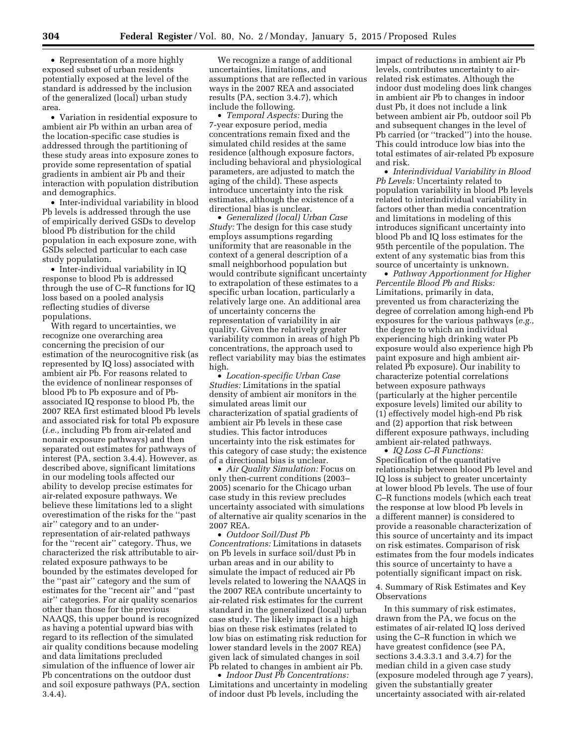- Representation of a more highly exposed subset of urban residents potentially exposed at the level of the standard is addressed by the inclusion of the generalized (local) urban study area.
- Variation in residential exposure to ambient air Pb within an urban area of the location-specific case studies is addressed through the partitioning of these study areas into exposure zones to provide some representation of spatial gradients in ambient air Pb and their interaction with population distribution and demographics.
- Inter-individual variability in blood Pb levels is addressed through the use of empirically derived GSDs to develop blood Pb distribution for the child population in each exposure zone, with GSDs selected particular to each case study population.
- Inter-individual variability in IQ response to blood Pb is addressed through the use of C–R functions for IQ loss based on a pooled analysis reflecting studies of diverse populations.

With regard to uncertainties, we recognize one overarching area concerning the precision of our estimation of the neurocognitive risk (as represented by IQ loss) associated with ambient air Pb. For reasons related to the evidence of nonlinear responses of blood Pb to Pb exposure and of Pb-associated IQ response to blood Pb, the 2007 REA first estimated blood Pb levels and associated risk for total Pb exposure (*i.e.,* including Pb from air-related and nonair exposure pathways) and then separated out estimates for pathways of interest (PA, section 3.4.4). However, as described above, significant limitations in our modeling tools affected our ability to develop precise estimates for air-related exposure pathways. We believe these limitations led to a slight overestimation of the risks for the ''past air'' category and to an under-representation of air-related pathways for the ''recent air'' category. Thus, we characterized the risk attributable to air-related exposure pathways to be bounded by the estimates developed for the ''past air'' category and the sum of estimates for the ''recent air'' and ''past air'' categories. For air quality scenarios other than those for the previous NAAQS, this upper bound is recognized as having a potential upward bias with regard to its reflection of the simulated air quality conditions because modeling and data limitations precluded simulation of the influence of lower air Pb concentrations on the outdoor dust and soil exposure pathways (PA, section 3.4.4).

We recognize a range of additional uncertainties, limitations, and assumptions that are reflected in various ways in the 2007 REA and associated results (PA, section 3.4.7), which include the following.

- *Temporal Aspects:* During the 7-year exposure period, media concentrations remain fixed and the simulated child resides at the same residence (although exposure factors, including behavioral and physiological parameters, are adjusted to match the aging of the child). These aspects introduce uncertainty into the risk estimates, although the existence of a directional bias is unclear.
- *Generalized (local) Urban Case Study:* The design for this case study employs assumptions regarding uniformity that are reasonable in the context of a general description of a small neighborhood population but would contribute significant uncertainty to extrapolation of these estimates to a specific urban location, particularly a relatively large one. An additional area of uncertainty concerns the representation of variability in air quality. Given the relatively greater variability common in areas of high Pb concentrations, the approach used to reflect variability may bias the estimates high.
- *Location-specific Urban Case Studies:* Limitations in the spatial density of ambient air monitors in the simulated areas limit our characterization of spatial gradients of ambient air Pb levels in these case studies. This factor introduces uncertainty into the risk estimates for this category of case study; the existence of a directional bias is unclear.
- *Air Quality Simulation:* Focus on only then-current conditions (2003–2005) scenario for the Chicago urban case study in this review precludes uncertainty associated with simulations of alternative air quality scenarios in the 2007 REA.
- *Outdoor Soil/Dust Pb Concentrations:* Limitations in datasets on Pb levels in surface soil/dust Pb in urban areas and in our ability to simulate the impact of reduced air Pb levels related to lowering the NAAQS in the 2007 REA contribute uncertainty to air-related risk estimates for the current standard in the generalized (local) urban case study. The likely impact is a high bias on these risk estimates (related to low bias on estimating risk reduction for lower standard levels in the 2007 REA) given lack of simulated changes in soil Pb related to changes in ambient air Pb.
- *Indoor Dust Pb Concentrations:* Limitations and uncertainty in modeling of indoor dust Pb levels, including the impact of reductions in ambient air Pb levels, contributes uncertainty to air-related risk estimates. Although the indoor dust modeling does link changes in ambient air Pb to changes in indoor dust Pb, it does not include a link between ambient air Pb, outdoor soil Pb and subsequent changes in the level of Pb carried (or ''tracked'') into the house. This could introduce low bias into the total estimates of air-related Pb exposure and risk.
- *Interindividual Variability in Blood Pb Levels:* Uncertainty related to population variability in blood Pb levels related to interindividual variability in factors other than media concentration and limitations in modeling of this introduces significant uncertainty into blood Pb and IQ loss estimates for the 95th percentile of the population. The extent of any systematic bias from this source of uncertainty is unknown.
- *Pathway Apportionment for Higher Percentile Blood Pb and Risks:* Limitations, primarily in data, prevented us from characterizing the degree of correlation among high-end Pb exposures for the various pathways (*e.g.,* the degree to which an individual experiencing high drinking water Pb exposure would also experience high Pb paint exposure and high ambient air-related Pb exposure). Our inability to characterize potential correlations between exposure pathways (particularly at the higher percentile exposure levels) limited our ability to (1) effectively model high-end Pb risk and (2) apportion that risk between different exposure pathways, including ambient air-related pathways.
- *IQ Loss C–R Functions:* Specification of the quantitative relationship between blood Pb level and IQ loss is subject to greater uncertainty at lower blood Pb levels. The use of four C–R functions models (which each treat the response at low blood Pb levels in a different manner) is considered to provide a reasonable characterization of this source of uncertainty and its impact on risk estimates. Comparison of risk estimates from the four models indicates this source of uncertainty to have a potentially significant impact on risk.

4. Summary of Risk Estimates and Key Observations

In this summary of risk estimates, drawn from the PA, we focus on the estimates of air-related IQ loss derived using the C–R function in which we have greatest confidence (see PA, sections 3.4.3.3.1 and 3.4.7) for the median child in a given case study (exposure modeled through age 7 years), given the substantially greater uncertainty associated with air-related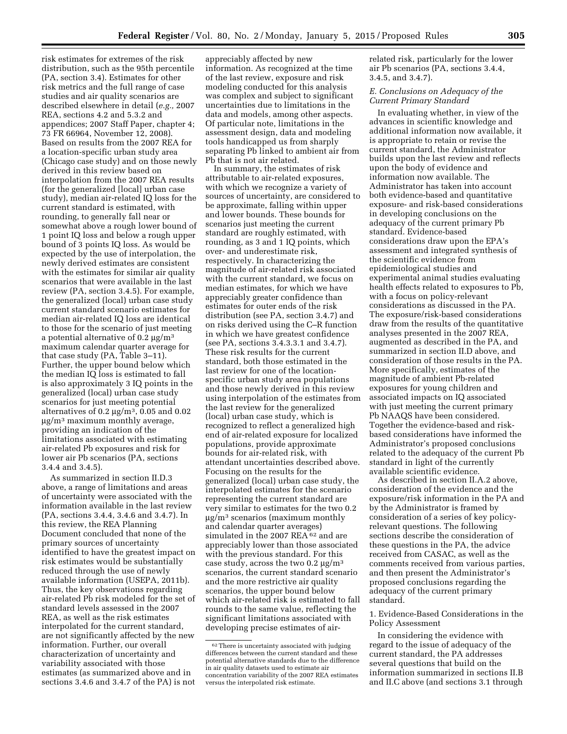risk estimates for extremes of the risk distribution, such as the 95th percentile (PA, section 3.4). Estimates for other risk metrics and the full range of case studies and air quality scenarios are described elsewhere in detail (*e.g.,* 2007 REA, sections 4.2 and 5.3.2 and appendices; 2007 Staff Paper, chapter 4; 73 FR 66964, November 12, 2008). Based on results from the 2007 REA for a location-specific urban study area (Chicago case study) and on those newly derived in this review based on interpolation from the 2007 REA results (for the generalized [local] urban case study), median air-related IQ loss for the current standard is estimated, with rounding, to generally fall near or somewhat above a rough lower bound of 1 point IQ loss and below a rough upper bound of 3 points IQ loss. As would be expected by the use of interpolation, the newly derived estimates are consistent with the estimates for similar air quality scenarios that were available in the last review (PA, section 3.4.5). For example, the generalized (local) urban case study current standard scenario estimates for median air-related IQ loss are identical to those for the scenario of just meeting a potential alternative of 0.2 μg/m³ maximum calendar quarter average for that case study (PA, Table 3–11). Further, the upper bound below which the median IQ loss is estimated to fall is also approximately 3 IQ points in the generalized (local) urban case study scenarios for just meeting potential alternatives of 0.2 μg/m³, 0.05 and 0.02 μg/m³ maximum monthly average, providing an indication of the limitations associated with estimating air-related Pb exposures and risk for lower air Pb scenarios (PA, sections 3.4.4 and 3.4.5).

As summarized in section II.D.3 above, a range of limitations and areas of uncertainty were associated with the information available in the last review (PA, sections 3.4.4, 3.4.6 and 3.4.7). In this review, the REA Planning Document concluded that none of the primary sources of uncertainty identified to have the greatest impact on risk estimates would be substantially reduced through the use of newly available information (USEPA, 2011b). Thus, the key observations regarding air-related Pb risk modeled for the set of standard levels assessed in the 2007 REA, as well as the risk estimates interpolated for the current standard, are not significantly affected by the new information. Further, our overall characterization of uncertainty and variability associated with those estimates (as summarized above and in sections 3.4.6 and 3.4.7 of the PA) is not appreciably affected by new information. As recognized at the time of the last review, exposure and risk modeling conducted for this analysis was complex and subject to significant uncertainties due to limitations in the data and models, among other aspects. Of particular note, limitations in the assessment design, data and modeling tools handicapped us from sharply separating Pb linked to ambient air from Pb that is not air related.

In summary, the estimates of risk attributable to air-related exposures, with which we recognize a variety of sources of uncertainty, are considered to be approximate, falling within upper and lower bounds. These bounds for scenarios just meeting the current standard are roughly estimated, with rounding, as 3 and 1 IQ points, which over- and underestimate risk, respectively. In characterizing the magnitude of air-related risk associated with the current standard, we focus on median estimates, for which we have appreciably greater confidence than estimates for outer ends of the risk distribution (see PA, section 3.4.7) and on risks derived using the C–R function in which we have greatest confidence (see PA, sections 3.4.3.3.1 and 3.4.7). These risk results for the current standard, both those estimated in the last review for one of the location-specific urban study area populations and those newly derived in this review using interpolation of the estimates from the last review for the generalized (local) urban case study, which is recognized to reflect a generalized high end of air-related exposure for localized populations, provide approximate bounds for air-related risk, with attendant uncertainties described above. Focusing on the results for the generalized (local) urban case study, the interpolated estimates for the scenario representing the current standard are very similar to estimates for the two 0.2 μg/m³ scenarios (maximum monthly and calendar quarter averages) simulated in the 2007 REA[62] and are appreciably lower than those associated with the previous standard. For this case study, across the two 0.2 μg/m³ scenarios, the current standard scenario and the more restrictive air quality scenarios, the upper bound below which air-related risk is estimated to fall rounds to the same value, reflecting the significant limitations associated with developing precise estimates of air-related risk, particularly for the lower air Pb scenarios (PA, sections 3.4.4, 3.4.5, and 3.4.7).

### *E. Conclusions on Adequacy of the Current Primary Standard*

In evaluating whether, in view of the advances in scientific knowledge and additional information now available, it is appropriate to retain or revise the current standard, the Administrator builds upon the last review and reflects upon the body of evidence and information now available. The Administrator has taken into account both evidence-based and quantitative exposure- and risk-based considerations in developing conclusions on the adequacy of the current primary Pb standard. Evidence-based considerations draw upon the EPA's assessment and integrated synthesis of the scientific evidence from epidemiological studies and experimental animal studies evaluating health effects related to exposures to Pb, with a focus on policy-relevant considerations as discussed in the PA. The exposure/risk-based considerations draw from the results of the quantitative analyses presented in the 2007 REA, augmented as described in the PA, and summarized in section II.D above, and consideration of those results in the PA. More specifically, estimates of the magnitude of ambient Pb-related exposures for young children and associated impacts on IQ associated with just meeting the current primary Pb NAAQS have been considered. Together the evidence-based and risk-based considerations have informed the Administrator's proposed conclusions related to the adequacy of the current Pb standard in light of the currently available scientific evidence.

As described in section II.A.2 above, consideration of the evidence and the exposure/risk information in the PA and by the Administrator is framed by consideration of a series of key policy-relevant questions. The following sections describe the consideration of these questions in the PA, the advice received from CASAC, as well as the comments received from various parties, and then present the Administrator's proposed conclusions regarding the adequacy of the current primary standard.

#### 1. Evidence-Based Considerations in the Policy Assessment

In considering the evidence with regard to the issue of adequacy of the current standard, the PA addresses several questions that build on the information summarized in sections II.B and II.C above (and sections 3.1 through

[62] There is uncertainty associated with judging differences between the current standard and these potential alternative standards due to the difference in air quality datasets used to estimate air concentration variability of the 2007 REA estimates versus the interpolated risk estimate.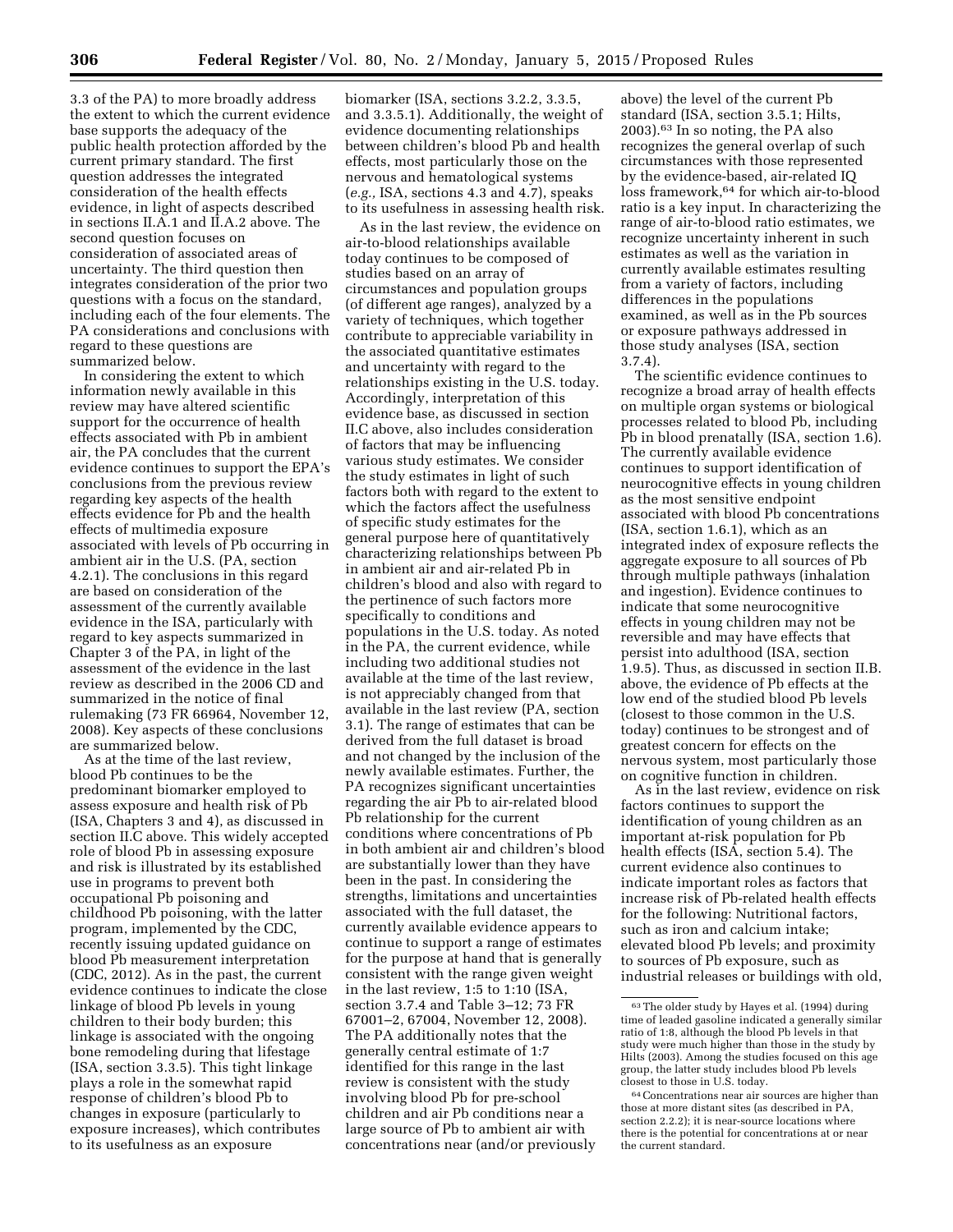3.3 of the PA) to more broadly address the extent to which the current evidence base supports the adequacy of the public health protection afforded by the current primary standard. The first question addresses the integrated consideration of the health effects evidence, in light of aspects described in sections II.A.1 and II.A.2 above. The second question focuses on consideration of associated areas of uncertainty. The third question then integrates consideration of the prior two questions with a focus on the standard, including each of the four elements. The PA considerations and conclusions with regard to these questions are summarized below.

In considering the extent to which information newly available in this review may have altered scientific support for the occurrence of health effects associated with Pb in ambient air, the PA concludes that the current evidence continues to support the EPA's conclusions from the previous review regarding key aspects of the health effects evidence for Pb and the health effects of multimedia exposure associated with levels of Pb occurring in ambient air in the U.S. (PA, section 4.2.1). The conclusions in this regard are based on consideration of the assessment of the currently available evidence in the ISA, particularly with regard to key aspects summarized in Chapter 3 of the PA, in light of the assessment of the evidence in the last review as described in the 2006 CD and summarized in the notice of final rulemaking (73 FR 66964, November 12, 2008). Key aspects of these conclusions are summarized below.

As at the time of the last review, blood Pb continues to be the predominant biomarker employed to assess exposure and health risk of Pb (ISA, Chapters 3 and 4), as discussed in section II.C above. This widely accepted role of blood Pb in assessing exposure and risk is illustrated by its established use in programs to prevent both occupational Pb poisoning and childhood Pb poisoning, with the latter program, implemented by the CDC, recently issuing updated guidance on blood Pb measurement interpretation (CDC, 2012). As in the past, the current evidence continues to indicate the close linkage of blood Pb levels in young children to their body burden; this linkage is associated with the ongoing bone remodeling during that lifestage (ISA, section 3.3.5). This tight linkage plays a role in the somewhat rapid response of children's blood Pb to changes in exposure (particularly to exposure increases), which contributes to its usefulness as an exposure biomarker (ISA, sections 3.2.2, 3.3.5, and 3.3.5.1). Additionally, the weight of evidence documenting relationships between children's blood Pb and health effects, most particularly those on the nervous and hematological systems (*e.g.,* ISA, sections 4.3 and 4.7), speaks to its usefulness in assessing health risk.

As in the last review, the evidence on air-to-blood relationships available today continues to be composed of studies based on an array of circumstances and population groups (of different age ranges), analyzed by a variety of techniques, which together contribute to appreciable variability in the associated quantitative estimates and uncertainty with regard to the relationships existing in the U.S. today. Accordingly, interpretation of this evidence base, as discussed in section II.C above, also includes consideration of factors that may be influencing various study estimates. We consider the study estimates in light of such factors both with regard to the extent to which the factors affect the usefulness of specific study estimates for the general purpose here of quantitatively characterizing relationships between Pb in ambient air and air-related Pb in children's blood and also with regard to the pertinence of such factors more specifically to conditions and populations in the U.S. today. As noted in the PA, the current evidence, while including two additional studies not available at the time of the last review, is not appreciably changed from that available in the last review (PA, section 3.1). The range of estimates that can be derived from the full dataset is broad and not changed by the inclusion of the newly available estimates. Further, the PA recognizes significant uncertainties regarding the air Pb to air-related blood Pb relationship for the current conditions where concentrations of Pb in both ambient air and children's blood are substantially lower than they have been in the past. In considering the strengths, limitations and uncertainties associated with the full dataset, the currently available evidence appears to continue to support a range of estimates for the purpose at hand that is generally consistent with the range given weight in the last review, 1:5 to 1:10 (ISA, section 3.7.4 and Table 3–12; 73 FR 67001–2, 67004, November 12, 2008). The PA additionally notes that the generally central estimate of 1:7 identified for this range in the last review is consistent with the study involving blood Pb for pre-school children and air Pb conditions near a large source of Pb to ambient air with concentrations near (and/or previously above) the level of the current Pb standard (ISA, section 3.5.1; Hilts, 2003).[63] In so noting, the PA also recognizes the general overlap of such circumstances with those represented by the evidence-based, air-related IQ loss framework,[64] for which air-to-blood ratio is a key input. In characterizing the range of air-to-blood ratio estimates, we recognize uncertainty inherent in such estimates as well as the variation in currently available estimates resulting from a variety of factors, including differences in the populations examined, as well as in the Pb sources or exposure pathways addressed in those study analyses (ISA, section 3.7.4).

The scientific evidence continues to recognize a broad array of health effects on multiple organ systems or biological processes related to blood Pb, including Pb in blood prenatally (ISA, section 1.6). The currently available evidence continues to support identification of neurocognitive effects in young children as the most sensitive endpoint associated with blood Pb concentrations (ISA, section 1.6.1), which as an integrated index of exposure reflects the aggregate exposure to all sources of Pb through multiple pathways (inhalation and ingestion). Evidence continues to indicate that some neurocognitive effects in young children may not be reversible and may have effects that persist into adulthood (ISA, section 1.9.5). Thus, as discussed in section II.B. above, the evidence of Pb effects at the low end of the studied blood Pb levels (closest to those common in the U.S. today) continues to be strongest and of greatest concern for effects on the nervous system, most particularly those on cognitive function in children.

As in the last review, evidence on risk factors continues to support the identification of young children as an important at-risk population for Pb health effects (ISA, section 5.4). The current evidence also continues to indicate important roles as factors that increase risk of Pb-related health effects for the following: Nutritional factors, such as iron and calcium intake; elevated blood Pb levels; and proximity to sources of Pb exposure, such as industrial releases or buildings with old,

[63] The older study by Hayes et al. (1994) during time of leaded gasoline indicated a generally similar ratio of 1:8, although the blood Pb levels in that study were much higher than those in the study by Hilts (2003). Among the studies focused on this age group, the latter study includes blood Pb levels closest to those in U.S. today.

[64] Concentrations near air sources are higher than those at more distant sites (as described in PA, section 2.2.2); it is near-source locations where there is the potential for concentrations at or near the current standard.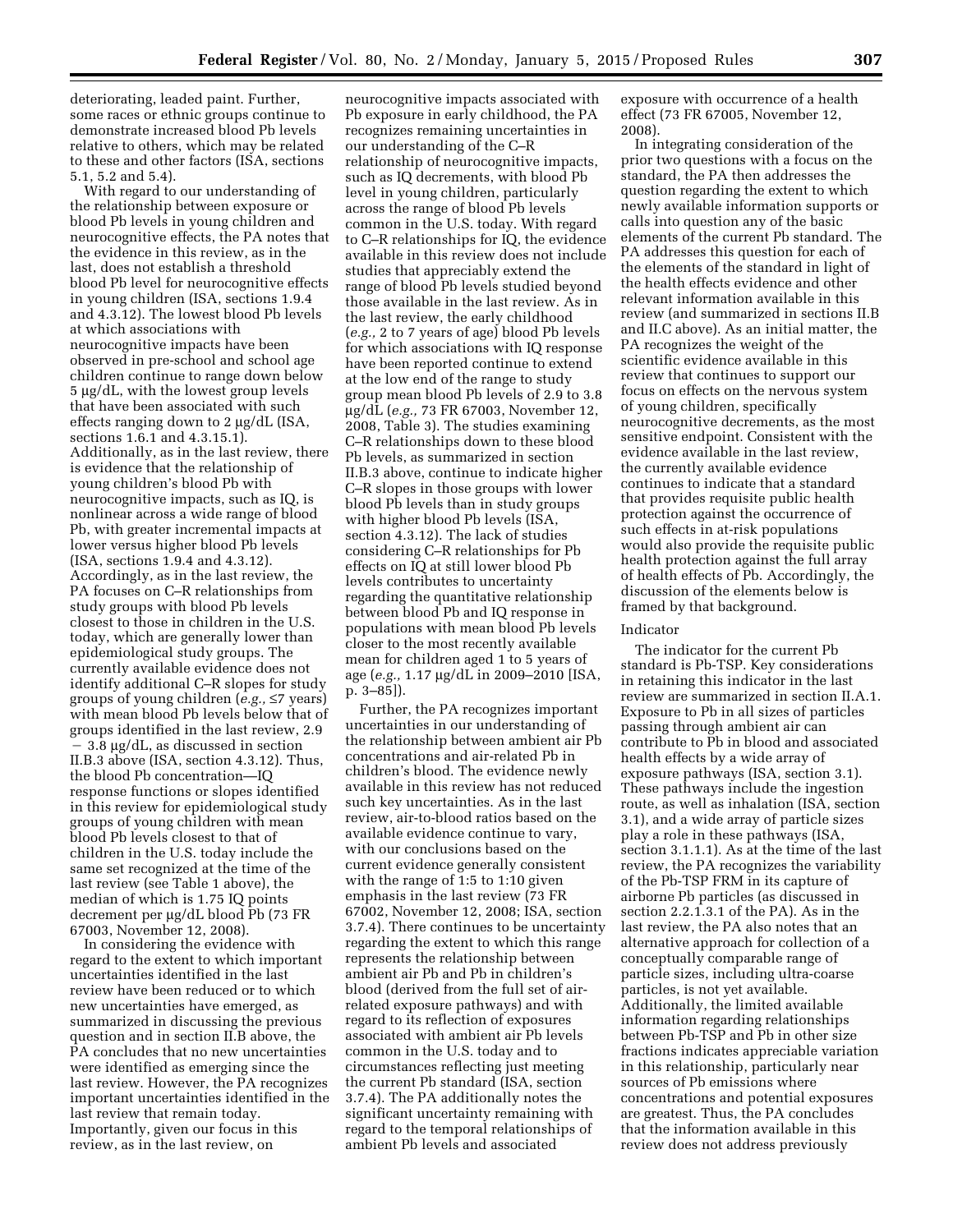deteriorating, leaded paint. Further, some races or ethnic groups continue to demonstrate increased blood Pb levels relative to others, which may be related to these and other factors (ISA, sections 5.1, 5.2 and 5.4).

With regard to our understanding of the relationship between exposure or blood Pb levels in young children and neurocognitive effects, the PA notes that the evidence in this review, as in the last, does not establish a threshold blood Pb level for neurocognitive effects in young children (ISA, sections 1.9.4 and 4.3.12). The lowest blood Pb levels at which associations with neurocognitive impacts have been observed in pre-school and school age children continue to range down below 5 µg/dL, with the lowest group levels that have been associated with such effects ranging down to 2 µg/dL (ISA, sections 1.6.1 and 4.3.15.1). Additionally, as in the last review, there is evidence that the relationship of young children's blood Pb with neurocognitive impacts, such as IQ, is nonlinear across a wide range of blood Pb, with greater incremental impacts at lower versus higher blood Pb levels (ISA, sections 1.9.4 and 4.3.12). Accordingly, as in the last review, the PA focuses on C–R relationships from study groups with blood Pb levels closest to those in children in the U.S. today, which are generally lower than epidemiological study groups. The currently available evidence does not identify additional C–R slopes for study groups of young children (*e.g.,* ≤7 years) with mean blood Pb levels below that of groups identified in the last review, 2.9 − 3.8 µg/dL, as discussed in section II.B.3 above (ISA, section 4.3.12). Thus, the blood Pb concentration—IQ response functions or slopes identified in this review for epidemiological study groups of young children with mean blood Pb levels closest to that of children in the U.S. today include the same set recognized at the time of the last review (see Table 1 above), the median of which is 1.75 IQ points decrement per µg/dL blood Pb (73 FR 67003, November 12, 2008).

In considering the evidence with regard to the extent to which important uncertainties identified in the last review have been reduced or to which new uncertainties have emerged, as summarized in discussing the previous question and in section II.B above, the PA concludes that no new uncertainties were identified as emerging since the last review. However, the PA recognizes important uncertainties identified in the last review that remain today. Importantly, given our focus in this review, as in the last review, on neurocognitive impacts associated with Pb exposure in early childhood, the PA recognizes remaining uncertainties in our understanding of the C–R relationship of neurocognitive impacts, such as IQ decrements, with blood Pb level in young children, particularly across the range of blood Pb levels common in the U.S. today. With regard to C–R relationships for IQ, the evidence available in this review does not include studies that appreciably extend the range of blood Pb levels studied beyond those available in the last review. As in the last review, the early childhood (*e.g.,* 2 to 7 years of age) blood Pb levels for which associations with IQ response have been reported continue to extend at the low end of the range to study group mean blood Pb levels of 2.9 to 3.8 µg/dL (*e.g.,* 73 FR 67003, November 12, 2008, Table 3). The studies examining C–R relationships down to these blood Pb levels, as summarized in section II.B.3 above, continue to indicate higher C–R slopes in those groups with lower blood Pb levels than in study groups with higher blood Pb levels (ISA, section 4.3.12). The lack of studies considering C–R relationships for Pb effects on IQ at still lower blood Pb levels contributes to uncertainty regarding the quantitative relationship between blood Pb and IQ response in populations with mean blood Pb levels closer to the most recently available mean for children aged 1 to 5 years of age (*e.g.,* 1.17 µg/dL in 2009–2010 [ISA, p. 3–85]).

Further, the PA recognizes important uncertainties in our understanding of the relationship between ambient air Pb concentrations and air-related Pb in children's blood. The evidence newly available in this review has not reduced such key uncertainties. As in the last review, air-to-blood ratios based on the available evidence continue to vary, with our conclusions based on the current evidence generally consistent with the range of 1:5 to 1:10 given emphasis in the last review (73 FR 67002, November 12, 2008; ISA, section 3.7.4). There continues to be uncertainty regarding the extent to which this range represents the relationship between ambient air Pb and Pb in children's blood (derived from the full set of air-related exposure pathways) and with regard to its reflection of exposures associated with ambient air Pb levels common in the U.S. today and to circumstances reflecting just meeting the current Pb standard (ISA, section 3.7.4). The PA additionally notes the significant uncertainty remaining with regard to the temporal relationships of ambient Pb levels and associated exposure with occurrence of a health effect (73 FR 67005, November 12, 2008).

In integrating consideration of the prior two questions with a focus on the standard, the PA then addresses the question regarding the extent to which newly available information supports or calls into question any of the basic elements of the current Pb standard. The PA addresses this question for each of the elements of the standard in light of the health effects evidence and other relevant information available in this review (and summarized in sections II.B and II.C above). As an initial matter, the PA recognizes the weight of the scientific evidence available in this review that continues to support our focus on effects on the nervous system of young children, specifically neurocognitive decrements, as the most sensitive endpoint. Consistent with the evidence available in the last review, the currently available evidence continues to indicate that a standard that provides requisite public health protection against the occurrence of such effects in at-risk populations would also provide the requisite public health protection against the full array of health effects of Pb. Accordingly, the discussion of the elements below is framed by that background.

Indicator

The indicator for the current Pb standard is Pb-TSP. Key considerations in retaining this indicator in the last review are summarized in section II.A.1. Exposure to Pb in all sizes of particles passing through ambient air can contribute to Pb in blood and associated health effects by a wide array of exposure pathways (ISA, section 3.1). These pathways include the ingestion route, as well as inhalation (ISA, section 3.1), and a wide array of particle sizes play a role in these pathways (ISA, section 3.1.1.1). As at the time of the last review, the PA recognizes the variability of the Pb-TSP FRM in its capture of airborne Pb particles (as discussed in section 2.2.1.3.1 of the PA). As in the last review, the PA also notes that an alternative approach for collection of a conceptually comparable range of particle sizes, including ultra-coarse particles, is not yet available. Additionally, the limited available information regarding relationships between Pb-TSP and Pb in other size fractions indicates appreciable variation in this relationship, particularly near sources of Pb emissions where concentrations and potential exposures are greatest. Thus, the PA concludes that the information available in this review does not address previously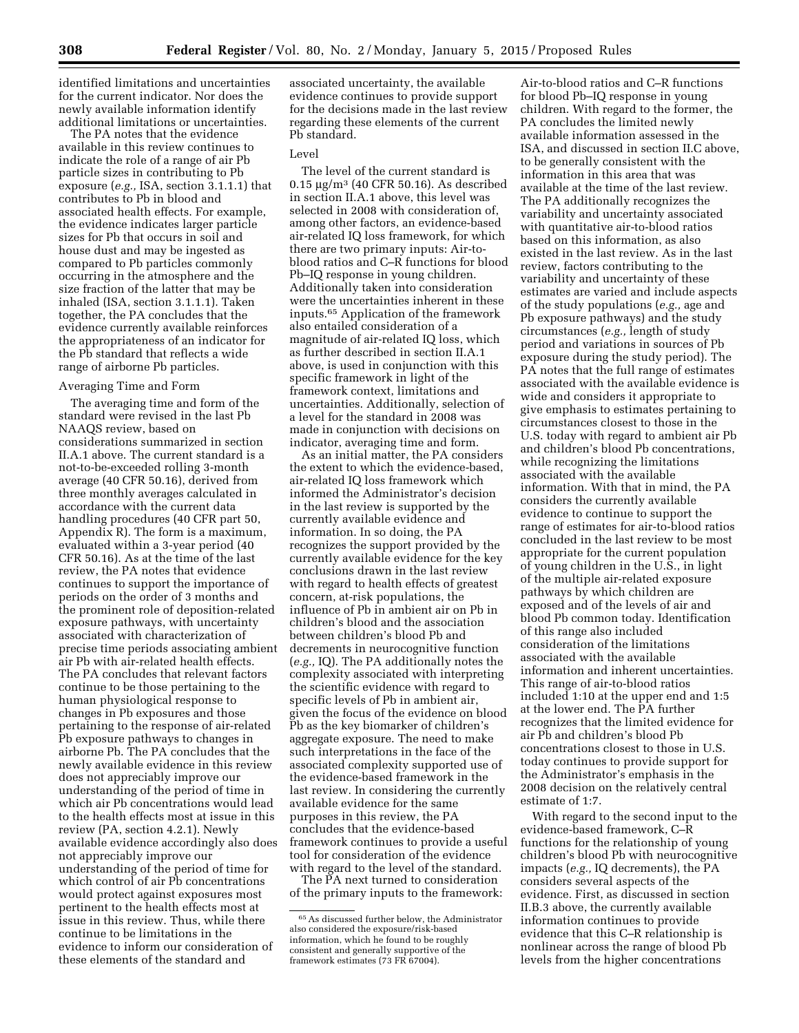identified limitations and uncertainties for the current indicator. Nor does the newly available information identify additional limitations or uncertainties.

The PA notes that the evidence available in this review continues to indicate the role of a range of air Pb particle sizes in contributing to Pb exposure (*e.g.,* ISA, section 3.1.1.1) that contributes to Pb in blood and associated health effects. For example, the evidence indicates larger particle sizes for Pb that occurs in soil and house dust and may be ingested as compared to Pb particles commonly occurring in the atmosphere and the size fraction of the latter that may be inhaled (ISA, section 3.1.1.1). Taken together, the PA concludes that the evidence currently available reinforces the appropriateness of an indicator for the Pb standard that reflects a wide range of airborne Pb particles.

Averaging Time and Form

The averaging time and form of the standard were revised in the last Pb NAAQS review, based on considerations summarized in section II.A.1 above. The current standard is a not-to-be-exceeded rolling 3-month average (40 CFR 50.16), derived from three monthly averages calculated in accordance with the current data handling procedures (40 CFR part 50, Appendix R). The form is a maximum, evaluated within a 3-year period (40 CFR 50.16). As at the time of the last review, the PA notes that evidence continues to support the importance of periods on the order of 3 months and the prominent role of deposition-related exposure pathways, with uncertainty associated with characterization of precise time periods associating ambient air Pb with air-related health effects. The PA concludes that relevant factors continue to be those pertaining to the human physiological response to changes in Pb exposures and those pertaining to the response of air-related Pb exposure pathways to changes in airborne Pb. The PA concludes that the newly available evidence in this review does not appreciably improve our understanding of the period of time in which air Pb concentrations would lead to the health effects most at issue in this review (PA, section 4.2.1). Newly available evidence accordingly also does not appreciably improve our understanding of the period of time for which control of air Pb concentrations would protect against exposures most pertinent to the health effects most at issue in this review. Thus, while there continue to be limitations in the evidence to inform our consideration of these elements of the standard and associated uncertainty, the available evidence continues to provide support for the decisions made in the last review regarding these elements of the current Pb standard.

Level

The level of the current standard is 0.15 μg/m$^3$ (40 CFR 50.16). As described in section II.A.1 above, this level was selected in 2008 with consideration of, among other factors, an evidence-based air-related IQ loss framework, for which there are two primary inputs: Air-to-blood ratios and C–R functions for blood Pb–IQ response in young children. Additionally taken into consideration were the uncertainties inherent in these inputs.[65] Application of the framework also entailed consideration of a magnitude of air-related IQ loss, which as further described in section II.A.1 above, is used in conjunction with this specific framework in light of the framework context, limitations and uncertainties. Additionally, selection of a level for the standard in 2008 was made in conjunction with decisions on indicator, averaging time and form.

As an initial matter, the PA considers the extent to which the evidence-based, air-related IQ loss framework which informed the Administrator's decision in the last review is supported by the currently available evidence and information. In so doing, the PA recognizes the support provided by the currently available evidence for the key conclusions drawn in the last review with regard to health effects of greatest concern, at-risk populations, the influence of Pb in ambient air on Pb in children's blood and the association between children's blood Pb and decrements in neurocognitive function (*e.g.,* IQ). The PA additionally notes the complexity associated with interpreting the scientific evidence with regard to specific levels of Pb in ambient air, given the focus of the evidence on blood Pb as the key biomarker of children's aggregate exposure. The need to make such interpretations in the face of the associated complexity supported use of the evidence-based framework in the last review. In considering the currently available evidence for the same purposes in this review, the PA concludes that the evidence-based framework continues to provide a useful tool for consideration of the evidence with regard to the level of the standard.

The PA next turned to consideration of the primary inputs to the framework: Air-to-blood ratios and C–R functions for blood Pb–IQ response in young children. With regard to the former, the PA concludes the limited newly available information assessed in the ISA, and discussed in section II.C above, to be generally consistent with the information in this area that was available at the time of the last review. The PA additionally recognizes the variability and uncertainty associated with quantitative air-to-blood ratios based on this information, as also existed in the last review. As in the last review, factors contributing to the variability and uncertainty of these estimates are varied and include aspects of the study populations (*e.g.,* age and Pb exposure pathways) and the study circumstances (*e.g.,* length of study period and variations in sources of Pb exposure during the study period). The PA notes that the full range of estimates associated with the available evidence is wide and considers it appropriate to give emphasis to estimates pertaining to circumstances closest to those in the U.S. today with regard to ambient air Pb and children's blood Pb concentrations, while recognizing the limitations associated with the available information. With that in mind, the PA considers the currently available evidence to continue to support the range of estimates for air-to-blood ratios concluded in the last review to be most appropriate for the current population of young children in the U.S., in light of the multiple air-related exposure pathways by which children are exposed and of the levels of air and blood Pb common today. Identification of this range also included consideration of the limitations associated with the available information and inherent uncertainties. This range of air-to-blood ratios included 1:10 at the upper end and 1:5 at the lower end. The PA further recognizes that the limited evidence for air Pb and children's blood Pb concentrations closest to those in U.S. today continues to provide support for the Administrator's emphasis in the 2008 decision on the relatively central estimate of 1:7.

With regard to the second input to the evidence-based framework, C–R functions for the relationship of young children's blood Pb with neurocognitive impacts (*e.g.,* IQ decrements), the PA considers several aspects of the evidence. First, as discussed in section II.B.3 above, the currently available information continues to provide evidence that this C–R relationship is nonlinear across the range of blood Pb levels from the higher concentrations

[65] As discussed further below, the Administrator also considered the exposure/risk-based information, which he found to be roughly consistent and generally supportive of the framework estimates (73 FR 67004).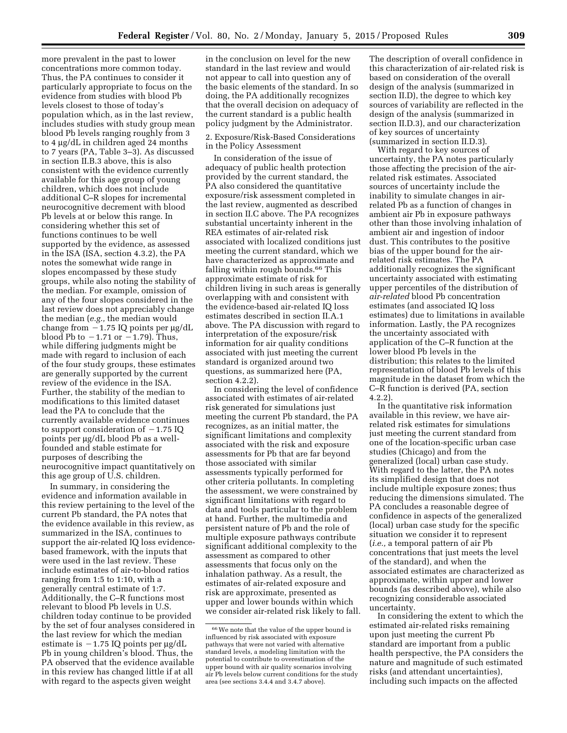more prevalent in the past to lower concentrations more common today. Thus, the PA continues to consider it particularly appropriate to focus on the evidence from studies with blood Pb levels closest to those of today's population which, as in the last review, includes studies with study group mean blood Pb levels ranging roughly from 3 to 4 µg/dL in children aged 24 months to 7 years (PA, Table 3–3). As discussed in section II.B.3 above, this is also consistent with the evidence currently available for this age group of young children, which does not include additional C–R slopes for incremental neurocognitive decrement with blood Pb levels at or below this range. In considering whether this set of functions continues to be well supported by the evidence, as assessed in the ISA (ISA, section 4.3.2), the PA notes the somewhat wide range in slopes encompassed by these study groups, while also noting the stability of the median. For example, omission of any of the four slopes considered in the last review does not appreciably change the median (*e.g.,* the median would change from −1.75 IQ points per µg/dL blood Pb to −1.71 or −1.79). Thus, while differing judgments might be made with regard to inclusion of each of the four study groups, these estimates are generally supported by the current review of the evidence in the ISA. Further, the stability of the median to modifications to this limited dataset lead the PA to conclude that the currently available evidence continues to support consideration of −1.75 IQ points per µg/dL blood Pb as a well-founded and stable estimate for purposes of describing the neurocognitive impact quantitatively on this age group of U.S. children.

In summary, in considering the evidence and information available in this review pertaining to the level of the current Pb standard, the PA notes that the evidence available in this review, as summarized in the ISA, continues to support the air-related IQ loss evidence-based framework, with the inputs that were used in the last review. These include estimates of air-to-blood ratios ranging from 1:5 to 1:10, with a generally central estimate of 1:7. Additionally, the C–R functions most relevant to blood Pb levels in U.S. children today continue to be provided by the set of four analyses considered in the last review for which the median estimate is −1.75 IQ points per µg/dL Pb in young children's blood. Thus, the PA observed that the evidence available in this review has changed little if at all with regard to the aspects given weight in the conclusion on level for the new standard in the last review and would not appear to call into question any of the basic elements of the standard. In so doing, the PA additionally recognizes that the overall decision on adequacy of the current standard is a public health policy judgment by the Administrator.

2. Exposure/Risk-Based Considerations in the Policy Assessment

In consideration of the issue of adequacy of public health protection provided by the current standard, the PA also considered the quantitative exposure/risk assessment completed in the last review, augmented as described in section II.C above. The PA recognizes substantial uncertainty inherent in the REA estimates of air-related risk associated with localized conditions just meeting the current standard, which we have characterized as approximate and falling within rough bounds.[66] This approximate estimate of risk for children living in such areas is generally overlapping with and consistent with the evidence-based air-related IQ loss estimates described in section II.A.1 above. The PA discussion with regard to interpretation of the exposure/risk information for air quality conditions associated with just meeting the current standard is organized around two questions, as summarized here (PA, section 4.2.2).

In considering the level of confidence associated with estimates of air-related risk generated for simulations just meeting the current Pb standard, the PA recognizes, as an initial matter, the significant limitations and complexity associated with the risk and exposure assessments for Pb that are far beyond those associated with similar assessments typically performed for other criteria pollutants. In completing the assessment, we were constrained by significant limitations with regard to data and tools particular to the problem at hand. Further, the multimedia and persistent nature of Pb and the role of multiple exposure pathways contribute significant additional complexity to the assessment as compared to other assessments that focus only on the inhalation pathway. As a result, the estimates of air-related exposure and risk are approximate, presented as upper and lower bounds within which we consider air-related risk likely to fall.

The description of overall confidence in this characterization of air-related risk is based on consideration of the overall design of the analysis (summarized in section II.D), the degree to which key sources of variability are reflected in the design of the analysis (summarized in section II.D.3), and our characterization of key sources of uncertainty (summarized in section II.D.3).

With regard to key sources of uncertainty, the PA notes particularly those affecting the precision of the air-related risk estimates. Associated sources of uncertainty include the inability to simulate changes in air-related Pb as a function of changes in ambient air Pb in exposure pathways other than those involving inhalation of ambient air and ingestion of indoor dust. This contributes to the positive bias of the upper bound for the air-related risk estimates. The PA additionally recognizes the significant uncertainty associated with estimating upper percentiles of the distribution of *air-related* blood Pb concentration estimates (and associated IQ loss estimates) due to limitations in available information. Lastly, the PA recognizes the uncertainty associated with application of the C–R function at the lower blood Pb levels in the distribution; this relates to the limited representation of blood Pb levels of this magnitude in the dataset from which the C–R function is derived (PA, section 4.2.2).

In the quantitative risk information available in this review, we have air-related risk estimates for simulations just meeting the current standard from one of the location-specific urban case studies (Chicago) and from the generalized (local) urban case study. With regard to the latter, the PA notes its simplified design that does not include multiple exposure zones; thus reducing the dimensions simulated. The PA concludes a reasonable degree of confidence in aspects of the generalized (local) urban case study for the specific situation we consider it to represent (*i.e.,* a temporal pattern of air Pb concentrations that just meets the level of the standard), and when the associated estimates are characterized as approximate, within upper and lower bounds (as described above), while also recognizing considerable associated uncertainty.

In considering the extent to which the estimated air-related risks remaining upon just meeting the current Pb standard are important from a public health perspective, the PA considers the nature and magnitude of such estimated risks (and attendant uncertainties), including such impacts on the affected

[66] We note that the value of the upper bound is influenced by risk associated with exposure pathways that were not varied with alternative standard levels, a modeling limitation with the potential to contribute to overestimation of the upper bound with air quality scenarios involving air Pb levels below current conditions for the study area (see sections 3.4.4 and 3.4.7 above).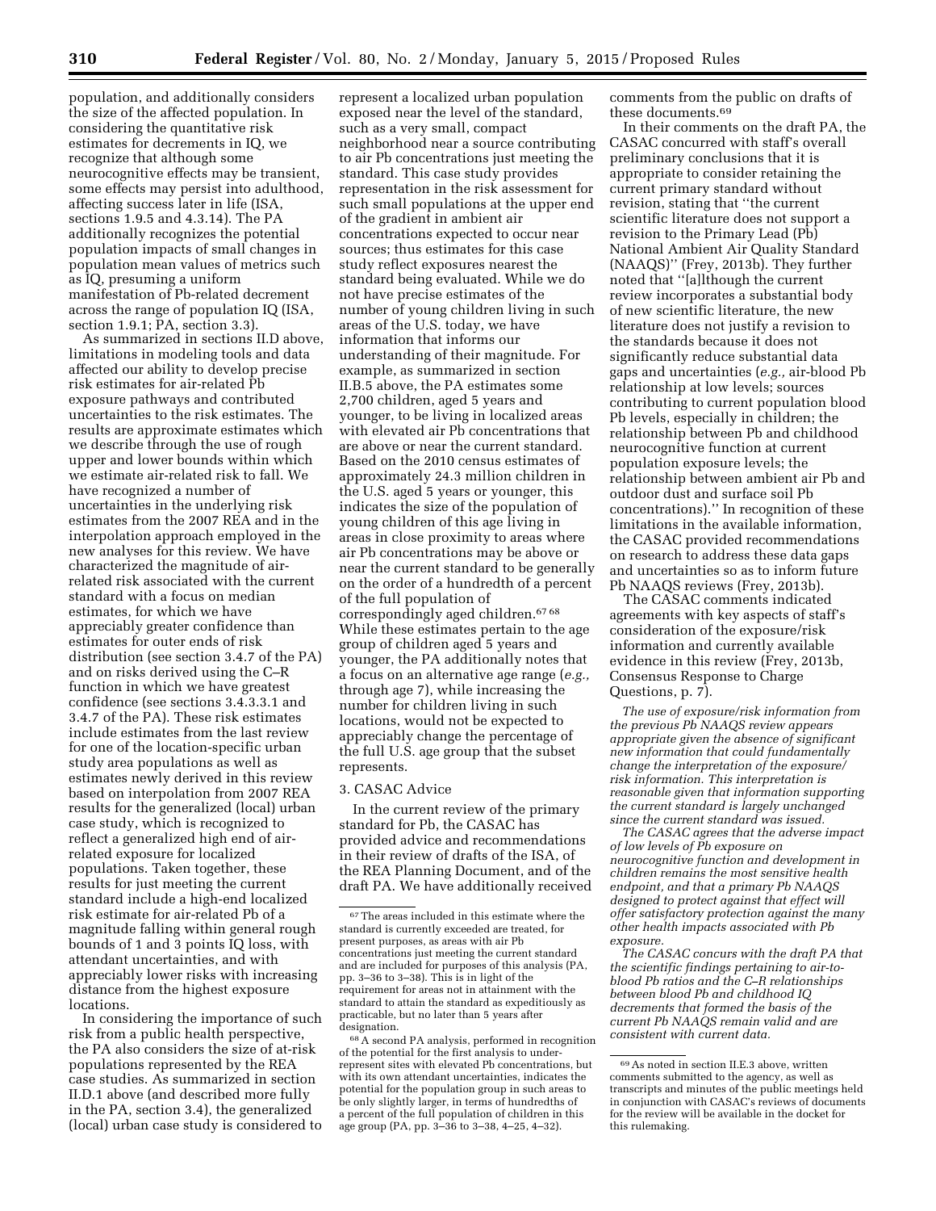population, and additionally considers the size of the affected population. In considering the quantitative risk estimates for decrements in IQ, we recognize that although some neurocognitive effects may be transient, some effects may persist into adulthood, affecting success later in life (ISA, sections 1.9.5 and 4.3.14). The PA additionally recognizes the potential population impacts of small changes in population mean values of metrics such as IQ, presuming a uniform manifestation of Pb-related decrement across the range of population IQ (ISA, section 1.9.1; PA, section 3.3).

As summarized in sections II.D above, limitations in modeling tools and data affected our ability to develop precise risk estimates for air-related Pb exposure pathways and contributed uncertainties to the risk estimates. The results are approximate estimates which we describe through the use of rough upper and lower bounds within which we estimate air-related risk to fall. We have recognized a number of uncertainties in the underlying risk estimates from the 2007 REA and in the interpolation approach employed in the new analyses for this review. We have characterized the magnitude of air-related risk associated with the current standard with a focus on median estimates, for which we have appreciably greater confidence than estimates for outer ends of risk distribution (see section 3.4.7 of the PA) and on risks derived using the C–R function in which we have greatest confidence (see sections 3.4.3.3.1 and 3.4.7 of the PA). These risk estimates include estimates from the last review for one of the location-specific urban study area populations as well as estimates newly derived in this review based on interpolation from 2007 REA results for the generalized (local) urban case study, which is recognized to reflect a generalized high end of air-related exposure for localized populations. Taken together, these results for just meeting the current standard include a high-end localized risk estimate for air-related Pb of a magnitude falling within general rough bounds of 1 and 3 points IQ loss, with attendant uncertainties, and with appreciably lower risks with increasing distance from the highest exposure locations.

In considering the importance of such risk from a public health perspective, the PA also considers the size of at-risk populations represented by the REA case studies. As summarized in section II.D.1 above (and described more fully in the PA, section 3.4), the generalized (local) urban case study is considered to represent a localized urban population exposed near the level of the standard, such as a very small, compact neighborhood near a source contributing to air Pb concentrations just meeting the standard. This case study provides representation in the risk assessment for such small populations at the upper end of the gradient in ambient air concentrations expected to occur near sources; thus estimates for this case study reflect exposures nearest the standard being evaluated. While we do not have precise estimates of the number of young children living in such areas of the U.S. today, we have information that informs our understanding of their magnitude. For example, as summarized in section II.B.5 above, the PA estimates some 2,700 children, aged 5 years and younger, to be living in localized areas with elevated air Pb concentrations that are above or near the current standard. Based on the 2010 census estimates of approximately 24.3 million children in the U.S. aged 5 years or younger, this indicates the size of the population of young children of this age living in areas in close proximity to areas where air Pb concentrations may be above or near the current standard to be generally on the order of a hundredth of a percent of the full population of correspondingly aged children.[67] [68] While these estimates pertain to the age group of children aged 5 years and younger, the PA additionally notes that a focus on an alternative age range (*e.g.,* through age 7), while increasing the number for children living in such locations, would not be expected to appreciably change the percentage of the full U.S. age group that the subset represents.

### 3. CASAC Advice

In the current review of the primary standard for Pb, the CASAC has provided advice and recommendations in their review of drafts of the ISA, of the REA Planning Document, and of the draft PA. We have additionally received comments from the public on drafts of these documents.[69]

In their comments on the draft PA, the CASAC concurred with staff's overall preliminary conclusions that it is appropriate to consider retaining the current primary standard without revision, stating that ''the current scientific literature does not support a revision to the Primary Lead (Pb) National Ambient Air Quality Standard (NAAQS)'' (Frey, 2013b). They further noted that ''[a]lthough the current review incorporates a substantial body of new scientific literature, the new literature does not justify a revision to the standards because it does not significantly reduce substantial data gaps and uncertainties (*e.g.,* air-blood Pb relationship at low levels; sources contributing to current population blood Pb levels, especially in children; the relationship between Pb and childhood neurocognitive function at current population exposure levels; the relationship between ambient air Pb and outdoor dust and surface soil Pb concentrations).'' In recognition of these limitations in the available information, the CASAC provided recommendations on research to address these data gaps and uncertainties so as to inform future Pb NAAQS reviews (Frey, 2013b).

The CASAC comments indicated agreements with key aspects of staff's consideration of the exposure/risk information and currently available evidence in this review (Frey, 2013b, Consensus Response to Charge Questions, p. 7).

*The use of exposure/risk information from the previous Pb NAAQS review appears appropriate given the absence of significant new information that could fundamentally change the interpretation of the exposure/risk information. This interpretation is reasonable given that information supporting the current standard is largely unchanged since the current standard was issued.*

*The CASAC agrees that the adverse impact of low levels of Pb exposure on neurocognitive function and development in children remains the most sensitive health endpoint, and that a primary Pb NAAQS designed to protect against that effect will offer satisfactory protection against the many other health impacts associated with Pb exposure.*

*The CASAC concurs with the draft PA that the scientific findings pertaining to air-to-blood Pb ratios and the C–R relationships between blood Pb and childhood IQ decrements that formed the basis of the current Pb NAAQS remain valid and are consistent with current data.*

---

[67] The areas included in this estimate where the standard is currently exceeded are treated, for present purposes, as areas with air Pb concentrations just meeting the current standard and are included for purposes of this analysis (PA, pp. 3–36 to 3–38). This is in light of the requirement for areas not in attainment with the standard to attain the standard as expeditiously as practicable, but no later than 5 years after designation.

[68] A second PA analysis, performed in recognition of the potential for the first analysis to under-represent sites with elevated Pb concentrations, but with its own attendant uncertainties, indicates the potential for the population group in such areas to be only slightly larger, in terms of hundredths of a percent of the full population of children in this age group (PA, pp. 3–36 to 3–38, 4–25, 4–32).

[69] As noted in section II.E.3 above, written comments submitted to the agency, as well as transcripts and minutes of the public meetings held in conjunction with CASAC's reviews of documents for the review will be available in the docket for this rulemaking.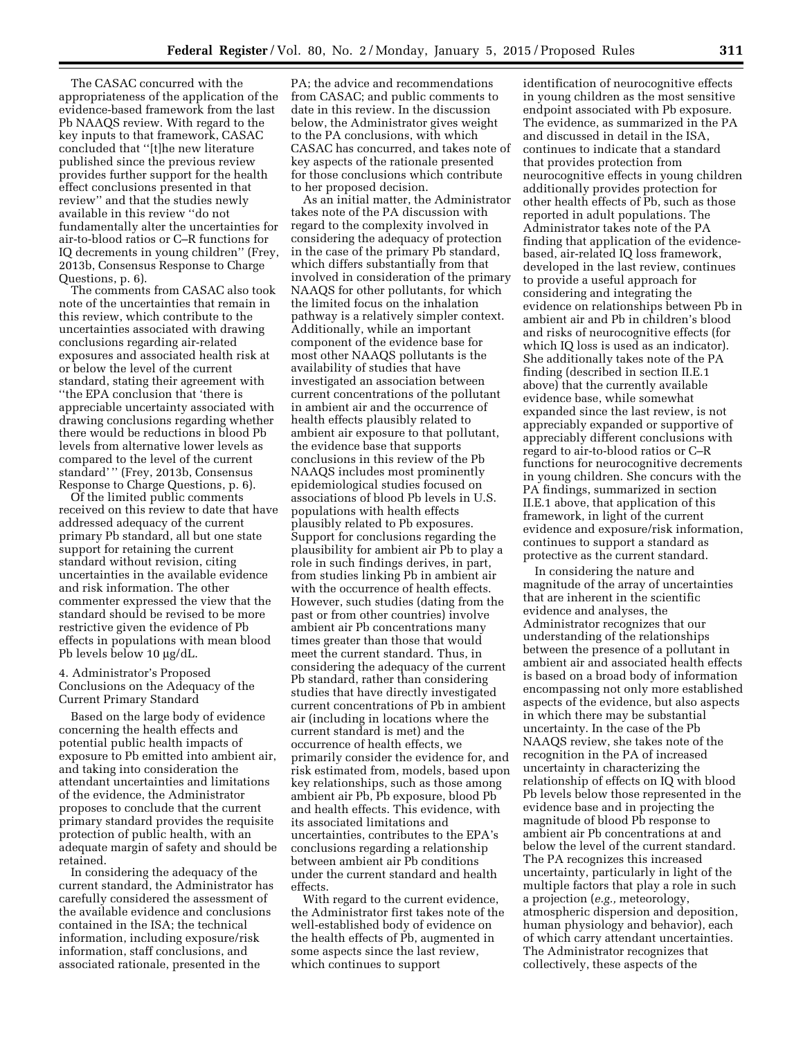The CASAC concurred with the appropriateness of the application of the evidence-based framework from the last Pb NAAQS review. With regard to the key inputs to that framework, CASAC concluded that ''[t]he new literature published since the previous review provides further support for the health effect conclusions presented in that review'' and that the studies newly available in this review ''do not fundamentally alter the uncertainties for air-to-blood ratios or C–R functions for IQ decrements in young children'' (Frey, 2013b, Consensus Response to Charge Questions, p. 6).

The comments from CASAC also took note of the uncertainties that remain in this review, which contribute to the uncertainties associated with drawing conclusions regarding air-related exposures and associated health risk at or below the level of the current standard, stating their agreement with ''the EPA conclusion that 'there is appreciable uncertainty associated with drawing conclusions regarding whether there would be reductions in blood Pb levels from alternative lower levels as compared to the level of the current standard' '' (Frey, 2013b, Consensus Response to Charge Questions, p. 6).

Of the limited public comments received on this review to date that have addressed adequacy of the current primary Pb standard, all but one state support for retaining the current standard without revision, citing uncertainties in the available evidence and risk information. The other commenter expressed the view that the standard should be revised to be more restrictive given the evidence of Pb effects in populations with mean blood Pb levels below 10 µg/dL.

### 4. Administrator's Proposed Conclusions on the Adequacy of the Current Primary Standard

Based on the large body of evidence concerning the health effects and potential public health impacts of exposure to Pb emitted into ambient air, and taking into consideration the attendant uncertainties and limitations of the evidence, the Administrator proposes to conclude that the current primary standard provides the requisite protection of public health, with an adequate margin of safety and should be retained.

In considering the adequacy of the current standard, the Administrator has carefully considered the assessment of the available evidence and conclusions contained in the ISA; the technical information, including exposure/risk information, staff conclusions, and associated rationale, presented in the PA; the advice and recommendations from CASAC; and public comments to date in this review. In the discussion below, the Administrator gives weight to the PA conclusions, with which CASAC has concurred, and takes note of key aspects of the rationale presented for those conclusions which contribute to her proposed decision.

As an initial matter, the Administrator takes note of the PA discussion with regard to the complexity involved in considering the adequacy of protection in the case of the primary Pb standard, which differs substantially from that involved in consideration of the primary NAAQS for other pollutants, for which the limited focus on the inhalation pathway is a relatively simpler context. Additionally, while an important component of the evidence base for most other NAAQS pollutants is the availability of studies that have investigated an association between current concentrations of the pollutant in ambient air and the occurrence of health effects plausibly related to ambient air exposure to that pollutant, the evidence base that supports conclusions in this review of the Pb NAAQS includes most prominently epidemiological studies focused on associations of blood Pb levels in U.S. populations with health effects plausibly related to Pb exposures. Support for conclusions regarding the plausibility for ambient air Pb to play a role in such findings derives, in part, from studies linking Pb in ambient air with the occurrence of health effects. However, such studies (dating from the past or from other countries) involve ambient air Pb concentrations many times greater than those that would meet the current standard. Thus, in considering the adequacy of the current Pb standard, rather than considering studies that have directly investigated current concentrations of Pb in ambient air (including in locations where the current standard is met) and the occurrence of health effects, we primarily consider the evidence for, and risk estimated from, models, based upon key relationships, such as those among ambient air Pb, Pb exposure, blood Pb and health effects. This evidence, with its associated limitations and uncertainties, contributes to the EPA's conclusions regarding a relationship between ambient air Pb conditions under the current standard and health effects.

With regard to the current evidence, the Administrator first takes note of the well-established body of evidence on the health effects of Pb, augmented in some aspects since the last review, which continues to support identification of neurocognitive effects in young children as the most sensitive endpoint associated with Pb exposure. The evidence, as summarized in the PA and discussed in detail in the ISA, continues to indicate that a standard that provides protection from neurocognitive effects in young children additionally provides protection for other health effects of Pb, such as those reported in adult populations. The Administrator takes note of the PA finding that application of the evidence-based, air-related IQ loss framework, developed in the last review, continues to provide a useful approach for considering and integrating the evidence on relationships between Pb in ambient air and Pb in children's blood and risks of neurocognitive effects (for which IQ loss is used as an indicator). She additionally takes note of the PA finding (described in section II.E.1 above) that the currently available evidence base, while somewhat expanded since the last review, is not appreciably expanded or supportive of appreciably different conclusions with regard to air-to-blood ratios or C–R functions for neurocognitive decrements in young children. She concurs with the PA findings, summarized in section II.E.1 above, that application of this framework, in light of the current evidence and exposure/risk information, continues to support a standard as protective as the current standard.

In considering the nature and magnitude of the array of uncertainties that are inherent in the scientific evidence and analyses, the Administrator recognizes that our understanding of the relationships between the presence of a pollutant in ambient air and associated health effects is based on a broad body of information encompassing not only more established aspects of the evidence, but also aspects in which there may be substantial uncertainty. In the case of the Pb NAAQS review, she takes note of the recognition in the PA of increased uncertainty in characterizing the relationship of effects on IQ with blood Pb levels below those represented in the evidence base and in projecting the magnitude of blood Pb response to ambient air Pb concentrations at and below the level of the current standard. The PA recognizes this increased uncertainty, particularly in light of the multiple factors that play a role in such a projection (*e.g.,* meteorology, atmospheric dispersion and deposition, human physiology and behavior), each of which carry attendant uncertainties. The Administrator recognizes that collectively, these aspects of the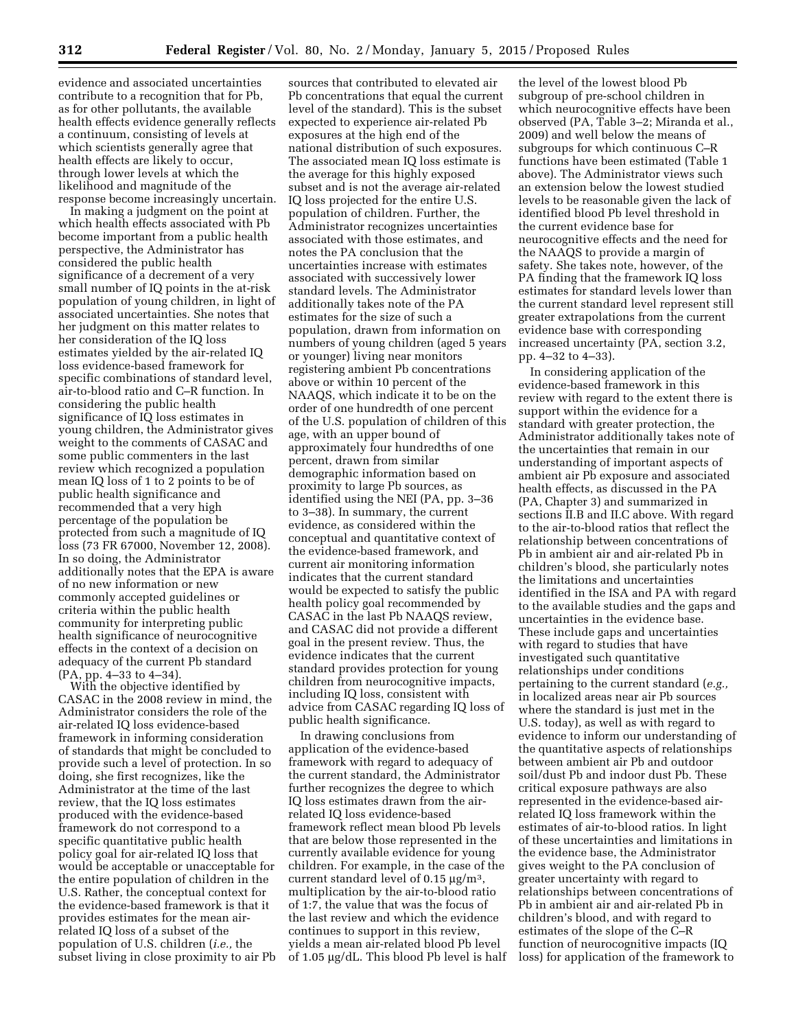evidence and associated uncertainties contribute to a recognition that for Pb, as for other pollutants, the available health effects evidence generally reflects a continuum, consisting of levels at which scientists generally agree that health effects are likely to occur, through lower levels at which the likelihood and magnitude of the response become increasingly uncertain.

In making a judgment on the point at which health effects associated with Pb become important from a public health perspective, the Administrator has considered the public health significance of a decrement of a very small number of IQ points in the at-risk population of young children, in light of associated uncertainties. She notes that her judgment on this matter relates to her consideration of the IQ loss estimates yielded by the air-related IQ loss evidence-based framework for specific combinations of standard level, air-to-blood ratio and C–R function. In considering the public health significance of IQ loss estimates in young children, the Administrator gives weight to the comments of CASAC and some public commenters in the last review which recognized a population mean IQ loss of 1 to 2 points to be of public health significance and recommended that a very high percentage of the population be protected from such a magnitude of IQ loss (73 FR 67000, November 12, 2008). In so doing, the Administrator additionally notes that the EPA is aware of no new information or new commonly accepted guidelines or criteria within the public health community for interpreting public health significance of neurocognitive effects in the context of a decision on adequacy of the current Pb standard (PA, pp. 4–33 to 4–34).

With the objective identified by CASAC in the 2008 review in mind, the Administrator considers the role of the air-related IQ loss evidence-based framework in informing consideration of standards that might be concluded to provide such a level of protection. In so doing, she first recognizes, like the Administrator at the time of the last review, that the IQ loss estimates produced with the evidence-based framework do not correspond to a specific quantitative public health policy goal for air-related IQ loss that would be acceptable or unacceptable for the entire population of children in the U.S. Rather, the conceptual context for the evidence-based framework is that it provides estimates for the mean air-related IQ loss of a subset of the population of U.S. children (*i.e.,* the subset living in close proximity to air Pb sources that contributed to elevated air Pb concentrations that equal the current level of the standard). This is the subset expected to experience air-related Pb exposures at the high end of the national distribution of such exposures. The associated mean IQ loss estimate is the average for this highly exposed subset and is not the average air-related IQ loss projected for the entire U.S. population of children. Further, the Administrator recognizes uncertainties associated with those estimates, and notes the PA conclusion that the uncertainties increase with estimates associated with successively lower standard levels. The Administrator additionally takes note of the PA estimates for the size of such a population, drawn from information on numbers of young children (aged 5 years or younger) living near monitors registering ambient Pb concentrations above or within 10 percent of the NAAQS, which indicate it to be on the order of one hundredth of one percent of the U.S. population of children of this age, with an upper bound of approximately four hundredths of one percent, drawn from similar demographic information based on proximity to large Pb sources, as identified using the NEI (PA, pp. 3–36 to 3–38). In summary, the current evidence, as considered within the conceptual and quantitative context of the evidence-based framework, and current air monitoring information indicates that the current standard would be expected to satisfy the public health policy goal recommended by CASAC in the last Pb NAAQS review, and CASAC did not provide a different goal in the present review. Thus, the evidence indicates that the current standard provides protection for young children from neurocognitive impacts, including IQ loss, consistent with advice from CASAC regarding IQ loss of public health significance.

In drawing conclusions from application of the evidence-based framework with regard to adequacy of the current standard, the Administrator further recognizes the degree to which IQ loss estimates drawn from the air-related IQ loss evidence-based framework reflect mean blood Pb levels that are below those represented in the currently available evidence for young children. For example, in the case of the current standard level of 0.15 μg/m³, multiplication by the air-to-blood ratio of 1:7, the value that was the focus of the last review and which the evidence continues to support in this review, yields a mean air-related blood Pb level of 1.05 μg/dL. This blood Pb level is half the level of the lowest blood Pb subgroup of pre-school children in which neurocognitive effects have been observed (PA, Table 3–2; Miranda et al., 2009) and well below the means of subgroups for which continuous C–R functions have been estimated (Table 1 above). The Administrator views such an extension below the lowest studied levels to be reasonable given the lack of identified blood Pb level threshold in the current evidence base for neurocognitive effects and the need for the NAAQS to provide a margin of safety. She takes note, however, of the PA finding that the framework IQ loss estimates for standard levels lower than the current standard level represent still greater extrapolations from the current evidence base with corresponding increased uncertainty (PA, section 3.2, pp. 4–32 to 4–33).

In considering application of the evidence-based framework in this review with regard to the extent there is support within the evidence for a standard with greater protection, the Administrator additionally takes note of the uncertainties that remain in our understanding of important aspects of ambient air Pb exposure and associated health effects, as discussed in the PA (PA, Chapter 3) and summarized in sections II.B and II.C above. With regard to the air-to-blood ratios that reflect the relationship between concentrations of Pb in ambient air and air-related Pb in children's blood, she particularly notes the limitations and uncertainties identified in the ISA and PA with regard to the available studies and the gaps and uncertainties in the evidence base. These include gaps and uncertainties with regard to studies that have investigated such quantitative relationships under conditions pertaining to the current standard (*e.g.,* in localized areas near air Pb sources where the standard is just met in the U.S. today), as well as with regard to evidence to inform our understanding of the quantitative aspects of relationships between ambient air Pb and outdoor soil/dust Pb and indoor dust Pb. These critical exposure pathways are also represented in the evidence-based air-related IQ loss framework within the estimates of air-to-blood ratios. In light of these uncertainties and limitations in the evidence base, the Administrator gives weight to the PA conclusion of greater uncertainty with regard to relationships between concentrations of Pb in ambient air and air-related Pb in children's blood, and with regard to estimates of the slope of the C–R function of neurocognitive impacts (IQ loss) for application of the framework to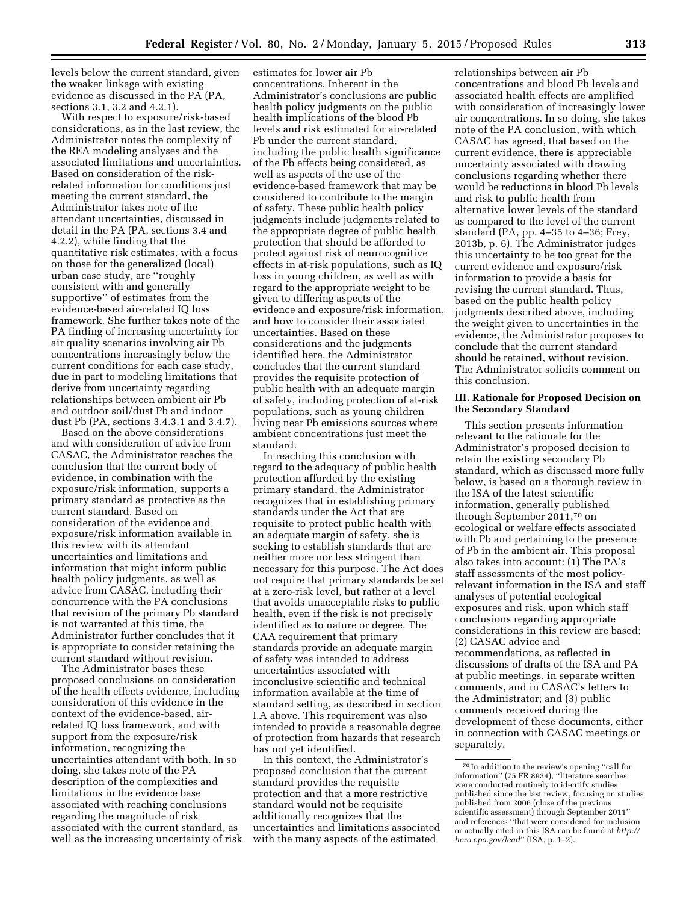levels below the current standard, given the weaker linkage with existing evidence as discussed in the PA (PA, sections 3.1, 3.2 and 4.2.1).

With respect to exposure/risk-based considerations, as in the last review, the Administrator notes the complexity of the REA modeling analyses and the associated limitations and uncertainties. Based on consideration of the risk-related information for conditions just meeting the current standard, the Administrator takes note of the attendant uncertainties, discussed in detail in the PA (PA, sections 3.4 and 4.2.2), while finding that the quantitative risk estimates, with a focus on those for the generalized (local) urban case study, are ''roughly consistent with and generally supportive'' of estimates from the evidence-based air-related IQ loss framework. She further takes note of the PA finding of increasing uncertainty for air quality scenarios involving air Pb concentrations increasingly below the current conditions for each case study, due in part to modeling limitations that derive from uncertainty regarding relationships between ambient air Pb and outdoor soil/dust Pb and indoor dust Pb (PA, sections 3.4.3.1 and 3.4.7).

Based on the above considerations and with consideration of advice from CASAC, the Administrator reaches the conclusion that the current body of evidence, in combination with the exposure/risk information, supports a primary standard as protective as the current standard. Based on consideration of the evidence and exposure/risk information available in this review with its attendant uncertainties and limitations and information that might inform public health policy judgments, as well as advice from CASAC, including their concurrence with the PA conclusions that revision of the primary Pb standard is not warranted at this time, the Administrator further concludes that it is appropriate to consider retaining the current standard without revision.

The Administrator bases these proposed conclusions on consideration of the health effects evidence, including consideration of this evidence in the context of the evidence-based, air-related IQ loss framework, and with support from the exposure/risk information, recognizing the uncertainties attendant with both. In so doing, she takes note of the PA description of the complexities and limitations in the evidence base associated with reaching conclusions regarding the magnitude of risk associated with the current standard, as well as the increasing uncertainty of risk estimates for lower air Pb concentrations. Inherent in the Administrator's conclusions are public health policy judgments on the public health implications of the blood Pb levels and risk estimated for air-related Pb under the current standard, including the public health significance of the Pb effects being considered, as well as aspects of the use of the evidence-based framework that may be considered to contribute to the margin of safety. These public health policy judgments include judgments related to the appropriate degree of public health protection that should be afforded to protect against risk of neurocognitive effects in at-risk populations, such as IQ loss in young children, as well as with regard to the appropriate weight to be given to differing aspects of the evidence and exposure/risk information, and how to consider their associated uncertainties. Based on these considerations and the judgments identified here, the Administrator concludes that the current standard provides the requisite protection of public health with an adequate margin of safety, including protection of at-risk populations, such as young children living near Pb emissions sources where ambient concentrations just meet the standard.

In reaching this conclusion with regard to the adequacy of public health protection afforded by the existing primary standard, the Administrator recognizes that in establishing primary standards under the Act that are requisite to protect public health with an adequate margin of safety, she is seeking to establish standards that are neither more nor less stringent than necessary for this purpose. The Act does not require that primary standards be set at a zero-risk level, but rather at a level that avoids unacceptable risks to public health, even if the risk is not precisely identified as to nature or degree. The CAA requirement that primary standards provide an adequate margin of safety was intended to address uncertainties associated with inconclusive scientific and technical information available at the time of standard setting, as described in section I.A above. This requirement was also intended to provide a reasonable degree of protection from hazards that research has not yet identified.

In this context, the Administrator's proposed conclusion that the current standard provides the requisite protection and that a more restrictive standard would not be requisite additionally recognizes that the uncertainties and limitations associated with the many aspects of the estimated relationships between air Pb concentrations and blood Pb levels and associated health effects are amplified with consideration of increasingly lower air concentrations. In so doing, she takes note of the PA conclusion, with which CASAC has agreed, that based on the current evidence, there is appreciable uncertainty associated with drawing conclusions regarding whether there would be reductions in blood Pb levels and risk to public health from alternative lower levels of the standard as compared to the level of the current standard (PA, pp. 4–35 to 4–36; Frey, 2013b, p. 6). The Administrator judges this uncertainty to be too great for the current evidence and exposure/risk information to provide a basis for revising the current standard. Thus, based on the public health policy judgments described above, including the weight given to uncertainties in the evidence, the Administrator proposes to conclude that the current standard should be retained, without revision. The Administrator solicits comment on this conclusion.

## III. Rationale for Proposed Decision on the Secondary Standard

This section presents information relevant to the rationale for the Administrator's proposed decision to retain the existing secondary Pb standard, which as discussed more fully below, is based on a thorough review in the ISA of the latest scientific information, generally published through September 2011,[70] on ecological or welfare effects associated with Pb and pertaining to the presence of Pb in the ambient air. This proposal also takes into account: (1) The PA's staff assessments of the most policy-relevant information in the ISA and staff analyses of potential ecological exposures and risk, upon which staff conclusions regarding appropriate considerations in this review are based; (2) CASAC advice and recommendations, as reflected in discussions of drafts of the ISA and PA at public meetings, in separate written comments, and in CASAC's letters to the Administrator; and (3) public comments received during the development of these documents, either in connection with CASAC meetings or separately.

[70] In addition to the review's opening ''call for information'' (75 FR 8934), ''literature searches were conducted routinely to identify studies published since the last review, focusing on studies published from 2006 (close of the previous scientific assessment) through September 2011'' and references ''that were considered for inclusion or actually cited in this ISA can be found at *http://hero.epa.gov/lead*'' (ISA, p. 1–2).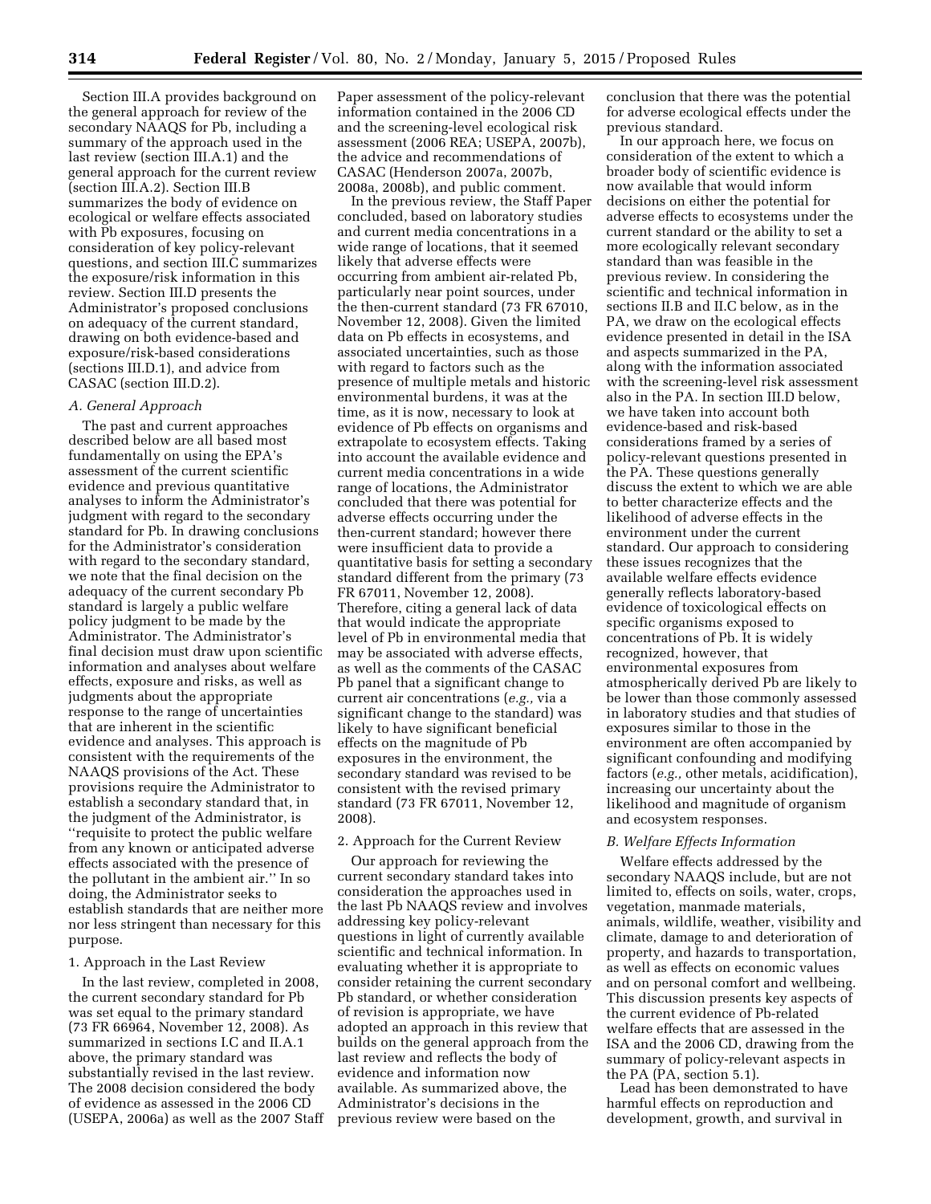Section III.A provides background on the general approach for review of the secondary NAAQS for Pb, including a summary of the approach used in the last review (section III.A.1) and the general approach for the current review (section III.A.2). Section III.B summarizes the body of evidence on ecological or welfare effects associated with Pb exposures, focusing on consideration of key policy-relevant questions, and section III.C summarizes the exposure/risk information in this review. Section III.D presents the Administrator's proposed conclusions on adequacy of the current standard, drawing on both evidence-based and exposure/risk-based considerations (sections III.D.1), and advice from CASAC (section III.D.2).

### A. General Approach

The past and current approaches described below are all based most fundamentally on using the EPA's assessment of the current scientific evidence and previous quantitative analyses to inform the Administrator's judgment with regard to the secondary standard for Pb. In drawing conclusions for the Administrator's consideration with regard to the secondary standard, we note that the final decision on the adequacy of the current secondary Pb standard is largely a public welfare policy judgment to be made by the Administrator. The Administrator's final decision must draw upon scientific information and analyses about welfare effects, exposure and risks, as well as judgments about the appropriate response to the range of uncertainties that are inherent in the scientific evidence and analyses. This approach is consistent with the requirements of the NAAQS provisions of the Act. These provisions require the Administrator to establish a secondary standard that, in the judgment of the Administrator, is ''requisite to protect the public welfare from any known or anticipated adverse effects associated with the presence of the pollutant in the ambient air.'' In so doing, the Administrator seeks to establish standards that are neither more nor less stringent than necessary for this purpose.

#### 1. Approach in the Last Review

In the last review, completed in 2008, the current secondary standard for Pb was set equal to the primary standard (73 FR 66964, November 12, 2008). As summarized in sections I.C and II.A.1 above, the primary standard was substantially revised in the last review. The 2008 decision considered the body of evidence as assessed in the 2006 CD (USEPA, 2006a) as well as the 2007 Staff Paper assessment of the policy-relevant information contained in the 2006 CD and the screening-level ecological risk assessment (2006 REA; USEPA, 2007b), the advice and recommendations of CASAC (Henderson 2007a, 2007b, 2008a, 2008b), and public comment.

In the previous review, the Staff Paper concluded, based on laboratory studies and current media concentrations in a wide range of locations, that it seemed likely that adverse effects were occurring from ambient air-related Pb, particularly near point sources, under the then-current standard (73 FR 67010, November 12, 2008). Given the limited data on Pb effects in ecosystems, and associated uncertainties, such as those with regard to factors such as the presence of multiple metals and historic environmental burdens, it was at the time, as it is now, necessary to look at evidence of Pb effects on organisms and extrapolate to ecosystem effects. Taking into account the available evidence and current media concentrations in a wide range of locations, the Administrator concluded that there was potential for adverse effects occurring under the then-current standard; however there were insufficient data to provide a quantitative basis for setting a secondary standard different from the primary (73 FR 67011, November 12, 2008). Therefore, citing a general lack of data that would indicate the appropriate level of Pb in environmental media that may be associated with adverse effects, as well as the comments of the CASAC Pb panel that a significant change to current air concentrations (*e.g.,* via a significant change to the standard) was likely to have significant beneficial effects on the magnitude of Pb exposures in the environment, the secondary standard was revised to be consistent with the revised primary standard (73 FR 67011, November 12, 2008).

#### 2. Approach for the Current Review

Our approach for reviewing the current secondary standard takes into consideration the approaches used in the last Pb NAAQS review and involves addressing key policy-relevant questions in light of currently available scientific and technical information. In evaluating whether it is appropriate to consider retaining the current secondary Pb standard, or whether consideration of revision is appropriate, we have adopted an approach in this review that builds on the general approach from the last review and reflects the body of evidence and information now available. As summarized above, the Administrator's decisions in the previous review were based on the conclusion that there was the potential for adverse ecological effects under the previous standard.

In our approach here, we focus on consideration of the extent to which a broader body of scientific evidence is now available that would inform decisions on either the potential for adverse effects to ecosystems under the current standard or the ability to set a more ecologically relevant secondary standard than was feasible in the previous review. In considering the scientific and technical information in sections II.B and II.C below, as in the PA, we draw on the ecological effects evidence presented in detail in the ISA and aspects summarized in the PA, along with the information associated with the screening-level risk assessment also in the PA. In section III.D below, we have taken into account both evidence-based and risk-based considerations framed by a series of policy-relevant questions presented in the PA. These questions generally discuss the extent to which we are able to better characterize effects and the likelihood of adverse effects in the environment under the current standard. Our approach to considering these issues recognizes that the available welfare effects evidence generally reflects laboratory-based evidence of toxicological effects on specific organisms exposed to concentrations of Pb. It is widely recognized, however, that environmental exposures from atmospherically derived Pb are likely to be lower than those commonly assessed in laboratory studies and that studies of exposures similar to those in the environment are often accompanied by significant confounding and modifying factors (*e.g.,* other metals, acidification), increasing our uncertainty about the likelihood and magnitude of organism and ecosystem responses.

### B. Welfare Effects Information

Welfare effects addressed by the secondary NAAQS include, but are not limited to, effects on soils, water, crops, vegetation, manmade materials, animals, wildlife, weather, visibility and climate, damage to and deterioration of property, and hazards to transportation, as well as effects on economic values and on personal comfort and wellbeing. This discussion presents key aspects of the current evidence of Pb-related welfare effects that are assessed in the ISA and the 2006 CD, drawing from the summary of policy-relevant aspects in the PA (PA, section 5.1).

Lead has been demonstrated to have harmful effects on reproduction and development, growth, and survival in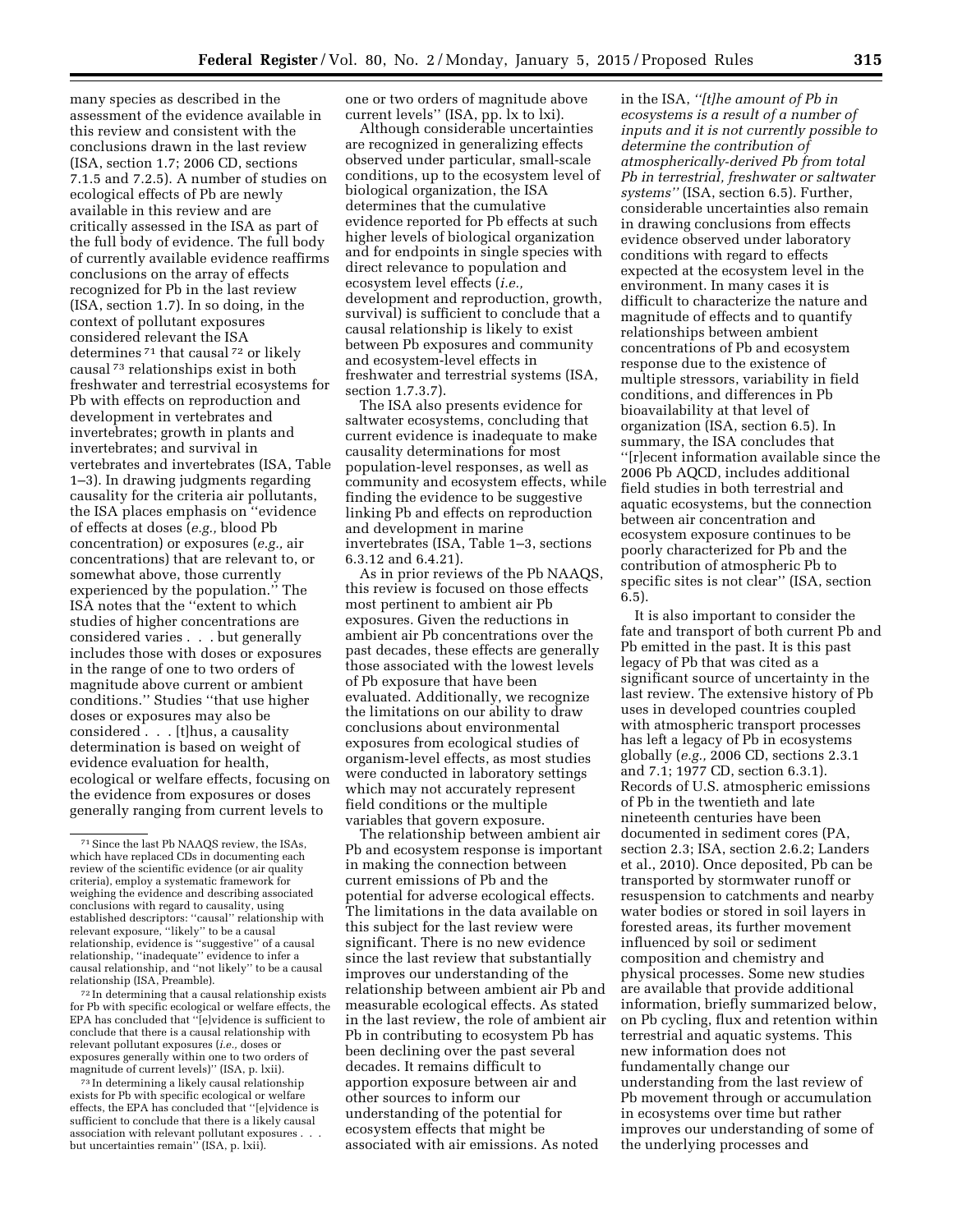many species as described in the assessment of the evidence available in this review and consistent with the conclusions drawn in the last review (ISA, section 1.7; 2006 CD, sections 7.1.5 and 7.2.5). A number of studies on ecological effects of Pb are newly available in this review and are critically assessed in the ISA as part of the full body of evidence. The full body of currently available evidence reaffirms conclusions on the array of effects recognized for Pb in the last review (ISA, section 1.7). In so doing, in the context of pollutant exposures considered relevant the ISA determines [71] that causal [72] or likely causal [73] relationships exist in both freshwater and terrestrial ecosystems for Pb with effects on reproduction and development in vertebrates and invertebrates; growth in plants and invertebrates; and survival in vertebrates and invertebrates (ISA, Table 1–3). In drawing judgments regarding causality for the criteria air pollutants, the ISA places emphasis on ''evidence of effects at doses (*e.g.,* blood Pb concentration) or exposures (*e.g.,* air concentrations) that are relevant to, or somewhat above, those currently experienced by the population.'' The ISA notes that the ''extent to which studies of higher concentrations are considered varies . . . but generally includes those with doses or exposures in the range of one to two orders of magnitude above current or ambient conditions.'' Studies ''that use higher doses or exposures may also be considered . . . [t]hus, a causality determination is based on weight of evidence evaluation for health, ecological or welfare effects, focusing on the evidence from exposures or doses generally ranging from current levels to one or two orders of magnitude above current levels'' (ISA, pp. lx to lxi).

Although considerable uncertainties are recognized in generalizing effects observed under particular, small-scale conditions, up to the ecosystem level of biological organization, the ISA determines that the cumulative evidence reported for Pb effects at such higher levels of biological organization and for endpoints in single species with direct relevance to population and ecosystem level effects (*i.e.,* development and reproduction, growth, survival) is sufficient to conclude that a causal relationship is likely to exist between Pb exposures and community and ecosystem-level effects in freshwater and terrestrial systems (ISA, section 1.7.3.7).

The ISA also presents evidence for saltwater ecosystems, concluding that current evidence is inadequate to make causality determinations for most population-level responses, as well as community and ecosystem effects, while finding the evidence to be suggestive linking Pb and effects on reproduction and development in marine invertebrates (ISA, Table 1–3, sections 6.3.12 and 6.4.21).

As in prior reviews of the Pb NAAQS, this review is focused on those effects most pertinent to ambient air Pb exposures. Given the reductions in ambient air Pb concentrations over the past decades, these effects are generally those associated with the lowest levels of Pb exposure that have been evaluated. Additionally, we recognize the limitations on our ability to draw conclusions about environmental exposures from ecological studies of organism-level effects, as most studies were conducted in laboratory settings which may not accurately represent field conditions or the multiple variables that govern exposure.

The relationship between ambient air Pb and ecosystem response is important in making the connection between current emissions of Pb and the potential for adverse ecological effects. The limitations in the data available on this subject for the last review were significant. There is no new evidence since the last review that substantially improves our understanding of the relationship between ambient air Pb and measurable ecological effects. As stated in the last review, the role of ambient air Pb in contributing to ecosystem Pb has been declining over the past several decades. It remains difficult to apportion exposure between air and other sources to inform our understanding of the potential for ecosystem effects that might be associated with air emissions. As noted in the ISA, *''[t]he amount of Pb in ecosystems is a result of a number of inputs and it is not currently possible to determine the contribution of atmospherically-derived Pb from total Pb in terrestrial, freshwater or saltwater systems''* (ISA, section 6.5). Further, considerable uncertainties also remain in drawing conclusions from effects evidence observed under laboratory conditions with regard to effects expected at the ecosystem level in the environment. In many cases it is difficult to characterize the nature and magnitude of effects and to quantify relationships between ambient concentrations of Pb and ecosystem response due to the existence of multiple stressors, variability in field conditions, and differences in Pb bioavailability at that level of organization (ISA, section 6.5). In summary, the ISA concludes that ''[r]ecent information available since the 2006 Pb AQCD, includes additional field studies in both terrestrial and aquatic ecosystems, but the connection between air concentration and ecosystem exposure continues to be poorly characterized for Pb and the contribution of atmospheric Pb to specific sites is not clear'' (ISA, section 6.5).

It is also important to consider the fate and transport of both current Pb and Pb emitted in the past. It is this past legacy of Pb that was cited as a significant source of uncertainty in the last review. The extensive history of Pb uses in developed countries coupled with atmospheric transport processes has left a legacy of Pb in ecosystems globally (*e.g.,* 2006 CD, sections 2.3.1 and 7.1; 1977 CD, section 6.3.1). Records of U.S. atmospheric emissions of Pb in the twentieth and late nineteenth centuries have been documented in sediment cores (PA, section 2.3; ISA, section 2.6.2; Landers et al., 2010). Once deposited, Pb can be transported by stormwater runoff or resuspension to catchments and nearby water bodies or stored in soil layers in forested areas, its further movement influenced by soil or sediment composition and chemistry and physical processes. Some new studies are available that provide additional information, briefly summarized below, on Pb cycling, flux and retention within terrestrial and aquatic systems. This new information does not fundamentally change our understanding from the last review of Pb movement through or accumulation in ecosystems over time but rather improves our understanding of some of the underlying processes and

---

[71] Since the last Pb NAAQS review, the ISAs, which have replaced CDs in documenting each review of the scientific evidence (or air quality criteria), employ a systematic framework for weighing the evidence and describing associated conclusions with regard to causality, using established descriptors: ''causal'' relationship with relevant exposure, ''likely'' to be a causal relationship, evidence is ''suggestive'' of a causal relationship, ''inadequate'' evidence to infer a causal relationship, and ''not likely'' to be a causal relationship (ISA, Preamble).

[72] In determining that a causal relationship exists for Pb with specific ecological or welfare effects, the EPA has concluded that ''[e]vidence is sufficient to conclude that there is a causal relationship with relevant pollutant exposures (*i.e.,* doses or exposures generally within one to two orders of magnitude of current levels)'' (ISA, p. lxii).

[73] In determining a likely causal relationship exists for Pb with specific ecological or welfare effects, the EPA has concluded that ''[e]vidence is sufficient to conclude that there is a likely causal association with relevant pollutant exposures . . . but uncertainties remain'' (ISA, p. lxii).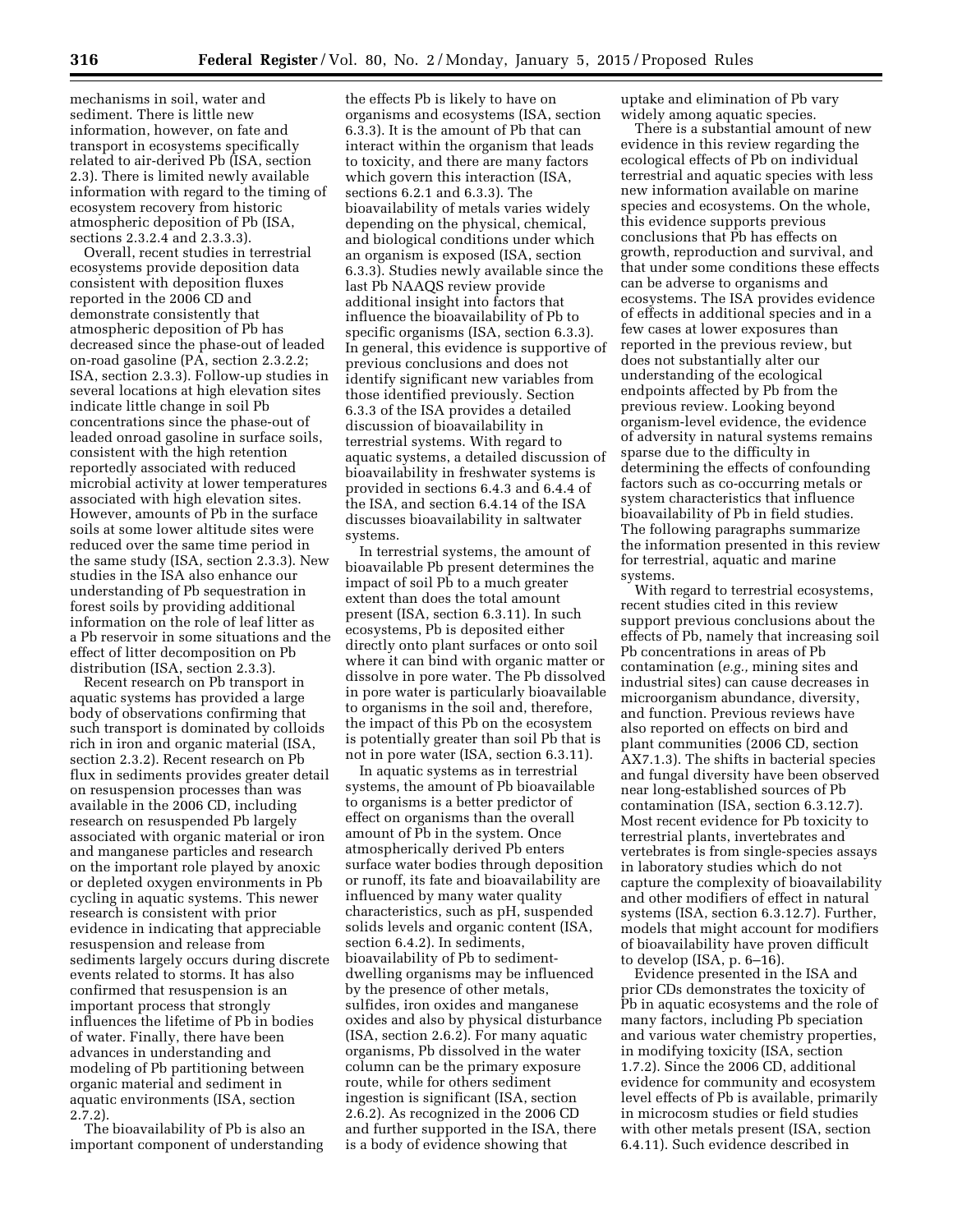mechanisms in soil, water and sediment. There is little new information, however, on fate and transport in ecosystems specifically related to air-derived Pb (ISA, section 2.3). There is limited newly available information with regard to the timing of ecosystem recovery from historic atmospheric deposition of Pb (ISA, sections 2.3.2.4 and 2.3.3.3).

Overall, recent studies in terrestrial ecosystems provide deposition data consistent with deposition fluxes reported in the 2006 CD and demonstrate consistently that atmospheric deposition of Pb has decreased since the phase-out of leaded on-road gasoline (PA, section 2.3.2.2; ISA, section 2.3.3). Follow-up studies in several locations at high elevation sites indicate little change in soil Pb concentrations since the phase-out of leaded onroad gasoline in surface soils, consistent with the high retention reportedly associated with reduced microbial activity at lower temperatures associated with high elevation sites. However, amounts of Pb in the surface soils at some lower altitude sites were reduced over the same time period in the same study (ISA, section 2.3.3). New studies in the ISA also enhance our understanding of Pb sequestration in forest soils by providing additional information on the role of leaf litter as a Pb reservoir in some situations and the effect of litter decomposition on Pb distribution (ISA, section 2.3.3).

Recent research on Pb transport in aquatic systems has provided a large body of observations confirming that such transport is dominated by colloids rich in iron and organic material (ISA, section 2.3.2). Recent research on Pb flux in sediments provides greater detail on resuspension processes than was available in the 2006 CD, including research on resuspended Pb largely associated with organic material or iron and manganese particles and research on the important role played by anoxic or depleted oxygen environments in Pb cycling in aquatic systems. This newer research is consistent with prior evidence in indicating that appreciable resuspension and release from sediments largely occurs during discrete events related to storms. It has also confirmed that resuspension is an important process that strongly influences the lifetime of Pb in bodies of water. Finally, there have been advances in understanding and modeling of Pb partitioning between organic material and sediment in aquatic environments (ISA, section 2.7.2).

The bioavailability of Pb is also an important component of understanding the effects Pb is likely to have on organisms and ecosystems (ISA, section 6.3.3). It is the amount of Pb that can interact within the organism that leads to toxicity, and there are many factors which govern this interaction (ISA, sections 6.2.1 and 6.3.3). The bioavailability of metals varies widely depending on the physical, chemical, and biological conditions under which an organism is exposed (ISA, section 6.3.3). Studies newly available since the last Pb NAAQS review provide additional insight into factors that influence the bioavailability of Pb to specific organisms (ISA, section 6.3.3). In general, this evidence is supportive of previous conclusions and does not identify significant new variables from those identified previously. Section 6.3.3 of the ISA provides a detailed discussion of bioavailability in terrestrial systems. With regard to aquatic systems, a detailed discussion of bioavailability in freshwater systems is provided in sections 6.4.3 and 6.4.4 of the ISA, and section 6.4.14 of the ISA discusses bioavailability in saltwater systems.

In terrestrial systems, the amount of bioavailable Pb present determines the impact of soil Pb to a much greater extent than does the total amount present (ISA, section 6.3.11). In such ecosystems, Pb is deposited either directly onto plant surfaces or onto soil where it can bind with organic matter or dissolve in pore water. The Pb dissolved in pore water is particularly bioavailable to organisms in the soil and, therefore, the impact of this Pb on the ecosystem is potentially greater than soil Pb that is not in pore water (ISA, section 6.3.11).

In aquatic systems as in terrestrial systems, the amount of Pb bioavailable to organisms is a better predictor of effect on organisms than the overall amount of Pb in the system. Once atmospherically derived Pb enters surface water bodies through deposition or runoff, its fate and bioavailability are influenced by many water quality characteristics, such as pH, suspended solids levels and organic content (ISA, section 6.4.2). In sediments, bioavailability of Pb to sediment-dwelling organisms may be influenced by the presence of other metals, sulfides, iron oxides and manganese oxides and also by physical disturbance (ISA, section 2.6.2). For many aquatic organisms, Pb dissolved in the water column can be the primary exposure route, while for others sediment ingestion is significant (ISA, section 2.6.2). As recognized in the 2006 CD and further supported in the ISA, there is a body of evidence showing that uptake and elimination of Pb vary widely among aquatic species.

There is a substantial amount of new evidence in this review regarding the ecological effects of Pb on individual terrestrial and aquatic species with less new information available on marine species and ecosystems. On the whole, this evidence supports previous conclusions that Pb has effects on growth, reproduction and survival, and that under some conditions these effects can be adverse to organisms and ecosystems. The ISA provides evidence of effects in additional species and in a few cases at lower exposures than reported in the previous review, but does not substantially alter our understanding of the ecological endpoints affected by Pb from the previous review. Looking beyond organism-level evidence, the evidence of adversity in natural systems remains sparse due to the difficulty in determining the effects of confounding factors such as co-occurring metals or system characteristics that influence bioavailability of Pb in field studies. The following paragraphs summarize the information presented in this review for terrestrial, aquatic and marine systems.

With regard to terrestrial ecosystems, recent studies cited in this review support previous conclusions about the effects of Pb, namely that increasing soil Pb concentrations in areas of Pb contamination (*e.g.,* mining sites and industrial sites) can cause decreases in microorganism abundance, diversity, and function. Previous reviews have also reported on effects on bird and plant communities (2006 CD, section AX7.1.3). The shifts in bacterial species and fungal diversity have been observed near long-established sources of Pb contamination (ISA, section 6.3.12.7). Most recent evidence for Pb toxicity to terrestrial plants, invertebrates and vertebrates is from single-species assays in laboratory studies which do not capture the complexity of bioavailability and other modifiers of effect in natural systems (ISA, section 6.3.12.7). Further, models that might account for modifiers of bioavailability have proven difficult to develop (ISA, p. 6–16).

Evidence presented in the ISA and prior CDs demonstrates the toxicity of Pb in aquatic ecosystems and the role of many factors, including Pb speciation and various water chemistry properties, in modifying toxicity (ISA, section 1.7.2). Since the 2006 CD, additional evidence for community and ecosystem level effects of Pb is available, primarily in microcosm studies or field studies with other metals present (ISA, section 6.4.11). Such evidence described in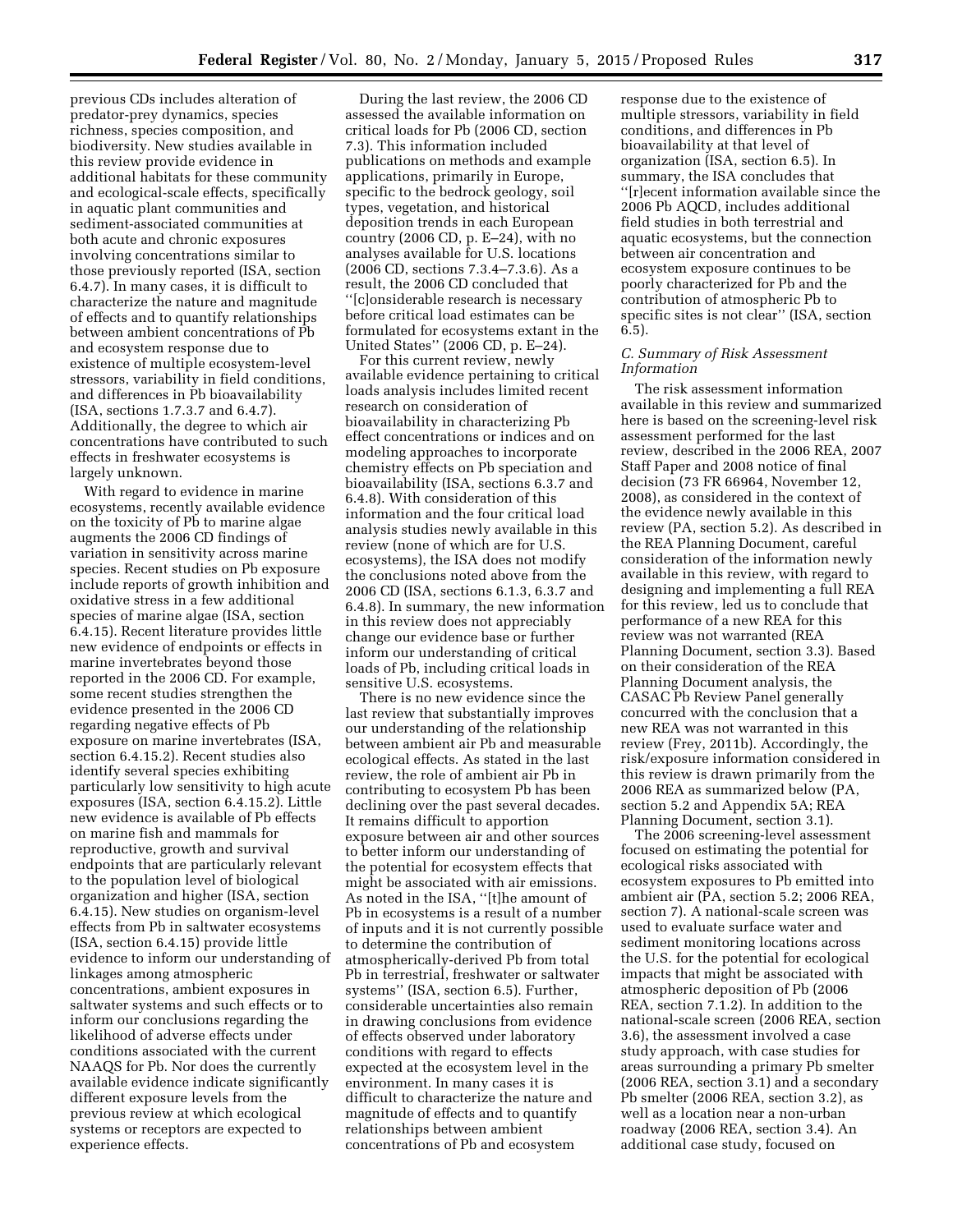previous CDs includes alteration of predator-prey dynamics, species richness, species composition, and biodiversity. New studies available in this review provide evidence in additional habitats for these community and ecological-scale effects, specifically in aquatic plant communities and sediment-associated communities at both acute and chronic exposures involving concentrations similar to those previously reported (ISA, section 6.4.7). In many cases, it is difficult to characterize the nature and magnitude of effects and to quantify relationships between ambient concentrations of Pb and ecosystem response due to existence of multiple ecosystem-level stressors, variability in field conditions, and differences in Pb bioavailability (ISA, sections 1.7.3.7 and 6.4.7). Additionally, the degree to which air concentrations have contributed to such effects in freshwater ecosystems is largely unknown.

With regard to evidence in marine ecosystems, recently available evidence on the toxicity of Pb to marine algae augments the 2006 CD findings of variation in sensitivity across marine species. Recent studies on Pb exposure include reports of growth inhibition and oxidative stress in a few additional species of marine algae (ISA, section 6.4.15). Recent literature provides little new evidence of endpoints or effects in marine invertebrates beyond those reported in the 2006 CD. For example, some recent studies strengthen the evidence presented in the 2006 CD regarding negative effects of Pb exposure on marine invertebrates (ISA, section 6.4.15.2). Recent studies also identify several species exhibiting particularly low sensitivity to high acute exposures (ISA, section 6.4.15.2). Little new evidence is available of Pb effects on marine fish and mammals for reproductive, growth and survival endpoints that are particularly relevant to the population level of biological organization and higher (ISA, section 6.4.15). New studies on organism-level effects from Pb in saltwater ecosystems (ISA, section 6.4.15) provide little evidence to inform our understanding of linkages among atmospheric concentrations, ambient exposures in saltwater systems and such effects or to inform our conclusions regarding the likelihood of adverse effects under conditions associated with the current NAAQS for Pb. Nor does the currently available evidence indicate significantly different exposure levels from the previous review at which ecological systems or receptors are expected to experience effects.

During the last review, the 2006 CD assessed the available information on critical loads for Pb (2006 CD, section 7.3). This information included publications on methods and example applications, primarily in Europe, specific to the bedrock geology, soil types, vegetation, and historical deposition trends in each European country (2006 CD, p. E–24), with no analyses available for U.S. locations (2006 CD, sections 7.3.4–7.3.6). As a result, the 2006 CD concluded that ''[c]onsiderable research is necessary before critical load estimates can be formulated for ecosystems extant in the United States'' (2006 CD, p. E–24).

For this current review, newly available evidence pertaining to critical loads analysis includes limited recent research on consideration of bioavailability in characterizing Pb effect concentrations or indices and on modeling approaches to incorporate chemistry effects on Pb speciation and bioavailability (ISA, sections 6.3.7 and 6.4.8). With consideration of this information and the four critical load analysis studies newly available in this review (none of which are for U.S. ecosystems), the ISA does not modify the conclusions noted above from the 2006 CD (ISA, sections 6.1.3, 6.3.7 and 6.4.8). In summary, the new information in this review does not appreciably change our evidence base or further inform our understanding of critical loads of Pb, including critical loads in sensitive U.S. ecosystems.

There is no new evidence since the last review that substantially improves our understanding of the relationship between ambient air Pb and measurable ecological effects. As stated in the last review, the role of ambient air Pb in contributing to ecosystem Pb has been declining over the past several decades. It remains difficult to apportion exposure between air and other sources to better inform our understanding of the potential for ecosystem effects that might be associated with air emissions. As noted in the ISA, ''[t]he amount of Pb in ecosystems is a result of a number of inputs and it is not currently possible to determine the contribution of atmospherically-derived Pb from total Pb in terrestrial, freshwater or saltwater systems'' (ISA, section 6.5). Further, considerable uncertainties also remain in drawing conclusions from evidence of effects observed under laboratory conditions with regard to effects expected at the ecosystem level in the environment. In many cases it is difficult to characterize the nature and magnitude of effects and to quantify relationships between ambient concentrations of Pb and ecosystem response due to the existence of multiple stressors, variability in field conditions, and differences in Pb bioavailability at that level of organization (ISA, section 6.5). In summary, the ISA concludes that ''[r]ecent information available since the 2006 Pb AQCD, includes additional field studies in both terrestrial and aquatic ecosystems, but the connection between air concentration and ecosystem exposure continues to be poorly characterized for Pb and the contribution of atmospheric Pb to specific sites is not clear'' (ISA, section 6.5).

### *C. Summary of Risk Assessment Information*

The risk assessment information available in this review and summarized here is based on the screening-level risk assessment performed for the last review, described in the 2006 REA, 2007 Staff Paper and 2008 notice of final decision (73 FR 66964, November 12, 2008), as considered in the context of the evidence newly available in this review (PA, section 5.2). As described in the REA Planning Document, careful consideration of the information newly available in this review, with regard to designing and implementing a full REA for this review, led us to conclude that performance of a new REA for this review was not warranted (REA Planning Document, section 3.3). Based on their consideration of the REA Planning Document analysis, the CASAC Pb Review Panel generally concurred with the conclusion that a new REA was not warranted in this review (Frey, 2011b). Accordingly, the risk/exposure information considered in this review is drawn primarily from the 2006 REA as summarized below (PA, section 5.2 and Appendix 5A; REA Planning Document, section 3.1).

The 2006 screening-level assessment focused on estimating the potential for ecological risks associated with ecosystem exposures to Pb emitted into ambient air (PA, section 5.2; 2006 REA, section 7). A national-scale screen was used to evaluate surface water and sediment monitoring locations across the U.S. for the potential for ecological impacts that might be associated with atmospheric deposition of Pb (2006 REA, section 7.1.2). In addition to the national-scale screen (2006 REA, section 3.6), the assessment involved a case study approach, with case studies for areas surrounding a primary Pb smelter (2006 REA, section 3.1) and a secondary Pb smelter (2006 REA, section 3.2), as well as a location near a non-urban roadway (2006 REA, section 3.4). An additional case study, focused on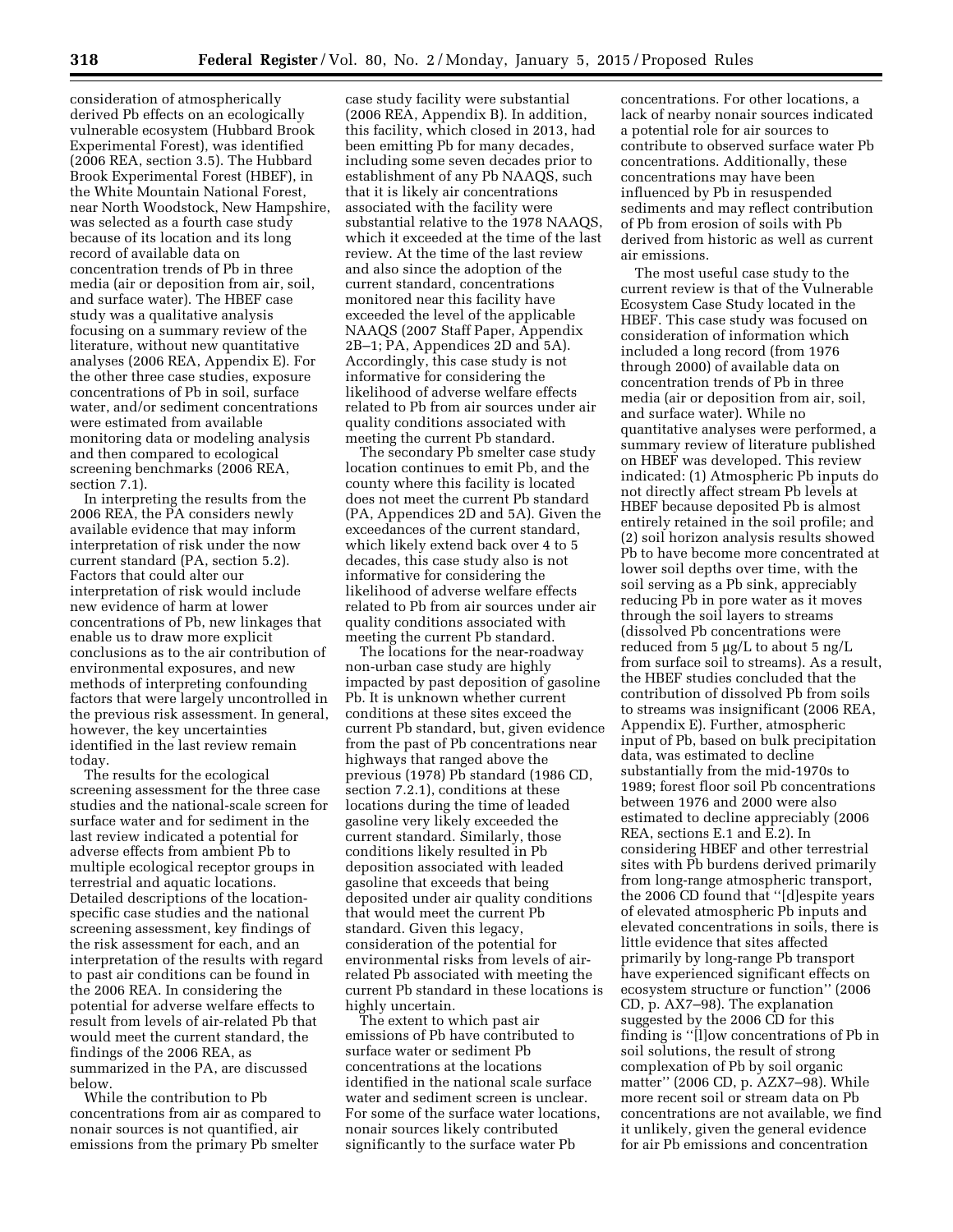consideration of atmospherically derived Pb effects on an ecologically vulnerable ecosystem (Hubbard Brook Experimental Forest), was identified (2006 REA, section 3.5). The Hubbard Brook Experimental Forest (HBEF), in the White Mountain National Forest, near North Woodstock, New Hampshire, was selected as a fourth case study because of its location and its long record of available data on concentration trends of Pb in three media (air or deposition from air, soil, and surface water). The HBEF case study was a qualitative analysis focusing on a summary review of the literature, without new quantitative analyses (2006 REA, Appendix E). For the other three case studies, exposure concentrations of Pb in soil, surface water, and/or sediment concentrations were estimated from available monitoring data or modeling analysis and then compared to ecological screening benchmarks (2006 REA, section 7.1).

In interpreting the results from the 2006 REA, the PA considers newly available evidence that may inform interpretation of risk under the now current standard (PA, section 5.2). Factors that could alter our interpretation of risk would include new evidence of harm at lower concentrations of Pb, new linkages that enable us to draw more explicit conclusions as to the air contribution of environmental exposures, and new methods of interpreting confounding factors that were largely uncontrolled in the previous risk assessment. In general, however, the key uncertainties identified in the last review remain today.

The results for the ecological screening assessment for the three case studies and the national-scale screen for surface water and for sediment in the last review indicated a potential for adverse effects from ambient Pb to multiple ecological receptor groups in terrestrial and aquatic locations. Detailed descriptions of the location-specific case studies and the national screening assessment, key findings of the risk assessment for each, and an interpretation of the results with regard to past air conditions can be found in the 2006 REA. In considering the potential for adverse welfare effects to result from levels of air-related Pb that would meet the current standard, the findings of the 2006 REA, as summarized in the PA, are discussed below.

While the contribution to Pb concentrations from air as compared to nonair sources is not quantified, air emissions from the primary Pb smelter case study facility were substantial (2006 REA, Appendix B). In addition, this facility, which closed in 2013, had been emitting Pb for many decades, including some seven decades prior to establishment of any Pb NAAQS, such that it is likely air concentrations associated with the facility were substantial relative to the 1978 NAAQS, which it exceeded at the time of the last review. At the time of the last review and also since the adoption of the current standard, concentrations monitored near this facility have exceeded the level of the applicable NAAQS (2007 Staff Paper, Appendix 2B–1; PA, Appendices 2D and 5A). Accordingly, this case study is not informative for considering the likelihood of adverse welfare effects related to Pb from air sources under air quality conditions associated with meeting the current Pb standard.

The secondary Pb smelter case study location continues to emit Pb, and the county where this facility is located does not meet the current Pb standard (PA, Appendices 2D and 5A). Given the exceedances of the current standard, which likely extend back over 4 to 5 decades, this case study also is not informative for considering the likelihood of adverse welfare effects related to Pb from air sources under air quality conditions associated with meeting the current Pb standard.

The locations for the near-roadway non-urban case study are highly impacted by past deposition of gasoline Pb. It is unknown whether current conditions at these sites exceed the current Pb standard, but, given evidence from the past of Pb concentrations near highways that ranged above the previous (1978) Pb standard (1986 CD, section 7.2.1), conditions at these locations during the time of leaded gasoline very likely exceeded the current standard. Similarly, those conditions likely resulted in Pb deposition associated with leaded gasoline that exceeds that being deposited under air quality conditions that would meet the current Pb standard. Given this legacy, consideration of the potential for environmental risks from levels of air-related Pb associated with meeting the current Pb standard in these locations is highly uncertain.

The extent to which past air emissions of Pb have contributed to surface water or sediment Pb concentrations at the locations identified in the national scale surface water and sediment screen is unclear. For some of the surface water locations, nonair sources likely contributed significantly to the surface water Pb concentrations. For other locations, a lack of nearby nonair sources indicated a potential role for air sources to contribute to observed surface water Pb concentrations. Additionally, these concentrations may have been influenced by Pb in resuspended sediments and may reflect contribution of Pb from erosion of soils with Pb derived from historic as well as current air emissions.

The most useful case study to the current review is that of the Vulnerable Ecosystem Case Study located in the HBEF. This case study was focused on consideration of information which included a long record (from 1976 through 2000) of available data on concentration trends of Pb in three media (air or deposition from air, soil, and surface water). While no quantitative analyses were performed, a summary review of literature published on HBEF was developed. This review indicated: (1) Atmospheric Pb inputs do not directly affect stream Pb levels at HBEF because deposited Pb is almost entirely retained in the soil profile; and (2) soil horizon analysis results showed Pb to have become more concentrated at lower soil depths over time, with the soil serving as a Pb sink, appreciably reducing Pb in pore water as it moves through the soil layers to streams (dissolved Pb concentrations were reduced from 5 μg/L to about 5 ng/L from surface soil to streams). As a result, the HBEF studies concluded that the contribution of dissolved Pb from soils to streams was insignificant (2006 REA, Appendix E). Further, atmospheric input of Pb, based on bulk precipitation data, was estimated to decline substantially from the mid-1970s to 1989; forest floor soil Pb concentrations between 1976 and 2000 were also estimated to decline appreciably (2006 REA, sections E.1 and E.2). In considering HBEF and other terrestrial sites with Pb burdens derived primarily from long-range atmospheric transport, the 2006 CD found that "[d]espite years of elevated atmospheric Pb inputs and elevated concentrations in soils, there is little evidence that sites affected primarily by long-range Pb transport have experienced significant effects on ecosystem structure or function" (2006 CD, p. AX7–98). The explanation suggested by the 2006 CD for this finding is "[l]ow concentrations of Pb in soil solutions, the result of strong complexation of Pb by soil organic matter" (2006 CD, p. AZX7–98). While more recent soil or stream data on Pb concentrations are not available, we find it unlikely, given the general evidence for air Pb emissions and concentration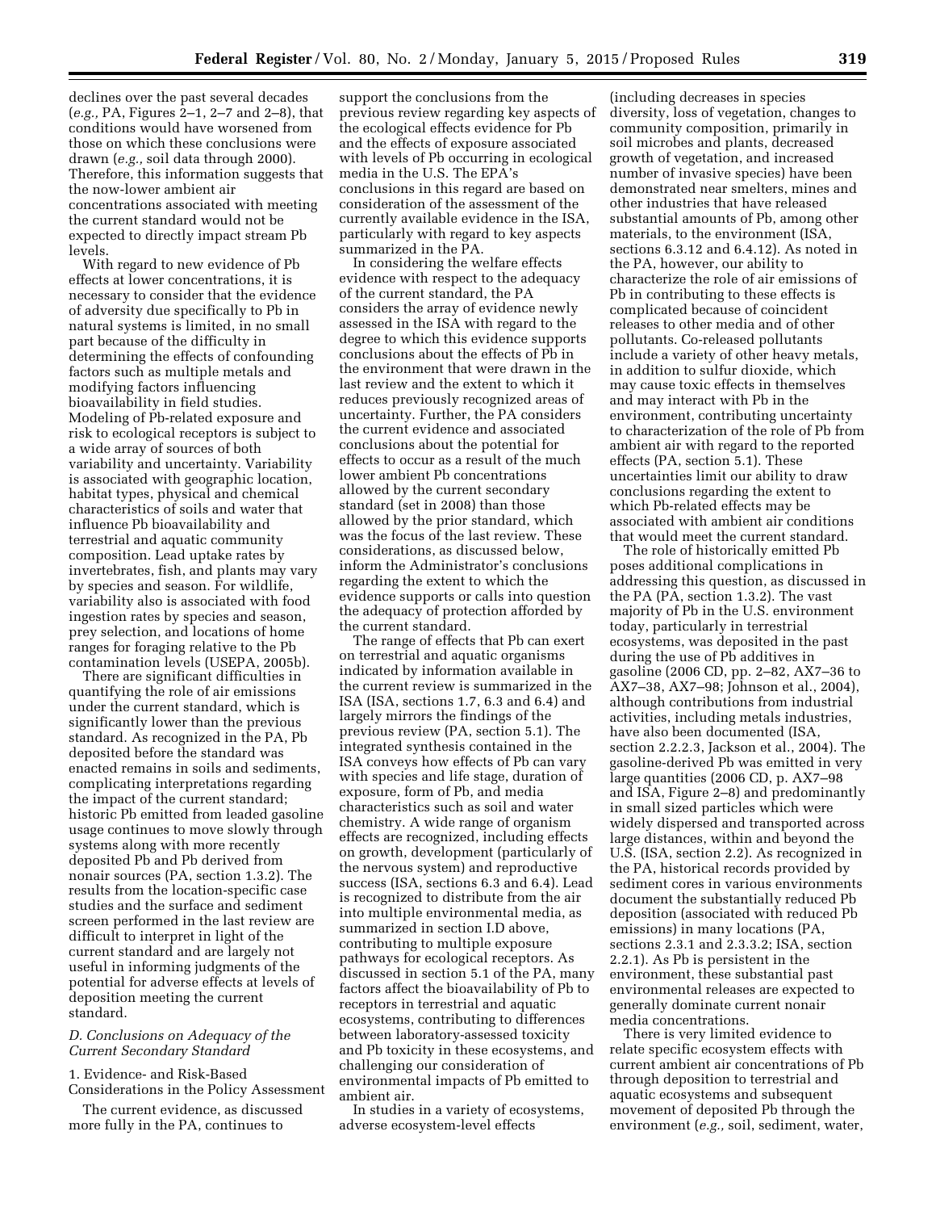declines over the past several decades (*e.g.,* PA, Figures 2–1, 2–7 and 2–8), that conditions would have worsened from those on which these conclusions were drawn (*e.g.,* soil data through 2000). Therefore, this information suggests that the now-lower ambient air concentrations associated with meeting the current standard would not be expected to directly impact stream Pb levels.

With regard to new evidence of Pb effects at lower concentrations, it is necessary to consider that the evidence of adversity due specifically to Pb in natural systems is limited, in no small part because of the difficulty in determining the effects of confounding factors such as multiple metals and modifying factors influencing bioavailability in field studies. Modeling of Pb-related exposure and risk to ecological receptors is subject to a wide array of sources of both variability and uncertainty. Variability is associated with geographic location, habitat types, physical and chemical characteristics of soils and water that influence Pb bioavailability and terrestrial and aquatic community composition. Lead uptake rates by invertebrates, fish, and plants may vary by species and season. For wildlife, variability also is associated with food ingestion rates by species and season, prey selection, and locations of home ranges for foraging relative to the Pb contamination levels (USEPA, 2005b).

There are significant difficulties in quantifying the role of air emissions under the current standard, which is significantly lower than the previous standard. As recognized in the PA, Pb deposited before the standard was enacted remains in soils and sediments, complicating interpretations regarding the impact of the current standard; historic Pb emitted from leaded gasoline usage continues to move slowly through systems along with more recently deposited Pb and Pb derived from nonair sources (PA, section 1.3.2). The results from the location-specific case studies and the surface and sediment screen performed in the last review are difficult to interpret in light of the current standard and are largely not useful in informing judgments of the potential for adverse effects at levels of deposition meeting the current standard.

### *D. Conclusions on Adequacy of the Current Secondary Standard*

#### 1. Evidence- and Risk-Based Considerations in the Policy Assessment

The current evidence, as discussed more fully in the PA, continues to support the conclusions from the previous review regarding key aspects of the ecological effects evidence for Pb and the effects of exposure associated with levels of Pb occurring in ecological media in the U.S. The EPA's conclusions in this regard are based on consideration of the assessment of the currently available evidence in the ISA, particularly with regard to key aspects summarized in the PA.

In considering the welfare effects evidence with respect to the adequacy of the current standard, the PA considers the array of evidence newly assessed in the ISA with regard to the degree to which this evidence supports conclusions about the effects of Pb in the environment that were drawn in the last review and the extent to which it reduces previously recognized areas of uncertainty. Further, the PA considers the current evidence and associated conclusions about the potential for effects to occur as a result of the much lower ambient Pb concentrations allowed by the current secondary standard (set in 2008) than those allowed by the prior standard, which was the focus of the last review. These considerations, as discussed below, inform the Administrator's conclusions regarding the extent to which the evidence supports or calls into question the adequacy of protection afforded by the current standard.

The range of effects that Pb can exert on terrestrial and aquatic organisms indicated by information available in the current review is summarized in the ISA (ISA, sections 1.7, 6.3 and 6.4) and largely mirrors the findings of the previous review (PA, section 5.1). The integrated synthesis contained in the ISA conveys how effects of Pb can vary with species and life stage, duration of exposure, form of Pb, and media characteristics such as soil and water chemistry. A wide range of organism effects are recognized, including effects on growth, development (particularly of the nervous system) and reproductive success (ISA, sections 6.3 and 6.4). Lead is recognized to distribute from the air into multiple environmental media, as summarized in section I.D above, contributing to multiple exposure pathways for ecological receptors. As discussed in section 5.1 of the PA, many factors affect the bioavailability of Pb to receptors in terrestrial and aquatic ecosystems, contributing to differences between laboratory-assessed toxicity and Pb toxicity in these ecosystems, and challenging our consideration of environmental impacts of Pb emitted to ambient air.

In studies in a variety of ecosystems, adverse ecosystem-level effects (including decreases in species diversity, loss of vegetation, changes to community composition, primarily in soil microbes and plants, decreased growth of vegetation, and increased number of invasive species) have been demonstrated near smelters, mines and other industries that have released substantial amounts of Pb, among other materials, to the environment (ISA, sections 6.3.12 and 6.4.12). As noted in the PA, however, our ability to characterize the role of air emissions of Pb in contributing to these effects is complicated because of coincident releases to other media and of other pollutants. Co-released pollutants include a variety of other heavy metals, in addition to sulfur dioxide, which may cause toxic effects in themselves and may interact with Pb in the environment, contributing uncertainty to characterization of the role of Pb from ambient air with regard to the reported effects (PA, section 5.1). These uncertainties limit our ability to draw conclusions regarding the extent to which Pb-related effects may be associated with ambient air conditions that would meet the current standard.

The role of historically emitted Pb poses additional complications in addressing this question, as discussed in the PA (PA, section 1.3.2). The vast majority of Pb in the U.S. environment today, particularly in terrestrial ecosystems, was deposited in the past during the use of Pb additives in gasoline (2006 CD, pp. 2–82, AX7–36 to AX7–38, AX7–98; Johnson et al., 2004), although contributions from industrial activities, including metals industries, have also been documented (ISA, section 2.2.2.3, Jackson et al., 2004). The gasoline-derived Pb was emitted in very large quantities (2006 CD, p. AX7–98 and ISA, Figure 2–8) and predominantly in small sized particles which were widely dispersed and transported across large distances, within and beyond the U.S. (ISA, section 2.2). As recognized in the PA, historical records provided by sediment cores in various environments document the substantially reduced Pb deposition (associated with reduced Pb emissions) in many locations (PA, sections 2.3.1 and 2.3.3.2; ISA, section 2.2.1). As Pb is persistent in the environment, these substantial past environmental releases are expected to generally dominate current nonair media concentrations.

There is very limited evidence to relate specific ecosystem effects with current ambient air concentrations of Pb through deposition to terrestrial and aquatic ecosystems and subsequent movement of deposited Pb through the environment (*e.g.,* soil, sediment, water,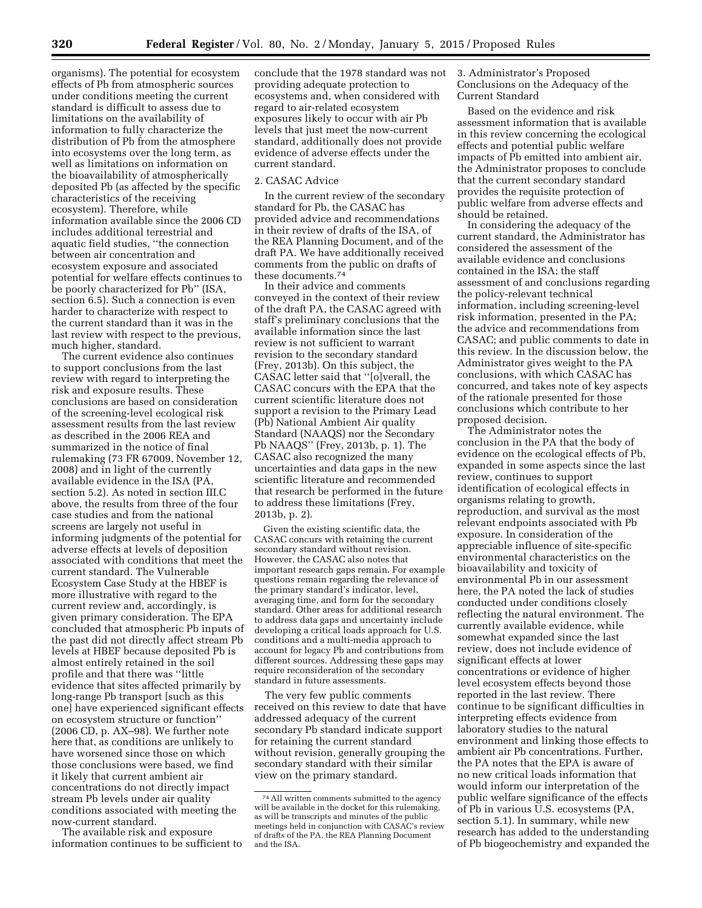organisms). The potential for ecosystem effects of Pb from atmospheric sources under conditions meeting the current standard is difficult to assess due to limitations on the availability of information to fully characterize the distribution of Pb from the atmosphere into ecosystems over the long term, as well as limitations on information on the bioavailability of atmospherically deposited Pb (as affected by the specific characteristics of the receiving ecosystem). Therefore, while information available since the 2006 CD includes additional terrestrial and aquatic field studies, ''the connection between air concentration and ecosystem exposure and associated potential for welfare effects continues to be poorly characterized for Pb'' (ISA, section 6.5). Such a connection is even harder to characterize with respect to the current standard than it was in the last review with respect to the previous, much higher, standard.

The current evidence also continues to support conclusions from the last review with regard to interpreting the risk and exposure results. These conclusions are based on consideration of the screening-level ecological risk assessment results from the last review as described in the 2006 REA and summarized in the notice of final rulemaking (73 FR 67009, November 12, 2008) and in light of the currently available evidence in the ISA (PA, section 5.2). As noted in section III.C above, the results from three of the four case studies and from the national screens are largely not useful in informing judgments of the potential for adverse effects at levels of deposition associated with conditions that meet the current standard. The Vulnerable Ecosystem Case Study at the HBEF is more illustrative with regard to the current review and, accordingly, is given primary consideration. The EPA concluded that atmospheric Pb inputs of the past did not directly affect stream Pb levels at HBEF because deposited Pb is almost entirely retained in the soil profile and that there was ''little evidence that sites affected primarily by long-range Pb transport [such as this one] have experienced significant effects on ecosystem structure or function'' (2006 CD, p. AX–98). We further note here that, as conditions are unlikely to have worsened since those on which those conclusions were based, we find it likely that current ambient air concentrations do not directly impact stream Pb levels under air quality conditions associated with meeting the now-current standard.

The available risk and exposure information continues to be sufficient to conclude that the 1978 standard was not providing adequate protection to ecosystems and, when considered with regard to air-related ecosystem exposures likely to occur with air Pb levels that just meet the now-current standard, additionally does not provide evidence of adverse effects under the current standard.

2. CASAC Advice

In the current review of the secondary standard for Pb, the CASAC has provided advice and recommendations in their review of drafts of the ISA, of the REA Planning Document, and of the draft PA. We have additionally received comments from the public on drafts of these documents.[74]

In their advice and comments conveyed in the context of their review of the draft PA, the CASAC agreed with staff's preliminary conclusions that the available information since the last review is not sufficient to warrant revision to the secondary standard (Frey, 2013b). On this subject, the CASAC letter said that ''[o]verall, the CASAC concurs with the EPA that the current scientific literature does not support a revision to the Primary Lead (Pb) National Ambient Air quality Standard (NAAQS) nor the Secondary Pb NAAQS'' (Frey, 2013b, p. 1). The CASAC also recognized the many uncertainties and data gaps in the new scientific literature and recommended that research be performed in the future to address these limitations (Frey, 2013b, p. 2).

> Given the existing scientific data, the CASAC concurs with retaining the current secondary standard without revision. However, the CASAC also notes that important research gaps remain. For example questions remain regarding the relevance of the primary standard's indicator, level, averaging time, and form for the secondary standard. Other areas for additional research to address data gaps and uncertainty include developing a critical loads approach for U.S. conditions and a multi-media approach to account for legacy Pb and contributions from different sources. Addressing these gaps may require reconsideration of the secondary standard in future assessments.

The very few public comments received on this review to date that have addressed adequacy of the current secondary Pb standard indicate support for retaining the current standard without revision, generally grouping the secondary standard with their similar view on the primary standard.

[74] All written comments submitted to the agency will be available in the docket for this rulemaking, as will be transcripts and minutes of the public meetings held in conjunction with CASAC's review of drafts of the PA, the REA Planning Document and the ISA.

3. Administrator's Proposed Conclusions on the Adequacy of the Current Standard

Based on the evidence and risk assessment information that is available in this review concerning the ecological effects and potential public welfare impacts of Pb emitted into ambient air, the Administrator proposes to conclude that the current secondary standard provides the requisite protection of public welfare from adverse effects and should be retained.

In considering the adequacy of the current standard, the Administrator has considered the assessment of the available evidence and conclusions contained in the ISA; the staff assessment of and conclusions regarding the policy-relevant technical information, including screening-level risk information, presented in the PA; the advice and recommendations from CASAC; and public comments to date in this review. In the discussion below, the Administrator gives weight to the PA conclusions, with which CASAC has concurred, and takes note of key aspects of the rationale presented for those conclusions which contribute to her proposed decision.

The Administrator notes the conclusion in the PA that the body of evidence on the ecological effects of Pb, expanded in some aspects since the last review, continues to support identification of ecological effects in organisms relating to growth, reproduction, and survival as the most relevant endpoints associated with Pb exposure. In consideration of the appreciable influence of site-specific environmental characteristics on the bioavailability and toxicity of environmental Pb in our assessment here, the PA noted the lack of studies conducted under conditions closely reflecting the natural environment. The currently available evidence, while somewhat expanded since the last review, does not include evidence of significant effects at lower concentrations or evidence of higher level ecosystem effects beyond those reported in the last review. There continue to be significant difficulties in interpreting effects evidence from laboratory studies to the natural environment and linking those effects to ambient air Pb concentrations. Further, the PA notes that the EPA is aware of no new critical loads information that would inform our interpretation of the public welfare significance of the effects of Pb in various U.S. ecosystems (PA, section 5.1). In summary, while new research has added to the understanding of Pb biogeochemistry and expanded the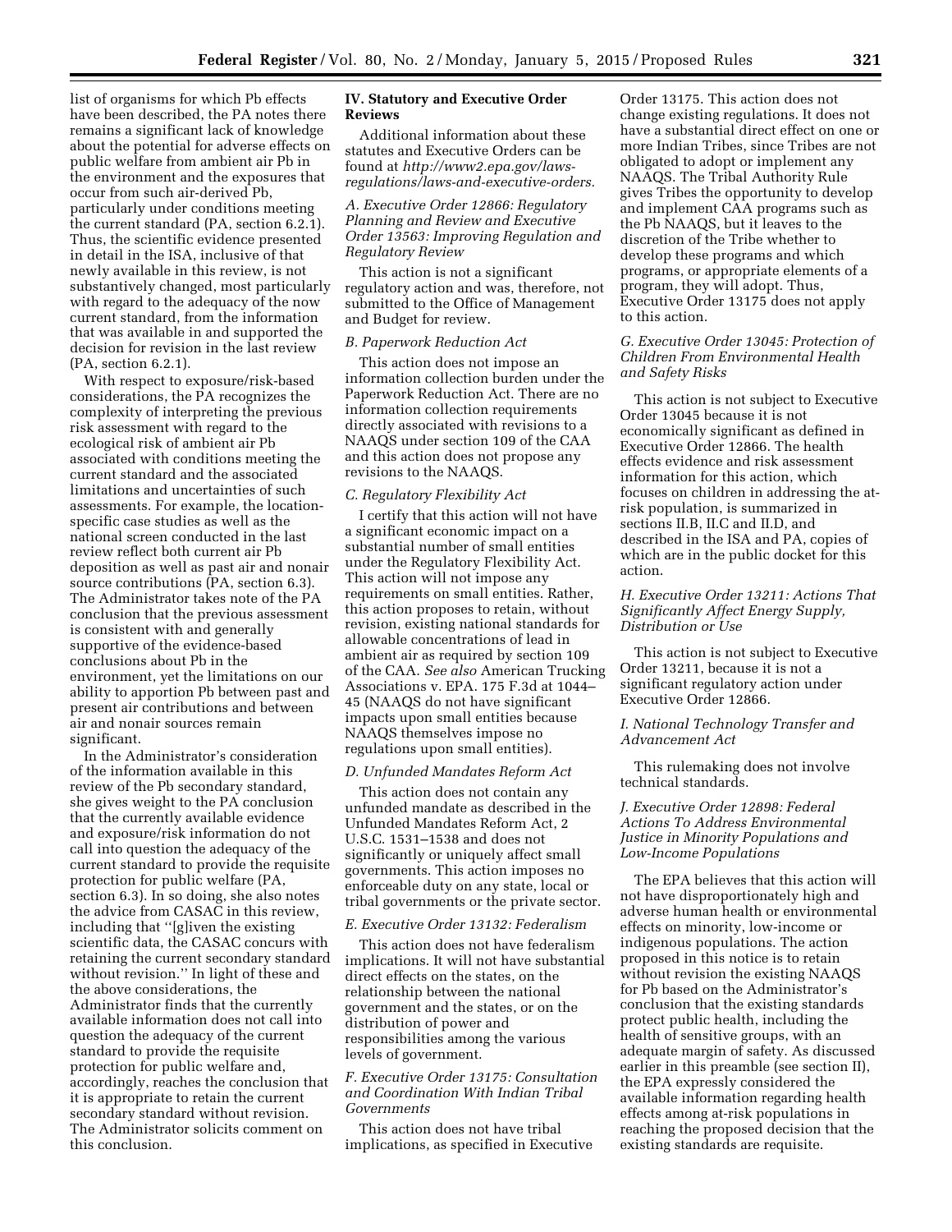list of organisms for which Pb effects have been described, the PA notes there remains a significant lack of knowledge about the potential for adverse effects on public welfare from ambient air Pb in the environment and the exposures that occur from such air-derived Pb, particularly under conditions meeting the current standard (PA, section 6.2.1). Thus, the scientific evidence presented in detail in the ISA, inclusive of that newly available in this review, is not substantively changed, most particularly with regard to the adequacy of the now current standard, from the information that was available in and supported the decision for revision in the last review (PA, section 6.2.1).

With respect to exposure/risk-based considerations, the PA recognizes the complexity of interpreting the previous risk assessment with regard to the ecological risk of ambient air Pb associated with conditions meeting the current standard and the associated limitations and uncertainties of such assessments. For example, the location-specific case studies as well as the national screen conducted in the last review reflect both current air Pb deposition as well as past air and nonair source contributions (PA, section 6.3). The Administrator takes note of the PA conclusion that the previous assessment is consistent with and generally supportive of the evidence-based conclusions about Pb in the environment, yet the limitations on our ability to apportion Pb between past and present air contributions and between air and nonair sources remain significant.

In the Administrator's consideration of the information available in this review of the Pb secondary standard, she gives weight to the PA conclusion that the currently available evidence and exposure/risk information do not call into question the adequacy of the current standard to provide the requisite protection for public welfare (PA, section 6.3). In so doing, she also notes the advice from CASAC in this review, including that "[g]iven the existing scientific data, the CASAC concurs with retaining the current secondary standard without revision." In light of these and the above considerations, the Administrator finds that the currently available information does not call into question the adequacy of the current standard to provide the requisite protection for public welfare and, accordingly, reaches the conclusion that it is appropriate to retain the current secondary standard without revision. The Administrator solicits comment on this conclusion.

## IV. Statutory and Executive Order Reviews

Additional information about these statutes and Executive Orders can be found at *http://www2.epa.gov/laws-regulations/laws-and-executive-orders.*

### *A. Executive Order 12866: Regulatory Planning and Review and Executive Order 13563: Improving Regulation and Regulatory Review*

This action is not a significant regulatory action and was, therefore, not submitted to the Office of Management and Budget for review.

### *B. Paperwork Reduction Act*

This action does not impose an information collection burden under the Paperwork Reduction Act. There are no information collection requirements directly associated with revisions to a NAAQS under section 109 of the CAA and this action does not propose any revisions to the NAAQS.

### *C. Regulatory Flexibility Act*

I certify that this action will not have a significant economic impact on a substantial number of small entities under the Regulatory Flexibility Act. This action will not impose any requirements on small entities. Rather, this action proposes to retain, without revision, existing national standards for allowable concentrations of lead in ambient air as required by section 109 of the CAA. *See also* American Trucking Associations v. EPA. 175 F.3d at 1044–45 (NAAQS do not have significant impacts upon small entities because NAAQS themselves impose no regulations upon small entities).

### *D. Unfunded Mandates Reform Act*

This action does not contain any unfunded mandate as described in the Unfunded Mandates Reform Act, 2 U.S.C. 1531–1538 and does not significantly or uniquely affect small governments. This action imposes no enforceable duty on any state, local or tribal governments or the private sector.

### *E. Executive Order 13132: Federalism*

This action does not have federalism implications. It will not have substantial direct effects on the states, on the relationship between the national government and the states, or on the distribution of power and responsibilities among the various levels of government.

### *F. Executive Order 13175: Consultation and Coordination With Indian Tribal Governments*

This action does not have tribal implications, as specified in Executive Order 13175. This action does not change existing regulations. It does not have a substantial direct effect on one or more Indian Tribes, since Tribes are not obligated to adopt or implement any NAAQS. The Tribal Authority Rule gives Tribes the opportunity to develop and implement CAA programs such as the Pb NAAQS, but it leaves to the discretion of the Tribe whether to develop these programs and which programs, or appropriate elements of a program, they will adopt. Thus, Executive Order 13175 does not apply to this action.

### *G. Executive Order 13045: Protection of Children From Environmental Health and Safety Risks*

This action is not subject to Executive Order 13045 because it is not economically significant as defined in Executive Order 12866. The health effects evidence and risk assessment information for this action, which focuses on children in addressing the at-risk population, is summarized in sections II.B, II.C and II.D, and described in the ISA and PA, copies of which are in the public docket for this action.

### *H. Executive Order 13211: Actions That Significantly Affect Energy Supply, Distribution or Use*

This action is not subject to Executive Order 13211, because it is not a significant regulatory action under Executive Order 12866.

### *I. National Technology Transfer and Advancement Act*

This rulemaking does not involve technical standards.

### *J. Executive Order 12898: Federal Actions To Address Environmental Justice in Minority Populations and Low-Income Populations*

The EPA believes that this action will not have disproportionately high and adverse human health or environmental effects on minority, low-income or indigenous populations. The action proposed in this notice is to retain without revision the existing NAAQS for Pb based on the Administrator's conclusion that the existing standards protect public health, including the health of sensitive groups, with an adequate margin of safety. As discussed earlier in this preamble (see section II), the EPA expressly considered the available information regarding health effects among at-risk populations in reaching the proposed decision that the existing standards are requisite.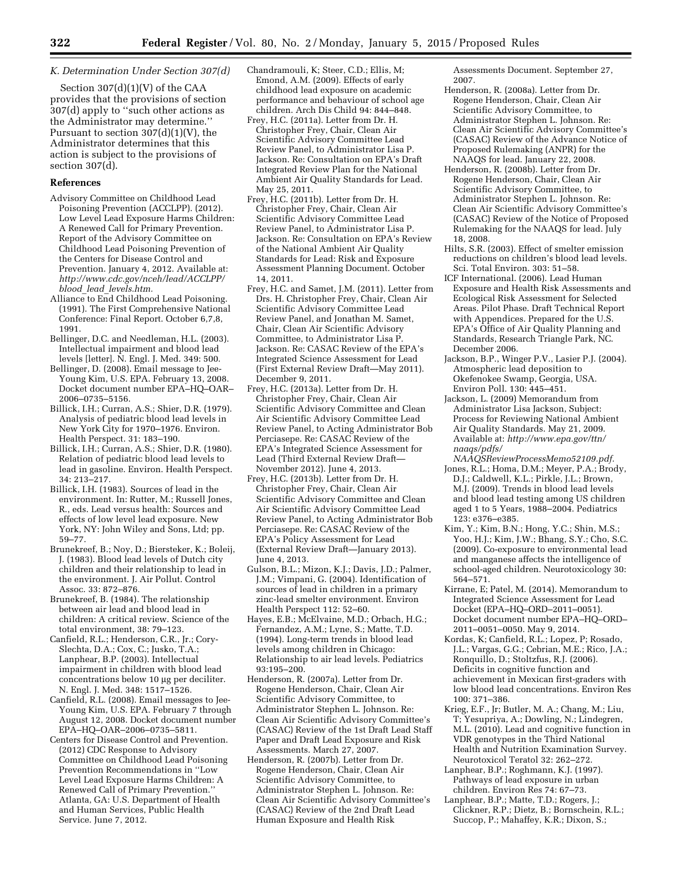### K. Determination Under Section 307(d)

Section 307(d)(1)(V) of the CAA provides that the provisions of section 307(d) apply to ''such other actions as the Administrator may determine.'' Pursuant to section 307(d)(1)(V), the Administrator determines that this action is subject to the provisions of section 307(d).

## References

Advisory Committee on Childhood Lead Poisoning Prevention (ACCLPP). (2012). Low Level Lead Exposure Harms Children: A Renewed Call for Primary Prevention. Report of the Advisory Committee on Childhood Lead Poisoning Prevention of the Centers for Disease Control and Prevention. January 4, 2012. Available at: *http://www.cdc.gov/nceh/lead/ACCLPP/blood_lead_levels.htm.*

Alliance to End Childhood Lead Poisoning. (1991). The First Comprehensive National Conference: Final Report. October 6,7,8, 1991.

Bellinger, D.C. and Needleman, H.L. (2003). Intellectual impairment and blood lead levels [letter]. N. Engl. J. Med. 349: 500.

Bellinger, D. (2008). Email message to Jee-Young Kim, U.S. EPA. February 13, 2008. Docket document number EPA–HQ–OAR–2006–0735–5156.

Billick, I.H.; Curran, A.S.; Shier, D.R. (1979). Analysis of pediatric blood lead levels in New York City for 1970–1976. Environ. Health Perspect. 31: 183–190.

Billick, I.H.; Curran, A.S.; Shier, D.R. (1980). Relation of pediatric blood lead levels to lead in gasoline. Environ. Health Perspect. 34: 213–217.

Billick, I.H. (1983). Sources of lead in the environment. In: Rutter, M.; Russell Jones, R., eds. Lead versus health: Sources and effects of low level lead exposure. New York, NY: John Wiley and Sons, Ltd; pp. 59–77.

Brunekreef, B.; Noy, D.; Biersteker, K.; Boleij, J. (1983). Blood lead levels of Dutch city children and their relationship to lead in the environment. J. Air Pollut. Control Assoc. 33: 872–876.

Brunekreef, B. (1984). The relationship between air lead and blood lead in children: A critical review. Science of the total environment, 38: 79–123.

Canfield, R.L.; Henderson, C.R., Jr.; Cory-Slechta, D.A.; Cox, C.; Jusko, T.A.; Lanphear, B.P. (2003). Intellectual impairment in children with blood lead concentrations below 10 µg per deciliter. N. Engl. J. Med. 348: 1517–1526.

Canfield, R.L. (2008). Email messages to Jee-Young Kim, U.S. EPA. February 7 through August 12, 2008. Docket document number EPA–HQ–OAR–2006–0735–5811.

Centers for Disease Control and Prevention. (2012) CDC Response to Advisory Committee on Childhood Lead Poisoning Prevention Recommendations in ''Low Level Lead Exposure Harms Children: A Renewed Call of Primary Prevention.'' Atlanta, GA: U.S. Department of Health and Human Services, Public Health Service. June 7, 2012.

Chandramouli, K; Steer, C.D.; Ellis, M; Emond, A.M. (2009). Effects of early childhood lead exposure on academic performance and behaviour of school age children. Arch Dis Child 94: 844–848.

Frey, H.C. (2011a). Letter from Dr. H. Christopher Frey, Chair, Clean Air Scientific Advisory Committee Lead Review Panel, to Administrator Lisa P. Jackson. Re: Consultation on EPA's Draft Integrated Review Plan for the National Ambient Air Quality Standards for Lead. May 25, 2011.

Frey, H.C. (2011b). Letter from Dr. H. Christopher Frey, Chair, Clean Air Scientific Advisory Committee Lead Review Panel, to Administrator Lisa P. Jackson. Re: Consultation on EPA's Review of the National Ambient Air Quality Standards for Lead: Risk and Exposure Assessment Planning Document. October 14, 2011.

Frey, H.C. and Samet, J.M. (2011). Letter from Drs. H. Christopher Frey, Chair, Clean Air Scientific Advisory Committee Lead Review Panel, and Jonathan M. Samet, Chair, Clean Air Scientific Advisory Committee, to Administrator Lisa P. Jackson. Re: CASAC Review of the EPA's Integrated Science Assessment for Lead (First External Review Draft—May 2011). December 9, 2011.

Frey, H.C. (2013a). Letter from Dr. H. Christopher Frey, Chair, Clean Air Scientific Advisory Committee and Clean Air Scientific Advisory Committee Lead Review Panel, to Acting Administrator Bob Perciasepe. Re: CASAC Review of the EPA's Integrated Science Assessment for Lead (Third External Review Draft—November 2012). June 4, 2013.

Frey, H.C. (2013b). Letter from Dr. H. Christopher Frey, Chair, Clean Air Scientific Advisory Committee and Clean Air Scientific Advisory Committee Lead Review Panel, to Acting Administrator Bob Perciasepe. Re: CASAC Review of the EPA's Policy Assessment for Lead (External Review Draft—January 2013). June 4, 2013.

Gulson, B.L.; Mizon, K.J.; Davis, J.D.; Palmer, J.M.; Vimpani, G. (2004). Identification of sources of lead in children in a primary zinc-lead smelter environment. Environ Health Perspect 112: 52–60.

Hayes, E.B.; McElvaine, M.D.; Orbach, H.G.; Fernandez, A.M.; Lyne, S.; Matte, T.D. (1994). Long-term trends in blood lead levels among children in Chicago: Relationship to air lead levels. Pediatrics 93:195–200.

Henderson, R. (2007a). Letter from Dr. Rogene Henderson, Chair, Clean Air Scientific Advisory Committee, to Administrator Stephen L. Johnson. Re: Clean Air Scientific Advisory Committee's (CASAC) Review of the 1st Draft Lead Staff Paper and Draft Lead Exposure and Risk Assessments. March 27, 2007.

Henderson, R. (2007b). Letter from Dr. Rogene Henderson, Chair, Clean Air Scientific Advisory Committee, to Administrator Stephen L. Johnson. Re: Clean Air Scientific Advisory Committee's (CASAC) Review of the 2nd Draft Lead Human Exposure and Health Risk Assessments Document. September 27, 2007.

Henderson, R. (2008a). Letter from Dr. Rogene Henderson, Chair, Clean Air Scientific Advisory Committee, to Administrator Stephen L. Johnson. Re: Clean Air Scientific Advisory Committee's (CASAC) Review of the Advance Notice of Proposed Rulemaking (ANPR) for the NAAQS for lead. January 22, 2008.

Henderson, R. (2008b). Letter from Dr. Rogene Henderson, Chair, Clean Air Scientific Advisory Committee, to Administrator Stephen L. Johnson. Re: Clean Air Scientific Advisory Committee's (CASAC) Review of the Notice of Proposed Rulemaking for the NAAQS for lead. July 18, 2008.

Hilts, S.R. (2003). Effect of smelter emission reductions on children's blood lead levels. Sci. Total Environ. 303: 51–58.

ICF International. (2006). Lead Human Exposure and Health Risk Assessments and Ecological Risk Assessment for Selected Areas. Pilot Phase. Draft Technical Report with Appendices. Prepared for the U.S. EPA's Office of Air Quality Planning and Standards, Research Triangle Park, NC. December 2006.

Jackson, B.P., Winger P.V., Lasier P.J. (2004). Atmospheric lead deposition to Okefenokee Swamp, Georgia, USA. Environ Poll. 130: 445–451.

Jackson, L. (2009) Memorandum from Administrator Lisa Jackson, Subject: Process for Reviewing National Ambient Air Quality Standards. May 21, 2009. Available at: *http://www.epa.gov/ttn/naaqs/pdfs/NAAQSReviewProcessMemo52109.pdf.*

Jones, R.L.; Homa, D.M.; Meyer, P.A.; Brody, D.J.; Caldwell, K.L.; Pirkle, J.L.; Brown, M.J. (2009). Trends in blood lead levels and blood lead testing among US children aged 1 to 5 Years, 1988–2004. Pediatrics 123: e376–e385.

Kim, Y.; Kim, B.N.; Hong, Y.C.; Shin, M.S.; Yoo, H.J.; Kim, J.W.; Bhang, S.Y.; Cho, S.C. (2009). Co-exposure to environmental lead and manganese affects the intelligence of school-aged children. Neurotoxicology 30: 564–571.

Kirrane, E; Patel, M. (2014). Memorandum to Integrated Science Assessment for Lead Docket (EPA–HQ–ORD–2011–0051). Docket document number EPA–HQ–ORD–2011–0051–0050. May 9, 2014.

Kordas, K; Canfield, R.L.; Lopez, P; Rosado, J.L.; Vargas, G.G.; Cebrian, M.E.; Rico, J.A.; Ronquillo, D.; Stoltzfus, R.J. (2006). Deficits in cognitive function and achievement in Mexican first-graders with low blood lead concentrations. Environ Res 100: 371–386.

Krieg, E.F., Jr; Butler, M. A.; Chang, M.; Liu, T; Yesupriya, A.; Dowling, N.; Lindegren, M.L. (2010). Lead and cognitive function in VDR genotypes in the Third National Health and Nutrition Examination Survey. Neurotoxicol Teratol 32: 262–272.

Lanphear, B.P.; Roghmann, K.J. (1997). Pathways of lead exposure in urban children. Environ Res 74: 67–73.

Lanphear, B.P.; Matte, T.D.; Rogers, J.; Clickner, R.P.; Dietz, B.; Bornschein, R.L.; Succop, P.; Mahaffey, K.R.; Dixon, S.;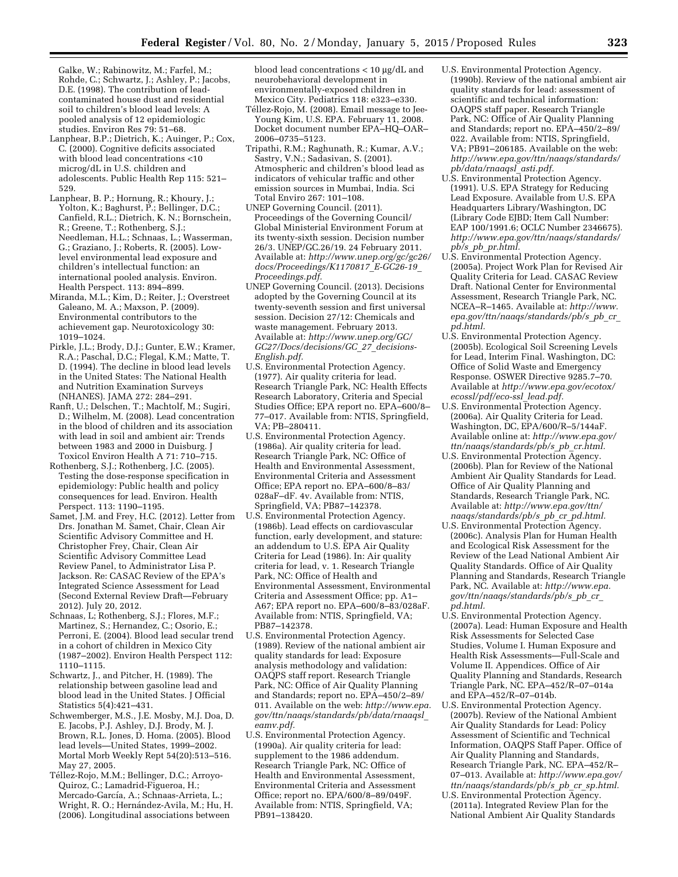Galke, W.; Rabinowitz, M.; Farfel, M.; Rohde, C.; Schwartz, J.; Ashley, P.; Jacobs, D.E. (1998). The contribution of lead-contaminated house dust and residential soil to children's blood lead levels: A pooled analysis of 12 epidemiologic studies. Environ Res 79: 51–68.

Lanphear, B.P.; Dietrich, K.; Auinger, P.; Cox, C. (2000). Cognitive deficits associated with blood lead concentrations <10 microg/dL in U.S. children and adolescents. Public Health Rep 115: 521–529.

Lanphear, B. P.; Hornung, R.; Khoury, J.; Yolton, K.; Baghurst, P.; Bellinger, D.C.; Canfield, R.L.; Dietrich, K. N.; Bornschein, R.; Greene, T.; Rothenberg, S.J.; Needleman, H.L.; Schnaas, L.; Wasserman, G.; Graziano, J.; Roberts, R. (2005). Low-level environmental lead exposure and children's intellectual function: an international pooled analysis. Environ. Health Perspect. 113: 894–899.

Miranda, M.L.; Kim, D.; Reiter, J.; Overstreet Galeano, M. A.; Maxson, P. (2009). Environmental contributors to the achievement gap. Neurotoxicology 30: 1019–1024.

Pirkle, J.L.; Brody, D.J.; Gunter, E.W.; Kramer, R.A.; Paschal, D.C.; Flegal, K.M.; Matte, T. D. (1994). The decline in blood lead levels in the United States: The National Health and Nutrition Examination Surveys (NHANES). JAMA 272: 284–291.

Ranft, U.; Delschen, T.; Machtolf, M.; Sugiri, D.; Wilhelm, M. (2008). Lead concentration in the blood of children and its association with lead in soil and ambient air: Trends between 1983 and 2000 in Duisburg. J Toxicol Environ Health A 71: 710–715.

Rothenberg, S.J.; Rothenberg, J.C. (2005). Testing the dose-response specification in epidemiology: Public health and policy consequences for lead. Environ. Health Perspect. 113: 1190–1195.

Samet, J.M. and Frey, H.C. (2012). Letter from Drs. Jonathan M. Samet, Chair, Clean Air Scientific Advisory Committee and H. Christopher Frey, Chair, Clean Air Scientific Advisory Committee Lead Review Panel, to Administrator Lisa P. Jackson. Re: CASAC Review of the EPA's Integrated Science Assessment for Lead (Second External Review Draft—February 2012). July 20, 2012.

Schnaas, L; Rothenberg, S.J.; Flores, M.F.; Martinez, S.; Hernandez, C.; Osorio, E.; Perroni, E. (2004). Blood lead secular trend in a cohort of children in Mexico City (1987–2002). Environ Health Perspect 112: 1110–1115.

Schwartz, J., and Pitcher, H. (1989). The relationship between gasoline lead and blood lead in the United States. J Official Statistics 5(4):421–431.

Schwemberger, M.S., J.E. Mosby, M.J. Doa, D. E. Jacobs, P.J. Ashley, D.J. Brody, M. J. Brown, R.L. Jones, D. Homa. (2005). Blood lead levels—United States, 1999–2002. Mortal Morb Weekly Rept 54(20):513–516. May 27, 2005.

Téllez-Rojo, M.M.; Bellinger, D.C.; Arroyo-Quiroz, C.; Lamadrid-Figueroa, H.; Mercado-García, A.; Schnaas-Arrieta, L.; Wright, R. O.; Hernández-Avila, M.; Hu, H. (2006). Longitudinal associations between blood lead concentrations < 10 µg/dL and neurobehavioral development in environmentally-exposed children in Mexico City. Pediatrics 118: e323–e330.

Téllez-Rojo, M. (2008). Email message to Jee-Young Kim, U.S. EPA. February 11, 2008. Docket document number EPA–HQ–OAR–2006–0735–5123.

Tripathi, R.M.; Raghunath, R.; Kumar, A.V.; Sastry, V.N.; Sadasivan, S. (2001). Atmospheric and children's blood lead as indicators of vehicular traffic and other emission sources in Mumbai, India. Sci Total Enviro 267: 101–108.

UNEP Governing Council. (2011). Proceedings of the Governing Council/Global Ministerial Environment Forum at its twenty-sixth session. Decision number 26/3. UNEP/GC.26/19. 24 February 2011. Available at: *http://www.unep.org/gc/gc26/docs/Proceedings/K1170817_E-GC26-19_Proceedings.pdf*.

UNEP Governing Council. (2013). Decisions adopted by the Governing Council at its twenty-seventh session and first universal session. Decision 27/12: Chemicals and waste management. February 2013. Available at: *http://www.unep.org/GC/GC27/Docs/decisions/GC_27_decisions-English.pdf*.

U.S. Environmental Protection Agency. (1977). Air quality criteria for lead. Research Triangle Park, NC: Health Effects Research Laboratory, Criteria and Special Studies Office; EPA report no. EPA–600/8–77–017. Available from: NTIS, Springfield, VA; PB–280411.

U.S. Environmental Protection Agency. (1986a). Air quality criteria for lead. Research Triangle Park, NC: Office of Health and Environmental Assessment, Environmental Criteria and Assessment Office; EPA report no. EPA–600/8–83/028aF–dF. 4v. Available from: NTIS, Springfield, VA; PB87–142378.

U.S. Environmental Protection Agency. (1986b). Lead effects on cardiovascular function, early development, and stature: an addendum to U.S. EPA Air Quality Criteria for Lead (1986). In: Air quality criteria for lead, v. 1. Research Triangle Park, NC: Office of Health and Environmental Assessment, Environmental Criteria and Assessment Office; pp. A1–A67; EPA report no. EPA–600/8–83/028aF. Available from: NTIS, Springfield, VA; PB87–142378.

U.S. Environmental Protection Agency. (1989). Review of the national ambient air quality standards for lead: Exposure analysis methodology and validation: OAQPS staff report. Research Triangle Park, NC: Office of Air Quality Planning and Standards; report no. EPA–450/2–89/011. Available on the web: *http://www.epa.gov/ttn/naaqs/standards/pb/data/rnaaqsl_eamv.pdf*.

U.S. Environmental Protection Agency. (1990a). Air quality criteria for lead: supplement to the 1986 addendum. Research Triangle Park, NC: Office of Health and Environmental Assessment, Environmental Criteria and Assessment Office; report no. EPA/600/8–89/049F. Available from: NTIS, Springfield, VA; PB91–138420.

U.S. Environmental Protection Agency. (1990b). Review of the national ambient air quality standards for lead: assessment of scientific and technical information: OAQPS staff paper. Research Triangle Park, NC: Office of Air Quality Planning and Standards; report no. EPA–450/2–89/022. Available from: NTIS, Springfield, VA; PB91–206185. Available on the web: *http://www.epa.gov/ttn/naaqs/standards/pb/data/rnaaqsl_asti.pdf*.

U.S. Environmental Protection Agency. (1991). U.S. EPA Strategy for Reducing Lead Exposure. Available from U.S. EPA Headquarters Library/Washington, DC (Library Code EJBD; Item Call Number: EAP 100/1991.6; OCLC Number 2346675). *http://www.epa.gov/ttn/naaqs/standards/pb/s_pb_pr.html*.

U.S. Environmental Protection Agency. (2005a). Project Work Plan for Revised Air Quality Criteria for Lead. CASAC Review Draft. National Center for Environmental Assessment, Research Triangle Park, NC. NCEA–R–1465. Available at: *http://www.epa.gov/ttn/naaqs/standards/pb/s_pb_cr_pd.html*.

U.S. Environmental Protection Agency. (2005b). Ecological Soil Screening Levels for Lead, Interim Final. Washington, DC: Office of Solid Waste and Emergency Response. OSWER Directive 9285.7–70. Available at *http://www.epa.gov/ecotox/ecossl/pdf/eco-ssl_lead.pdf*.

U.S. Environmental Protection Agency. (2006a). Air Quality Criteria for Lead. Washington, DC, EPA/600/R–5/144aF. Available online at: *http://www.epa.gov/ttn/naaqs/standards/pb/s_pb_cr.html*.

U.S. Environmental Protection Agency. (2006b). Plan for Review of the National Ambient Air Quality Standards for Lead. Office of Air Quality Planning and Standards, Research Triangle Park, NC. Available at: *http://www.epa.gov/ttn/naaqs/standards/pb/s_pb_cr_pd.html*.

U.S. Environmental Protection Agency. (2006c). Analysis Plan for Human Health and Ecological Risk Assessment for the Review of the Lead National Ambient Air Quality Standards. Office of Air Quality Planning and Standards, Research Triangle Park, NC. Available at: *http://www.epa.gov/ttn/naaqs/standards/pb/s_pb_cr_pd.html*.

U.S. Environmental Protection Agency. (2007a). Lead: Human Exposure and Health Risk Assessments for Selected Case Studies, Volume I. Human Exposure and Health Risk Assessments—Full-Scale and Volume II. Appendices. Office of Air Quality Planning and Standards, Research Triangle Park, NC. EPA–452/R–07–014a and EPA–452/R–07–014b.

U.S. Environmental Protection Agency. (2007b). Review of the National Ambient Air Quality Standards for Lead: Policy Assessment of Scientific and Technical Information, OAQPS Staff Paper. Office of Air Quality Planning and Standards, Research Triangle Park, NC. EPA–452/R–07–013. Available at: *http://www.epa.gov/ttn/naaqs/standards/pb/s_pb_cr_sp.html*.

U.S. Environmental Protection Agency. (2011a). Integrated Review Plan for the National Ambient Air Quality Standards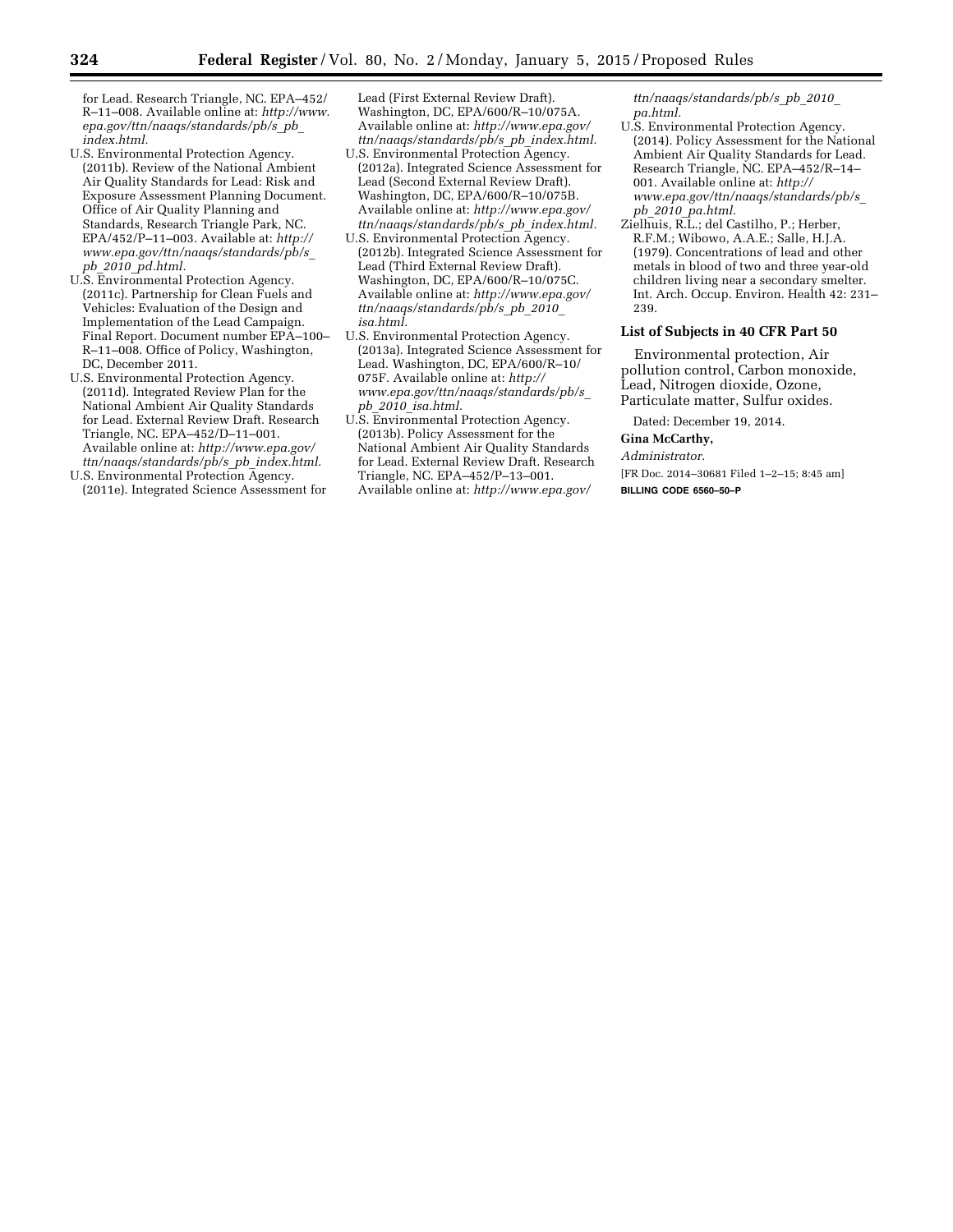for Lead. Research Triangle, NC. EPA–452/R–11–008. Available online at: *http://www.epa.gov/ttn/naaqs/standards/pb/s_pb_index.html.*

U.S. Environmental Protection Agency. (2011b). Review of the National Ambient Air Quality Standards for Lead: Risk and Exposure Assessment Planning Document. Office of Air Quality Planning and Standards, Research Triangle Park, NC. EPA/452/P–11–003. Available at: *http://www.epa.gov/ttn/naaqs/standards/pb/s_pb_2010_pd.html.*

U.S. Environmental Protection Agency. (2011c). Partnership for Clean Fuels and Vehicles: Evaluation of the Design and Implementation of the Lead Campaign. Final Report. Document number EPA–100–R–11–008. Office of Policy, Washington, DC, December 2011.

U.S. Environmental Protection Agency. (2011d). Integrated Review Plan for the National Ambient Air Quality Standards for Lead. External Review Draft. Research Triangle, NC. EPA–452/D–11–001. Available online at: *http://www.epa.gov/ttn/naaqs/standards/pb/s_pb_index.html.*

U.S. Environmental Protection Agency. (2011e). Integrated Science Assessment for Lead (First External Review Draft). Washington, DC, EPA/600/R–10/075A. Available online at: *http://www.epa.gov/ttn/naaqs/standards/pb/s_pb_index.html.*

U.S. Environmental Protection Agency. (2012a). Integrated Science Assessment for Lead (Second External Review Draft). Washington, DC, EPA/600/R–10/075B. Available online at: *http://www.epa.gov/ttn/naaqs/standards/pb/s_pb_index.html.*

U.S. Environmental Protection Agency. (2012b). Integrated Science Assessment for Lead (Third External Review Draft). Washington, DC, EPA/600/R–10/075C. Available online at: *http://www.epa.gov/ttn/naaqs/standards/pb/s_pb_2010_isa.html.*

U.S. Environmental Protection Agency. (2013a). Integrated Science Assessment for Lead. Washington, DC, EPA/600/R–10/075F. Available online at: *http://www.epa.gov/ttn/naaqs/standards/pb/s_pb_2010_isa.html.*

U.S. Environmental Protection Agency. (2013b). Policy Assessment for the National Ambient Air Quality Standards for Lead. External Review Draft. Research Triangle, NC. EPA–452/P–13–001. Available online at: *http://www.epa.gov/ttn/naaqs/standards/pb/s_pb_2010_pa.html.*

U.S. Environmental Protection Agency. (2014). Policy Assessment for the National Ambient Air Quality Standards for Lead. Research Triangle, NC. EPA–452/R–14–001. Available online at: *http://www.epa.gov/ttn/naaqs/standards/pb/s_pb_2010_pa.html.*

Zielhuis, R.L.; del Castilho, P.; Herber, R.F.M.; Wibowo, A.A.E.; Salle, H.J.A. (1979). Concentrations of lead and other metals in blood of two and three year-old children living near a secondary smelter. Int. Arch. Occup. Environ. Health 42: 231–239.

### List of Subjects in 40 CFR Part 50

Environmental protection, Air pollution control, Carbon monoxide, Lead, Nitrogen dioxide, Ozone, Particulate matter, Sulfur oxides.

Dated: December 19, 2014.

**Gina McCarthy,**

*Administrator.*

[FR Doc. 2014–30681 Filed 1–2–15; 8:45 am]

**BILLING CODE 6560–50–P**